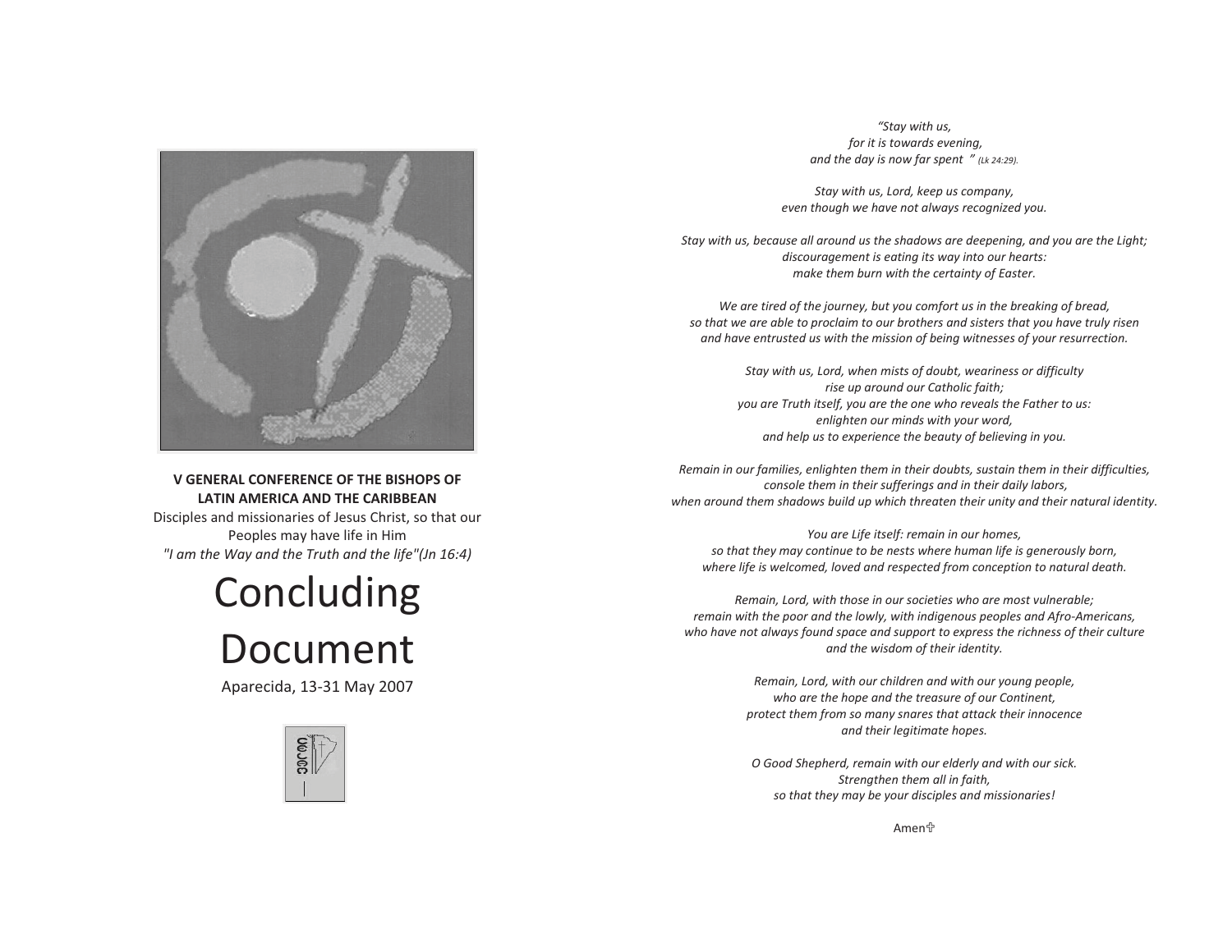**V GENERAL CONFERENCE OF THE BISHOPS OF LATIN AMERICA AND THE CARIBBEAN**

Disciples and missionaries of Jesus Christ, so that our Peoples may have life in Him

*"I am the Way and the Truth and the life"(Jn 16:4)*

# Concluding Document

Aparecida, 13-31 May 2007

*"Stay with us,*
*for it is towards evening,*
*and the day is now far spent " (Lk 24:29).*

*Stay with us, Lord, keep us company,*
*even though we have not always recognized you.*

*Stay with us, because all around us the shadows are deepening, and you are the Light;*
*discouragement is eating its way into our hearts:*
*make them burn with the certainty of Easter.*

*We are tired of the journey, but you comfort us in the breaking of bread,*
*so that we are able to proclaim to our brothers and sisters that you have truly risen*
*and have entrusted us with the mission of being witnesses of your resurrection.*

*Stay with us, Lord, when mists of doubt, weariness or difficulty*
*rise up around our Catholic faith;*
*you are Truth itself, you are the one who reveals the Father to us:*
*enlighten our minds with your word,*
*and help us to experience the beauty of believing in you.*

*Remain in our families, enlighten them in their doubts, sustain them in their difficulties,*
*console them in their sufferings and in their daily labors,*
*when around them shadows build up which threaten their unity and their natural identity.*

*You are Life itself: remain in our homes,*
*so that they may continue to be nests where human life is generously born,*
*where life is welcomed, loved and respected from conception to natural death.*

*Remain, Lord, with those in our societies who are most vulnerable;*
*remain with the poor and the lowly, with indigenous peoples and Afro-Americans,*
*who have not always found space and support to express the richness of their culture*
*and the wisdom of their identity.*

*Remain, Lord, with our children and with our young people,*
*who are the hope and the treasure of our Continent,*
*protect them from so many snares that attack their innocence*
*and their legitimate hopes.*

*O Good Shepherd, remain with our elderly and with our sick.*
*Strengthen them all in faith,*
*so that they may be your disciples and missionaries!*

Amen✞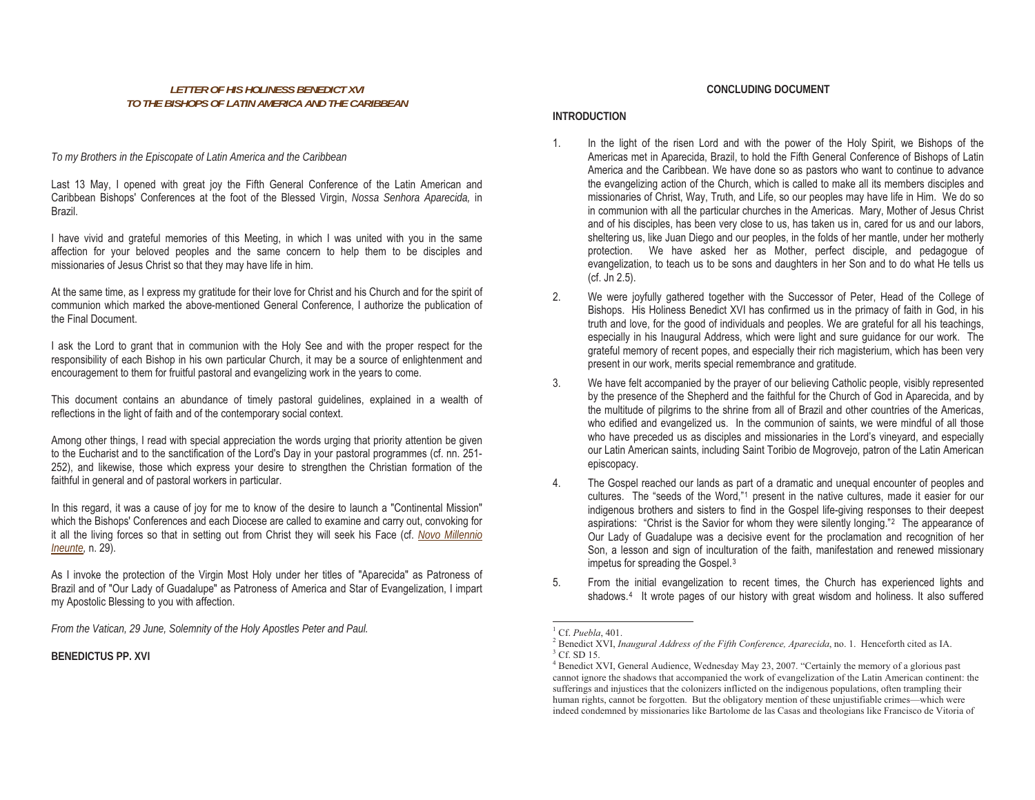### *LETTER OF HIS HOLINESS BENEDICT XVI TO THE BISHOPS OF LATIN AMERICA AND THE CARIBBEAN*

*To my Brothers in the Episcopate of Latin America and the Caribbean*

Last 13 May, I opened with great joy the Fifth General Conference of the Latin American and Caribbean Bishops' Conferences at the foot of the Blessed Virgin, *Nossa Senhora Aparecida,* in Brazil.

I have vivid and grateful memories of this Meeting, in which I was united with you in the same affection for your beloved peoples and the same concern to help them to be disciples and missionaries of Jesus Christ so that they may have life in him.

At the same time, as I express my gratitude for their love for Christ and his Church and for the spirit of communion which marked the above-mentioned General Conference, I authorize the publication of the Final Document.

I ask the Lord to grant that in communion with the Holy See and with the proper respect for the responsibility of each Bishop in his own particular Church, it may be a source of enlightenment and encouragement to them for fruitful pastoral and evangelizing work in the years to come.

This document contains an abundance of timely pastoral guidelines, explained in a wealth of reflections in the light of faith and of the contemporary social context.

Among other things, I read with special appreciation the words urging that priority attention be given to the Eucharist and to the sanctification of the Lord's Day in your pastoral programmes (cf. nn. 251-252), and likewise, those which express your desire to strengthen the Christian formation of the faithful in general and of pastoral workers in particular.

In this regard, it was a cause of joy for me to know of the desire to launch a "Continental Mission" which the Bishops' Conferences and each Diocese are called to examine and carry out, convoking for it all the living forces so that in setting out from Christ they will seek his Face (cf. *Novo Millennio Ineunte,* n. 29).

As I invoke the protection of the Virgin Most Holy under her titles of "Aparecida" as Patroness of Brazil and of "Our Lady of Guadalupe" as Patroness of America and Star of Evangelization, I impart my Apostolic Blessing to you with affection.

*From the Vatican, 29 June, Solemnity of the Holy Apostles Peter and Paul.*

**BENEDICTUS PP. XVI**

## CONCLUDING DOCUMENT

### INTRODUCTION

1. In the light of the risen Lord and with the power of the Holy Spirit, we Bishops of the Americas met in Aparecida, Brazil, to hold the Fifth General Conference of Bishops of Latin America and the Caribbean. We have done so as pastors who want to continue to advance the evangelizing action of the Church, which is called to make all its members disciples and missionaries of Christ, Way, Truth, and Life, so our peoples may have life in Him. We do so in communion with all the particular churches in the Americas. Mary, Mother of Jesus Christ and of his disciples, has been very close to us, has taken us in, cared for us and our labors, sheltering us, like Juan Diego and our peoples, in the folds of her mantle, under her motherly protection. We have asked her as Mother, perfect disciple, and pedagogue of evangelization, to teach us to be sons and daughters in her Son and to do what He tells us (cf. Jn 2.5).

2. We were joyfully gathered together with the Successor of Peter, Head of the College of Bishops. His Holiness Benedict XVI has confirmed us in the primacy of faith in God, in his truth and love, for the good of individuals and peoples. We are grateful for all his teachings, especially in his Inaugural Address, which were light and sure guidance for our work. The grateful memory of recent popes, and especially their rich magisterium, which has been very present in our work, merits special remembrance and gratitude.

3. We have felt accompanied by the prayer of our believing Catholic people, visibly represented by the presence of the Shepherd and the faithful for the Church of God in Aparecida, and by the multitude of pilgrims to the shrine from all of Brazil and other countries of the Americas, who edified and evangelized us. In the communion of saints, we were mindful of all those who have preceded us as disciples and missionaries in the Lord's vineyard, and especially our Latin American saints, including Saint Toribio de Mogrovejo, patron of the Latin American episcopacy.

4. The Gospel reached our lands as part of a dramatic and unequal encounter of peoples and cultures. The "seeds of the Word,"[1] present in the native cultures, made it easier for our indigenous brothers and sisters to find in the Gospel life-giving responses to their deepest aspirations: "Christ is the Savior for whom they were silently longing."[2] The appearance of Our Lady of Guadalupe was a decisive event for the proclamation and recognition of her Son, a lesson and sign of inculturation of the faith, manifestation and renewed missionary impetus for spreading the Gospel.[3]

5. From the initial evangelization to recent times, the Church has experienced lights and shadows.[4] It wrote pages of our history with great wisdom and holiness. It also suffered

---

[1] Cf. *Puebla*, 401.

[2] Benedict XVI, *Inaugural Address of the Fifth Conference, Aparecida*, no. 1. Henceforth cited as IA.

[3] Cf. SD 15.

[4] Benedict XVI, General Audience, Wednesday May 23, 2007. "Certainly the memory of a glorious past cannot ignore the shadows that accompanied the work of evangelization of the Latin American continent: the sufferings and injustices that the colonizers inflicted on the indigenous populations, often trampling their human rights, cannot be forgotten. But the obligatory mention of these unjustifiable crimes—which were indeed condemned by missionaries like Bartolome de las Casas and theologians like Francisco de Vitoria of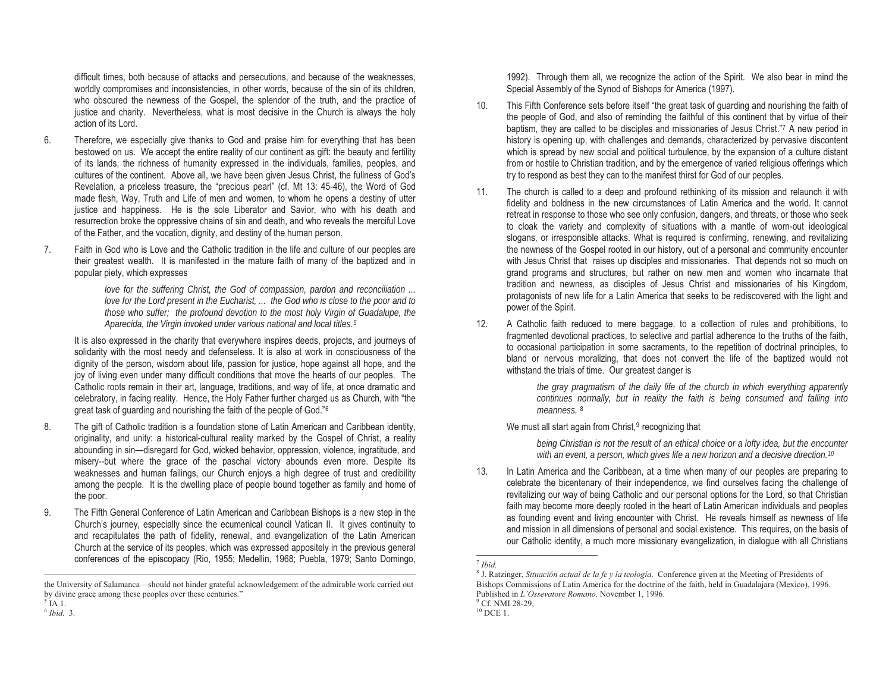difficult times, both because of attacks and persecutions, and because of the weaknesses, worldly compromises and inconsistencies, in other words, because of the sin of its children, who obscured the newness of the Gospel, the splendor of the truth, and the practice of justice and charity. Nevertheless, what is most decisive in the Church is always the holy action of its Lord.

6. Therefore, we especially give thanks to God and praise him for everything that has been bestowed on us. We accept the entire reality of our continent as gift: the beauty and fertility of its lands, the richness of humanity expressed in the individuals, families, peoples, and cultures of the continent. Above all, we have been given Jesus Christ, the fullness of God's Revelation, a priceless treasure, the "precious pearl" (cf. Mt 13: 45-46), the Word of God made flesh, Way, Truth and Life of men and women, to whom he opens a destiny of utter justice and happiness. He is the sole Liberator and Savior, who with his death and resurrection broke the oppressive chains of sin and death, and who reveals the merciful Love of the Father, and the vocation, dignity, and destiny of the human person.

7. Faith in God who is Love and the Catholic tradition in the life and culture of our peoples are their greatest wealth. It is manifested in the mature faith of many of the baptized and in popular piety, which expresses

> *love for the suffering Christ, the God of compassion, pardon and reconciliation ... love for the Lord present in the Eucharist, ... the God who is close to the poor and to those who suffer; the profound devotion to the most holy Virgin of Guadalupe, the Aparecida, the Virgin invoked under various national and local titles.*[5]

It is also expressed in the charity that everywhere inspires deeds, projects, and journeys of solidarity with the most needy and defenseless. It is also at work in consciousness of the dignity of the person, wisdom about life, passion for justice, hope against all hope, and the joy of living even under many difficult conditions that move the hearts of our peoples. The Catholic roots remain in their art, language, traditions, and way of life, at once dramatic and celebratory, in facing reality. Hence, the Holy Father further charged us as Church, with "the great task of guarding and nourishing the faith of the people of God."[6]

8. The gift of Catholic tradition is a foundation stone of Latin American and Caribbean identity, originality, and unity: a historical-cultural reality marked by the Gospel of Christ, a reality abounding in sin—disregard for God, wicked behavior, oppression, violence, ingratitude, and misery--but where the grace of the paschal victory abounds even more. Despite its weaknesses and human failings, our Church enjoys a high degree of trust and credibility among the people. It is the dwelling place of people bound together as family and home of the poor.

9. The Fifth General Conference of Latin American and Caribbean Bishops is a new step in the Church's journey, especially since the ecumenical council Vatican II. It gives continuity to and recapitulates the path of fidelity, renewal, and evangelization of the Latin American Church at the service of its peoples, which was expressed appositely in the previous general conferences of the episcopacy (Rio, 1955; Medellin, 1968; Puebla, 1979; Santo Domingo, 1992). Through them all, we recognize the action of the Spirit. We also bear in mind the Special Assembly of the Synod of Bishops for America (1997).

10. This Fifth Conference sets before itself "the great task of guarding and nourishing the faith of the people of God, and also of reminding the faithful of this continent that by virtue of their baptism, they are called to be disciples and missionaries of Jesus Christ."[7] A new period in history is opening up, with challenges and demands, characterized by pervasive discontent which is spread by new social and political turbulence, by the expansion of a culture distant from or hostile to Christian tradition, and by the emergence of varied religious offerings which try to respond as best they can to the manifest thirst for God of our peoples.

11. The church is called to a deep and profound rethinking of its mission and relaunch it with fidelity and boldness in the new circumstances of Latin America and the world. It cannot retreat in response to those who see only confusion, dangers, and threats, or those who seek to cloak the variety and complexity of situations with a mantle of worn-out ideological slogans, or irresponsible attacks. What is required is confirming, renewing, and revitalizing the newness of the Gospel rooted in our history, out of a personal and community encounter with Jesus Christ that raises up disciples and missionaries. That depends not so much on grand programs and structures, but rather on new men and women who incarnate that tradition and newness, as disciples of Jesus Christ and missionaries of his Kingdom, protagonists of new life for a Latin America that seeks to be rediscovered with the light and power of the Spirit.

12. A Catholic faith reduced to mere baggage, to a collection of rules and prohibitions, to fragmented devotional practices, to selective and partial adherence to the truths of the faith, to occasional participation in some sacraments, to the repetition of doctrinal principles, to bland or nervous moralizing, that does not convert the life of the baptized would not withstand the trials of time. Our greatest danger is

> *the gray pragmatism of the daily life of the church in which everything apparently continues normally, but in reality the faith is being consumed and falling into meanness.* [8]

We must all start again from Christ,[9] recognizing that

> *being Christian is not the result of an ethical choice or a lofty idea, but the encounter with an event, a person, which gives life a new horizon and a decisive direction.*[10]

13. In Latin America and the Caribbean, at a time when many of our peoples are preparing to celebrate the bicentenary of their independence, we find ourselves facing the challenge of revitalizing our way of being Catholic and our personal options for the Lord, so that Christian faith may become more deeply rooted in the heart of Latin American individuals and peoples as founding event and living encounter with Christ. He reveals himself as newness of life and mission in all dimensions of personal and social existence. This requires, on the basis of our Catholic identity, a much more missionary evangelization, in dialogue with all Christians

---

the University of Salamanca—should not hinder grateful acknowledgement of the admirable work carried out by divine grace among these peoples over these centuries."

[5] IA 1.

[6] *Ibid.* 3.

[7] *Ibid.*

[8] J. Ratzinger, *Situación actual de la fe y la teología*. Conference given at the Meeting of Presidents of Bishops Commissions of Latin America for the doctrine of the faith, held in Guadalajara (Mexico), 1996. Published in *L'Ossevatore Romano,* November 1, 1996.

[9] Cf. NMI 28-29,

[10] DCE 1.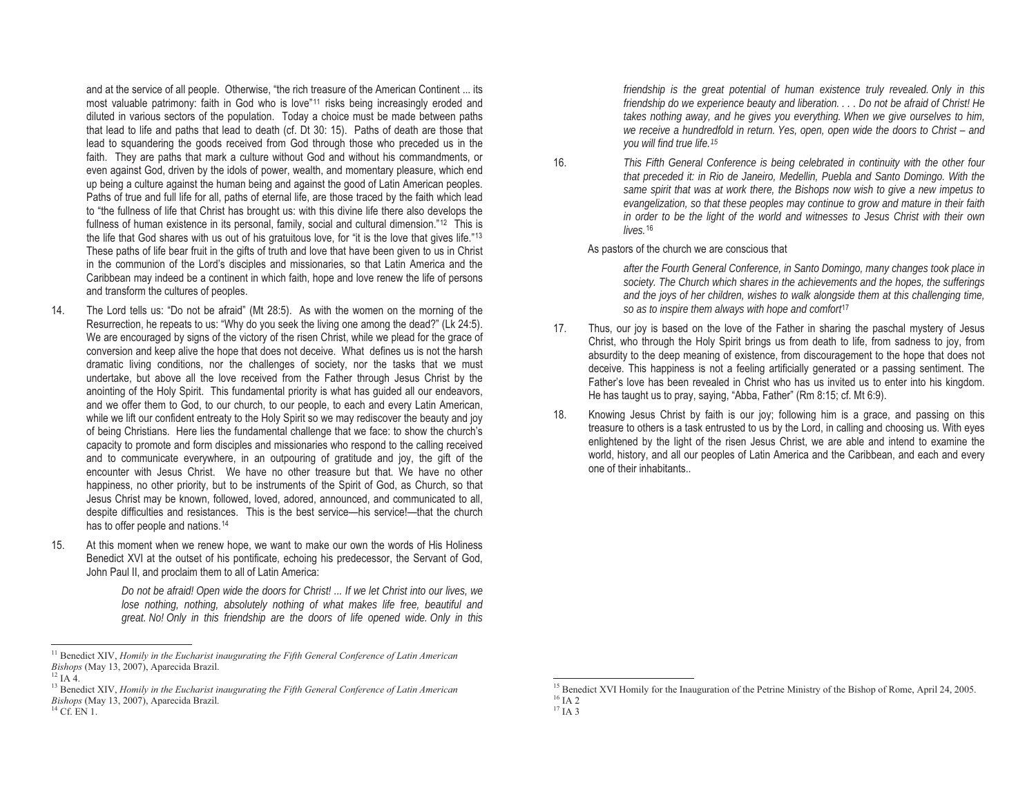and at the service of all people. Otherwise, "the rich treasure of the American Continent ... its most valuable patrimony: faith in God who is love"[11] risks being increasingly eroded and diluted in various sectors of the population. Today a choice must be made between paths that lead to life and paths that lead to death (cf. Dt 30: 15). Paths of death are those that lead to squandering the goods received from God through those who preceded us in the faith. They are paths that mark a culture without God and without his commandments, or even against God, driven by the idols of power, wealth, and momentary pleasure, which end up being a culture against the human being and against the good of Latin American peoples. Paths of true and full life for all, paths of eternal life, are those traced by the faith which lead to "the fullness of life that Christ has brought us: with this divine life there also develops the fullness of human existence in its personal, family, social and cultural dimension."[12] This is the life that God shares with us out of his gratuitous love, for "it is the love that gives life."[13] These paths of life bear fruit in the gifts of truth and love that have been given to us in Christ in the communion of the Lord's disciples and missionaries, so that Latin America and the Caribbean may indeed be a continent in which faith, hope and love renew the life of persons and transform the cultures of peoples.

14. The Lord tells us: "Do not be afraid" (Mt 28:5). As with the women on the morning of the Resurrection, he repeats to us: "Why do you seek the living one among the dead?" (Lk 24:5). We are encouraged by signs of the victory of the risen Christ, while we plead for the grace of conversion and keep alive the hope that does not deceive. What defines us is not the harsh dramatic living conditions, nor the challenges of society, nor the tasks that we must undertake, but above all the love received from the Father through Jesus Christ by the anointing of the Holy Spirit. This fundamental priority is what has guided all our endeavors, and we offer them to God, to our church, to our people, to each and every Latin American, while we lift our confident entreaty to the Holy Spirit so we may rediscover the beauty and joy of being Christians. Here lies the fundamental challenge that we face: to show the church's capacity to promote and form disciples and missionaries who respond to the calling received and to communicate everywhere, in an outpouring of gratitude and joy, the gift of the encounter with Jesus Christ. We have no other treasure but that. We have no other happiness, no other priority, but to be instruments of the Spirit of God, as Church, so that Jesus Christ may be known, followed, loved, adored, announced, and communicated to all, despite difficulties and resistances. This is the best service—his service!—that the church has to offer people and nations.[14]

15. At this moment when we renew hope, we want to make our own the words of His Holiness Benedict XVI at the outset of his pontificate, echoing his predecessor, the Servant of God, John Paul II, and proclaim them to all of Latin America:

> *Do not be afraid! Open wide the doors for Christ! ... If we let Christ into our lives, we lose nothing, nothing, absolutely nothing of what makes life free, beautiful and great. No! Only in this friendship are the doors of life opened wide. Only in this friendship is the great potential of human existence truly revealed. Only in this friendship do we experience beauty and liberation. . . . Do not be afraid of Christ! He takes nothing away, and he gives you everything. When we give ourselves to him, we receive a hundredfold in return. Yes, open, open wide the doors to Christ – and you will find true life.*[15]

16. *This Fifth General Conference is being celebrated in continuity with the other four that preceded it: in Rio de Janeiro, Medellin, Puebla and Santo Domingo. With the same spirit that was at work there, the Bishops now wish to give a new impetus to evangelization, so that these peoples may continue to grow and mature in their faith in order to be the light of the world and witnesses to Jesus Christ with their own lives.*[16]

As pastors of the church we are conscious that

> *after the Fourth General Conference, in Santo Domingo, many changes took place in society. The Church which shares in the achievements and the hopes, the sufferings and the joys of her children, wishes to walk alongside them at this challenging time, so as to inspire them always with hope and comfort*[17]

17. Thus, our joy is based on the love of the Father in sharing the paschal mystery of Jesus Christ, who through the Holy Spirit brings us from death to life, from sadness to joy, from absurdity to the deep meaning of existence, from discouragement to the hope that does not deceive. This happiness is not a feeling artificially generated or a passing sentiment. The Father's love has been revealed in Christ who has us invited us to enter into his kingdom. He has taught us to pray, saying, "Abba, Father" (Rm 8:15; cf. Mt 6:9).

18. Knowing Jesus Christ by faith is our joy; following him is a grace, and passing on this treasure to others is a task entrusted to us by the Lord, in calling and choosing us. With eyes enlightened by the light of the risen Jesus Christ, we are able and intend to examine the world, history, and all our peoples of Latin America and the Caribbean, and each and every one of their inhabitants..

---

[11] Benedict XIV, *Homily in the Eucharist inaugurating the Fifth General Conference of Latin American Bishops* (May 13, 2007), Aparecida Brazil.

[12] IA 4.

[13] Benedict XIV, *Homily in the Eucharist inaugurating the Fifth General Conference of Latin American Bishops* (May 13, 2007), Aparecida Brazil.

[14] Cf. EN 1.

[15] Benedict XVI Homily for the Inauguration of the Petrine Ministry of the Bishop of Rome, April 24, 2005.

[16] IA 2

[17] IA 3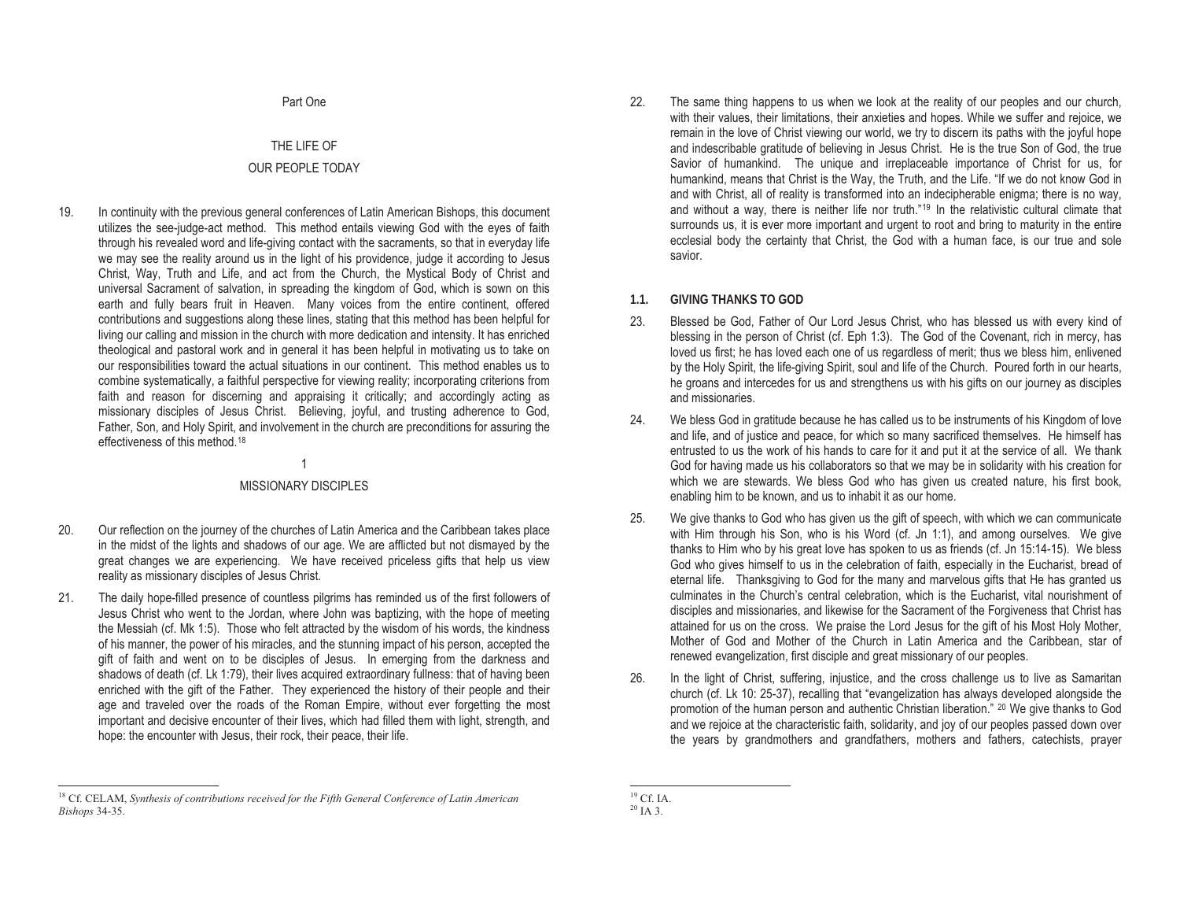# Part One

## THE LIFE OF OUR PEOPLE TODAY

19. In continuity with the previous general conferences of Latin American Bishops, this document utilizes the see-judge-act method. This method entails viewing God with the eyes of faith through his revealed word and life-giving contact with the sacraments, so that in everyday life we may see the reality around us in the light of his providence, judge it according to Jesus Christ, Way, Truth and Life, and act from the Church, the Mystical Body of Christ and universal Sacrament of salvation, in spreading the kingdom of God, which is sown on this earth and fully bears fruit in Heaven. Many voices from the entire continent, offered contributions and suggestions along these lines, stating that this method has been helpful for living our calling and mission in the church with more dedication and intensity. It has enriched theological and pastoral work and in general it has been helpful in motivating us to take on our responsibilities toward the actual situations in our continent. This method enables us to combine systematically, a faithful perspective for viewing reality; incorporating criterions from faith and reason for discerning and appraising it critically; and accordingly acting as missionary disciples of Jesus Christ. Believing, joyful, and trusting adherence to God, Father, Son, and Holy Spirit, and involvement in the church are preconditions for assuring the effectiveness of this method.[18]

## 1
## MISSIONARY DISCIPLES

20. Our reflection on the journey of the churches of Latin America and the Caribbean takes place in the midst of the lights and shadows of our age. We are afflicted but not dismayed by the great changes we are experiencing. We have received priceless gifts that help us view reality as missionary disciples of Jesus Christ.

21. The daily hope-filled presence of countless pilgrims has reminded us of the first followers of Jesus Christ who went to the Jordan, where John was baptizing, with the hope of meeting the Messiah (cf. Mk 1:5). Those who felt attracted by the wisdom of his words, the kindness of his manner, the power of his miracles, and the stunning impact of his person, accepted the gift of faith and went on to be disciples of Jesus. In emerging from the darkness and shadows of death (cf. Lk 1:79), their lives acquired extraordinary fullness: that of having been enriched with the gift of the Father. They experienced the history of their people and their age and traveled over the roads of the Roman Empire, without ever forgetting the most important and decisive encounter of their lives, which had filled them with light, strength, and hope: the encounter with Jesus, their rock, their peace, their life.

22. The same thing happens to us when we look at the reality of our peoples and our church, with their values, their limitations, their anxieties and hopes. While we suffer and rejoice, we remain in the love of Christ viewing our world, we try to discern its paths with the joyful hope and indescribable gratitude of believing in Jesus Christ. He is the true Son of God, the true Savior of humankind. The unique and irreplaceable importance of Christ for us, for humankind, means that Christ is the Way, the Truth, and the Life. "If we do not know God in and with Christ, all of reality is transformed into an indecipherable enigma; there is no way, and without a way, there is neither life nor truth."[19] In the relativistic cultural climate that surrounds us, it is ever more important and urgent to root and bring to maturity in the entire ecclesial body the certainty that Christ, the God with a human face, is our true and sole savior.

### 1.1. GIVING THANKS TO GOD

23. Blessed be God, Father of Our Lord Jesus Christ, who has blessed us with every kind of blessing in the person of Christ (cf. Eph 1:3). The God of the Covenant, rich in mercy, has loved us first; he has loved each one of us regardless of merit; thus we bless him, enlivened by the Holy Spirit, the life-giving Spirit, soul and life of the Church. Poured forth in our hearts, he groans and intercedes for us and strengthens us with his gifts on our journey as disciples and missionaries.

24. We bless God in gratitude because he has called us to be instruments of his Kingdom of love and life, and of justice and peace, for which so many sacrificed themselves. He himself has entrusted to us the work of his hands to care for it and put it at the service of all. We thank God for having made us his collaborators so that we may be in solidarity with his creation for which we are stewards. We bless God who has given us created nature, his first book, enabling him to be known, and us to inhabit it as our home.

25. We give thanks to God who has given us the gift of speech, with which we can communicate with Him through his Son, who is his Word (cf. Jn 1:1), and among ourselves. We give thanks to Him who by his great love has spoken to us as friends (cf. Jn 15:14-15). We bless God who gives himself to us in the celebration of faith, especially in the Eucharist, bread of eternal life. Thanksgiving to God for the many and marvelous gifts that He has granted us culminates in the Church's central celebration, which is the Eucharist, vital nourishment of disciples and missionaries, and likewise for the Sacrament of the Forgiveness that Christ has attained for us on the cross. We praise the Lord Jesus for the gift of his Most Holy Mother, Mother of God and Mother of the Church in Latin America and the Caribbean, star of renewed evangelization, first disciple and great missionary of our peoples.

26. In the light of Christ, suffering, injustice, and the cross challenge us to live as Samaritan church (cf. Lk 10: 25-37), recalling that "evangelization has always developed alongside the promotion of the human person and authentic Christian liberation." [20] We give thanks to God and we rejoice at the characteristic faith, solidarity, and joy of our peoples passed down over the years by grandmothers and grandfathers, mothers and fathers, catechists, prayer

---

[18] Cf. CELAM, *Synthesis of contributions received for the Fifth General Conference of Latin American Bishops* 34-35.

[19] Cf. IA.

[20] IA 3.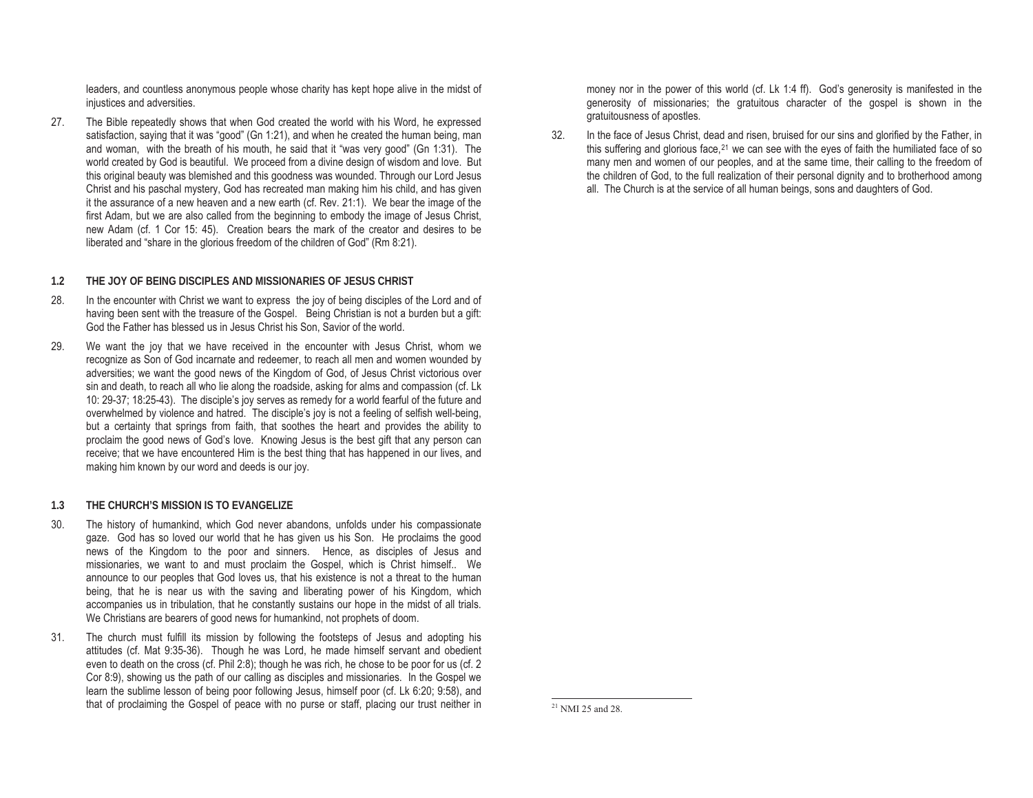leaders, and countless anonymous people whose charity has kept hope alive in the midst of injustices and adversities.

27. The Bible repeatedly shows that when God created the world with his Word, he expressed satisfaction, saying that it was "good" (Gn 1:21), and when he created the human being, man and woman, with the breath of his mouth, he said that it "was very good" (Gn 1:31). The world created by God is beautiful. We proceed from a divine design of wisdom and love. But this original beauty was blemished and this goodness was wounded. Through our Lord Jesus Christ and his paschal mystery, God has recreated man making him his child, and has given it the assurance of a new heaven and a new earth (cf. Rev. 21:1). We bear the image of the first Adam, but we are also called from the beginning to embody the image of Jesus Christ, new Adam (cf. 1 Cor 15: 45). Creation bears the mark of the creator and desires to be liberated and "share in the glorious freedom of the children of God" (Rm 8:21).

### 1.2 THE JOY OF BEING DISCIPLES AND MISSIONARIES OF JESUS CHRIST

28. In the encounter with Christ we want to express the joy of being disciples of the Lord and of having been sent with the treasure of the Gospel. Being Christian is not a burden but a gift: God the Father has blessed us in Jesus Christ his Son, Savior of the world.

29. We want the joy that we have received in the encounter with Jesus Christ, whom we recognize as Son of God incarnate and redeemer, to reach all men and women wounded by adversities; we want the good news of the Kingdom of God, of Jesus Christ victorious over sin and death, to reach all who lie along the roadside, asking for alms and compassion (cf. Lk 10: 29-37; 18:25-43). The disciple's joy serves as remedy for a world fearful of the future and overwhelmed by violence and hatred. The disciple's joy is not a feeling of selfish well-being, but a certainty that springs from faith, that soothes the heart and provides the ability to proclaim the good news of God's love. Knowing Jesus is the best gift that any person can receive; that we have encountered Him is the best thing that has happened in our lives, and making him known by our word and deeds is our joy.

### 1.3 THE CHURCH'S MISSION IS TO EVANGELIZE

30. The history of humankind, which God never abandons, unfolds under his compassionate gaze. God has so loved our world that he has given us his Son. He proclaims the good news of the Kingdom to the poor and sinners. Hence, as disciples of Jesus and missionaries, we want to and must proclaim the Gospel, which is Christ himself.. We announce to our peoples that God loves us, that his existence is not a threat to the human being, that he is near us with the saving and liberating power of his Kingdom, which accompanies us in tribulation, that he constantly sustains our hope in the midst of all trials. We Christians are bearers of good news for humankind, not prophets of doom.

31. The church must fulfill its mission by following the footsteps of Jesus and adopting his attitudes (cf. Mat 9:35-36). Though he was Lord, he made himself servant and obedient even to death on the cross (cf. Phil 2:8); though he was rich, he chose to be poor for us (cf. 2 Cor 8:9), showing us the path of our calling as disciples and missionaries. In the Gospel we learn the sublime lesson of being poor following Jesus, himself poor (cf. Lk 6:20; 9:58), and that of proclaiming the Gospel of peace with no purse or staff, placing our trust neither in money nor in the power of this world (cf. Lk 1:4 ff). God's generosity is manifested in the generosity of missionaries; the gratuitous character of the gospel is shown in the gratuitousness of apostles.

32. In the face of Jesus Christ, dead and risen, bruised for our sins and glorified by the Father, in this suffering and glorious face,[21] we can see with the eyes of faith the humiliated face of so many men and women of our peoples, and at the same time, their calling to the freedom of the children of God, to the full realization of their personal dignity and to brotherhood among all. The Church is at the service of all human beings, sons and daughters of God.

[21] NMI 25 and 28.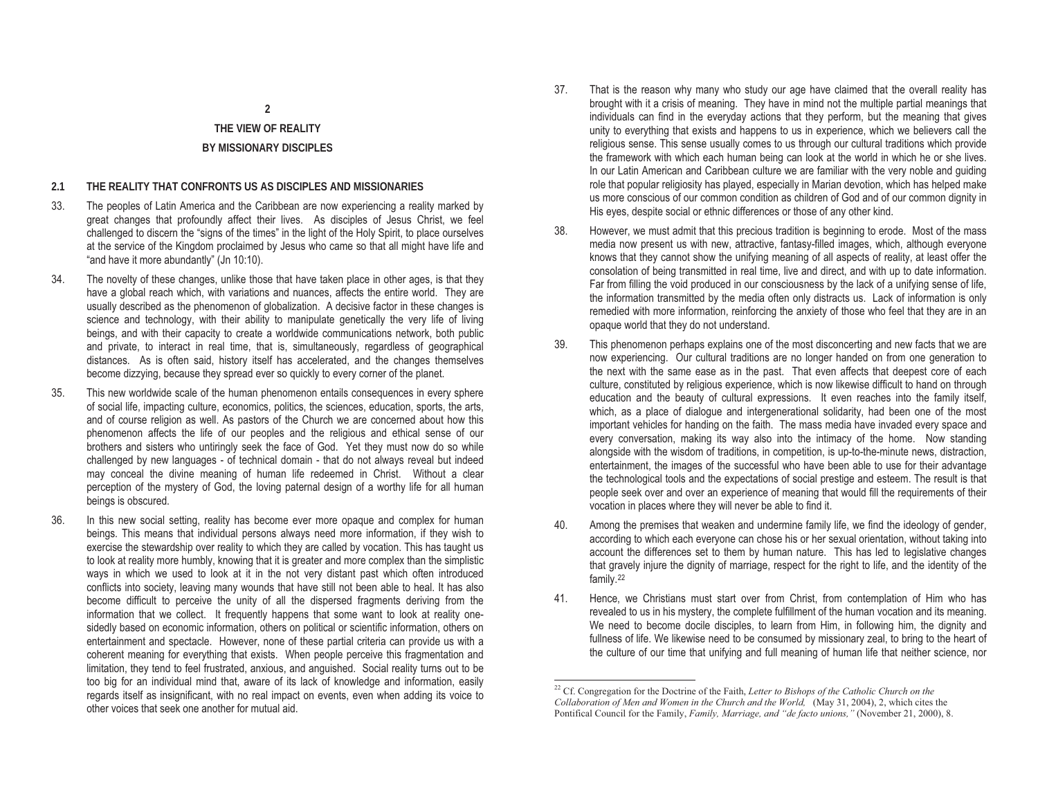# 2
# THE VIEW OF REALITY
# BY MISSIONARY DISCIPLES

## 2.1 THE REALITY THAT CONFRONTS US AS DISCIPLES AND MISSIONARIES

33. The peoples of Latin America and the Caribbean are now experiencing a reality marked by great changes that profoundly affect their lives. As disciples of Jesus Christ, we feel challenged to discern the "signs of the times" in the light of the Holy Spirit, to place ourselves at the service of the Kingdom proclaimed by Jesus who came so that all might have life and "and have it more abundantly" (Jn 10:10).

34. The novelty of these changes, unlike those that have taken place in other ages, is that they have a global reach which, with variations and nuances, affects the entire world. They are usually described as the phenomenon of globalization. A decisive factor in these changes is science and technology, with their ability to manipulate genetically the very life of living beings, and with their capacity to create a worldwide communications network, both public and private, to interact in real time, that is, simultaneously, regardless of geographical distances. As is often said, history itself has accelerated, and the changes themselves become dizzying, because they spread ever so quickly to every corner of the planet.

35. This new worldwide scale of the human phenomenon entails consequences in every sphere of social life, impacting culture, economics, politics, the sciences, education, sports, the arts, and of course religion as well. As pastors of the Church we are concerned about how this phenomenon affects the life of our peoples and the religious and ethical sense of our brothers and sisters who untiringly seek the face of God. Yet they must now do so while challenged by new languages - of technical domain - that do not always reveal but indeed may conceal the divine meaning of human life redeemed in Christ. Without a clear perception of the mystery of God, the loving paternal design of a worthy life for all human beings is obscured.

36. In this new social setting, reality has become ever more opaque and complex for human beings. This means that individual persons always need more information, if they wish to exercise the stewardship over reality to which they are called by vocation. This has taught us to look at reality more humbly, knowing that it is greater and more complex than the simplistic ways in which we used to look at it in the not very distant past which often introduced conflicts into society, leaving many wounds that have still not been able to heal. It has also become difficult to perceive the unity of all the dispersed fragments deriving from the information that we collect. It frequently happens that some want to look at reality one-sidedly based on economic information, others on political or scientific information, others on entertainment and spectacle. However, none of these partial criteria can provide us with a coherent meaning for everything that exists. When people perceive this fragmentation and limitation, they tend to feel frustrated, anxious, and anguished. Social reality turns out to be too big for an individual mind that, aware of its lack of knowledge and information, easily regards itself as insignificant, with no real impact on events, even when adding its voice to other voices that seek one another for mutual aid.

37. That is the reason why many who study our age have claimed that the overall reality has brought with it a crisis of meaning. They have in mind not the multiple partial meanings that individuals can find in the everyday actions that they perform, but the meaning that gives unity to everything that exists and happens to us in experience, which we believers call the religious sense. This sense usually comes to us through our cultural traditions which provide the framework with which each human being can look at the world in which he or she lives. In our Latin American and Caribbean culture we are familiar with the very noble and guiding role that popular religiosity has played, especially in Marian devotion, which has helped make us more conscious of our common condition as children of God and of our common dignity in His eyes, despite social or ethnic differences or those of any other kind.

38. However, we must admit that this precious tradition is beginning to erode. Most of the mass media now present us with new, attractive, fantasy-filled images, which, although everyone knows that they cannot show the unifying meaning of all aspects of reality, at least offer the consolation of being transmitted in real time, live and direct, and with up to date information. Far from filling the void produced in our consciousness by the lack of a unifying sense of life, the information transmitted by the media often only distracts us. Lack of information is only remedied with more information, reinforcing the anxiety of those who feel that they are in an opaque world that they do not understand.

39. This phenomenon perhaps explains one of the most disconcerting and new facts that we are now experiencing. Our cultural traditions are no longer handed on from one generation to the next with the same ease as in the past. That even affects that deepest core of each culture, constituted by religious experience, which is now likewise difficult to hand on through education and the beauty of cultural expressions. It even reaches into the family itself, which, as a place of dialogue and intergenerational solidarity, had been one of the most important vehicles for handing on the faith. The mass media have invaded every space and every conversation, making its way also into the intimacy of the home. Now standing alongside with the wisdom of traditions, in competition, is up-to-the-minute news, distraction, entertainment, the images of the successful who have been able to use for their advantage the technological tools and the expectations of social prestige and esteem. The result is that people seek over and over an experience of meaning that would fill the requirements of their vocation in places where they will never be able to find it.

40. Among the premises that weaken and undermine family life, we find the ideology of gender, according to which each everyone can chose his or her sexual orientation, without taking into account the differences set to them by human nature. This has led to legislative changes that gravely injure the dignity of marriage, respect for the right to life, and the identity of the family.[22]

41. Hence, we Christians must start over from Christ, from contemplation of Him who has revealed to us in his mystery, the complete fulfillment of the human vocation and its meaning. We need to become docile disciples, to learn from Him, in following him, the dignity and fullness of life. We likewise need to be consumed by missionary zeal, to bring to the heart of the culture of our time that unifying and full meaning of human life that neither science, nor

---

[22] Cf. Congregation for the Doctrine of the Faith, *Letter to Bishops of the Catholic Church on the Collaboration of Men and Women in the Church and the World,* (May 31, 2004), 2, which cites the Pontifical Council for the Family, *Family, Marriage, and "de facto unions,"* (November 21, 2000), 8.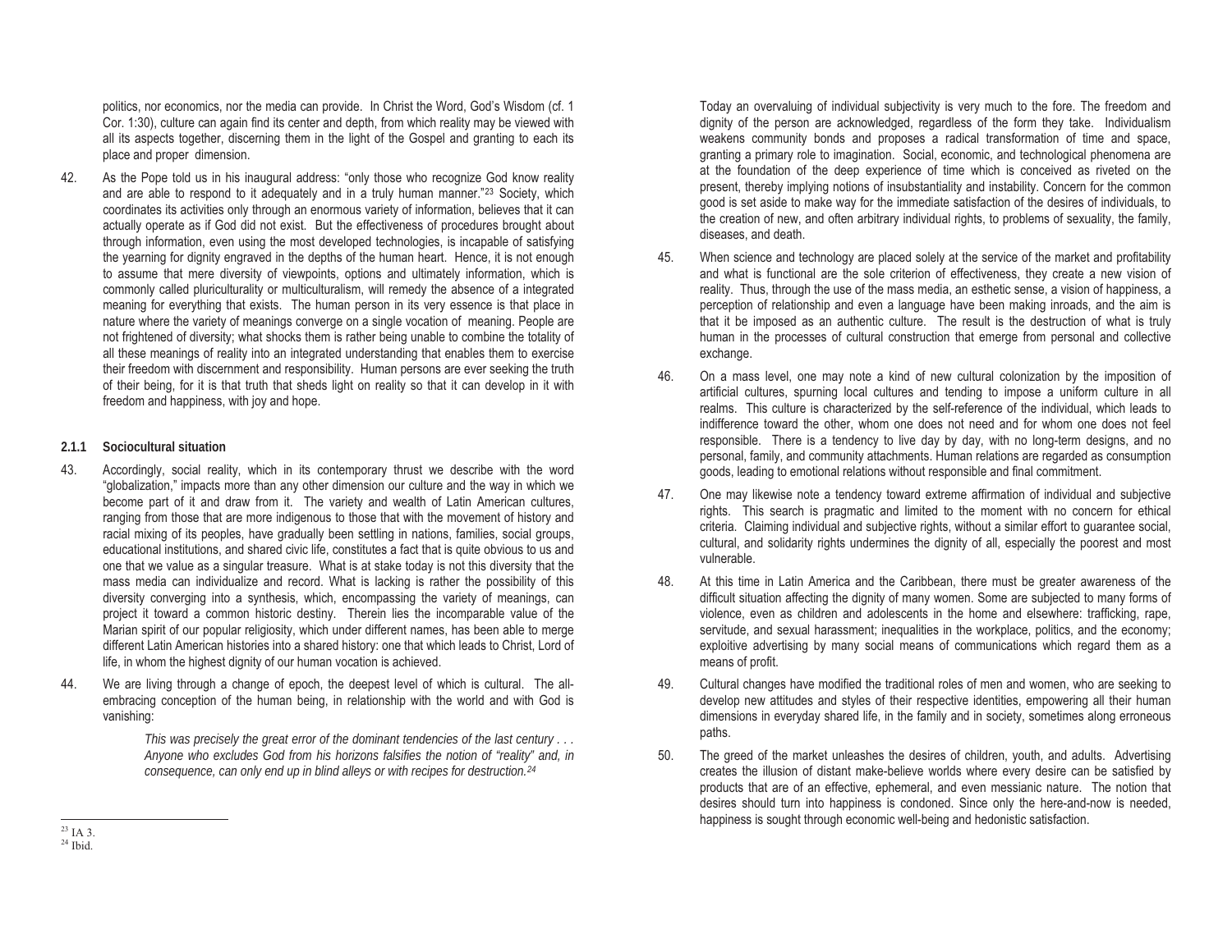politics, nor economics, nor the media can provide. In Christ the Word, God's Wisdom (cf. 1 Cor. 1:30), culture can again find its center and depth, from which reality may be viewed with all its aspects together, discerning them in the light of the Gospel and granting to each its place and proper dimension.

42. As the Pope told us in his inaugural address: "only those who recognize God know reality and are able to respond to it adequately and in a truly human manner."[23] Society, which coordinates its activities only through an enormous variety of information, believes that it can actually operate as if God did not exist. But the effectiveness of procedures brought about through information, even using the most developed technologies, is incapable of satisfying the yearning for dignity engraved in the depths of the human heart. Hence, it is not enough to assume that mere diversity of viewpoints, options and ultimately information, which is commonly called pluriculturality or multiculturalism, will remedy the absence of a integrated meaning for everything that exists. The human person in its very essence is that place in nature where the variety of meanings converge on a single vocation of meaning. People are not frightened of diversity; what shocks them is rather being unable to combine the totality of all these meanings of reality into an integrated understanding that enables them to exercise their freedom with discernment and responsibility. Human persons are ever seeking the truth of their being, for it is that truth that sheds light on reality so that it can develop in it with freedom and happiness, with joy and hope.

### 2.1.1 Sociocultural situation

43. Accordingly, social reality, which in its contemporary thrust we describe with the word "globalization," impacts more than any other dimension our culture and the way in which we become part of it and draw from it. The variety and wealth of Latin American cultures, ranging from those that are more indigenous to those that with the movement of history and racial mixing of its peoples, have gradually been settling in nations, families, social groups, educational institutions, and shared civic life, constitutes a fact that is quite obvious to us and one that we value as a singular treasure. What is at stake today is not this diversity that the mass media can individualize and record. What is lacking is rather the possibility of this diversity converging into a synthesis, which, encompassing the variety of meanings, can project it toward a common historic destiny. Therein lies the incomparable value of the Marian spirit of our popular religiosity, which under different names, has been able to merge different Latin American histories into a shared history: one that which leads to Christ, Lord of life, in whom the highest dignity of our human vocation is achieved.

44. We are living through a change of epoch, the deepest level of which is cultural. The all-embracing conception of the human being, in relationship with the world and with God is vanishing:

> *This was precisely the great error of the dominant tendencies of the last century . . . Anyone who excludes God from his horizons falsifies the notion of "reality" and, in consequence, can only end up in blind alleys or with recipes for destruction.*[24]

Today an overvaluing of individual subjectivity is very much to the fore. The freedom and dignity of the person are acknowledged, regardless of the form they take. Individualism weakens community bonds and proposes a radical transformation of time and space, granting a primary role to imagination. Social, economic, and technological phenomena are at the foundation of the deep experience of time which is conceived as riveted on the present, thereby implying notions of insubstantiality and instability. Concern for the common good is set aside to make way for the immediate satisfaction of the desires of individuals, to the creation of new, and often arbitrary individual rights, to problems of sexuality, the family, diseases, and death.

45. When science and technology are placed solely at the service of the market and profitability and what is functional are the sole criterion of effectiveness, they create a new vision of reality. Thus, through the use of the mass media, an esthetic sense, a vision of happiness, a perception of relationship and even a language have been making inroads, and the aim is that it be imposed as an authentic culture. The result is the destruction of what is truly human in the processes of cultural construction that emerge from personal and collective exchange.

46. On a mass level, one may note a kind of new cultural colonization by the imposition of artificial cultures, spurning local cultures and tending to impose a uniform culture in all realms. This culture is characterized by the self-reference of the individual, which leads to indifference toward the other, whom one does not need and for whom one does not feel responsible. There is a tendency to live day by day, with no long-term designs, and no personal, family, and community attachments. Human relations are regarded as consumption goods, leading to emotional relations without responsible and final commitment.

47. One may likewise note a tendency toward extreme affirmation of individual and subjective rights. This search is pragmatic and limited to the moment with no concern for ethical criteria. Claiming individual and subjective rights, without a similar effort to guarantee social, cultural, and solidarity rights undermines the dignity of all, especially the poorest and most vulnerable.

48. At this time in Latin America and the Caribbean, there must be greater awareness of the difficult situation affecting the dignity of many women. Some are subjected to many forms of violence, even as children and adolescents in the home and elsewhere: trafficking, rape, servitude, and sexual harassment; inequalities in the workplace, politics, and the economy; exploitive advertising by many social means of communications which regard them as a means of profit.

49. Cultural changes have modified the traditional roles of men and women, who are seeking to develop new attitudes and styles of their respective identities, empowering all their human dimensions in everyday shared life, in the family and in society, sometimes along erroneous paths.

50. The greed of the market unleashes the desires of children, youth, and adults. Advertising creates the illusion of distant make-believe worlds where every desire can be satisfied by products that are of an effective, ephemeral, and even messianic nature. The notion that desires should turn into happiness is condoned. Since only the here-and-now is needed, happiness is sought through economic well-being and hedonistic satisfaction.

---

[23] IA 3.

[24] Ibid.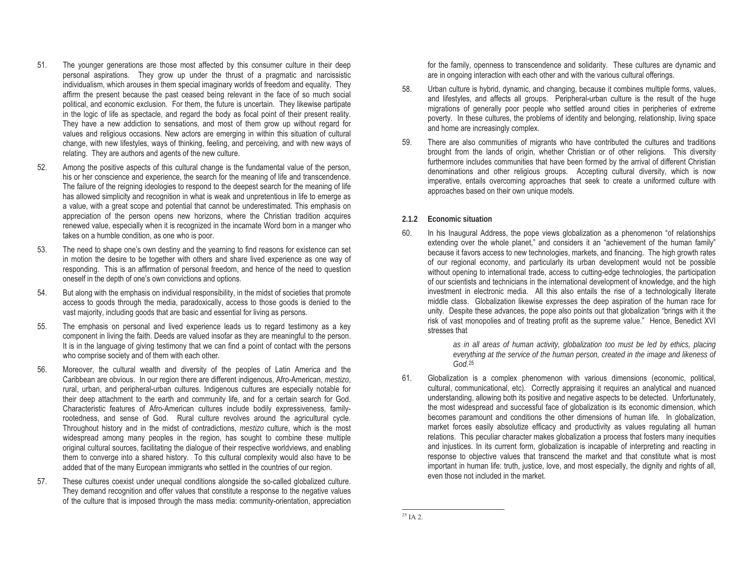51. The younger generations are those most affected by this consumer culture in their deep personal aspirations. They grow up under the thrust of a pragmatic and narcissistic individualism, which arouses in them special imaginary worlds of freedom and equality. They affirm the present because the past ceased being relevant in the face of so much social political, and economic exclusion. For them, the future is uncertain. They likewise partipate in the logic of life as spectacle, and regard the body as focal point of their present reality. They have a new addiction to sensations, and most of them grow up without regard for values and religious occasions. New actors are emerging in within this situation of cultural change, with new lifestyles, ways of thinking, feeling, and perceiving, and with new ways of relating. They are authors and agents of the new culture.

52. Among the positive aspects of this cultural change is the fundamental value of the person, his or her conscience and experience, the search for the meaning of life and transcendence. The failure of the reigning ideologies to respond to the deepest search for the meaning of life has allowed simplicity and recognition in what is weak and unpretentious in life to emerge as a value, with a great scope and potential that cannot be underestimated. This emphasis on appreciation of the person opens new horizons, where the Christian tradition acquires renewed value, especially when it is recognized in the incarnate Word born in a manger who takes on a humble condition, as one who is poor.

53. The need to shape one's own destiny and the yearning to find reasons for existence can set in motion the desire to be together with others and share lived experience as one way of responding. This is an affirmation of personal freedom, and hence of the need to question oneself in the depth of one's own convictions and options.

54. But along with the emphasis on individual responsibility, in the midst of societies that promote access to goods through the media, paradoxically, access to those goods is denied to the vast majority, including goods that are basic and essential for living as persons.

55. The emphasis on personal and lived experience leads us to regard testimony as a key component in living the faith. Deeds are valued insofar as they are meaningful to the person. It is in the language of giving testimony that we can find a point of contact with the persons who comprise society and of them with each other.

56. Moreover, the cultural wealth and diversity of the peoples of Latin America and the Caribbean are obvious. In our region there are different indigenous, Afro-American, *mestizo*, rural, urban, and peripheral-urban cultures. Indigenous cultures are especially notable for their deep attachment to the earth and community life, and for a certain search for God. Characteristic features of Afro-American cultures include bodily expressiveness, family-rootedness, and sense of God. Rural culture revolves around the agricultural cycle. Throughout history and in the midst of contradictions, *mestizo* culture, which is the most widespread among many peoples in the region, has sought to combine these multiple original cultural sources, facilitating the dialogue of their respective worldviews, and enabling them to converge into a shared history. To this cultural complexity would also have to be added that of the many European immigrants who settled in the countries of our region.

57. These cultures coexist under unequal conditions alongside the so-called globalized culture. They demand recognition and offer values that constitute a response to the negative values of the culture that is imposed through the mass media: community-orientation, appreciation for the family, openness to transcendence and solidarity. These cultures are dynamic and are in ongoing interaction with each other and with the various cultural offerings.

58. Urban culture is hybrid, dynamic, and changing, because it combines multiple forms, values, and lifestyles, and affects all groups. Peripheral-urban culture is the result of the huge migrations of generally poor people who settled around cities in peripheries of extreme poverty. In these cultures, the problems of identity and belonging, relationship, living space and home are increasingly complex.

59. There are also communities of migrants who have contributed the cultures and traditions brought from the lands of origin, whether Christian or of other religions. This diversity furthermore includes communities that have been formed by the arrival of different Christian denominations and other religious groups. Accepting cultural diversity, which is now imperative, entails overcoming approaches that seek to create a uniformed culture with approaches based on their own unique models.

### 2.1.2 Economic situation

60. In his Inaugural Address, the pope views globalization as a phenomenon "of relationships extending over the whole planet," and considers it an "achievement of the human family" because it favors access to new technologies, markets, and financing. The high growth rates of our regional economy, and particularly its urban development would not be possible without opening to international trade, access to cutting-edge technologies, the participation of our scientists and technicians in the international development of knowledge, and the high investment in electronic media. All this also entails the rise of a technologically literate middle class. Globalization likewise expresses the deep aspiration of the human race for unity. Despite these advances, the pope also points out that globalization "brings with it the risk of vast monopolies and of treating profit as the supreme value." Hence, Benedict XVI stresses that

> *as in all areas of human activity, globalization too must be led by ethics, placing everything at the service of the human person, created in the image and likeness of God.*[25]

61. Globalization is a complex phenomenon with various dimensions (economic, political, cultural, communicational, etc). Correctly appraising it requires an analytical and nuanced understanding, allowing both its positive and negative aspects to be detected. Unfortunately, the most widespread and successful face of globalization is its economic dimension, which becomes paramount and conditions the other dimensions of human life. In globalization, market forces easily absolutize efficacy and productivity as values regulating all human relations. This peculiar character makes globalization a process that fosters many inequities and injustices. In its current form, globalization is incapable of interpreting and reacting in response to objective values that transcend the market and that constitute what is most important in human life: truth, justice, love, and most especially, the dignity and rights of all, even those not included in the market.

---

[25] IA 2.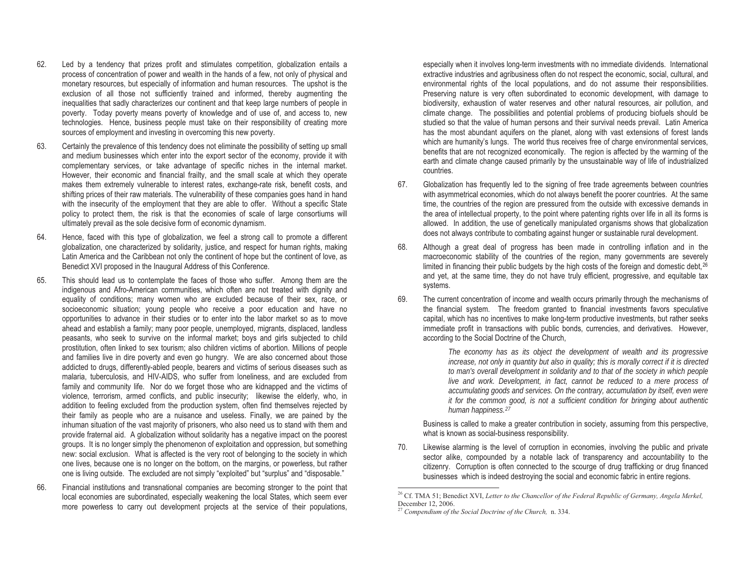62. Led by a tendency that prizes profit and stimulates competition, globalization entails a process of concentration of power and wealth in the hands of a few, not only of physical and monetary resources, but especially of information and human resources. The upshot is the exclusion of all those not sufficiently trained and informed, thereby augmenting the inequalities that sadly characterizes our continent and that keep large numbers of people in poverty. Today poverty means poverty of knowledge and of use of, and access to, new technologies. Hence, business people must take on their responsibility of creating more sources of employment and investing in overcoming this new poverty.

63. Certainly the prevalence of this tendency does not eliminate the possibility of setting up small and medium businesses which enter into the export sector of the economy, provide it with complementary services, or take advantage of specific niches in the internal market. However, their economic and financial frailty, and the small scale at which they operate makes them extremely vulnerable to interest rates, exchange-rate risk, benefit costs, and shifting prices of their raw materials. The vulnerability of these companies goes hand in hand with the insecurity of the employment that they are able to offer. Without a specific State policy to protect them, the risk is that the economies of scale of large consortiums will ultimately prevail as the sole decisive form of economic dynamism.

64. Hence, faced with this type of globalization, we feel a strong call to promote a different globalization, one characterized by solidarity, justice, and respect for human rights, making Latin America and the Caribbean not only the continent of hope but the continent of love, as Benedict XVI proposed in the Inaugural Address of this Conference.

65. This should lead us to contemplate the faces of those who suffer. Among them are the indigenous and Afro-American communities, which often are not treated with dignity and equality of conditions; many women who are excluded because of their sex, race, or socioeconomic situation; young people who receive a poor education and have no opportunities to advance in their studies or to enter into the labor market so as to move ahead and establish a family; many poor people, unemployed, migrants, displaced, landless peasants, who seek to survive on the informal market; boys and girls subjected to child prostitution, often linked to sex tourism; also children victims of abortion. Millions of people and families live in dire poverty and even go hungry. We are also concerned about those addicted to drugs, differently-abled people, bearers and victims of serious diseases such as malaria, tuberculosis, and HIV-AIDS, who suffer from loneliness, and are excluded from family and community life. Nor do we forget those who are kidnapped and the victims of violence, terrorism, armed conflicts, and public insecurity; likewise the elderly, who, in addition to feeling excluded from the production system, often find themselves rejected by their family as people who are a nuisance and useless. Finally, we are pained by the inhuman situation of the vast majority of prisoners, who also need us to stand with them and provide fraternal aid. A globalization without solidarity has a negative impact on the poorest groups. It is no longer simply the phenomenon of exploitation and oppression, but something new: social exclusion. What is affected is the very root of belonging to the society in which one lives, because one is no longer on the bottom, on the margins, or powerless, but rather one is living outside. The excluded are not simply "exploited" but "surplus" and "disposable."

66. Financial institutions and transnational companies are becoming stronger to the point that local economies are subordinated, especially weakening the local States, which seem ever more powerless to carry out development projects at the service of their populations, especially when it involves long-term investments with no immediate dividends. International extractive industries and agribusiness often do not respect the economic, social, cultural, and environmental rights of the local populations, and do not assume their responsibilities. Preserving nature is very often subordinated to economic development, with damage to biodiversity, exhaustion of water reserves and other natural resources, air pollution, and climate change. The possibilities and potential problems of producing biofuels should be studied so that the value of human persons and their survival needs prevail. Latin America has the most abundant aquifers on the planet, along with vast extensions of forest lands which are humanity's lungs. The world thus receives free of charge environmental services, benefits that are not recognized economically. The region is affected by the warming of the earth and climate change caused primarily by the unsustainable way of life of industrialized countries.

67. Globalization has frequently led to the signing of free trade agreements between countries with asymmetrical economies, which do not always benefit the poorer countries. At the same time, the countries of the region are pressured from the outside with excessive demands in the area of intellectual property, to the point where patenting rights over life in all its forms is allowed. In addition, the use of genetically manipulated organisms shows that globalization does not always contribute to combating against hunger or sustainable rural development.

68. Although a great deal of progress has been made in controlling inflation and in the macroeconomic stability of the countries of the region, many governments are severely limited in financing their public budgets by the high costs of the foreign and domestic debt,[26] and yet, at the same time, they do not have truly efficient, progressive, and equitable tax systems.

69. The current concentration of income and wealth occurs primarily through the mechanisms of the financial system. The freedom granted to financial investments favors speculative capital, which has no incentives to make long-term productive investments, but rather seeks immediate profit in transactions with public bonds, currencies, and derivatives. However, according to the Social Doctrine of the Church,

> *The economy has as its object the development of wealth and its progressive increase, not only in quantity but also in quality; this is morally correct if it is directed to man's overall development in solidarity and to that of the society in which people live and work. Development, in fact, cannot be reduced to a mere process of accumulating goods and services. On the contrary, accumulation by itself, even were it for the common good, is not a sufficient condition for bringing about authentic human happiness.*[27]

Business is called to make a greater contribution in society, assuming from this perspective, what is known as social-business responsibility.

70. Likewise alarming is the level of corruption in economies, involving the public and private sector alike, compounded by a notable lack of transparency and accountability to the citizenry. Corruption is often connected to the scourge of drug trafficking or drug financed businesses which is indeed destroying the social and economic fabric in entire regions.

---

[26] Cf. TMA 51; Benedict XVI, *Letter to the Chancellor of the Federal Republic of Germany, Angela Merkel,* December 12, 2006.

[27] *Compendium of the Social Doctrine of the Church,* n. 334.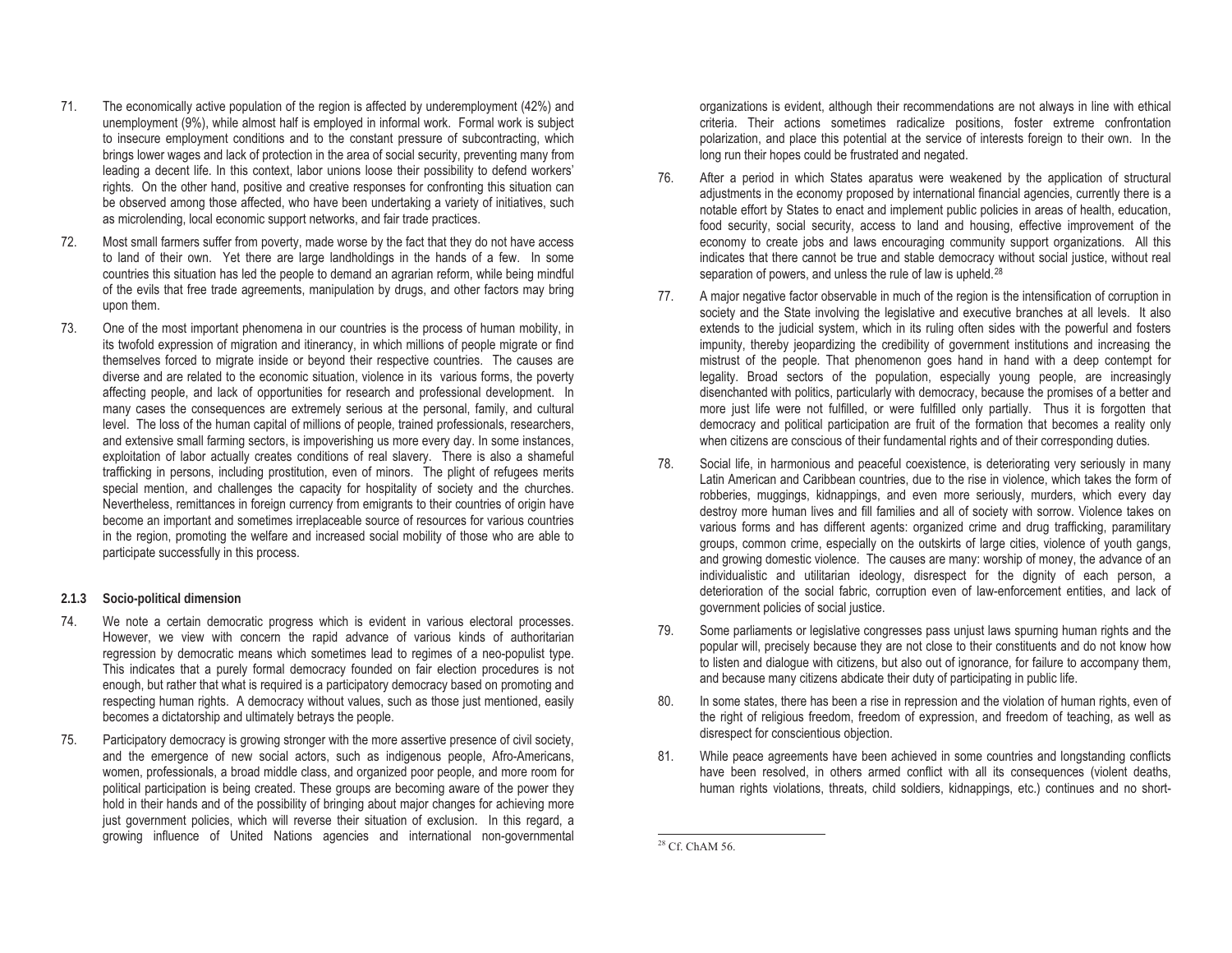71. The economically active population of the region is affected by underemployment (42%) and unemployment (9%), while almost half is employed in informal work. Formal work is subject to insecure employment conditions and to the constant pressure of subcontracting, which brings lower wages and lack of protection in the area of social security, preventing many from leading a decent life. In this context, labor unions loose their possibility to defend workers' rights. On the other hand, positive and creative responses for confronting this situation can be observed among those affected, who have been undertaking a variety of initiatives, such as microlending, local economic support networks, and fair trade practices.

72. Most small farmers suffer from poverty, made worse by the fact that they do not have access to land of their own. Yet there are large landholdings in the hands of a few. In some countries this situation has led the people to demand an agrarian reform, while being mindful of the evils that free trade agreements, manipulation by drugs, and other factors may bring upon them.

73. One of the most important phenomena in our countries is the process of human mobility, in its twofold expression of migration and itinerancy, in which millions of people migrate or find themselves forced to migrate inside or beyond their respective countries. The causes are diverse and are related to the economic situation, violence in its various forms, the poverty affecting people, and lack of opportunities for research and professional development. In many cases the consequences are extremely serious at the personal, family, and cultural level. The loss of the human capital of millions of people, trained professionals, researchers, and extensive small farming sectors, is impoverishing us more every day. In some instances, exploitation of labor actually creates conditions of real slavery. There is also a shameful trafficking in persons, including prostitution, even of minors. The plight of refugees merits special mention, and challenges the capacity for hospitality of society and the churches. Nevertheless, remittances in foreign currency from emigrants to their countries of origin have become an important and sometimes irreplaceable source of resources for various countries in the region, promoting the welfare and increased social mobility of those who are able to participate successfully in this process.

### 2.1.3 Socio-political dimension

74. We note a certain democratic progress which is evident in various electoral processes. However, we view with concern the rapid advance of various kinds of authoritarian regression by democratic means which sometimes lead to regimes of a neo-populist type. This indicates that a purely formal democracy founded on fair election procedures is not enough, but rather that what is required is a participatory democracy based on promoting and respecting human rights. A democracy without values, such as those just mentioned, easily becomes a dictatorship and ultimately betrays the people.

75. Participatory democracy is growing stronger with the more assertive presence of civil society, and the emergence of new social actors, such as indigenous people, Afro-Americans, women, professionals, a broad middle class, and organized poor people, and more room for political participation is being created. These groups are becoming aware of the power they hold in their hands and of the possibility of bringing about major changes for achieving more just government policies, which will reverse their situation of exclusion. In this regard, a growing influence of United Nations agencies and international non-governmental organizations is evident, although their recommendations are not always in line with ethical criteria. Their actions sometimes radicalize positions, foster extreme confrontation polarization, and place this potential at the service of interests foreign to their own. In the long run their hopes could be frustrated and negated.

76. After a period in which States aparatus were weakened by the application of structural adjustments in the economy proposed by international financial agencies, currently there is a notable effort by States to enact and implement public policies in areas of health, education, food security, social security, access to land and housing, effective improvement of the economy to create jobs and laws encouraging community support organizations. All this indicates that there cannot be true and stable democracy without social justice, without real separation of powers, and unless the rule of law is upheld.[28]

77. A major negative factor observable in much of the region is the intensification of corruption in society and the State involving the legislative and executive branches at all levels. It also extends to the judicial system, which in its ruling often sides with the powerful and fosters impunity, thereby jeopardizing the credibility of government institutions and increasing the mistrust of the people. That phenomenon goes hand in hand with a deep contempt for legality. Broad sectors of the population, especially young people, are increasingly disenchanted with politics, particularly with democracy, because the promises of a better and more just life were not fulfilled, or were fulfilled only partially. Thus it is forgotten that democracy and political participation are fruit of the formation that becomes a reality only when citizens are conscious of their fundamental rights and of their corresponding duties.

78. Social life, in harmonious and peaceful coexistence, is deteriorating very seriously in many Latin American and Caribbean countries, due to the rise in violence, which takes the form of robberies, muggings, kidnappings, and even more seriously, murders, which every day destroy more human lives and fill families and all of society with sorrow. Violence takes on various forms and has different agents: organized crime and drug trafficking, paramilitary groups, common crime, especially on the outskirts of large cities, violence of youth gangs, and growing domestic violence. The causes are many: worship of money, the advance of an individualistic and utilitarian ideology, disrespect for the dignity of each person, a deterioration of the social fabric, corruption even of law-enforcement entities, and lack of government policies of social justice.

79. Some parliaments or legislative congresses pass unjust laws spurning human rights and the popular will, precisely because they are not close to their constituents and do not know how to listen and dialogue with citizens, but also out of ignorance, for failure to accompany them, and because many citizens abdicate their duty of participating in public life.

80. In some states, there has been a rise in repression and the violation of human rights, even of the right of religious freedom, freedom of expression, and freedom of teaching, as well as disrespect for conscientious objection.

81. While peace agreements have been achieved in some countries and longstanding conflicts have been resolved, in others armed conflict with all its consequences (violent deaths, human rights violations, threats, child soldiers, kidnappings, etc.) continues and no short-

[28] Cf. ChAM 56.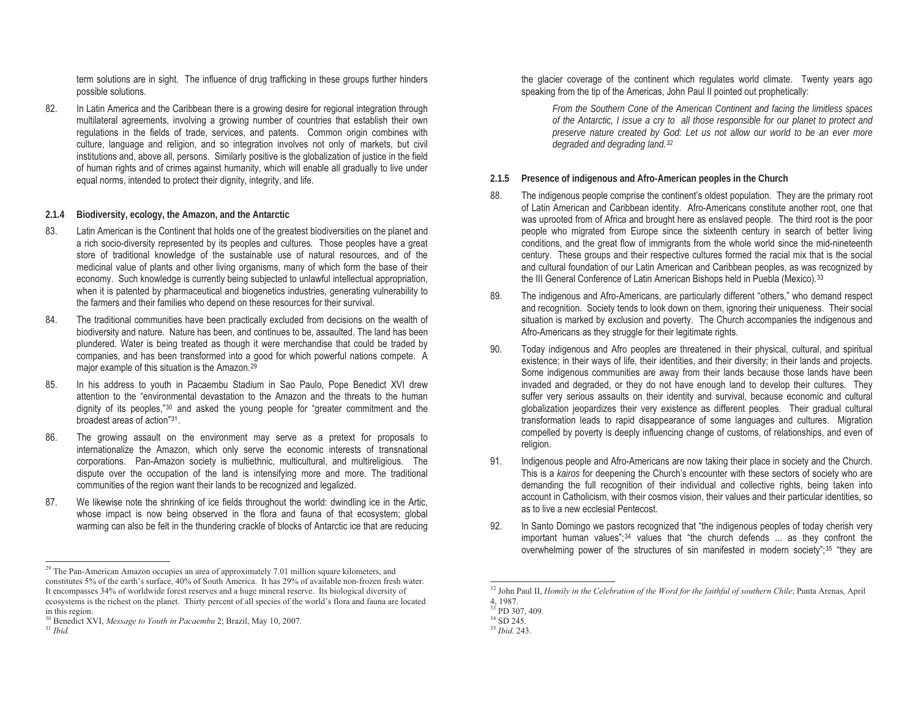term solutions are in sight. The influence of drug trafficking in these groups further hinders possible solutions.

82. In Latin America and the Caribbean there is a growing desire for regional integration through multilateral agreements, involving a growing number of countries that establish their own regulations in the fields of trade, services, and patents. Common origin combines with culture, language and religion, and so integration involves not only of markets, but civil institutions and, above all, persons. Similarly positive is the globalization of justice in the field of human rights and of crimes against humanity, which will enable all gradually to live under equal norms, intended to protect their dignity, integrity, and life.

### 2.1.4 Biodiversity, ecology, the Amazon, and the Antarctic

83. Latin American is the Continent that holds one of the greatest biodiversities on the planet and a rich socio-diversity represented by its peoples and cultures. Those peoples have a great store of traditional knowledge of the sustainable use of natural resources, and of the medicinal value of plants and other living organisms, many of which form the base of their economy. Such knowledge is currently being subjected to unlawful intellectual appropriation, when it is patented by pharmaceutical and biogenetics industries, generating vulnerability to the farmers and their families who depend on these resources for their survival.

84. The traditional communities have been practically excluded from decisions on the wealth of biodiversity and nature. Nature has been, and continues to be, assaulted. The land has been plundered. Water is being treated as though it were merchandise that could be traded by companies, and has been transformed into a good for which powerful nations compete. A major example of this situation is the Amazon.[29]

85. In his address to youth in Pacaembu Stadium in Sao Paulo, Pope Benedict XVI drew attention to the "environmental devastation to the Amazon and the threats to the human dignity of its peoples,"[30] and asked the young people for "greater commitment and the broadest areas of action"[31].

86. The growing assault on the environment may serve as a pretext for proposals to internationalize the Amazon, which only serve the economic interests of transnational corporations. Pan-Amazon society is multiethnic, multicultural, and multireligious. The dispute over the occupation of the land is intensifying more and more. The traditional communities of the region want their lands to be recognized and legalized.

87. We likewise note the shrinking of ice fields throughout the world: dwindling ice in the Artic, whose impact is now being observed in the flora and fauna of that ecosystem; global warming can also be felt in the thundering crackle of blocks of Antarctic ice that are reducing the glacier coverage of the continent which regulates world climate. Twenty years ago speaking from the tip of the Americas, John Paul II pointed out prophetically:

> *From the Southern Cone of the American Continent and facing the limitless spaces of the Antarctic, I issue a cry to all those responsible for our planet to protect and preserve nature created by God: Let us not allow our world to be an ever more degraded and degrading land.*[32]

### 2.1.5 Presence of indigenous and Afro-American peoples in the Church

88. The indigenous people comprise the continent's oldest population. They are the primary root of Latin Americans and Caribbean identity. Afro-Americans constitute another root, one that was uprooted from of Africa and brought here as enslaved people. The third root is the poor people who migrated from Europe since the sixteenth century in search of better living conditions, and the great flow of immigrants from the whole world since the mid-nineteenth century. These groups and their respective cultures formed the racial mix that is the social and cultural foundation of our Latin American and Caribbean peoples, as was recognized by the III General Conference of Latin American Bishops held in Puebla (Mexico).[33]

89. The indigenous and Afro-Americans, are particularly different "others," who demand respect and recognition. Society tends to look down on them, ignoring their uniqueness. Their social situation is marked by exclusion and poverty. The Church accompanies the indigenous and Afro-Americans as they struggle for their legitimate rights.

90. Today indigenous and Afro peoples are threatened in their physical, cultural, and spiritual existence; in their ways of life, their identities, and their diversity; in their lands and projects. Some indigenous communities are away from their lands because those lands have been invaded and degraded, or they do not have enough land to develop their cultures. They suffer very serious assaults on their identity and survival, because economic and cultural globalization jeopardizes their very existence as different peoples. Their gradual cultural transformation leads to rapid disappearance of some languages and cultures. Migration compelled by poverty is deeply influencing change of customs, of relationships, and even of religion.

91. Indigenous people and Afro-Americans are now taking their place in society and the Church. This is a *kairos* for deepening the Church's encounter with these sectors of society who are demanding the full recognition of their individual and collective rights, being taken into account in Catholicism, with their cosmos vision, their values and their particular identities, so as to live a new ecclesial Pentecost.

92. In Santo Domingo we pastors recognized that "the indigenous peoples of today cherish very important human values";[34] values that "the church defends ... as they confront the overwhelming power of the structures of sin manifested in modern society";[35] "they are

---

[29] The Pan-American Amazon occupies an area of approximately 7.01 million square kilometers, and constitutes 5% of the earth's surface, 40% of South America. It has 29% of available non-frozen fresh water. It encompasses 34% of worldwide forest reserves and a huge mineral reserve. Its biological diversity of ecosystems is the richest on the planet. Thirty percent of all species of the world's flora and fauna are located in this region.

[30] Benedict XVI, *Message to Youth in Pacaembu* 2; Brazil, May 10, 2007.

[31] *Ibid.*

[32] John Paul II, *Homily in the Celebration of the Word for the faithful of southern Chile*; Punta Arenas, April 4, 1987.

[33] PD 307, 409.

[34] SD 245.

[35] *Ibid.* 243.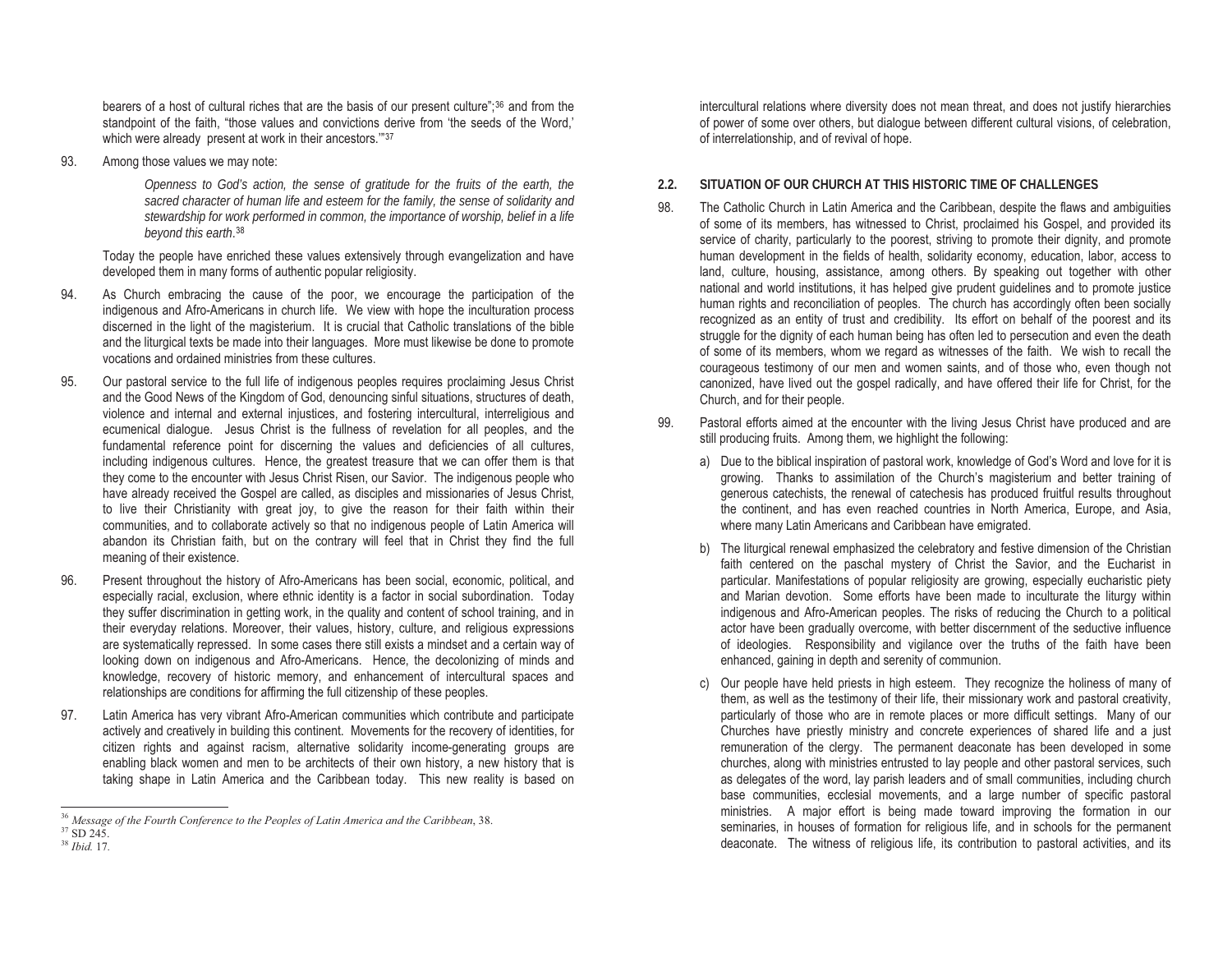bearers of a host of cultural riches that are the basis of our present culture";[36] and from the standpoint of the faith, "those values and convictions derive from 'the seeds of the Word,' which were already present at work in their ancestors.'"[37]

93. Among those values we may note:

> *Openness to God's action, the sense of gratitude for the fruits of the earth, the sacred character of human life and esteem for the family, the sense of solidarity and stewardship for work performed in common, the importance of worship, belief in a life beyond this earth*.[38]

Today the people have enriched these values extensively through evangelization and have developed them in many forms of authentic popular religiosity.

94. As Church embracing the cause of the poor, we encourage the participation of the indigenous and Afro-Americans in church life. We view with hope the inculturation process discerned in the light of the magisterium. It is crucial that Catholic translations of the bible and the liturgical texts be made into their languages. More must likewise be done to promote vocations and ordained ministries from these cultures.

95. Our pastoral service to the full life of indigenous peoples requires proclaiming Jesus Christ and the Good News of the Kingdom of God, denouncing sinful situations, structures of death, violence and internal and external injustices, and fostering intercultural, interreligious and ecumenical dialogue. Jesus Christ is the fullness of revelation for all peoples, and the fundamental reference point for discerning the values and deficiencies of all cultures, including indigenous cultures. Hence, the greatest treasure that we can offer them is that they come to the encounter with Jesus Christ Risen, our Savior. The indigenous people who have already received the Gospel are called, as disciples and missionaries of Jesus Christ, to live their Christianity with great joy, to give the reason for their faith within their communities, and to collaborate actively so that no indigenous people of Latin America will abandon its Christian faith, but on the contrary will feel that in Christ they find the full meaning of their existence.

96. Present throughout the history of Afro-Americans has been social, economic, political, and especially racial, exclusion, where ethnic identity is a factor in social subordination. Today they suffer discrimination in getting work, in the quality and content of school training, and in their everyday relations. Moreover, their values, history, culture, and religious expressions are systematically repressed. In some cases there still exists a mindset and a certain way of looking down on indigenous and Afro-Americans. Hence, the decolonizing of minds and knowledge, recovery of historic memory, and enhancement of intercultural spaces and relationships are conditions for affirming the full citizenship of these peoples.

97. Latin America has very vibrant Afro-American communities which contribute and participate actively and creatively in building this continent. Movements for the recovery of identities, for citizen rights and against racism, alternative solidarity income-generating groups are enabling black women and men to be architects of their own history, a new history that is taking shape in Latin America and the Caribbean today. This new reality is based on intercultural relations where diversity does not mean threat, and does not justify hierarchies of power of some over others, but dialogue between different cultural visions, of celebration, of interrelationship, and of revival of hope.

### 2.2. SITUATION OF OUR CHURCH AT THIS HISTORIC TIME OF CHALLENGES

98. The Catholic Church in Latin America and the Caribbean, despite the flaws and ambiguities of some of its members, has witnessed to Christ, proclaimed his Gospel, and provided its service of charity, particularly to the poorest, striving to promote their dignity, and promote human development in the fields of health, solidarity economy, education, labor, access to land, culture, housing, assistance, among others. By speaking out together with other national and world institutions, it has helped give prudent guidelines and to promote justice human rights and reconciliation of peoples. The church has accordingly often been socially recognized as an entity of trust and credibility. Its effort on behalf of the poorest and its struggle for the dignity of each human being has often led to persecution and even the death of some of its members, whom we regard as witnesses of the faith. We wish to recall the courageous testimony of our men and women saints, and of those who, even though not canonized, have lived out the gospel radically, and have offered their life for Christ, for the Church, and for their people.

99. Pastoral efforts aimed at the encounter with the living Jesus Christ have produced and are still producing fruits. Among them, we highlight the following:

a) Due to the biblical inspiration of pastoral work, knowledge of God's Word and love for it is growing. Thanks to assimilation of the Church's magisterium and better training of generous catechists, the renewal of catechesis has produced fruitful results throughout the continent, and has even reached countries in North America, Europe, and Asia, where many Latin Americans and Caribbean have emigrated.

b) The liturgical renewal emphasized the celebratory and festive dimension of the Christian faith centered on the paschal mystery of Christ the Savior, and the Eucharist in particular. Manifestations of popular religiosity are growing, especially eucharistic piety and Marian devotion. Some efforts have been made to inculturate the liturgy within indigenous and Afro-American peoples. The risks of reducing the Church to a political actor have been gradually overcome, with better discernment of the seductive influence of ideologies. Responsibility and vigilance over the truths of the faith have been enhanced, gaining in depth and serenity of communion.

c) Our people have held priests in high esteem. They recognize the holiness of many of them, as well as the testimony of their life, their missionary work and pastoral creativity, particularly of those who are in remote places or more difficult settings. Many of our Churches have priestly ministry and concrete experiences of shared life and a just remuneration of the clergy. The permanent deaconate has been developed in some churches, along with ministries entrusted to lay people and other pastoral services, such as delegates of the word, lay parish leaders and of small communities, including church base communities, ecclesial movements, and a large number of specific pastoral ministries. A major effort is being made toward improving the formation in our seminaries, in houses of formation for religious life, and in schools for the permanent deaconate. The witness of religious life, its contribution to pastoral activities, and its

---

[36] *Message of the Fourth Conference to the Peoples of Latin America and the Caribbean*, 38.
[37] SD 245.
[38] *Ibid.* 17.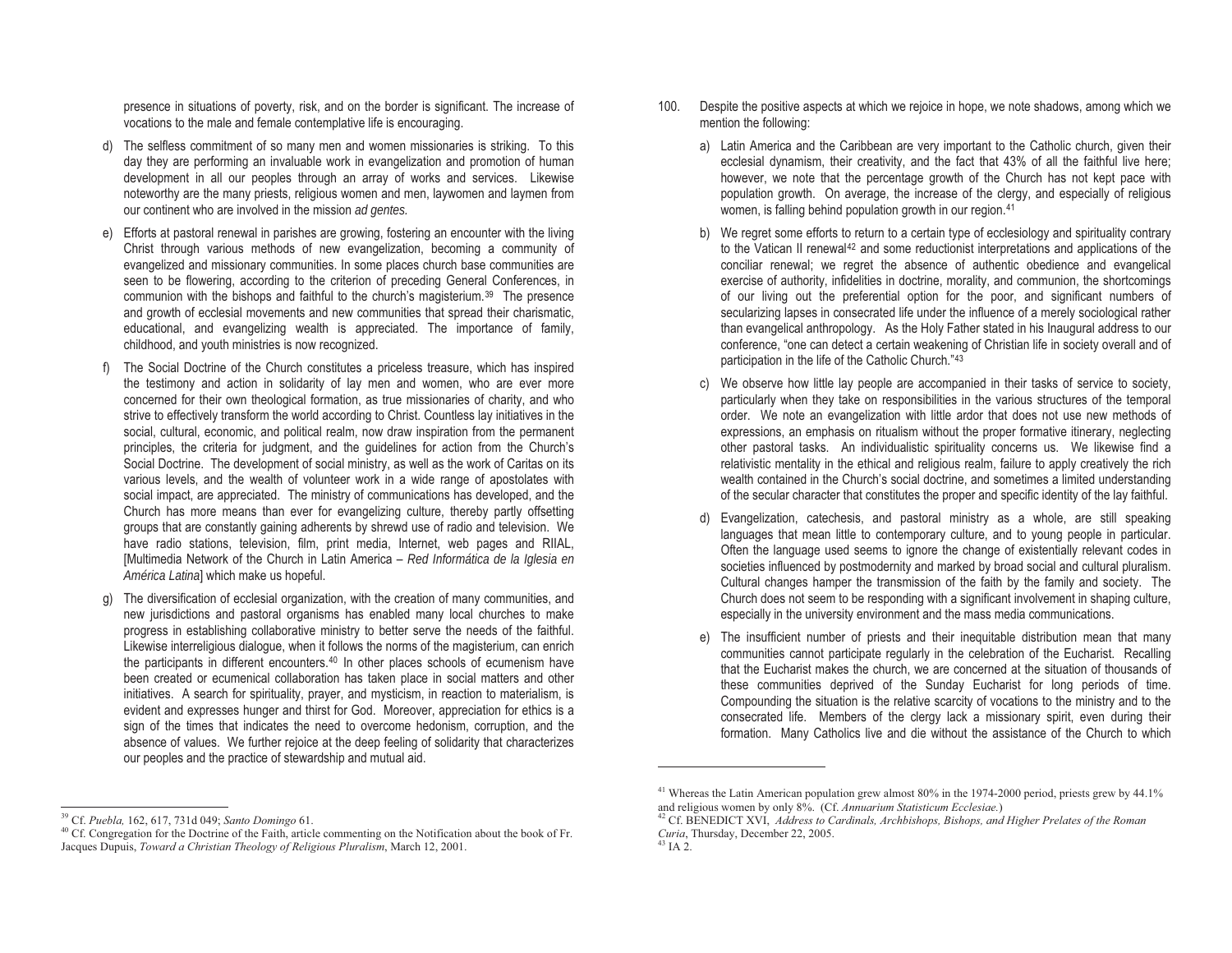presence in situations of poverty, risk, and on the border is significant. The increase of vocations to the male and female contemplative life is encouraging.

d) The selfless commitment of so many men and women missionaries is striking. To this day they are performing an invaluable work in evangelization and promotion of human development in all our peoples through an array of works and services. Likewise noteworthy are the many priests, religious women and men, laywomen and laymen from our continent who are involved in the mission *ad gentes.*

e) Efforts at pastoral renewal in parishes are growing, fostering an encounter with the living Christ through various methods of new evangelization, becoming a community of evangelized and missionary communities. In some places church base communities are seen to be flowering, according to the criterion of preceding General Conferences, in communion with the bishops and faithful to the church's magisterium.[39] The presence and growth of ecclesial movements and new communities that spread their charismatic, educational, and evangelizing wealth is appreciated. The importance of family, childhood, and youth ministries is now recognized.

f) The Social Doctrine of the Church constitutes a priceless treasure, which has inspired the testimony and action in solidarity of lay men and women, who are ever more concerned for their own theological formation, as true missionaries of charity, and who strive to effectively transform the world according to Christ. Countless lay initiatives in the social, cultural, economic, and political realm, now draw inspiration from the permanent principles, the criteria for judgment, and the guidelines for action from the Church's Social Doctrine. The development of social ministry, as well as the work of Caritas on its various levels, and the wealth of volunteer work in a wide range of apostolates with social impact, are appreciated. The ministry of communications has developed, and the Church has more means than ever for evangelizing culture, thereby partly offsetting groups that are constantly gaining adherents by shrewd use of radio and television. We have radio stations, television, film, print media, Internet, web pages and RIIAL, [Multimedia Network of the Church in Latin America – *Red Informática de la Iglesia en América Latina*] which make us hopeful.

g) The diversification of ecclesial organization, with the creation of many communities, and new jurisdictions and pastoral organisms has enabled many local churches to make progress in establishing collaborative ministry to better serve the needs of the faithful. Likewise interreligious dialogue, when it follows the norms of the magisterium, can enrich the participants in different encounters.[40] In other places schools of ecumenism have been created or ecumenical collaboration has taken place in social matters and other initiatives. A search for spirituality, prayer, and mysticism, in reaction to materialism, is evident and expresses hunger and thirst for God. Moreover, appreciation for ethics is a sign of the times that indicates the need to overcome hedonism, corruption, and the absence of values. We further rejoice at the deep feeling of solidarity that characterizes our peoples and the practice of stewardship and mutual aid.

100. Despite the positive aspects at which we rejoice in hope, we note shadows, among which we mention the following:

a) Latin America and the Caribbean are very important to the Catholic church, given their ecclesial dynamism, their creativity, and the fact that 43% of all the faithful live here; however, we note that the percentage growth of the Church has not kept pace with population growth. On average, the increase of the clergy, and especially of religious women, is falling behind population growth in our region.[41]

b) We regret some efforts to return to a certain type of ecclesiology and spirituality contrary to the Vatican II renewal[42] and some reductionist interpretations and applications of the conciliar renewal; we regret the absence of authentic obedience and evangelical exercise of authority, infidelities in doctrine, morality, and communion, the shortcomings of our living out the preferential option for the poor, and significant numbers of secularizing lapses in consecrated life under the influence of a merely sociological rather than evangelical anthropology. As the Holy Father stated in his Inaugural address to our conference, "one can detect a certain weakening of Christian life in society overall and of participation in the life of the Catholic Church."[43]

c) We observe how little lay people are accompanied in their tasks of service to society, particularly when they take on responsibilities in the various structures of the temporal order. We note an evangelization with little ardor that does not use new methods of expressions, an emphasis on ritualism without the proper formative itinerary, neglecting other pastoral tasks. An individualistic spirituality concerns us. We likewise find a relativistic mentality in the ethical and religious realm, failure to apply creatively the rich wealth contained in the Church's social doctrine, and sometimes a limited understanding of the secular character that constitutes the proper and specific identity of the lay faithful.

d) Evangelization, catechesis, and pastoral ministry as a whole, are still speaking languages that mean little to contemporary culture, and to young people in particular. Often the language used seems to ignore the change of existentially relevant codes in societies influenced by postmodernity and marked by broad social and cultural pluralism. Cultural changes hamper the transmission of the faith by the family and society. The Church does not seem to be responding with a significant involvement in shaping culture, especially in the university environment and the mass media communications.

e) The insufficient number of priests and their inequitable distribution mean that many communities cannot participate regularly in the celebration of the Eucharist. Recalling that the Eucharist makes the church, we are concerned at the situation of thousands of these communities deprived of the Sunday Eucharist for long periods of time. Compounding the situation is the relative scarcity of vocations to the ministry and to the consecrated life. Members of the clergy lack a missionary spirit, even during their formation. Many Catholics live and die without the assistance of the Church to which

---

[39] Cf. *Puebla,* 162, 617, 731d 049; *Santo Domingo* 61.

[40] Cf. Congregation for the Doctrine of the Faith, article commenting on the Notification about the book of Fr. Jacques Dupuis, *Toward a Christian Theology of Religious Pluralism*, March 12, 2001.

[41] Whereas the Latin American population grew almost 80% in the 1974-2000 period, priests grew by 44.1% and religious women by only 8%. (Cf. *Annuarium Statisticum Ecclesiae.*)

[42] Cf. BENEDICT XVI, *Address to Cardinals, Archbishops, Bishops, and Higher Prelates of the Roman Curia*, Thursday, December 22, 2005.

[43] IA 2.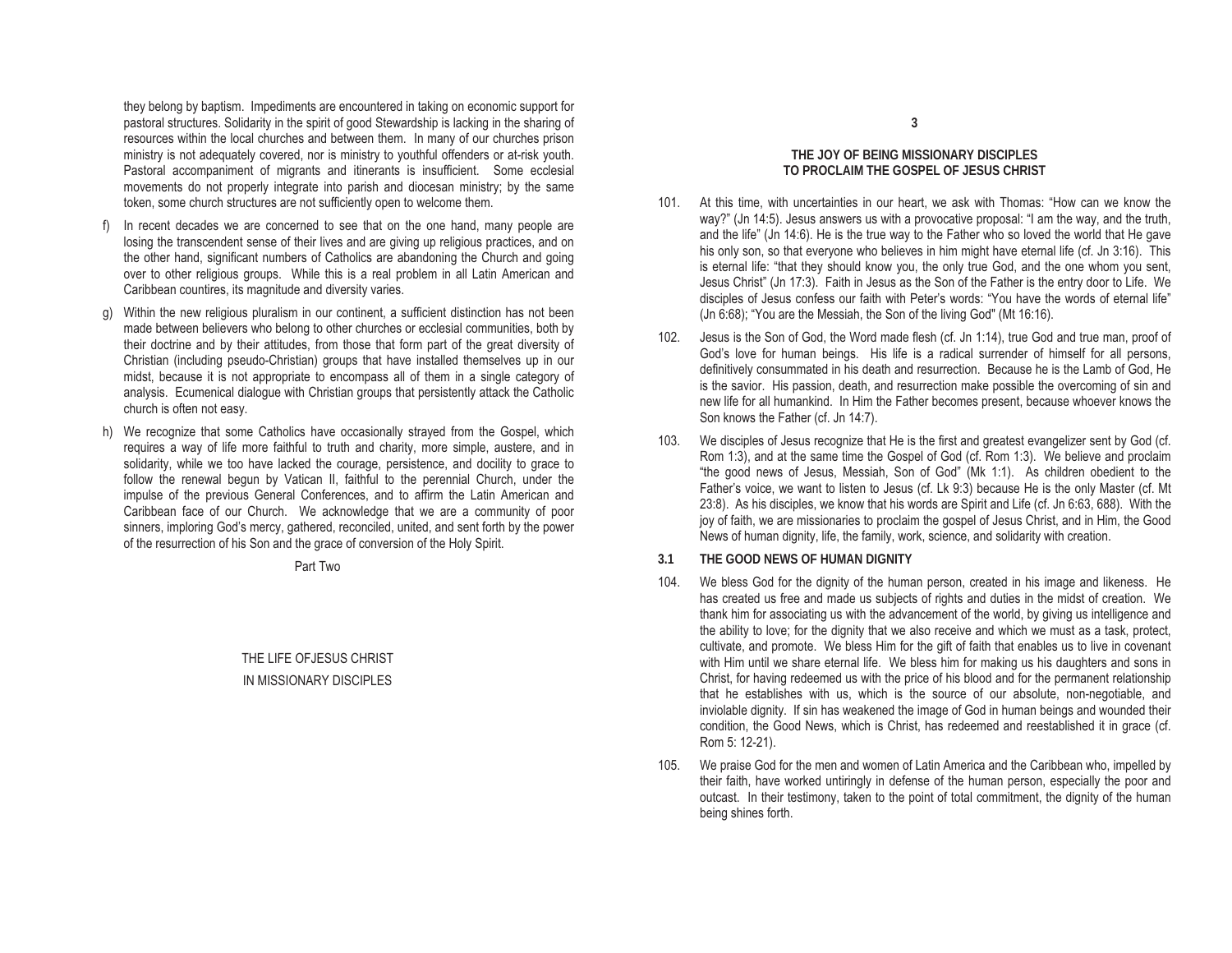they belong by baptism. Impediments are encountered in taking on economic support for pastoral structures. Solidarity in the spirit of good Stewardship is lacking in the sharing of resources within the local churches and between them. In many of our churches prison ministry is not adequately covered, nor is ministry to youthful offenders or at-risk youth. Pastoral accompaniment of migrants and itinerants is insufficient. Some ecclesial movements do not properly integrate into parish and diocesan ministry; by the same token, some church structures are not sufficiently open to welcome them.

f) In recent decades we are concerned to see that on the one hand, many people are losing the transcendent sense of their lives and are giving up religious practices, and on the other hand, significant numbers of Catholics are abandoning the Church and going over to other religious groups. While this is a real problem in all Latin American and Caribbean countires, its magnitude and diversity varies.

g) Within the new religious pluralism in our continent, a sufficient distinction has not been made between believers who belong to other churches or ecclesial communities, both by their doctrine and by their attitudes, from those that form part of the great diversity of Christian (including pseudo-Christian) groups that have installed themselves up in our midst, because it is not appropriate to encompass all of them in a single category of analysis. Ecumenical dialogue with Christian groups that persistently attack the Catholic church is often not easy.

h) We recognize that some Catholics have occasionally strayed from the Gospel, which requires a way of life more faithful to truth and charity, more simple, austere, and in solidarity, while we too have lacked the courage, persistence, and docility to grace to follow the renewal begun by Vatican II, faithful to the perennial Church, under the impulse of the previous General Conferences, and to affirm the Latin American and Caribbean face of our Church. We acknowledge that we are a community of poor sinners, imploring God's mercy, gathered, reconciled, united, and sent forth by the power of the resurrection of his Son and the grace of conversion of the Holy Spirit.

# Part Two

# THE LIFE OFJESUS CHRIST IN MISSIONARY DISCIPLES

## 3

## THE JOY OF BEING MISSIONARY DISCIPLES TO PROCLAIM THE GOSPEL OF JESUS CHRIST

101. At this time, with uncertainties in our heart, we ask with Thomas: "How can we know the way?" (Jn 14:5). Jesus answers us with a provocative proposal: "I am the way, and the truth, and the life" (Jn 14:6). He is the true way to the Father who so loved the world that He gave his only son, so that everyone who believes in him might have eternal life (cf. Jn 3:16). This is eternal life: "that they should know you, the only true God, and the one whom you sent, Jesus Christ" (Jn 17:3). Faith in Jesus as the Son of the Father is the entry door to Life. We disciples of Jesus confess our faith with Peter's words: "You have the words of eternal life" (Jn 6:68); "You are the Messiah, the Son of the living God" (Mt 16:16).

102. Jesus is the Son of God, the Word made flesh (cf. Jn 1:14), true God and true man, proof of God's love for human beings. His life is a radical surrender of himself for all persons, definitively consummated in his death and resurrection. Because he is the Lamb of God, He is the savior. His passion, death, and resurrection make possible the overcoming of sin and new life for all humankind. In Him the Father becomes present, because whoever knows the Son knows the Father (cf. Jn 14:7).

103. We disciples of Jesus recognize that He is the first and greatest evangelizer sent by God (cf. Rom 1:3), and at the same time the Gospel of God (cf. Rom 1:3). We believe and proclaim "the good news of Jesus, Messiah, Son of God" (Mk 1:1). As children obedient to the Father's voice, we want to listen to Jesus (cf. Lk 9:3) because He is the only Master (cf. Mt 23:8). As his disciples, we know that his words are Spirit and Life (cf. Jn 6:63, 688). With the joy of faith, we are missionaries to proclaim the gospel of Jesus Christ, and in Him, the Good News of human dignity, life, the family, work, science, and solidarity with creation.

### 3.1 THE GOOD NEWS OF HUMAN DIGNITY

104. We bless God for the dignity of the human person, created in his image and likeness. He has created us free and made us subjects of rights and duties in the midst of creation. We thank him for associating us with the advancement of the world, by giving us intelligence and the ability to love; for the dignity that we also receive and which we must as a task, protect, cultivate, and promote. We bless Him for the gift of faith that enables us to live in covenant with Him until we share eternal life. We bless him for making us his daughters and sons in Christ, for having redeemed us with the price of his blood and for the permanent relationship that he establishes with us, which is the source of our absolute, non-negotiable, and inviolable dignity. If sin has weakened the image of God in human beings and wounded their condition, the Good News, which is Christ, has redeemed and reestablished it in grace (cf. Rom 5: 12-21).

105. We praise God for the men and women of Latin America and the Caribbean who, impelled by their faith, have worked untiringly in defense of the human person, especially the poor and outcast. In their testimony, taken to the point of total commitment, the dignity of the human being shines forth.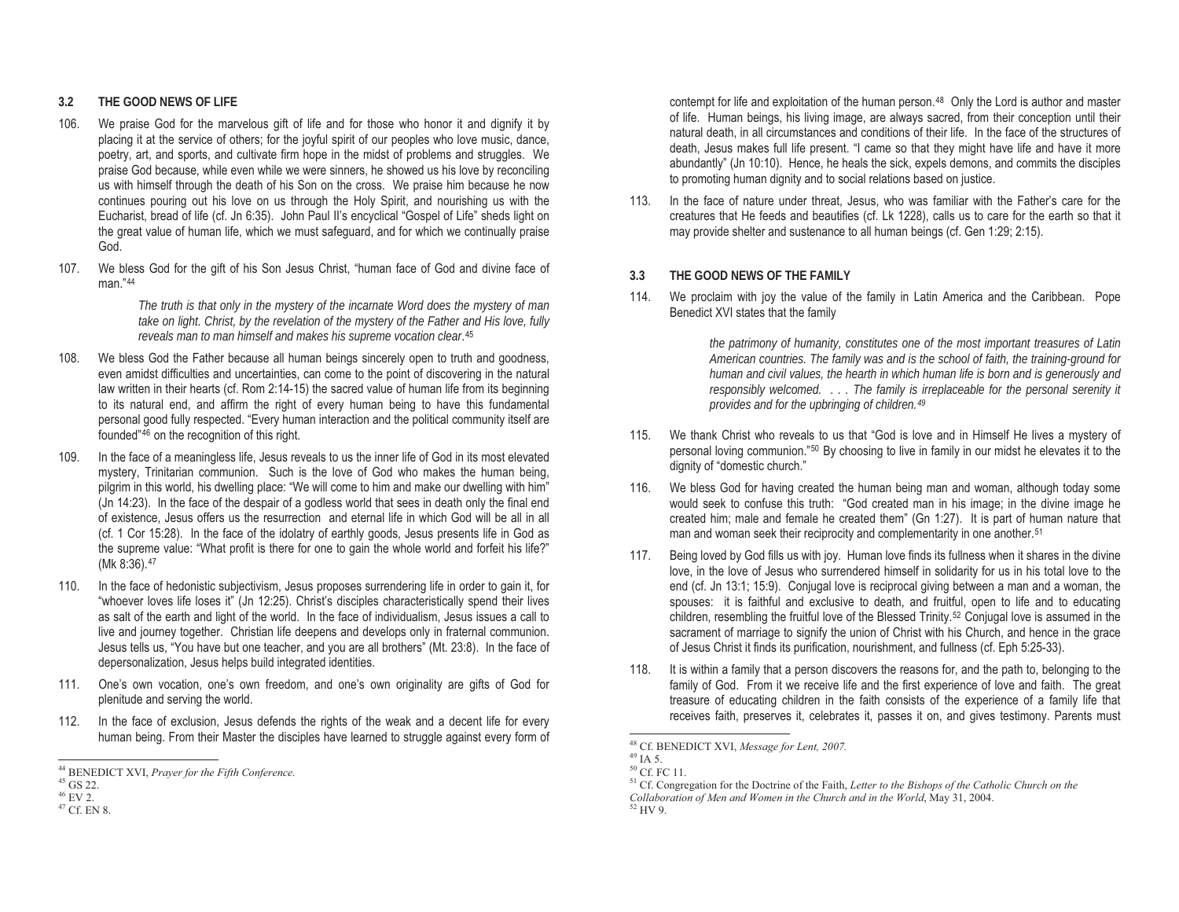### 3.2 THE GOOD NEWS OF LIFE

106. We praise God for the marvelous gift of life and for those who honor it and dignify it by placing it at the service of others; for the joyful spirit of our peoples who love music, dance, poetry, art, and sports, and cultivate firm hope in the midst of problems and struggles. We praise God because, while even while we were sinners, he showed us his love by reconciling us with himself through the death of his Son on the cross. We praise him because he now continues pouring out his love on us through the Holy Spirit, and nourishing us with the Eucharist, bread of life (cf. Jn 6:35). John Paul II's encyclical "Gospel of Life" sheds light on the great value of human life, which we must safeguard, and for which we continually praise God.

107. We bless God for the gift of his Son Jesus Christ, "human face of God and divine face of man."[44]

> *The truth is that only in the mystery of the incarnate Word does the mystery of man take on light. Christ, by the revelation of the mystery of the Father and His love, fully reveals man to man himself and makes his supreme vocation clear*.[45]

108. We bless God the Father because all human beings sincerely open to truth and goodness, even amidst difficulties and uncertainties, can come to the point of discovering in the natural law written in their hearts (cf. Rom 2:14-15) the sacred value of human life from its beginning to its natural end, and affirm the right of every human being to have this fundamental personal good fully respected. "Every human interaction and the political community itself are founded"[46] on the recognition of this right.

109. In the face of a meaningless life, Jesus reveals to us the inner life of God in its most elevated mystery, Trinitarian communion. Such is the love of God who makes the human being, pilgrim in this world, his dwelling place: "We will come to him and make our dwelling with him" (Jn 14:23). In the face of the despair of a godless world that sees in death only the final end of existence, Jesus offers us the resurrection and eternal life in which God will be all in all (cf. 1 Cor 15:28). In the face of the idolatry of earthly goods, Jesus presents life in God as the supreme value: "What profit is there for one to gain the whole world and forfeit his life?" (Mk 8:36).[47]

110. In the face of hedonistic subjectivism, Jesus proposes surrendering life in order to gain it, for "whoever loves life loses it" (Jn 12:25). Christ's disciples characteristically spend their lives as salt of the earth and light of the world. In the face of individualism, Jesus issues a call to live and journey together. Christian life deepens and develops only in fraternal communion. Jesus tells us, "You have but one teacher, and you are all brothers" (Mt. 23:8). In the face of depersonalization, Jesus helps build integrated identities.

111. One's own vocation, one's own freedom, and one's own originality are gifts of God for plenitude and serving the world.

112. In the face of exclusion, Jesus defends the rights of the weak and a decent life for every human being. From their Master the disciples have learned to struggle against every form of contempt for life and exploitation of the human person.[48] Only the Lord is author and master of life. Human beings, his living image, are always sacred, from their conception until their natural death, in all circumstances and conditions of their life. In the face of the structures of death, Jesus makes full life present. "I came so that they might have life and have it more abundantly" (Jn 10:10). Hence, he heals the sick, expels demons, and commits the disciples to promoting human dignity and to social relations based on justice.

113. In the face of nature under threat, Jesus, who was familiar with the Father's care for the creatures that He feeds and beautifies (cf. Lk 1228), calls us to care for the earth so that it may provide shelter and sustenance to all human beings (cf. Gen 1:29; 2:15).

### 3.3 THE GOOD NEWS OF THE FAMILY

114. We proclaim with joy the value of the family in Latin America and the Caribbean. Pope Benedict XVI states that the family

> *the patrimony of humanity, constitutes one of the most important treasures of Latin American countries. The family was and is the school of faith, the training-ground for human and civil values, the hearth in which human life is born and is generously and responsibly welcomed. . . . The family is irreplaceable for the personal serenity it provides and for the upbringing of children.*[49]

115. We thank Christ who reveals to us that "God is love and in Himself He lives a mystery of personal loving communion."[50] By choosing to live in family in our midst he elevates it to the dignity of "domestic church."

116. We bless God for having created the human being man and woman, although today some would seek to confuse this truth: "God created man in his image; in the divine image he created him; male and female he created them" (Gn 1:27). It is part of human nature that man and woman seek their reciprocity and complementarity in one another.[51]

117. Being loved by God fills us with joy. Human love finds its fullness when it shares in the divine love, in the love of Jesus who surrendered himself in solidarity for us in his total love to the end (cf. Jn 13:1; 15:9). Conjugal love is reciprocal giving between a man and a woman, the spouses: it is faithful and exclusive to death, and fruitful, open to life and to educating children, resembling the fruitful love of the Blessed Trinity.[52] Conjugal love is assumed in the sacrament of marriage to signify the union of Christ with his Church, and hence in the grace of Jesus Christ it finds its purification, nourishment, and fullness (cf. Eph 5:25-33).

118. It is within a family that a person discovers the reasons for, and the path to, belonging to the family of God. From it we receive life and the first experience of love and faith. The great treasure of educating children in the faith consists of the experience of a family life that receives faith, preserves it, celebrates it, passes it on, and gives testimony. Parents must

---

[44] BENEDICT XVI, *Prayer for the Fifth Conference.*
[45] GS 22.
[46] EV 2.
[47] Cf. EN 8.
[48] Cf. BENEDICT XVI, *Message for Lent, 2007.*
[49] IA 5.
[50] Cf. FC 11.
[51] Cf. Congregation for the Doctrine of the Faith, *Letter to the Bishops of the Catholic Church on the Collaboration of Men and Women in the Church and in the World*, May 31, 2004.
[52] HV 9.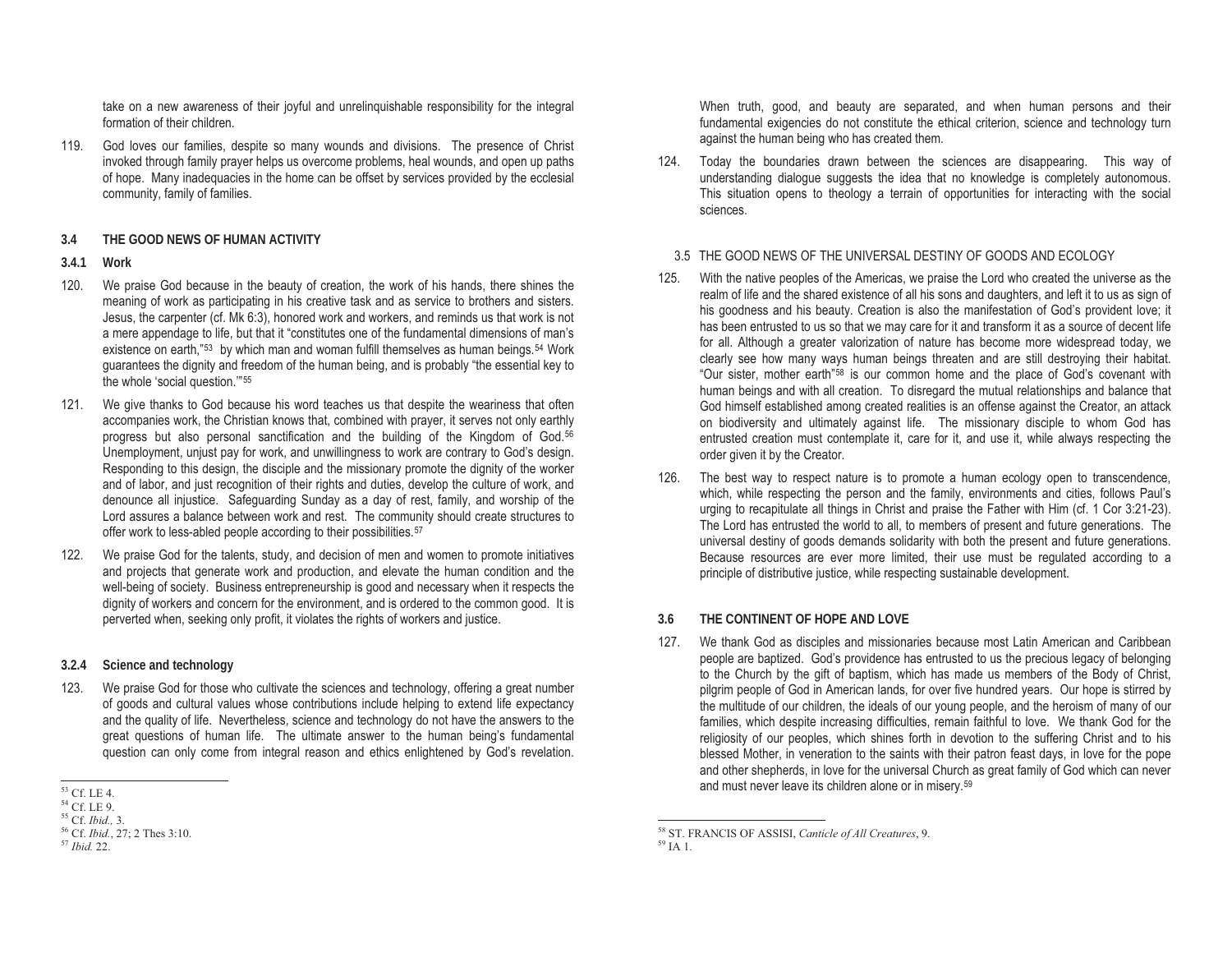take on a new awareness of their joyful and unrelinquishable responsibility for the integral formation of their children.

119. God loves our families, despite so many wounds and divisions. The presence of Christ invoked through family prayer helps us overcome problems, heal wounds, and open up paths of hope. Many inadequacies in the home can be offset by services provided by the ecclesial community, family of families.

### 3.4 THE GOOD NEWS OF HUMAN ACTIVITY

#### 3.4.1 Work

120. We praise God because in the beauty of creation, the work of his hands, there shines the meaning of work as participating in his creative task and as service to brothers and sisters. Jesus, the carpenter (cf. Mk 6:3), honored work and workers, and reminds us that work is not a mere appendage to life, but that it "constitutes one of the fundamental dimensions of man's existence on earth,"[53] by which man and woman fulfill themselves as human beings.[54] Work guarantees the dignity and freedom of the human being, and is probably "the essential key to the whole 'social question.'"[55]

121. We give thanks to God because his word teaches us that despite the weariness that often accompanies work, the Christian knows that, combined with prayer, it serves not only earthly progress but also personal sanctification and the building of the Kingdom of God.[56] Unemployment, unjust pay for work, and unwillingness to work are contrary to God's design. Responding to this design, the disciple and the missionary promote the dignity of the worker and of labor, and just recognition of their rights and duties, develop the culture of work, and denounce all injustice. Safeguarding Sunday as a day of rest, family, and worship of the Lord assures a balance between work and rest. The community should create structures to offer work to less-abled people according to their possibilities.[57]

122. We praise God for the talents, study, and decision of men and women to promote initiatives and projects that generate work and production, and elevate the human condition and the well-being of society. Business entrepreneurship is good and necessary when it respects the dignity of workers and concern for the environment, and is ordered to the common good. It is perverted when, seeking only profit, it violates the rights of workers and justice.

#### 3.2.4 Science and technology

123. We praise God for those who cultivate the sciences and technology, offering a great number of goods and cultural values whose contributions include helping to extend life expectancy and the quality of life. Nevertheless, science and technology do not have the answers to the great questions of human life. The ultimate answer to the human being's fundamental question can only come from integral reason and ethics enlightened by God's revelation. When truth, good, and beauty are separated, and when human persons and their fundamental exigencies do not constitute the ethical criterion, science and technology turn against the human being who has created them.

124. Today the boundaries drawn between the sciences are disappearing. This way of understanding dialogue suggests the idea that no knowledge is completely autonomous. This situation opens to theology a terrain of opportunities for interacting with the social sciences.

### 3.5 THE GOOD NEWS OF THE UNIVERSAL DESTINY OF GOODS AND ECOLOGY

125. With the native peoples of the Americas, we praise the Lord who created the universe as the realm of life and the shared existence of all his sons and daughters, and left it to us as sign of his goodness and his beauty. Creation is also the manifestation of God's provident love; it has been entrusted to us so that we may care for it and transform it as a source of decent life for all. Although a greater valorization of nature has become more widespread today, we clearly see how many ways human beings threaten and are still destroying their habitat. "Our sister, mother earth"[58] is our common home and the place of God's covenant with human beings and with all creation. To disregard the mutual relationships and balance that God himself established among created realities is an offense against the Creator, an attack on biodiversity and ultimately against life. The missionary disciple to whom God has entrusted creation must contemplate it, care for it, and use it, while always respecting the order given it by the Creator.

126. The best way to respect nature is to promote a human ecology open to transcendence, which, while respecting the person and the family, environments and cities, follows Paul's urging to recapitulate all things in Christ and praise the Father with Him (cf. 1 Cor 3:21-23). The Lord has entrusted the world to all, to members of present and future generations. The universal destiny of goods demands solidarity with both the present and future generations. Because resources are ever more limited, their use must be regulated according to a principle of distributive justice, while respecting sustainable development.

### 3.6 THE CONTINENT OF HOPE AND LOVE

127. We thank God as disciples and missionaries because most Latin American and Caribbean people are baptized. God's providence has entrusted to us the precious legacy of belonging to the Church by the gift of baptism, which has made us members of the Body of Christ, pilgrim people of God in American lands, for over five hundred years. Our hope is stirred by the multitude of our children, the ideals of our young people, and the heroism of many of our families, which despite increasing difficulties, remain faithful to love. We thank God for the religiosity of our peoples, which shines forth in devotion to the suffering Christ and to his blessed Mother, in veneration to the saints with their patron feast days, in love for the pope and other shepherds, in love for the universal Church as great family of God which can never and must never leave its children alone or in misery.[59]

---

[53] Cf. LE 4.
[54] Cf. LE 9.
[55] Cf. *Ibid.,* 3.
[56] Cf. *Ibid.*, 27; 2 Thes 3:10.
[57] *Ibid.* 22.
[58] ST. FRANCIS OF ASSISI, *Canticle of All Creatures*, 9.
[59] IA 1.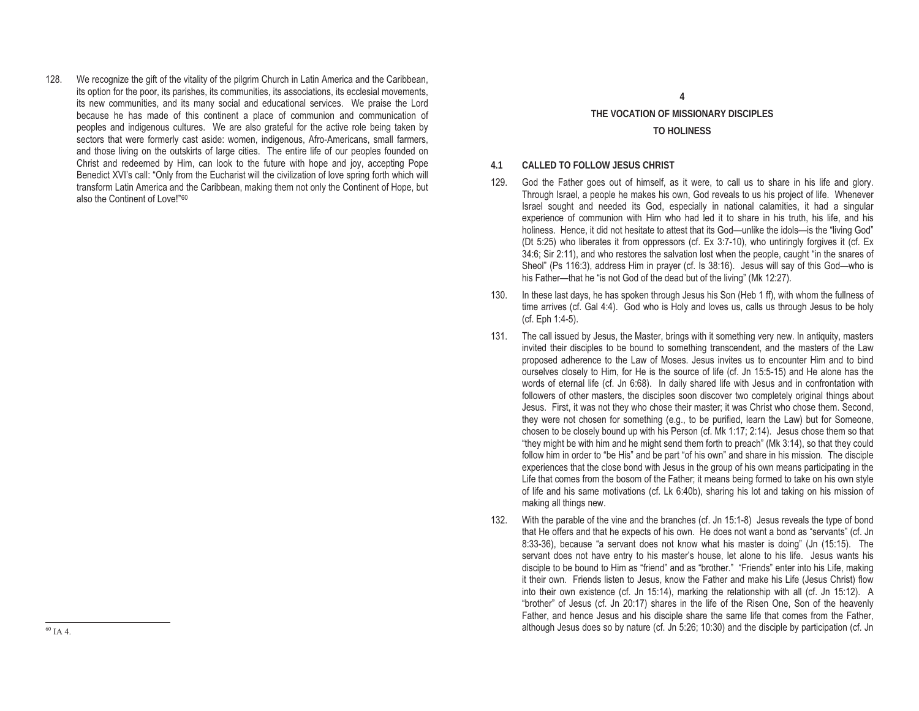128. We recognize the gift of the vitality of the pilgrim Church in Latin America and the Caribbean, its option for the poor, its parishes, its communities, its associations, its ecclesial movements, its new communities, and its many social and educational services. We praise the Lord because he has made of this continent a place of communion and communication of peoples and indigenous cultures. We are also grateful for the active role being taken by sectors that were formerly cast aside: women, indigenous, Afro-Americans, small farmers, and those living on the outskirts of large cities. The entire life of our peoples founded on Christ and redeemed by Him, can look to the future with hope and joy, accepting Pope Benedict XVI's call: "Only from the Eucharist will the civilization of love spring forth which will transform Latin America and the Caribbean, making them not only the Continent of Hope, but also the Continent of Love!"[60]

[60] IA 4.

# 4
# THE VOCATION OF MISSIONARY DISCIPLES TO HOLINESS

## 4.1 CALLED TO FOLLOW JESUS CHRIST

129. God the Father goes out of himself, as it were, to call us to share in his life and glory. Through Israel, a people he makes his own, God reveals to us his project of life. Whenever Israel sought and needed its God, especially in national calamities, it had a singular experience of communion with Him who had led it to share in his truth, his life, and his holiness. Hence, it did not hesitate to attest that its God—unlike the idols—is the "living God" (Dt 5:25) who liberates it from oppressors (cf. Ex 3:7-10), who untiringly forgives it (cf. Ex 34:6; Sir 2:11), and who restores the salvation lost when the people, caught "in the snares of Sheol" (Ps 116:3), address Him in prayer (cf. Is 38:16). Jesus will say of this God—who is his Father—that he "is not God of the dead but of the living" (Mk 12:27).

130. In these last days, he has spoken through Jesus his Son (Heb 1 ff), with whom the fullness of time arrives (cf. Gal 4:4). God who is Holy and loves us, calls us through Jesus to be holy (cf. Eph 1:4-5).

131. The call issued by Jesus, the Master, brings with it something very new. In antiquity, masters invited their disciples to be bound to something transcendent, and the masters of the Law proposed adherence to the Law of Moses. Jesus invites us to encounter Him and to bind ourselves closely to Him, for He is the source of life (cf. Jn 15:5-15) and He alone has the words of eternal life (cf. Jn 6:68). In daily shared life with Jesus and in confrontation with followers of other masters, the disciples soon discover two completely original things about Jesus. First, it was not they who chose their master; it was Christ who chose them. Second, they were not chosen for something (e.g., to be purified, learn the Law) but for Someone, chosen to be closely bound up with his Person (cf. Mk 1:17; 2:14). Jesus chose them so that "they might be with him and he might send them forth to preach" (Mk 3:14), so that they could follow him in order to "be His" and be part "of his own" and share in his mission. The disciple experiences that the close bond with Jesus in the group of his own means participating in the Life that comes from the bosom of the Father; it means being formed to take on his own style of life and his same motivations (cf. Lk 6:40b), sharing his lot and taking on his mission of making all things new.

132. With the parable of the vine and the branches (cf. Jn 15:1-8) Jesus reveals the type of bond that He offers and that he expects of his own. He does not want a bond as "servants" (cf. Jn 8:33-36), because "a servant does not know what his master is doing" (Jn (15:15). The servant does not have entry to his master's house, let alone to his life. Jesus wants his disciple to be bound to Him as "friend" and as "brother." "Friends" enter into his Life, making it their own. Friends listen to Jesus, know the Father and make his Life (Jesus Christ) flow into their own existence (cf. Jn 15:14), marking the relationship with all (cf. Jn 15:12). A "brother" of Jesus (cf. Jn 20:17) shares in the life of the Risen One, Son of the heavenly Father, and hence Jesus and his disciple share the same life that comes from the Father, although Jesus does so by nature (cf. Jn 5:26; 10:30) and the disciple by participation (cf. Jn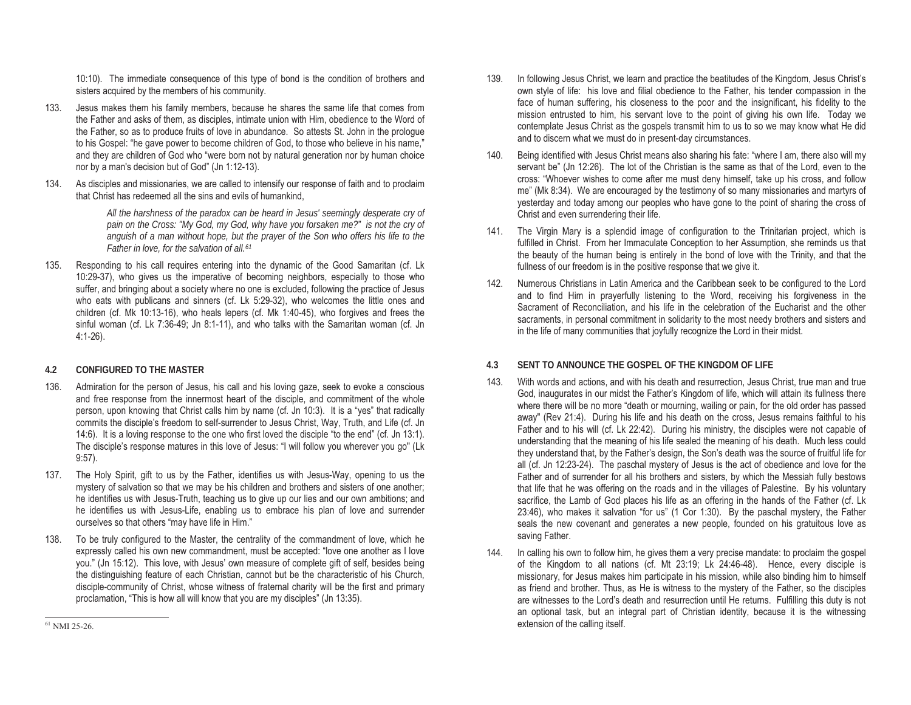10:10). The immediate consequence of this type of bond is the condition of brothers and sisters acquired by the members of his community.

133. Jesus makes them his family members, because he shares the same life that comes from the Father and asks of them, as disciples, intimate union with Him, obedience to the Word of the Father, so as to produce fruits of love in abundance. So attests St. John in the prologue to his Gospel: "he gave power to become children of God, to those who believe in his name," and they are children of God who "were born not by natural generation nor by human choice nor by a man's decision but of God" (Jn 1:12-13).

134. As disciples and missionaries, we are called to intensify our response of faith and to proclaim that Christ has redeemed all the sins and evils of humankind,

> *All the harshness of the paradox can be heard in Jesus' seemingly desperate cry of pain on the Cross: "My God, my God, why have you forsaken me?" is not the cry of anguish of a man without hope, but the prayer of the Son who offers his life to the Father in love, for the salvation of all.*[61]

135. Responding to his call requires entering into the dynamic of the Good Samaritan (cf. Lk 10:29-37), who gives us the imperative of becoming neighbors, especially to those who suffer, and bringing about a society where no one is excluded, following the practice of Jesus who eats with publicans and sinners (cf. Lk 5:29-32), who welcomes the little ones and children (cf. Mk 10:13-16), who heals lepers (cf. Mk 1:40-45), who forgives and frees the sinful woman (cf. Lk 7:36-49; Jn 8:1-11), and who talks with the Samaritan woman (cf. Jn 4:1-26).

### 4.2 CONFIGURED TO THE MASTER

136. Admiration for the person of Jesus, his call and his loving gaze, seek to evoke a conscious and free response from the innermost heart of the disciple, and commitment of the whole person, upon knowing that Christ calls him by name (cf. Jn 10:3). It is a "yes" that radically commits the disciple's freedom to self-surrender to Jesus Christ, Way, Truth, and Life (cf. Jn 14:6). It is a loving response to the one who first loved the disciple "to the end" (cf. Jn 13:1). The disciple's response matures in this love of Jesus: "I will follow you wherever you go" (Lk 9:57).

137. The Holy Spirit, gift to us by the Father, identifies us with Jesus-Way, opening to us the mystery of salvation so that we may be his children and brothers and sisters of one another; he identifies us with Jesus-Truth, teaching us to give up our lies and our own ambitions; and he identifies us with Jesus-Life, enabling us to embrace his plan of love and surrender ourselves so that others "may have life in Him."

138. To be truly configured to the Master, the centrality of the commandment of love, which he expressly called his own new commandment, must be accepted: "love one another as I love you." (Jn 15:12). This love, with Jesus' own measure of complete gift of self, besides being the distinguishing feature of each Christian, cannot but be the characteristic of his Church, disciple-community of Christ, whose witness of fraternal charity will be the first and primary proclamation, "This is how all will know that you are my disciples" (Jn 13:35).

139. In following Jesus Christ, we learn and practice the beatitudes of the Kingdom, Jesus Christ's own style of life: his love and filial obedience to the Father, his tender compassion in the face of human suffering, his closeness to the poor and the insignificant, his fidelity to the mission entrusted to him, his servant love to the point of giving his own life. Today we contemplate Jesus Christ as the gospels transmit him to us to so we may know what He did and to discern what we must do in present-day circumstances.

140. Being identified with Jesus Christ means also sharing his fate: "where I am, there also will my servant be" (Jn 12:26). The lot of the Christian is the same as that of the Lord, even to the cross: "Whoever wishes to come after me must deny himself, take up his cross, and follow me" (Mk 8:34). We are encouraged by the testimony of so many missionaries and martyrs of yesterday and today among our peoples who have gone to the point of sharing the cross of Christ and even surrendering their life.

141. The Virgin Mary is a splendid image of configuration to the Trinitarian project, which is fulfilled in Christ. From her Immaculate Conception to her Assumption, she reminds us that the beauty of the human being is entirely in the bond of love with the Trinity, and that the fullness of our freedom is in the positive response that we give it.

142. Numerous Christians in Latin America and the Caribbean seek to be configured to the Lord and to find Him in prayerfully listening to the Word, receiving his forgiveness in the Sacrament of Reconciliation, and his life in the celebration of the Eucharist and the other sacraments, in personal commitment in solidarity to the most needy brothers and sisters and in the life of many communities that joyfully recognize the Lord in their midst.

### 4.3 SENT TO ANNOUNCE THE GOSPEL OF THE KINGDOM OF LIFE

143. With words and actions, and with his death and resurrection, Jesus Christ, true man and true God, inaugurates in our midst the Father's Kingdom of life, which will attain its fullness there where there will be no more "death or mourning, wailing or pain, for the old order has passed away" (Rev 21:4). During his life and his death on the cross, Jesus remains faithful to his Father and to his will (cf. Lk 22:42). During his ministry, the disciples were not capable of understanding that the meaning of his life sealed the meaning of his death. Much less could they understand that, by the Father's design, the Son's death was the source of fruitful life for all (cf. Jn 12:23-24). The paschal mystery of Jesus is the act of obedience and love for the Father and of surrender for all his brothers and sisters, by which the Messiah fully bestows that life that he was offering on the roads and in the villages of Palestine. By his voluntary sacrifice, the Lamb of God places his life as an offering in the hands of the Father (cf. Lk 23:46), who makes it salvation "for us" (1 Cor 1:30). By the paschal mystery, the Father seals the new covenant and generates a new people, founded on his gratuitous love as saving Father.

144. In calling his own to follow him, he gives them a very precise mandate: to proclaim the gospel of the Kingdom to all nations (cf. Mt 23:19; Lk 24:46-48). Hence, every disciple is missionary, for Jesus makes him participate in his mission, while also binding him to himself as friend and brother. Thus, as He is witness to the mystery of the Father, so the disciples are witnesses to the Lord's death and resurrection until He returns. Fulfilling this duty is not an optional task, but an integral part of Christian identity, because it is the witnessing extension of the calling itself.

---

[61] NMI 25-26.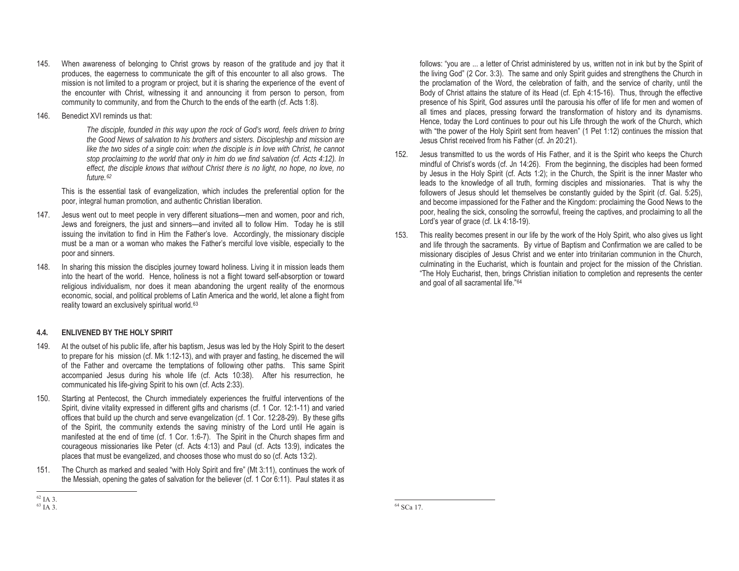145. When awareness of belonging to Christ grows by reason of the gratitude and joy that it produces, the eagerness to communicate the gift of this encounter to all also grows. The mission is not limited to a program or project, but it is sharing the experience of the event of the encounter with Christ, witnessing it and announcing it from person to person, from community to community, and from the Church to the ends of the earth (cf. Acts 1:8).

146. Benedict XVI reminds us that:

> *The disciple, founded in this way upon the rock of God's word, feels driven to bring the Good News of salvation to his brothers and sisters. Discipleship and mission are like the two sides of a single coin: when the disciple is in love with Christ, he cannot stop proclaiming to the world that only in him do we find salvation (cf. Acts 4:12). In effect, the disciple knows that without Christ there is no light, no hope, no love, no future.*[62]

This is the essential task of evangelization, which includes the preferential option for the poor, integral human promotion, and authentic Christian liberation.

147. Jesus went out to meet people in very different situations—men and women, poor and rich, Jews and foreigners, the just and sinners—and invited all to follow Him. Today he is still issuing the invitation to find in Him the Father's love. Accordingly, the missionary disciple must be a man or a woman who makes the Father's merciful love visible, especially to the poor and sinners.

148. In sharing this mission the disciples journey toward holiness. Living it in mission leads them into the heart of the world. Hence, holiness is not a flight toward self-absorption or toward religious individualism, nor does it mean abandoning the urgent reality of the enormous economic, social, and political problems of Latin America and the world, let alone a flight from reality toward an exclusively spiritual world.[63]

### 4.4. ENLIVENED BY THE HOLY SPIRIT

149. At the outset of his public life, after his baptism, Jesus was led by the Holy Spirit to the desert to prepare for his mission (cf. Mk 1:12-13), and with prayer and fasting, he discerned the will of the Father and overcame the temptations of following other paths. This same Spirit accompanied Jesus during his whole life (cf. Acts 10:38). After his resurrection, he communicated his life-giving Spirit to his own (cf. Acts 2:33).

150. Starting at Pentecost, the Church immediately experiences the fruitful interventions of the Spirit, divine vitality expressed in different gifts and charisms (cf. 1 Cor. 12:1-11) and varied offices that build up the church and serve evangelization (cf. 1 Cor. 12:28-29). By these gifts of the Spirit, the community extends the saving ministry of the Lord until He again is manifested at the end of time (cf. 1 Cor. 1:6-7). The Spirit in the Church shapes firm and courageous missionaries like Peter (cf. Acts 4:13) and Paul (cf. Acts 13:9), indicates the places that must be evangelized, and chooses those who must do so (cf. Acts 13:2).

151. The Church as marked and sealed "with Holy Spirit and fire" (Mt 3:11), continues the work of the Messiah, opening the gates of salvation for the believer (cf. 1 Cor 6:11). Paul states it as follows: "you are ... a letter of Christ administered by us, written not in ink but by the Spirit of the living God" (2 Cor. 3:3). The same and only Spirit guides and strengthens the Church in the proclamation of the Word, the celebration of faith, and the service of charity, until the Body of Christ attains the stature of its Head (cf. Eph 4:15-16). Thus, through the effective presence of his Spirit, God assures until the parousia his offer of life for men and women of all times and places, pressing forward the transformation of history and its dynamisms. Hence, today the Lord continues to pour out his Life through the work of the Church, which with "the power of the Holy Spirit sent from heaven" (1 Pet 1:12) continues the mission that Jesus Christ received from his Father (cf. Jn 20:21).

152. Jesus transmitted to us the words of His Father, and it is the Spirit who keeps the Church mindful of Christ's words (cf. Jn 14:26). From the beginning, the disciples had been formed by Jesus in the Holy Spirit (cf. Acts 1:2); in the Church, the Spirit is the inner Master who leads to the knowledge of all truth, forming disciples and missionaries. That is why the followers of Jesus should let themselves be constantly guided by the Spirit (cf. Gal. 5:25), and become impassioned for the Father and the Kingdom: proclaiming the Good News to the poor, healing the sick, consoling the sorrowful, freeing the captives, and proclaiming to all the Lord's year of grace (cf. Lk 4:18-19).

153. This reality becomes present in our life by the work of the Holy Spirit, who also gives us light and life through the sacraments. By virtue of Baptism and Confirmation we are called to be missionary disciples of Jesus Christ and we enter into trinitarian communion in the Church, culminating in the Eucharist, which is fountain and project for the mission of the Christian. "The Holy Eucharist, then, brings Christian initiation to completion and represents the center and goal of all sacramental life."[64]

---

[62] IA 3.
[63] IA 3.
[64] SCa 17.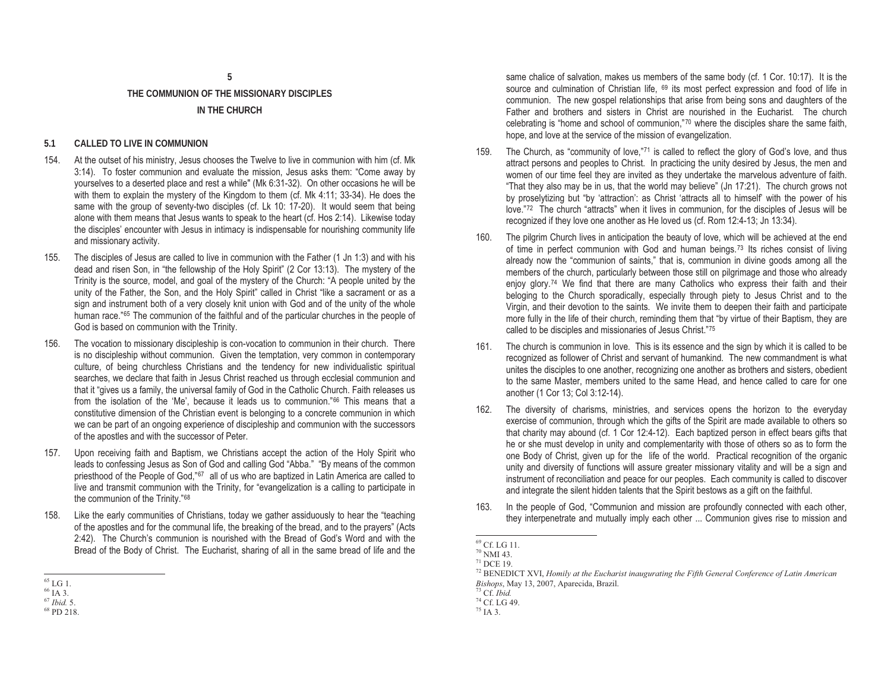# 5

# THE COMMUNION OF THE MISSIONARY DISCIPLES IN THE CHURCH

## 5.1 CALLED TO LIVE IN COMMUNION

154. At the outset of his ministry, Jesus chooses the Twelve to live in communion with him (cf. Mk 3:14). To foster communion and evaluate the mission, Jesus asks them: "Come away by yourselves to a deserted place and rest a while" (Mk 6:31-32). On other occasions he will be with them to explain the mystery of the Kingdom to them (cf. Mk 4:11; 33-34). He does the same with the group of seventy-two disciples (cf. Lk 10: 17-20). It would seem that being alone with them means that Jesus wants to speak to the heart (cf. Hos 2:14). Likewise today the disciples' encounter with Jesus in intimacy is indispensable for nourishing community life and missionary activity.

155. The disciples of Jesus are called to live in communion with the Father (1 Jn 1:3) and with his dead and risen Son, in "the fellowship of the Holy Spirit" (2 Cor 13:13). The mystery of the Trinity is the source, model, and goal of the mystery of the Church: "A people united by the unity of the Father, the Son, and the Holy Spirit" called in Christ "like a sacrament or as a sign and instrument both of a very closely knit union with God and of the unity of the whole human race."[65] The communion of the faithful and of the particular churches in the people of God is based on communion with the Trinity.

156. The vocation to missionary discipleship is con-vocation to communion in their church. There is no discipleship without communion. Given the temptation, very common in contemporary culture, of being churchless Christians and the tendency for new individualistic spiritual searches, we declare that faith in Jesus Christ reached us through ecclesial communion and that it "gives us a family, the universal family of God in the Catholic Church. Faith releases us from the isolation of the 'Me', because it leads us to communion."[66] This means that a constitutive dimension of the Christian event is belonging to a concrete communion in which we can be part of an ongoing experience of discipleship and communion with the successors of the apostles and with the successor of Peter.

157. Upon receiving faith and Baptism, we Christians accept the action of the Holy Spirit who leads to confessing Jesus as Son of God and calling God "Abba." "By means of the common priesthood of the People of God,"[67] all of us who are baptized in Latin America are called to live and transmit communion with the Trinity, for "evangelization is a calling to participate in the communion of the Trinity."[68]

158. Like the early communities of Christians, today we gather assiduously to hear the "teaching of the apostles and for the communal life, the breaking of the bread, and to the prayers" (Acts 2:42). The Church's communion is nourished with the Bread of God's Word and with the Bread of the Body of Christ. The Eucharist, sharing of all in the same bread of life and the same chalice of salvation, makes us members of the same body (cf. 1 Cor. 10:17). It is the source and culmination of Christian life, [69] its most perfect expression and food of life in communion. The new gospel relationships that arise from being sons and daughters of the Father and brothers and sisters in Christ are nourished in the Eucharist. The church celebrating is "home and school of communion,"[70] where the disciples share the same faith, hope, and love at the service of the mission of evangelization.

159. The Church, as "community of love,"[71] is called to reflect the glory of God's love, and thus attract persons and peoples to Christ. In practicing the unity desired by Jesus, the men and women of our time feel they are invited as they undertake the marvelous adventure of faith. "That they also may be in us, that the world may believe" (Jn 17:21). The church grows not by proselytizing but "by 'attraction': as Christ 'attracts all to himself' with the power of his love."[72] The church "attracts" when it lives in communion, for the disciples of Jesus will be recognized if they love one another as He loved us (cf. Rom 12:4-13; Jn 13:34).

160. The pilgrim Church lives in anticipation the beauty of love, which will be achieved at the end of time in perfect communion with God and human beings.[73] Its riches consist of living already now the "communion of saints," that is, communion in divine goods among all the members of the church, particularly between those still on pilgrimage and those who already enjoy glory.[74] We find that there are many Catholics who express their faith and their beloging to the Church sporadically, especially through piety to Jesus Christ and to the Virgin, and their devotion to the saints. We invite them to deepen their faith and participate more fully in the life of their church, reminding them that "by virtue of their Baptism, they are called to be disciples and missionaries of Jesus Christ."[75]

161. The church is communion in love. This is its essence and the sign by which it is called to be recognized as follower of Christ and servant of humankind. The new commandment is what unites the disciples to one another, recognizing one another as brothers and sisters, obedient to the same Master, members united to the same Head, and hence called to care for one another (1 Cor 13; Col 3:12-14).

162. The diversity of charisms, ministries, and services opens the horizon to the everyday exercise of communion, through which the gifts of the Spirit are made available to others so that charity may abound (cf. 1 Cor 12:4-12). Each baptized person in effect bears gifts that he or she must develop in unity and complementarity with those of others so as to form the one Body of Christ, given up for the life of the world. Practical recognition of the organic unity and diversity of functions will assure greater missionary vitality and will be a sign and instrument of reconciliation and peace for our peoples. Each community is called to discover and integrate the silent hidden talents that the Spirit bestows as a gift on the faithful.

163. In the people of God, "Communion and mission are profoundly connected with each other, they interpenetrate and mutually imply each other ... Communion gives rise to mission and

---

[65] LG 1.
[66] IA 3.
[67] *Ibid.* 5.
[68] PD 218.
[69] Cf. LG 11.
[70] NMI 43.
[71] DCE 19.
[72] BENEDICT XVI, *Homily at the Eucharist inaugurating the Fifth General Conference of Latin American Bishops*, May 13, 2007, Aparecida, Brazil.
[73] Cf. *Ibid.*
[74] Cf. LG 49.
[75] IA 3.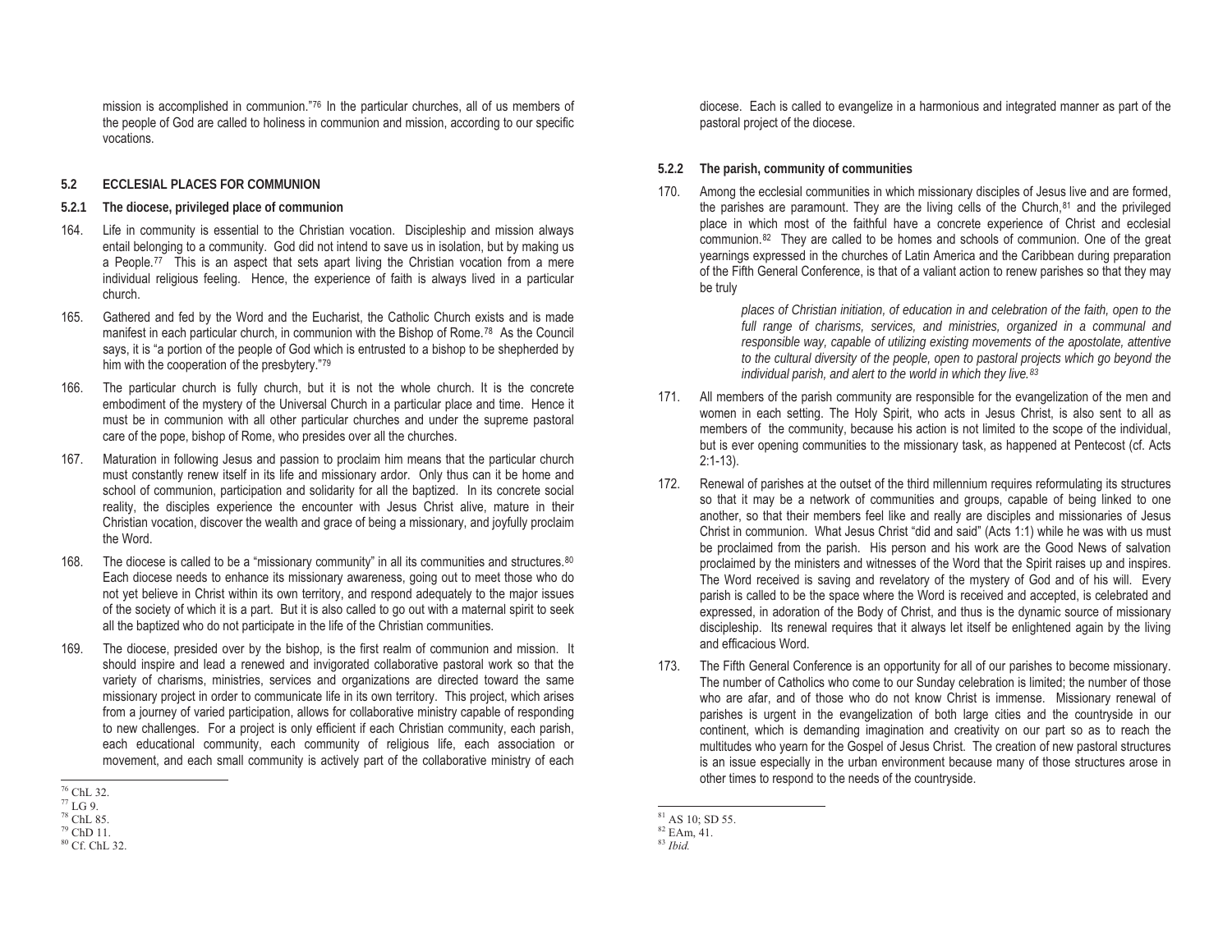mission is accomplished in communion."[76] In the particular churches, all of us members of the people of God are called to holiness in communion and mission, according to our specific vocations.

## 5.2 ECCLESIAL PLACES FOR COMMUNION

### 5.2.1 The diocese, privileged place of communion

164. Life in community is essential to the Christian vocation. Discipleship and mission always entail belonging to a community. God did not intend to save us in isolation, but by making us a People.[77] This is an aspect that sets apart living the Christian vocation from a mere individual religious feeling. Hence, the experience of faith is always lived in a particular church.

165. Gathered and fed by the Word and the Eucharist, the Catholic Church exists and is made manifest in each particular church, in communion with the Bishop of Rome.[78] As the Council says, it is "a portion of the people of God which is entrusted to a bishop to be shepherded by him with the cooperation of the presbytery."[79]

166. The particular church is fully church, but it is not the whole church. It is the concrete embodiment of the mystery of the Universal Church in a particular place and time. Hence it must be in communion with all other particular churches and under the supreme pastoral care of the pope, bishop of Rome, who presides over all the churches.

167. Maturation in following Jesus and passion to proclaim him means that the particular church must constantly renew itself in its life and missionary ardor. Only thus can it be home and school of communion, participation and solidarity for all the baptized. In its concrete social reality, the disciples experience the encounter with Jesus Christ alive, mature in their Christian vocation, discover the wealth and grace of being a missionary, and joyfully proclaim the Word.

168. The diocese is called to be a "missionary community" in all its communities and structures.[80] Each diocese needs to enhance its missionary awareness, going out to meet those who do not yet believe in Christ within its own territory, and respond adequately to the major issues of the society of which it is a part. But it is also called to go out with a maternal spirit to seek all the baptized who do not participate in the life of the Christian communities.

169. The diocese, presided over by the bishop, is the first realm of communion and mission. It should inspire and lead a renewed and invigorated collaborative pastoral work so that the variety of charisms, ministries, services and organizations are directed toward the same missionary project in order to communicate life in its own territory. This project, which arises from a journey of varied participation, allows for collaborative ministry capable of responding to new challenges. For a project is only efficient if each Christian community, each parish, each educational community, each community of religious life, each association or movement, and each small community is actively part of the collaborative ministry of each diocese. Each is called to evangelize in a harmonious and integrated manner as part of the pastoral project of the diocese.

[76] ChL 32.
[77] LG 9.
[78] ChL 85.
[79] ChD 11.
[80] Cf. ChL 32.

### 5.2.2 The parish, community of communities

170. Among the ecclesial communities in which missionary disciples of Jesus live and are formed, the parishes are paramount. They are the living cells of the Church,[81] and the privileged place in which most of the faithful have a concrete experience of Christ and ecclesial communion.[82] They are called to be homes and schools of communion. One of the great yearnings expressed in the churches of Latin America and the Caribbean during preparation of the Fifth General Conference, is that of a valiant action to renew parishes so that they may be truly

> *places of Christian initiation, of education in and celebration of the faith, open to the full range of charisms, services, and ministries, organized in a communal and responsible way, capable of utilizing existing movements of the apostolate, attentive to the cultural diversity of the people, open to pastoral projects which go beyond the individual parish, and alert to the world in which they live.*[83]

171. All members of the parish community are responsible for the evangelization of the men and women in each setting. The Holy Spirit, who acts in Jesus Christ, is also sent to all as members of the community, because his action is not limited to the scope of the individual, but is ever opening communities to the missionary task, as happened at Pentecost (cf. Acts 2:1-13).

172. Renewal of parishes at the outset of the third millennium requires reformulating its structures so that it may be a network of communities and groups, capable of being linked to one another, so that their members feel like and really are disciples and missionaries of Jesus Christ in communion. What Jesus Christ "did and said" (Acts 1:1) while he was with us must be proclaimed from the parish. His person and his work are the Good News of salvation proclaimed by the ministers and witnesses of the Word that the Spirit raises up and inspires. The Word received is saving and revelatory of the mystery of God and of his will. Every parish is called to be the space where the Word is received and accepted, is celebrated and expressed, in adoration of the Body of Christ, and thus is the dynamic source of missionary discipleship. Its renewal requires that it always let itself be enlightened again by the living and efficacious Word.

173. The Fifth General Conference is an opportunity for all of our parishes to become missionary. The number of Catholics who come to our Sunday celebration is limited; the number of those who are afar, and of those who do not know Christ is immense. Missionary renewal of parishes is urgent in the evangelization of both large cities and the countryside in our continent, which is demanding imagination and creativity on our part so as to reach the multitudes who yearn for the Gospel of Jesus Christ. The creation of new pastoral structures is an issue especially in the urban environment because many of those structures arose in other times to respond to the needs of the countryside.

[81] AS 10; SD 55.
[82] EAm, 41.
[83] *Ibid.*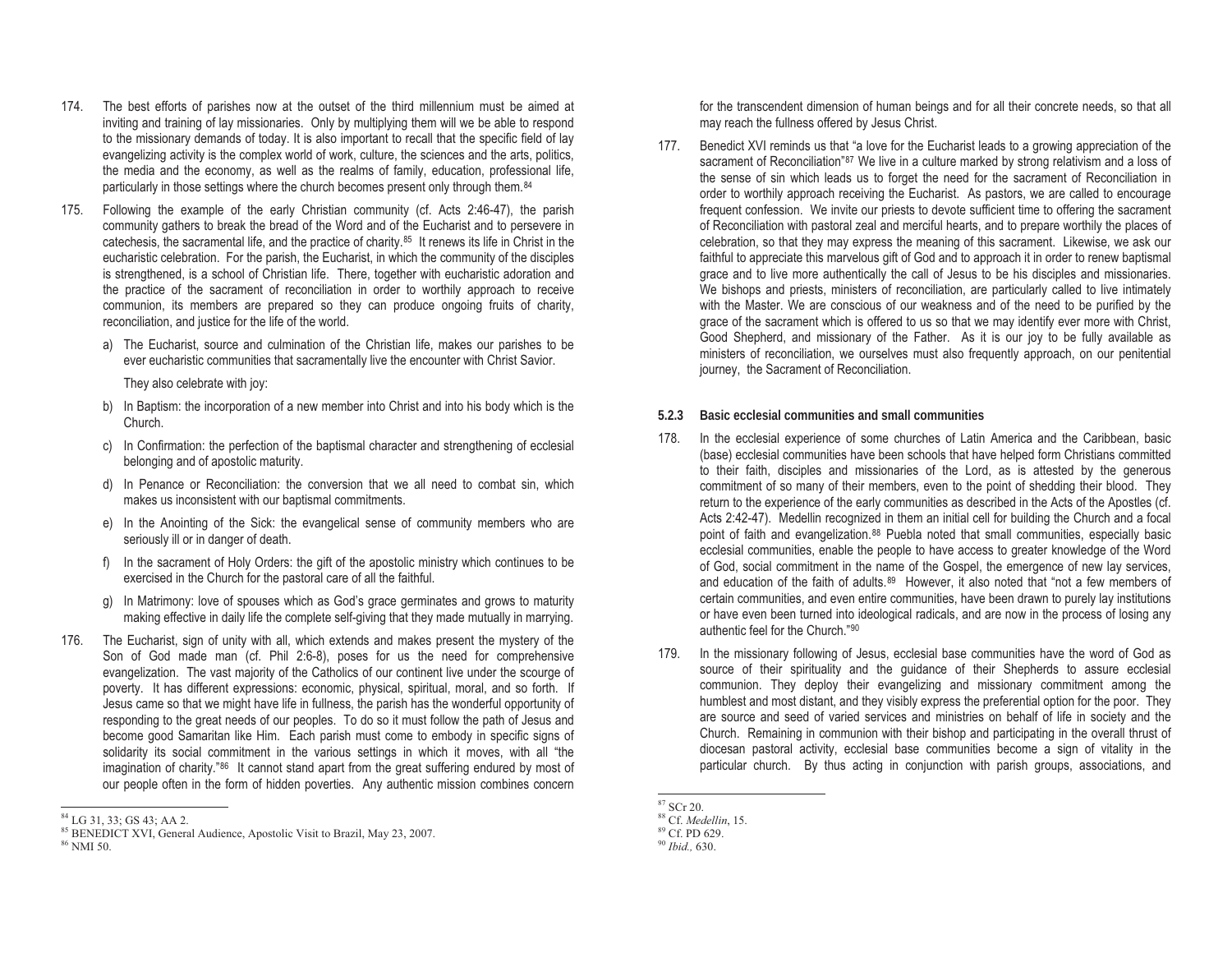174. The best efforts of parishes now at the outset of the third millennium must be aimed at inviting and training of lay missionaries. Only by multiplying them will we be able to respond to the missionary demands of today. It is also important to recall that the specific field of lay evangelizing activity is the complex world of work, culture, the sciences and the arts, politics, the media and the economy, as well as the realms of family, education, professional life, particularly in those settings where the church becomes present only through them.[84]

175. Following the example of the early Christian community (cf. Acts 2:46-47), the parish community gathers to break the bread of the Word and of the Eucharist and to persevere in catechesis, the sacramental life, and the practice of charity.[85] It renews its life in Christ in the eucharistic celebration. For the parish, the Eucharist, in which the community of the disciples is strengthened, is a school of Christian life. There, together with eucharistic adoration and the practice of the sacrament of reconciliation in order to worthily approach to receive communion, its members are prepared so they can produce ongoing fruits of charity, reconciliation, and justice for the life of the world.

a) The Eucharist, source and culmination of the Christian life, makes our parishes to be ever eucharistic communities that sacramentally live the encounter with Christ Savior.

   They also celebrate with joy:

b) In Baptism: the incorporation of a new member into Christ and into his body which is the Church.

c) In Confirmation: the perfection of the baptismal character and strengthening of ecclesial belonging and of apostolic maturity.

d) In Penance or Reconciliation: the conversion that we all need to combat sin, which makes us inconsistent with our baptismal commitments.

e) In the Anointing of the Sick: the evangelical sense of community members who are seriously ill or in danger of death.

f) In the sacrament of Holy Orders: the gift of the apostolic ministry which continues to be exercised in the Church for the pastoral care of all the faithful.

g) In Matrimony: love of spouses which as God's grace germinates and grows to maturity making effective in daily life the complete self-giving that they made mutually in marrying.

176. The Eucharist, sign of unity with all, which extends and makes present the mystery of the Son of God made man (cf. Phil 2:6-8), poses for us the need for comprehensive evangelization. The vast majority of the Catholics of our continent live under the scourge of poverty. It has different expressions: economic, physical, spiritual, moral, and so forth. If Jesus came so that we might have life in fullness, the parish has the wonderful opportunity of responding to the great needs of our peoples. To do so it must follow the path of Jesus and become good Samaritan like Him. Each parish must come to embody in specific signs of solidarity its social commitment in the various settings in which it moves, with all "the imagination of charity."[86] It cannot stand apart from the great suffering endured by most of our people often in the form of hidden poverties. Any authentic mission combines concern for the transcendent dimension of human beings and for all their concrete needs, so that all may reach the fullness offered by Jesus Christ.

177. Benedict XVI reminds us that "a love for the Eucharist leads to a growing appreciation of the sacrament of Reconciliation"[87] We live in a culture marked by strong relativism and a loss of the sense of sin which leads us to forget the need for the sacrament of Reconciliation in order to worthily approach receiving the Eucharist. As pastors, we are called to encourage frequent confession. We invite our priests to devote sufficient time to offering the sacrament of Reconciliation with pastoral zeal and merciful hearts, and to prepare worthily the places of celebration, so that they may express the meaning of this sacrament. Likewise, we ask our faithful to appreciate this marvelous gift of God and to approach it in order to renew baptismal grace and to live more authentically the call of Jesus to be his disciples and missionaries. We bishops and priests, ministers of reconciliation, are particularly called to live intimately with the Master. We are conscious of our weakness and of the need to be purified by the grace of the sacrament which is offered to us so that we may identify ever more with Christ, Good Shepherd, and missionary of the Father. As it is our joy to be fully available as ministers of reconciliation, we ourselves must also frequently approach, on our penitential journey, the Sacrament of Reconciliation.

### 5.2.3 Basic ecclesial communities and small communities

178. In the ecclesial experience of some churches of Latin America and the Caribbean, basic (base) ecclesial communities have been schools that have helped form Christians committed to their faith, disciples and missionaries of the Lord, as is attested by the generous commitment of so many of their members, even to the point of shedding their blood. They return to the experience of the early communities as described in the Acts of the Apostles (cf. Acts 2:42-47). Medellin recognized in them an initial cell for building the Church and a focal point of faith and evangelization.[88] Puebla noted that small communities, especially basic ecclesial communities, enable the people to have access to greater knowledge of the Word of God, social commitment in the name of the Gospel, the emergence of new lay services, and education of the faith of adults.[89] However, it also noted that "not a few members of certain communities, and even entire communities, have been drawn to purely lay institutions or have even been turned into ideological radicals, and are now in the process of losing any authentic feel for the Church."[90]

179. In the missionary following of Jesus, ecclesial base communities have the word of God as source of their spirituality and the guidance of their Shepherds to assure ecclesial communion. They deploy their evangelizing and missionary commitment among the humblest and most distant, and they visibly express the preferential option for the poor. They are source and seed of varied services and ministries on behalf of life in society and the Church. Remaining in communion with their bishop and participating in the overall thrust of diocesan pastoral activity, ecclesial base communities become a sign of vitality in the particular church. By thus acting in conjunction with parish groups, associations, and

---

[84] LG 31, 33; GS 43; AA 2.

[85] BENEDICT XVI, General Audience, Apostolic Visit to Brazil, May 23, 2007.

[86] NMI 50.

[87] SCr 20.

[88] Cf. *Medellin*, 15.

[89] Cf. PD 629.

[90] *Ibid.*, 630.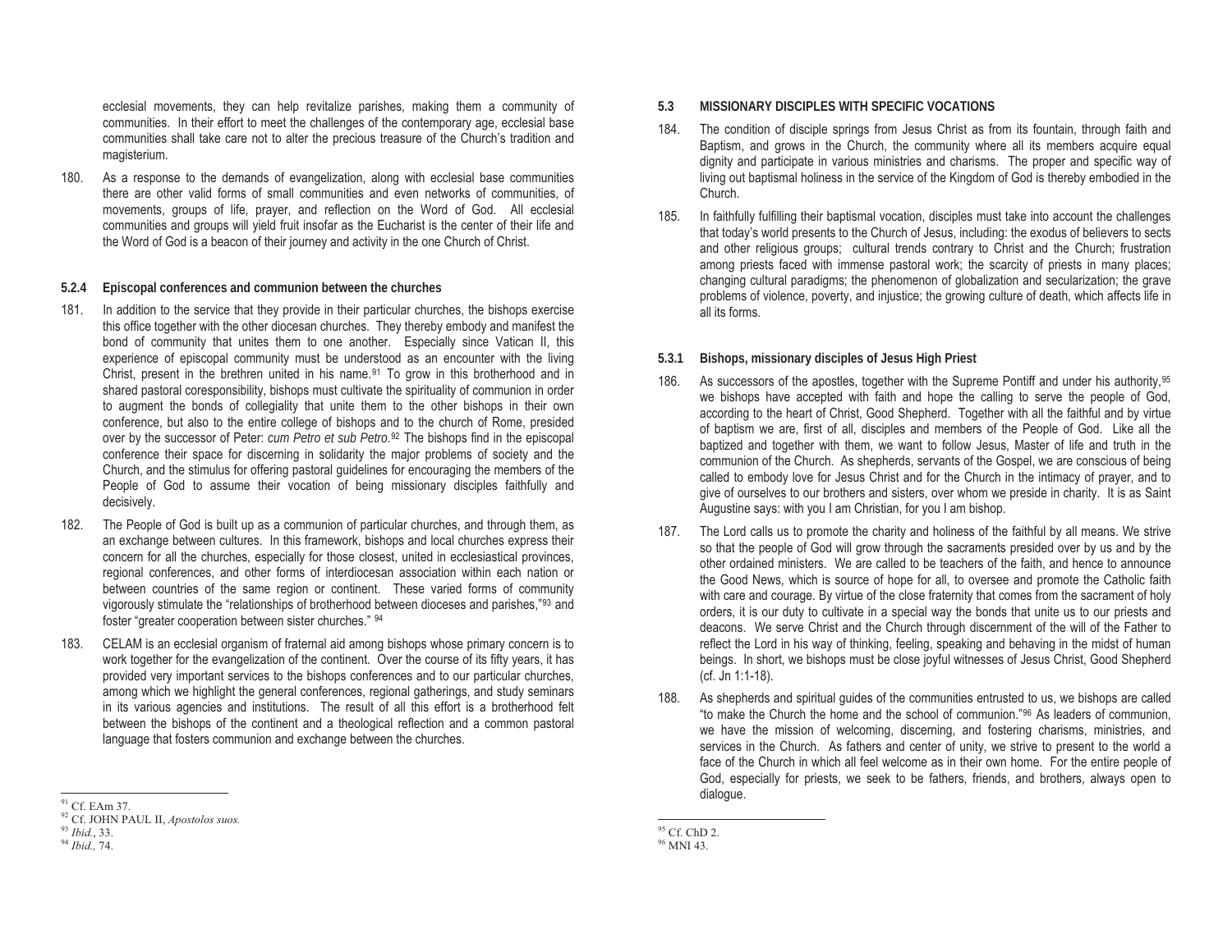ecclesial movements, they can help revitalize parishes, making them a community of communities. In their effort to meet the challenges of the contemporary age, ecclesial base communities shall take care not to alter the precious treasure of the Church's tradition and magisterium.

180. As a response to the demands of evangelization, along with ecclesial base communities there are other valid forms of small communities and even networks of communities, of movements, groups of life, prayer, and reflection on the Word of God. All ecclesial communities and groups will yield fruit insofar as the Eucharist is the center of their life and the Word of God is a beacon of their journey and activity in the one Church of Christ.

### 5.2.4 Episcopal conferences and communion between the churches

181. In addition to the service that they provide in their particular churches, the bishops exercise this office together with the other diocesan churches. They thereby embody and manifest the bond of community that unites them to one another. Especially since Vatican II, this experience of episcopal community must be understood as an encounter with the living Christ, present in the brethren united in his name.[91] To grow in this brotherhood and in shared pastoral coresponsibility, bishops must cultivate the spirituality of communion in order to augment the bonds of collegiality that unite them to the other bishops in their own conference, but also to the entire college of bishops and to the church of Rome, presided over by the successor of Peter: *cum Petro et sub Petro*.[92] The bishops find in the episcopal conference their space for discerning in solidarity the major problems of society and the Church, and the stimulus for offering pastoral guidelines for encouraging the members of the People of God to assume their vocation of being missionary disciples faithfully and decisively.

182. The People of God is built up as a communion of particular churches, and through them, as an exchange between cultures. In this framework, bishops and local churches express their concern for all the churches, especially for those closest, united in ecclesiastical provinces, regional conferences, and other forms of interdiocesan association within each nation or between countries of the same region or continent. These varied forms of community vigorously stimulate the "relationships of brotherhood between dioceses and parishes,"[93] and foster "greater cooperation between sister churches." [94]

183. CELAM is an ecclesial organism of fraternal aid among bishops whose primary concern is to work together for the evangelization of the continent. Over the course of its fifty years, it has provided very important services to the bishops conferences and to our particular churches, among which we highlight the general conferences, regional gatherings, and study seminars in its various agencies and institutions. The result of all this effort is a brotherhood felt between the bishops of the continent and a theological reflection and a common pastoral language that fosters communion and exchange between the churches.

[91] Cf. EAm 37.
[92] Cf. JOHN PAUL II, *Apostolos suos.*
[93] *Ibid.*, 33.
[94] *Ibid.,* 74.

## 5.3 MISSIONARY DISCIPLES WITH SPECIFIC VOCATIONS

184. The condition of disciple springs from Jesus Christ as from its fountain, through faith and Baptism, and grows in the Church, the community where all its members acquire equal dignity and participate in various ministries and charisms. The proper and specific way of living out baptismal holiness in the service of the Kingdom of God is thereby embodied in the Church.

185. In faithfully fulfilling their baptismal vocation, disciples must take into account the challenges that today's world presents to the Church of Jesus, including: the exodus of believers to sects and other religious groups; cultural trends contrary to Christ and the Church; frustration among priests faced with immense pastoral work; the scarcity of priests in many places; changing cultural paradigms; the phenomenon of globalization and secularization; the grave problems of violence, poverty, and injustice; the growing culture of death, which affects life in all its forms.

### 5.3.1 Bishops, missionary disciples of Jesus High Priest

186. As successors of the apostles, together with the Supreme Pontiff and under his authority,[95] we bishops have accepted with faith and hope the calling to serve the people of God, according to the heart of Christ, Good Shepherd. Together with all the faithful and by virtue of baptism we are, first of all, disciples and members of the People of God. Like all the baptized and together with them, we want to follow Jesus, Master of life and truth in the communion of the Church. As shepherds, servants of the Gospel, we are conscious of being called to embody love for Jesus Christ and for the Church in the intimacy of prayer, and to give of ourselves to our brothers and sisters, over whom we preside in charity. It is as Saint Augustine says: with you I am Christian, for you I am bishop.

187. The Lord calls us to promote the charity and holiness of the faithful by all means. We strive so that the people of God will grow through the sacraments presided over by us and by the other ordained ministers. We are called to be teachers of the faith, and hence to announce the Good News, which is source of hope for all, to oversee and promote the Catholic faith with care and courage. By virtue of the close fraternity that comes from the sacrament of holy orders, it is our duty to cultivate in a special way the bonds that unite us to our priests and deacons. We serve Christ and the Church through discernment of the will of the Father to reflect the Lord in his way of thinking, feeling, speaking and behaving in the midst of human beings. In short, we bishops must be close joyful witnesses of Jesus Christ, Good Shepherd (cf. Jn 1:1-18).

188. As shepherds and spiritual guides of the communities entrusted to us, we bishops are called "to make the Church the home and the school of communion."[96] As leaders of communion, we have the mission of welcoming, discerning, and fostering charisms, ministries, and services in the Church. As fathers and center of unity, we strive to present to the world a face of the Church in which all feel welcome as in their own home. For the entire people of God, especially for priests, we seek to be fathers, friends, and brothers, always open to dialogue.

[95] Cf. ChD 2.
[96] MNI 43.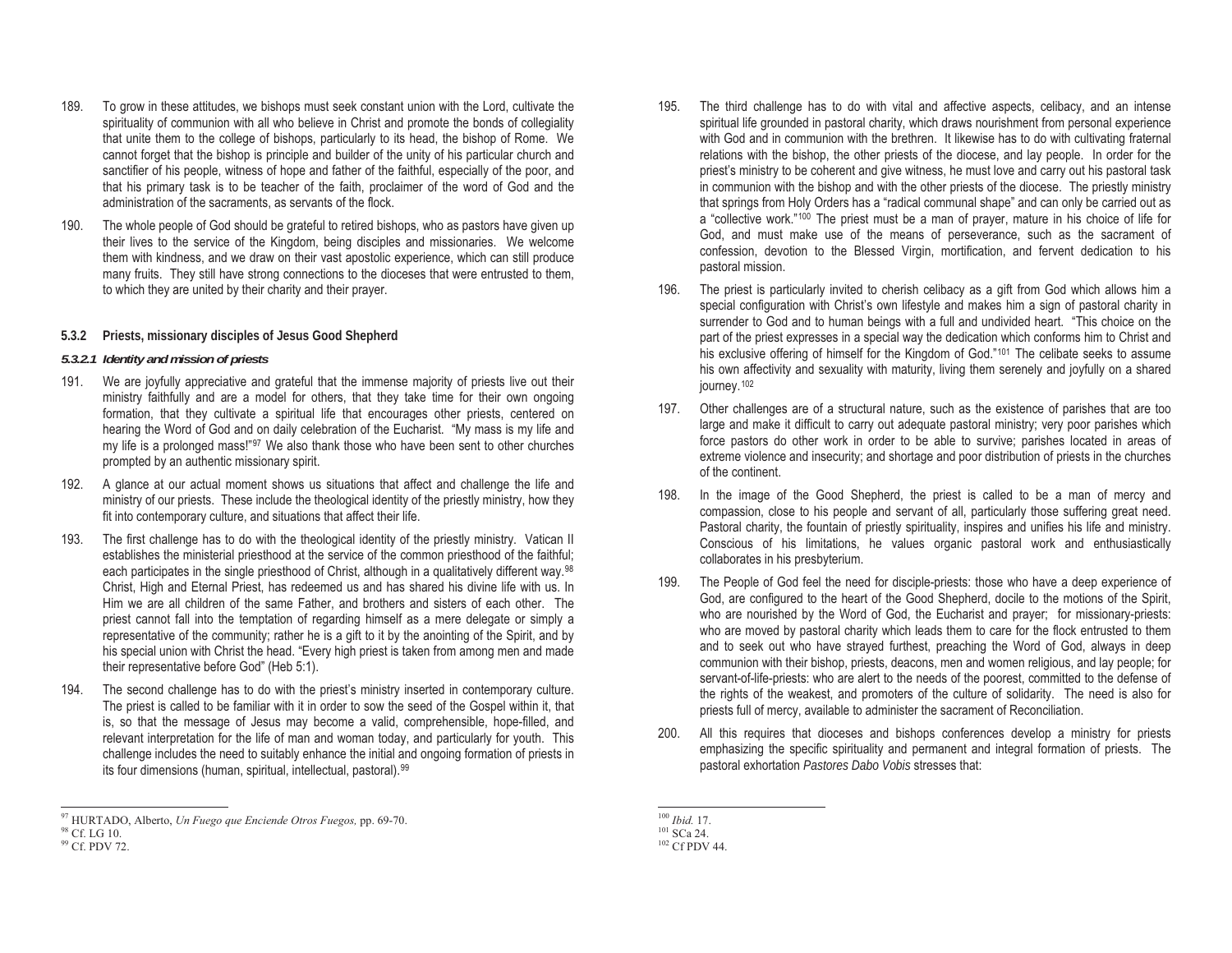189. To grow in these attitudes, we bishops must seek constant union with the Lord, cultivate the spirituality of communion with all who believe in Christ and promote the bonds of collegiality that unite them to the college of bishops, particularly to its head, the bishop of Rome. We cannot forget that the bishop is principle and builder of the unity of his particular church and sanctifier of his people, witness of hope and father of the faithful, especially of the poor, and that his primary task is to be teacher of the faith, proclaimer of the word of God and the administration of the sacraments, as servants of the flock.

190. The whole people of God should be grateful to retired bishops, who as pastors have given up their lives to the service of the Kingdom, being disciples and missionaries. We welcome them with kindness, and we draw on their vast apostolic experience, which can still produce many fruits. They still have strong connections to the dioceses that were entrusted to them, to which they are united by their charity and their prayer.

### 5.3.2 Priests, missionary disciples of Jesus Good Shepherd

#### *5.3.2.1 Identity and mission of priests*

191. We are joyfully appreciative and grateful that the immense majority of priests live out their ministry faithfully and are a model for others, that they take time for their own ongoing formation, that they cultivate a spiritual life that encourages other priests, centered on hearing the Word of God and on daily celebration of the Eucharist. "My mass is my life and my life is a prolonged mass!"[97] We also thank those who have been sent to other churches prompted by an authentic missionary spirit.

192. A glance at our actual moment shows us situations that affect and challenge the life and ministry of our priests. These include the theological identity of the priestly ministry, how they fit into contemporary culture, and situations that affect their life.

193. The first challenge has to do with the theological identity of the priestly ministry. Vatican II establishes the ministerial priesthood at the service of the common priesthood of the faithful; each participates in the single priesthood of Christ, although in a qualitatively different way.[98] Christ, High and Eternal Priest, has redeemed us and has shared his divine life with us. In Him we are all children of the same Father, and brothers and sisters of each other. The priest cannot fall into the temptation of regarding himself as a mere delegate or simply a representative of the community; rather he is a gift to it by the anointing of the Spirit, and by his special union with Christ the head. "Every high priest is taken from among men and made their representative before God" (Heb 5:1).

194. The second challenge has to do with the priest's ministry inserted in contemporary culture. The priest is called to be familiar with it in order to sow the seed of the Gospel within it, that is, so that the message of Jesus may become a valid, comprehensible, hope-filled, and relevant interpretation for the life of man and woman today, and particularly for youth. This challenge includes the need to suitably enhance the initial and ongoing formation of priests in its four dimensions (human, spiritual, intellectual, pastoral).[99]

195. The third challenge has to do with vital and affective aspects, celibacy, and an intense spiritual life grounded in pastoral charity, which draws nourishment from personal experience with God and in communion with the brethren. It likewise has to do with cultivating fraternal relations with the bishop, the other priests of the diocese, and lay people. In order for the priest's ministry to be coherent and give witness, he must love and carry out his pastoral task in communion with the bishop and with the other priests of the diocese. The priestly ministry that springs from Holy Orders has a "radical communal shape" and can only be carried out as a "collective work."[100] The priest must be a man of prayer, mature in his choice of life for God, and must make use of the means of perseverance, such as the sacrament of confession, devotion to the Blessed Virgin, mortification, and fervent dedication to his pastoral mission.

196. The priest is particularly invited to cherish celibacy as a gift from God which allows him a special configuration with Christ's own lifestyle and makes him a sign of pastoral charity in surrender to God and to human beings with a full and undivided heart. "This choice on the part of the priest expresses in a special way the dedication which conforms him to Christ and his exclusive offering of himself for the Kingdom of God."[101] The celibate seeks to assume his own affectivity and sexuality with maturity, living them serenely and joyfully on a shared journey.[102]

197. Other challenges are of a structural nature, such as the existence of parishes that are too large and make it difficult to carry out adequate pastoral ministry; very poor parishes which force pastors do other work in order to be able to survive; parishes located in areas of extreme violence and insecurity; and shortage and poor distribution of priests in the churches of the continent.

198. In the image of the Good Shepherd, the priest is called to be a man of mercy and compassion, close to his people and servant of all, particularly those suffering great need. Pastoral charity, the fountain of priestly spirituality, inspires and unifies his life and ministry. Conscious of his limitations, he values organic pastoral work and enthusiastically collaborates in his presbyterium.

199. The People of God feel the need for disciple-priests: those who have a deep experience of God, are configured to the heart of the Good Shepherd, docile to the motions of the Spirit, who are nourished by the Word of God, the Eucharist and prayer; for missionary-priests: who are moved by pastoral charity which leads them to care for the flock entrusted to them and to seek out who have strayed furthest, preaching the Word of God, always in deep communion with their bishop, priests, deacons, men and women religious, and lay people; for servant-of-life-priests: who are alert to the needs of the poorest, committed to the defense of the rights of the weakest, and promoters of the culture of solidarity. The need is also for priests full of mercy, available to administer the sacrament of Reconciliation.

200. All this requires that dioceses and bishops conferences develop a ministry for priests emphasizing the specific spirituality and permanent and integral formation of priests. The pastoral exhortation *Pastores Dabo Vobis* stresses that:

---

[97] HURTADO, Alberto, *Un Fuego que Enciende Otros Fuegos,* pp. 69-70.

[98] Cf. LG 10.

[99] Cf. PDV 72.

[100] *Ibid.* 17.

[101] SCa 24.

[102] Cf PDV 44.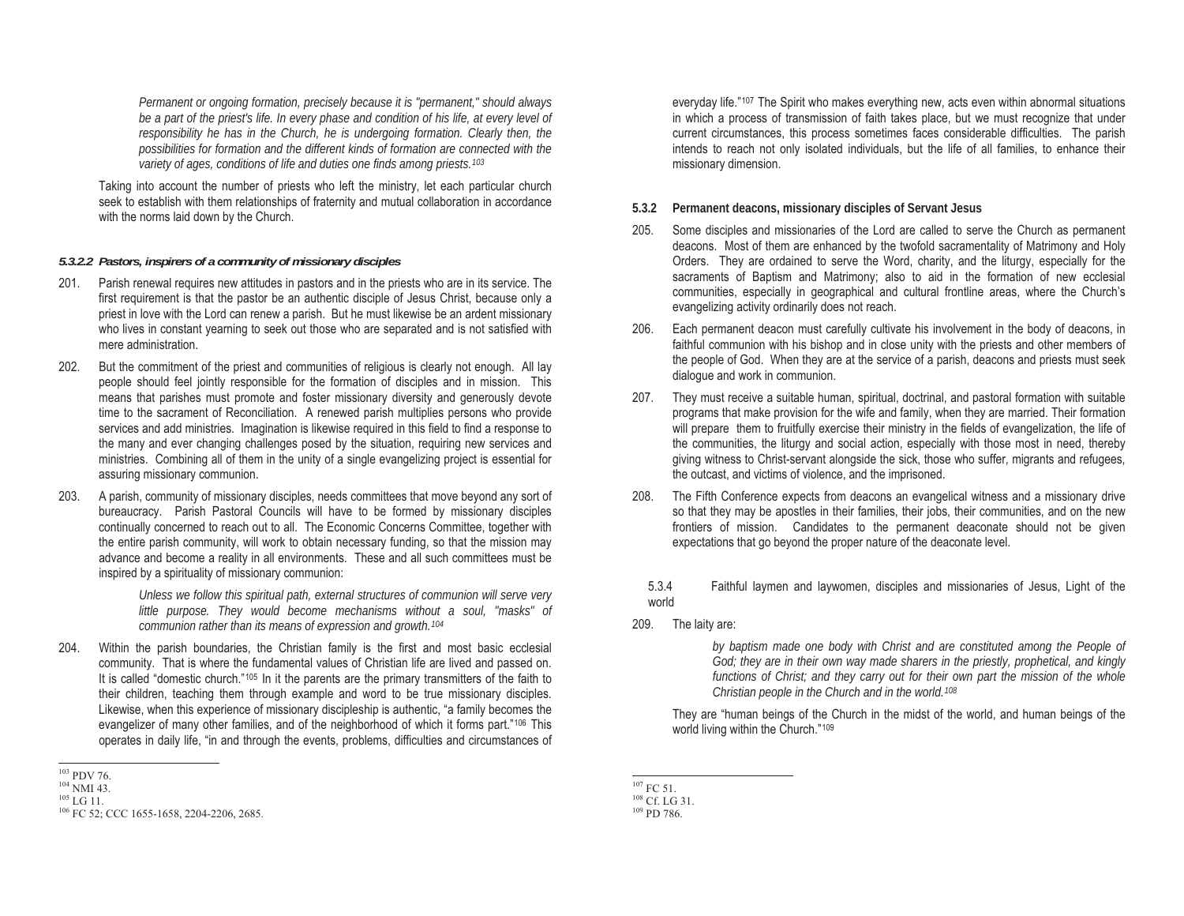> *Permanent or ongoing formation, precisely because it is "permanent," should always be a part of the priest's life. In every phase and condition of his life, at every level of responsibility he has in the Church, he is undergoing formation. Clearly then, the possibilities for formation and the different kinds of formation are connected with the variety of ages, conditions of life and duties one finds among priests.[103]*

Taking into account the number of priests who left the ministry, let each particular church seek to establish with them relationships of fraternity and mutual collaboration in accordance with the norms laid down by the Church.

#### *5.3.2.2 Pastors, inspirers of a community of missionary disciples*

201. Parish renewal requires new attitudes in pastors and in the priests who are in its service. The first requirement is that the pastor be an authentic disciple of Jesus Christ, because only a priest in love with the Lord can renew a parish. But he must likewise be an ardent missionary who lives in constant yearning to seek out those who are separated and is not satisfied with mere administration.

202. But the commitment of the priest and communities of religious is clearly not enough. All lay people should feel jointly responsible for the formation of disciples and in mission. This means that parishes must promote and foster missionary diversity and generously devote time to the sacrament of Reconciliation. A renewed parish multiplies persons who provide services and add ministries. Imagination is likewise required in this field to find a response to the many and ever changing challenges posed by the situation, requiring new services and ministries. Combining all of them in the unity of a single evangelizing project is essential for assuring missionary communion.

203. A parish, community of missionary disciples, needs committees that move beyond any sort of bureaucracy. Parish Pastoral Councils will have to be formed by missionary disciples continually concerned to reach out to all. The Economic Concerns Committee, together with the entire parish community, will work to obtain necessary funding, so that the mission may advance and become a reality in all environments. These and all such committees must be inspired by a spirituality of missionary communion:

> *Unless we follow this spiritual path, external structures of communion will serve very little purpose. They would become mechanisms without a soul, "masks" of communion rather than its means of expression and growth.[104]*

204. Within the parish boundaries, the Christian family is the first and most basic ecclesial community. That is where the fundamental values of Christian life are lived and passed on. It is called "domestic church."[105] In it the parents are the primary transmitters of the faith to their children, teaching them through example and word to be true missionary disciples. Likewise, when this experience of missionary discipleship is authentic, "a family becomes the evangelizer of many other families, and of the neighborhood of which it forms part."[106] This operates in daily life, "in and through the events, problems, difficulties and circumstances of everyday life."[107] The Spirit who makes everything new, acts even within abnormal situations in which a process of transmission of faith takes place, but we must recognize that under current circumstances, this process sometimes faces considerable difficulties. The parish intends to reach not only isolated individuals, but the life of all families, to enhance their missionary dimension.

[103] PDV 76.
[104] NMI 43.
[105] LG 11.
[106] FC 52; CCC 1655-1658, 2204-2206, 2685.
[107] FC 51.

### 5.3.2 Permanent deacons, missionary disciples of Servant Jesus

205. Some disciples and missionaries of the Lord are called to serve the Church as permanent deacons. Most of them are enhanced by the twofold sacramentality of Matrimony and Holy Orders. They are ordained to serve the Word, charity, and the liturgy, especially for the sacraments of Baptism and Matrimony; also to aid in the formation of new ecclesial communities, especially in geographical and cultural frontline areas, where the Church's evangelizing activity ordinarily does not reach.

206. Each permanent deacon must carefully cultivate his involvement in the body of deacons, in faithful communion with his bishop and in close unity with the priests and other members of the people of God. When they are at the service of a parish, deacons and priests must seek dialogue and work in communion.

207. They must receive a suitable human, spiritual, doctrinal, and pastoral formation with suitable programs that make provision for the wife and family, when they are married. Their formation will prepare them to fruitfully exercise their ministry in the fields of evangelization, the life of the communities, the liturgy and social action, especially with those most in need, thereby giving witness to Christ-servant alongside the sick, those who suffer, migrants and refugees, the outcast, and victims of violence, and the imprisoned.

208. The Fifth Conference expects from deacons an evangelical witness and a missionary drive so that they may be apostles in their families, their jobs, their communities, and on the new frontiers of mission. Candidates to the permanent deaconate should not be given expectations that go beyond the proper nature of the deaconate level.

### 5.3.4 Faithful laymen and laywomen, disciples and missionaries of Jesus, Light of the world

209. The laity are:

> *by baptism made one body with Christ and are constituted among the People of God; they are in their own way made sharers in the priestly, prophetical, and kingly functions of Christ; and they carry out for their own part the mission of the whole Christian people in the Church and in the world.[108]*

They are "human beings of the Church in the midst of the world, and human beings of the world living within the Church."[109]

[108] Cf. LG 31.
[109] PD 786.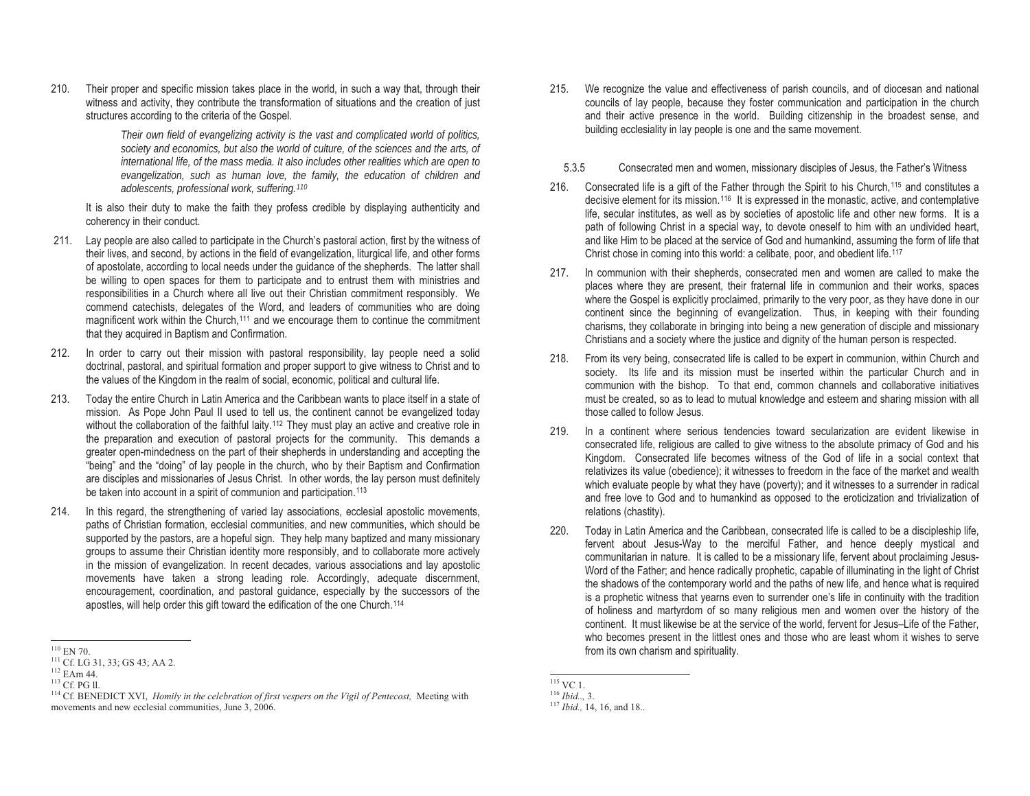210. Their proper and specific mission takes place in the world, in such a way that, through their witness and activity, they contribute the transformation of situations and the creation of just structures according to the criteria of the Gospel.

> *Their own field of evangelizing activity is the vast and complicated world of politics, society and economics, but also the world of culture, of the sciences and the arts, of international life, of the mass media. It also includes other realities which are open to evangelization, such as human love, the family, the education of children and adolescents, professional work, suffering.*[110]

It is also their duty to make the faith they profess credible by displaying authenticity and coherency in their conduct.

211. Lay people are also called to participate in the Church's pastoral action, first by the witness of their lives, and second, by actions in the field of evangelization, liturgical life, and other forms of apostolate, according to local needs under the guidance of the shepherds. The latter shall be willing to open spaces for them to participate and to entrust them with ministries and responsibilities in a Church where all live out their Christian commitment responsibly. We commend catechists, delegates of the Word, and leaders of communities who are doing magnificent work within the Church,[111] and we encourage them to continue the commitment that they acquired in Baptism and Confirmation.

212. In order to carry out their mission with pastoral responsibility, lay people need a solid doctrinal, pastoral, and spiritual formation and proper support to give witness to Christ and to the values of the Kingdom in the realm of social, economic, political and cultural life.

213. Today the entire Church in Latin America and the Caribbean wants to place itself in a state of mission. As Pope John Paul II used to tell us, the continent cannot be evangelized today without the collaboration of the faithful laity.[112] They must play an active and creative role in the preparation and execution of pastoral projects for the community. This demands a greater open-mindedness on the part of their shepherds in understanding and accepting the "being" and the "doing" of lay people in the church, who by their Baptism and Confirmation are disciples and missionaries of Jesus Christ. In other words, the lay person must definitely be taken into account in a spirit of communion and participation.[113]

214. In this regard, the strengthening of varied lay associations, ecclesial apostolic movements, paths of Christian formation, ecclesial communities, and new communities, which should be supported by the pastors, are a hopeful sign. They help many baptized and many missionary groups to assume their Christian identity more responsibly, and to collaborate more actively in the mission of evangelization. In recent decades, various associations and lay apostolic movements have taken a strong leading role. Accordingly, adequate discernment, encouragement, coordination, and pastoral guidance, especially by the successors of the apostles, will help order this gift toward the edification of the one Church.[114]

215. We recognize the value and effectiveness of parish councils, and of diocesan and national councils of lay people, because they foster communication and participation in the church and their active presence in the world. Building citizenship in the broadest sense, and building ecclesiality in lay people is one and the same movement.

### 5.3.5 Consecrated men and women, missionary disciples of Jesus, the Father's Witness

216. Consecrated life is a gift of the Father through the Spirit to his Church,[115] and constitutes a decisive element for its mission.[116] It is expressed in the monastic, active, and contemplative life, secular institutes, as well as by societies of apostolic life and other new forms. It is a path of following Christ in a special way, to devote oneself to him with an undivided heart, and like Him to be placed at the service of God and humankind, assuming the form of life that Christ chose in coming into this world: a celibate, poor, and obedient life.[117]

217. In communion with their shepherds, consecrated men and women are called to make the places where they are present, their fraternal life in communion and their works, spaces where the Gospel is explicitly proclaimed, primarily to the very poor, as they have done in our continent since the beginning of evangelization. Thus, in keeping with their founding charisms, they collaborate in bringing into being a new generation of disciple and missionary Christians and a society where the justice and dignity of the human person is respected.

218. From its very being, consecrated life is called to be expert in communion, within Church and society. Its life and its mission must be inserted within the particular Church and in communion with the bishop. To that end, common channels and collaborative initiatives must be created, so as to lead to mutual knowledge and esteem and sharing mission with all those called to follow Jesus.

219. In a continent where serious tendencies toward secularization are evident likewise in consecrated life, religious are called to give witness to the absolute primacy of God and his Kingdom. Consecrated life becomes witness of the God of life in a social context that relativizes its value (obedience); it witnesses to freedom in the face of the market and wealth which evaluate people by what they have (poverty); and it witnesses to a surrender in radical and free love to God and to humankind as opposed to the eroticization and trivialization of relations (chastity).

220. Today in Latin America and the Caribbean, consecrated life is called to be a discipleship life, fervent about Jesus-Way to the merciful Father, and hence deeply mystical and communitarian in nature. It is called to be a missionary life, fervent about proclaiming Jesus-Word of the Father; and hence radically prophetic, capable of illuminating in the light of Christ the shadows of the contemporary world and the paths of new life, and hence what is required is a prophetic witness that yearns even to surrender one's life in continuity with the tradition of holiness and martyrdom of so many religious men and women over the history of the continent. It must likewise be at the service of the world, fervent for Jesus–Life of the Father, who becomes present in the littlest ones and those who are least whom it wishes to serve from its own charism and spirituality.

---

[110] EN 70.
[111] Cf. LG 31, 33; GS 43; AA 2.
[112] EAm 44.
[113] Cf. PG ll.
[114] Cf. BENEDICT XVI, *Homily in the celebration of first vespers on the Vigil of Pentecost,* Meeting with movements and new ecclesial communities, June 3, 2006.
[115] VC 1.
[116] *Ibid.,* 3.
[117] *Ibid.,* 14, 16, and 18..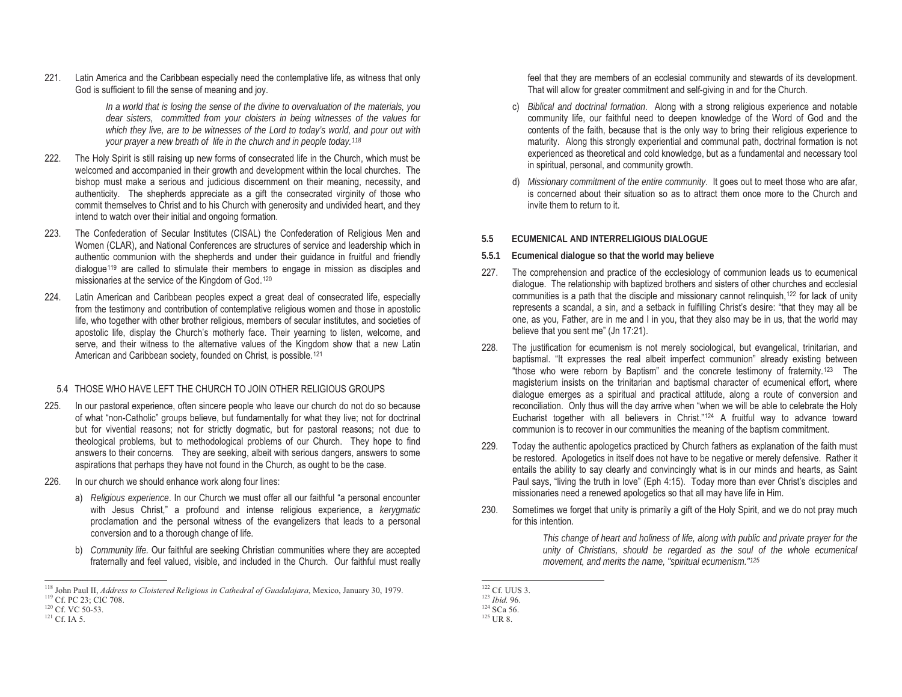221. Latin America and the Caribbean especially need the contemplative life, as witness that only God is sufficient to fill the sense of meaning and joy.

> *In a world that is losing the sense of the divine to overvaluation of the materials, you dear sisters, committed from your cloisters in being witnesses of the values for which they live, are to be witnesses of the Lord to today's world, and pour out with your prayer a new breath of life in the church and in people today.*[118]

222. The Holy Spirit is still raising up new forms of consecrated life in the Church, which must be welcomed and accompanied in their growth and development within the local churches. The bishop must make a serious and judicious discernment on their meaning, necessity, and authenticity. The shepherds appreciate as a gift the consecrated virginity of those who commit themselves to Christ and to his Church with generosity and undivided heart, and they intend to watch over their initial and ongoing formation.

223. The Confederation of Secular Institutes (CISAL) the Confederation of Religious Men and Women (CLAR), and National Conferences are structures of service and leadership which in authentic communion with the shepherds and under their guidance in fruitful and friendly dialogue[119] are called to stimulate their members to engage in mission as disciples and missionaries at the service of the Kingdom of God.[120]

224. Latin American and Caribbean peoples expect a great deal of consecrated life, especially from the testimony and contribution of contemplative religious women and those in apostolic life, who together with other brother religious, members of secular institutes, and societies of apostolic life, display the Church's motherly face. Their yearning to listen, welcome, and serve, and their witness to the alternative values of the Kingdom show that a new Latin American and Caribbean society, founded on Christ, is possible.[121]

## 5.4 THOSE WHO HAVE LEFT THE CHURCH TO JOIN OTHER RELIGIOUS GROUPS

225. In our pastoral experience, often sincere people who leave our church do not do so because of what "non-Catholic" groups believe, but fundamentally for what they live; not for doctrinal but for vivential reasons; not for strictly dogmatic, but for pastoral reasons; not due to theological problems, but to methodological problems of our Church. They hope to find answers to their concerns. They are seeking, albeit with serious dangers, answers to some aspirations that perhaps they have not found in the Church, as ought to be the case.

226. In our church we should enhance work along four lines:

a) *Religious experience*. In our Church we must offer all our faithful "a personal encounter with Jesus Christ," a profound and intense religious experience, a *kerygmatic* proclamation and the personal witness of the evangelizers that leads to a personal conversion and to a thorough change of life.

b) *Community life.* Our faithful are seeking Christian communities where they are accepted fraternally and feel valued, visible, and included in the Church. Our faithful must really feel that they are members of an ecclesial community and stewards of its development. That will allow for greater commitment and self-giving in and for the Church.

c) *Biblical and doctrinal formation*. Along with a strong religious experience and notable community life, our faithful need to deepen knowledge of the Word of God and the contents of the faith, because that is the only way to bring their religious experience to maturity. Along this strongly experiential and communal path, doctrinal formation is not experienced as theoretical and cold knowledge, but as a fundamental and necessary tool in spiritual, personal, and community growth.

d) *Missionary commitment of the entire community*. It goes out to meet those who are afar, is concerned about their situation so as to attract them once more to the Church and invite them to return to it.

## 5.5 ECUMENICAL AND INTERRELIGIOUS DIALOGUE

### 5.5.1 Ecumenical dialogue so that the world may believe

227. The comprehension and practice of the ecclesiology of communion leads us to ecumenical dialogue. The relationship with baptized brothers and sisters of other churches and ecclesial communities is a path that the disciple and missionary cannot relinquish,[122] for lack of unity represents a scandal, a sin, and a setback in fulfilling Christ's desire: "that they may all be one, as you, Father, are in me and I in you, that they also may be in us, that the world may believe that you sent me" (Jn 17:21).

228. The justification for ecumenism is not merely sociological, but evangelical, trinitarian, and baptismal. "It expresses the real albeit imperfect communion" already existing between "those who were reborn by Baptism" and the concrete testimony of fraternity.[123] The magisterium insists on the trinitarian and baptismal character of ecumenical effort, where dialogue emerges as a spiritual and practical attitude, along a route of conversion and reconciliation. Only thus will the day arrive when "when we will be able to celebrate the Holy Eucharist together with all believers in Christ."[124] A fruitful way to advance toward communion is to recover in our communities the meaning of the baptism commitment.

229. Today the authentic apologetics practiced by Church fathers as explanation of the faith must be restored. Apologetics in itself does not have to be negative or merely defensive. Rather it entails the ability to say clearly and convincingly what is in our minds and hearts, as Saint Paul says, "living the truth in love" (Eph 4:15). Today more than ever Christ's disciples and missionaries need a renewed apologetics so that all may have life in Him.

230. Sometimes we forget that unity is primarily a gift of the Holy Spirit, and we do not pray much for this intention.

> *This change of heart and holiness of life, along with public and private prayer for the unity of Christians, should be regarded as the soul of the whole ecumenical movement, and merits the name, "spiritual ecumenism."*[125]

---

[118] John Paul II, *Address to Cloistered Religious in Cathedral of Guadalajara*, Mexico, January 30, 1979.
[119] Cf. PC 23; CIC 708.
[120] Cf. VC 50-53.
[121] Cf. IA 5.
[122] Cf. UUS 3.
[123] *Ibid.* 96.
[124] SCa 56.
[125] UR 8.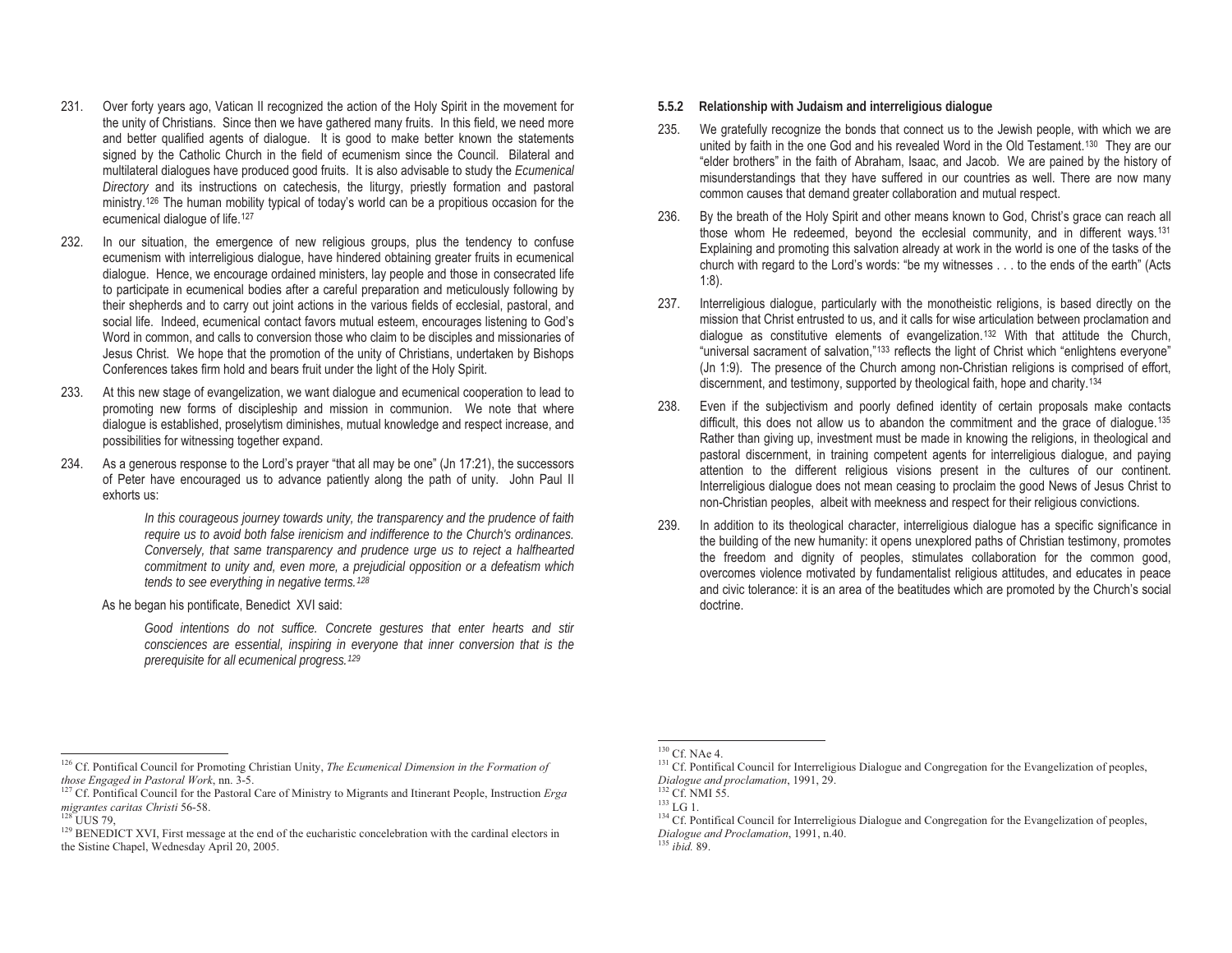231. Over forty years ago, Vatican II recognized the action of the Holy Spirit in the movement for the unity of Christians. Since then we have gathered many fruits. In this field, we need more and better qualified agents of dialogue. It is good to make better known the statements signed by the Catholic Church in the field of ecumenism since the Council. Bilateral and multilateral dialogues have produced good fruits. It is also advisable to study the *Ecumenical Directory* and its instructions on catechesis, the liturgy, priestly formation and pastoral ministry.[126] The human mobility typical of today's world can be a propitious occasion for the ecumenical dialogue of life.[127]

232. In our situation, the emergence of new religious groups, plus the tendency to confuse ecumenism with interreligious dialogue, have hindered obtaining greater fruits in ecumenical dialogue. Hence, we encourage ordained ministers, lay people and those in consecrated life to participate in ecumenical bodies after a careful preparation and meticulously following by their shepherds and to carry out joint actions in the various fields of ecclesial, pastoral, and social life. Indeed, ecumenical contact favors mutual esteem, encourages listening to God's Word in common, and calls to conversion those who claim to be disciples and missionaries of Jesus Christ. We hope that the promotion of the unity of Christians, undertaken by Bishops Conferences takes firm hold and bears fruit under the light of the Holy Spirit.

233. At this new stage of evangelization, we want dialogue and ecumenical cooperation to lead to promoting new forms of discipleship and mission in communion. We note that where dialogue is established, proselytism diminishes, mutual knowledge and respect increase, and possibilities for witnessing together expand.

234. As a generous response to the Lord's prayer "that all may be one" (Jn 17:21), the successors of Peter have encouraged us to advance patiently along the path of unity. John Paul II exhorts us:

> *In this courageous journey towards unity, the transparency and the prudence of faith require us to avoid both false irenicism and indifference to the Church's ordinances. Conversely, that same transparency and prudence urge us to reject a halfhearted commitment to unity and, even more, a prejudicial opposition or a defeatism which tends to see everything in negative terms.*[128]

As he began his pontificate, Benedict XVI said:

> *Good intentions do not suffice. Concrete gestures that enter hearts and stir consciences are essential, inspiring in everyone that inner conversion that is the prerequisite for all ecumenical progress.*[129]

### 5.5.2 Relationship with Judaism and interreligious dialogue

235. We gratefully recognize the bonds that connect us to the Jewish people, with which we are united by faith in the one God and his revealed Word in the Old Testament.[130] They are our "elder brothers" in the faith of Abraham, Isaac, and Jacob. We are pained by the history of misunderstandings that they have suffered in our countries as well. There are now many common causes that demand greater collaboration and mutual respect.

236. By the breath of the Holy Spirit and other means known to God, Christ's grace can reach all those whom He redeemed, beyond the ecclesial community, and in different ways.[131] Explaining and promoting this salvation already at work in the world is one of the tasks of the church with regard to the Lord's words: "be my witnesses . . . to the ends of the earth" (Acts 1:8).

237. Interreligious dialogue, particularly with the monotheistic religions, is based directly on the mission that Christ entrusted to us, and it calls for wise articulation between proclamation and dialogue as constitutive elements of evangelization.[132] With that attitude the Church, "universal sacrament of salvation,"[133] reflects the light of Christ which "enlightens everyone" (Jn 1:9). The presence of the Church among non-Christian religions is comprised of effort, discernment, and testimony, supported by theological faith, hope and charity.[134]

238. Even if the subjectivism and poorly defined identity of certain proposals make contacts difficult, this does not allow us to abandon the commitment and the grace of dialogue.[135] Rather than giving up, investment must be made in knowing the religions, in theological and pastoral discernment, in training competent agents for interreligious dialogue, and paying attention to the different religious visions present in the cultures of our continent. Interreligious dialogue does not mean ceasing to proclaim the good News of Jesus Christ to non-Christian peoples, albeit with meekness and respect for their religious convictions.

239. In addition to its theological character, interreligious dialogue has a specific significance in the building of the new humanity: it opens unexplored paths of Christian testimony, promotes the freedom and dignity of peoples, stimulates collaboration for the common good, overcomes violence motivated by fundamentalist religious attitudes, and educates in peace and civic tolerance: it is an area of the beatitudes which are promoted by the Church's social doctrine.

---

[126] Cf. Pontifical Council for Promoting Christian Unity, *The Ecumenical Dimension in the Formation of those Engaged in Pastoral Work*, nn. 3-5.

[127] Cf. Pontifical Council for the Pastoral Care of Ministry to Migrants and Itinerant People, Instruction *Erga migrantes caritas Christi* 56-58.

[128] UUS 79,

[129] BENEDICT XVI, First message at the end of the eucharistic concelebration with the cardinal electors in the Sistine Chapel, Wednesday April 20, 2005.

[130] Cf. NAe 4.

[131] Cf. Pontifical Council for Interreligious Dialogue and Congregation for the Evangelization of peoples, *Dialogue and proclamation*, 1991, 29.

[132] Cf. NMI 55.

[133] LG 1.

[134] Cf. Pontifical Council for Interreligious Dialogue and Congregation for the Evangelization of peoples, *Dialogue and Proclamation*, 1991, n.40.

[135] *ibid.* 89.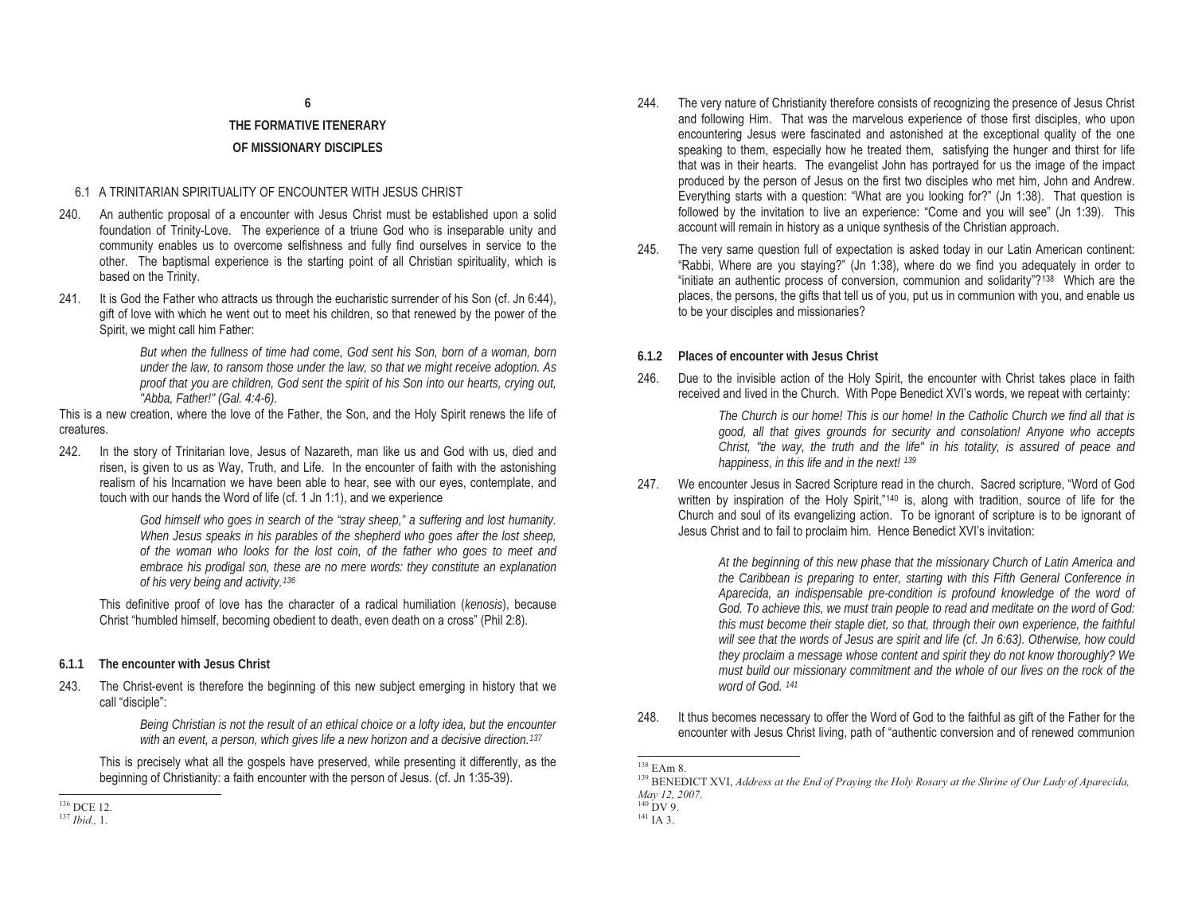# 6

## THE FORMATIVE ITENERARY OF MISSIONARY DISCIPLES

### 6.1 A TRINITARIAN SPIRITUALITY OF ENCOUNTER WITH JESUS CHRIST

240. An authentic proposal of a encounter with Jesus Christ must be established upon a solid foundation of Trinity-Love. The experience of a triune God who is inseparable unity and community enables us to overcome selfishness and fully find ourselves in service to the other. The baptismal experience is the starting point of all Christian spirituality, which is based on the Trinity.

241. It is God the Father who attracts us through the eucharistic surrender of his Son (cf. Jn 6:44), gift of love with which he went out to meet his children, so that renewed by the power of the Spirit, we might call him Father:

> *But when the fullness of time had come, God sent his Son, born of a woman, born under the law, to ransom those under the law, so that we might receive adoption. As proof that you are children, God sent the spirit of his Son into our hearts, crying out, "Abba, Father!" (Gal. 4:4-6).*

This is a new creation, where the love of the Father, the Son, and the Holy Spirit renews the life of creatures.

242. In the story of Trinitarian love, Jesus of Nazareth, man like us and God with us, died and risen, is given to us as Way, Truth, and Life. In the encounter of faith with the astonishing realism of his Incarnation we have been able to hear, see with our eyes, contemplate, and touch with our hands the Word of life (cf. 1 Jn 1:1), and we experience

> *God himself who goes in search of the "stray sheep," a suffering and lost humanity. When Jesus speaks in his parables of the shepherd who goes after the lost sheep, of the woman who looks for the lost coin, of the father who goes to meet and embrace his prodigal son, these are no mere words: they constitute an explanation of his very being and activity.*[136]

This definitive proof of love has the character of a radical humiliation (*kenosis*), because Christ "humbled himself, becoming obedient to death, even death on a cross" (Phil 2:8).

#### 6.1.1 The encounter with Jesus Christ

243. The Christ-event is therefore the beginning of this new subject emerging in history that we call "disciple":

> *Being Christian is not the result of an ethical choice or a lofty idea, but the encounter with an event, a person, which gives life a new horizon and a decisive direction.*[137]

This is precisely what all the gospels have preserved, while presenting it differently, as the beginning of Christianity: a faith encounter with the person of Jesus. (cf. Jn 1:35-39).

244. The very nature of Christianity therefore consists of recognizing the presence of Jesus Christ and following Him. That was the marvelous experience of those first disciples, who upon encountering Jesus were fascinated and astonished at the exceptional quality of the one speaking to them, especially how he treated them, satisfying the hunger and thirst for life that was in their hearts. The evangelist John has portrayed for us the image of the impact produced by the person of Jesus on the first two disciples who met him, John and Andrew. Everything starts with a question: "What are you looking for?" (Jn 1:38). That question is followed by the invitation to live an experience: "Come and you will see" (Jn 1:39). This account will remain in history as a unique synthesis of the Christian approach.

245. The very same question full of expectation is asked today in our Latin American continent: "Rabbi, Where are you staying?" (Jn 1:38), where do we find you adequately in order to "initiate an authentic process of conversion, communion and solidarity"?[138] Which are the places, the persons, the gifts that tell us of you, put us in communion with you, and enable us to be your disciples and missionaries?

#### 6.1.2 Places of encounter with Jesus Christ

246. Due to the invisible action of the Holy Spirit, the encounter with Christ takes place in faith received and lived in the Church. With Pope Benedict XVI's words, we repeat with certainty:

> *The Church is our home! This is our home! In the Catholic Church we find all that is good, all that gives grounds for security and consolation! Anyone who accepts Christ, "the way, the truth and the life" in his totality, is assured of peace and happiness, in this life and in the next!* [139]

247. We encounter Jesus in Sacred Scripture read in the church. Sacred scripture, "Word of God written by inspiration of the Holy Spirit,"[140] is, along with tradition, source of life for the Church and soul of its evangelizing action. To be ignorant of scripture is to be ignorant of Jesus Christ and to fail to proclaim him. Hence Benedict XVI's invitation:

> *At the beginning of this new phase that the missionary Church of Latin America and the Caribbean is preparing to enter, starting with this Fifth General Conference in Aparecida, an indispensable pre-condition is profound knowledge of the word of God. To achieve this, we must train people to read and meditate on the word of God: this must become their staple diet, so that, through their own experience, the faithful will see that the words of Jesus are spirit and life (cf. Jn 6:63). Otherwise, how could they proclaim a message whose content and spirit they do not know thoroughly? We must build our missionary commitment and the whole of our lives on the rock of the word of God.* [141]

248. It thus becomes necessary to offer the Word of God to the faithful as gift of the Father for the encounter with Jesus Christ living, path of "authentic conversion and of renewed communion

---

[136] DCE 12.
[137] *Ibid.,* 1.
[138] EAm 8.
[139] BENEDICT XVI, *Address at the End of Praying the Holy Rosary at the Shrine of Our Lady of Aparecida, May 12, 2007.*
[140] DV 9.
[141] IA 3.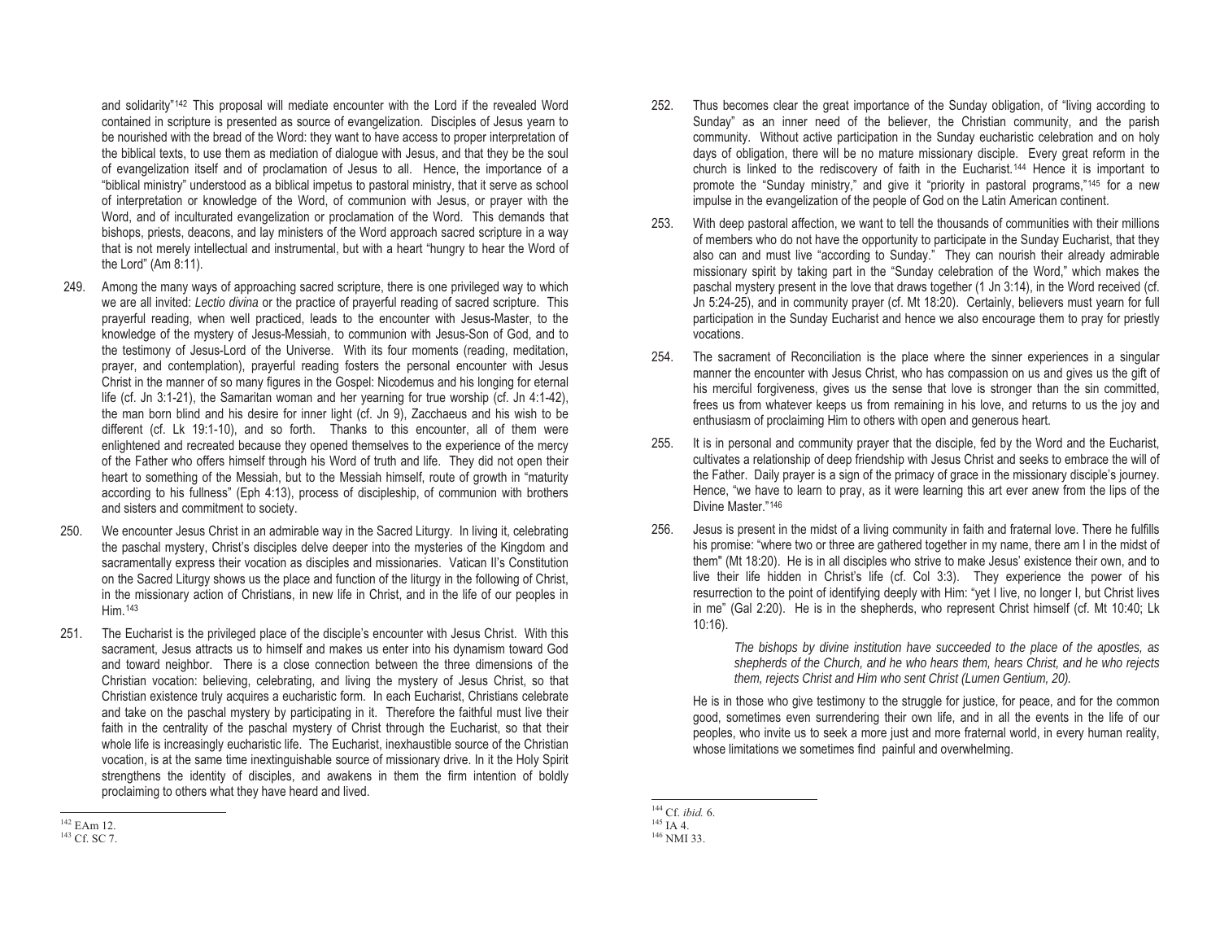and solidarity"[142] This proposal will mediate encounter with the Lord if the revealed Word contained in scripture is presented as source of evangelization. Disciples of Jesus yearn to be nourished with the bread of the Word: they want to have access to proper interpretation of the biblical texts, to use them as mediation of dialogue with Jesus, and that they be the soul of evangelization itself and of proclamation of Jesus to all. Hence, the importance of a "biblical ministry" understood as a biblical impetus to pastoral ministry, that it serve as school of interpretation or knowledge of the Word, of communion with Jesus, or prayer with the Word, and of inculturated evangelization or proclamation of the Word. This demands that bishops, priests, deacons, and lay ministers of the Word approach sacred scripture in a way that is not merely intellectual and instrumental, but with a heart "hungry to hear the Word of the Lord" (Am 8:11).

249. Among the many ways of approaching sacred scripture, there is one privileged way to which we are all invited: *Lectio divina* or the practice of prayerful reading of sacred scripture. This prayerful reading, when well practiced, leads to the encounter with Jesus-Master, to the knowledge of the mystery of Jesus-Messiah, to communion with Jesus-Son of God, and to the testimony of Jesus-Lord of the Universe. With its four moments (reading, meditation, prayer, and contemplation), prayerful reading fosters the personal encounter with Jesus Christ in the manner of so many figures in the Gospel: Nicodemus and his longing for eternal life (cf. Jn 3:1-21), the Samaritan woman and her yearning for true worship (cf. Jn 4:1-42), the man born blind and his desire for inner light (cf. Jn 9), Zacchaeus and his wish to be different (cf. Lk 19:1-10), and so forth. Thanks to this encounter, all of them were enlightened and recreated because they opened themselves to the experience of the mercy of the Father who offers himself through his Word of truth and life. They did not open their heart to something of the Messiah, but to the Messiah himself, route of growth in "maturity according to his fullness" (Eph 4:13), process of discipleship, of communion with brothers and sisters and commitment to society.

250. We encounter Jesus Christ in an admirable way in the Sacred Liturgy. In living it, celebrating the paschal mystery, Christ's disciples delve deeper into the mysteries of the Kingdom and sacramentally express their vocation as disciples and missionaries. Vatican II's Constitution on the Sacred Liturgy shows us the place and function of the liturgy in the following of Christ, in the missionary action of Christians, in new life in Christ, and in the life of our peoples in Him.[143]

251. The Eucharist is the privileged place of the disciple's encounter with Jesus Christ. With this sacrament, Jesus attracts us to himself and makes us enter into his dynamism toward God and toward neighbor. There is a close connection between the three dimensions of the Christian vocation: believing, celebrating, and living the mystery of Jesus Christ, so that Christian existence truly acquires a eucharistic form. In each Eucharist, Christians celebrate and take on the paschal mystery by participating in it. Therefore the faithful must live their faith in the centrality of the paschal mystery of Christ through the Eucharist, so that their whole life is increasingly eucharistic life. The Eucharist, inexhaustible source of the Christian vocation, is at the same time inextinguishable source of missionary drive. In it the Holy Spirit strengthens the identity of disciples, and awakens in them the firm intention of boldly proclaiming to others what they have heard and lived.

[142] EAm 12.
[143] Cf. SC 7.

252. Thus becomes clear the great importance of the Sunday obligation, of "living according to Sunday" as an inner need of the believer, the Christian community, and the parish community. Without active participation in the Sunday eucharistic celebration and on holy days of obligation, there will be no mature missionary disciple. Every great reform in the church is linked to the rediscovery of faith in the Eucharist.[144] Hence it is important to promote the "Sunday ministry," and give it "priority in pastoral programs,"[145] for a new impulse in the evangelization of the people of God on the Latin American continent.

253. With deep pastoral affection, we want to tell the thousands of communities with their millions of members who do not have the opportunity to participate in the Sunday Eucharist, that they also can and must live "according to Sunday." They can nourish their already admirable missionary spirit by taking part in the "Sunday celebration of the Word," which makes the paschal mystery present in the love that draws together (1 Jn 3:14), in the Word received (cf. Jn 5:24-25), and in community prayer (cf. Mt 18:20). Certainly, believers must yearn for full participation in the Sunday Eucharist and hence we also encourage them to pray for priestly vocations.

254. The sacrament of Reconciliation is the place where the sinner experiences in a singular manner the encounter with Jesus Christ, who has compassion on us and gives us the gift of his merciful forgiveness, gives us the sense that love is stronger than the sin committed, frees us from whatever keeps us from remaining in his love, and returns to us the joy and enthusiasm of proclaiming Him to others with open and generous heart.

255. It is in personal and community prayer that the disciple, fed by the Word and the Eucharist, cultivates a relationship of deep friendship with Jesus Christ and seeks to embrace the will of the Father. Daily prayer is a sign of the primacy of grace in the missionary disciple's journey. Hence, "we have to learn to pray, as it were learning this art ever anew from the lips of the Divine Master."[146]

256. Jesus is present in the midst of a living community in faith and fraternal love. There he fulfills his promise: "where two or three are gathered together in my name, there am I in the midst of them" (Mt 18:20). He is in all disciples who strive to make Jesus' existence their own, and to live their life hidden in Christ's life (cf. Col 3:3). They experience the power of his resurrection to the point of identifying deeply with Him: "yet I live, no longer I, but Christ lives in me" (Gal 2:20). He is in the shepherds, who represent Christ himself (cf. Mt 10:40; Lk 10:16).

> *The bishops by divine institution have succeeded to the place of the apostles, as shepherds of the Church, and he who hears them, hears Christ, and he who rejects them, rejects Christ and Him who sent Christ (Lumen Gentium, 20).*

He is in those who give testimony to the struggle for justice, for peace, and for the common good, sometimes even surrendering their own life, and in all the events in the life of our peoples, who invite us to seek a more just and more fraternal world, in every human reality, whose limitations we sometimes find painful and overwhelming.

[144] Cf. *ibid.* 6.
[145] IA 4.
[146] NMI 33.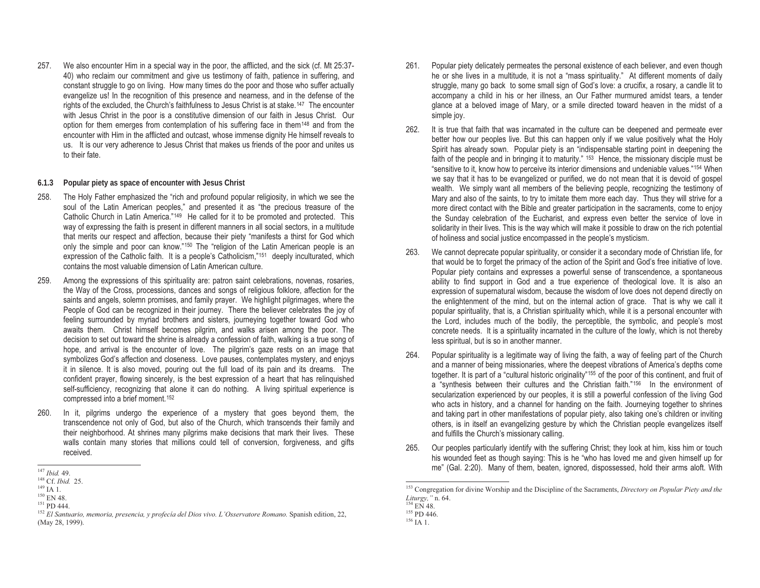257. We also encounter Him in a special way in the poor, the afflicted, and the sick (cf. Mt 25:37-40) who reclaim our commitment and give us testimony of faith, patience in suffering, and constant struggle to go on living. How many times do the poor and those who suffer actually evangelize us! In the recognition of this presence and nearness, and in the defense of the rights of the excluded, the Church's faithfulness to Jesus Christ is at stake.[147] The encounter with Jesus Christ in the poor is a constitutive dimension of our faith in Jesus Christ. Our option for them emerges from contemplation of his suffering face in them[148] and from the encounter with Him in the afflicted and outcast, whose immense dignity He himself reveals to us. It is our very adherence to Jesus Christ that makes us friends of the poor and unites us to their fate.

### 6.1.3 Popular piety as space of encounter with Jesus Christ

258. The Holy Father emphasized the "rich and profound popular religiosity, in which we see the soul of the Latin American peoples," and presented it as "the precious treasure of the Catholic Church in Latin America."[149] He called for it to be promoted and protected. This way of expressing the faith is present in different manners in all social sectors, in a multitude that merits our respect and affection, because their piety "manifests a thirst for God which only the simple and poor can know."[150] The "religion of the Latin American people is an expression of the Catholic faith. It is a people's Catholicism,"[151] deeply inculturated, which contains the most valuable dimension of Latin American culture.

259. Among the expressions of this spirituality are: patron saint celebrations, novenas, rosaries, the Way of the Cross, processions, dances and songs of religious folklore, affection for the saints and angels, solemn promises, and family prayer. We highlight pilgrimages, where the People of God can be recognized in their journey. There the believer celebrates the joy of feeling surrounded by myriad brothers and sisters, journeying together toward God who awaits them. Christ himself becomes pilgrim, and walks arisen among the poor. The decision to set out toward the shrine is already a confession of faith, walking is a true song of hope, and arrival is the encounter of love. The pilgrim's gaze rests on an image that symbolizes God's affection and closeness. Love pauses, contemplates mystery, and enjoys it in silence. It is also moved, pouring out the full load of its pain and its dreams. The confident prayer, flowing sincerely, is the best expression of a heart that has relinquished self-sufficiency, recognizing that alone it can do nothing. A living spiritual experience is compressed into a brief moment.[152]

260. In it, pilgrims undergo the experience of a mystery that goes beyond them, the transcendence not only of God, but also of the Church, which transcends their family and their neighborhood. At shrines many pilgrims make decisions that mark their lives. These walls contain many stories that millions could tell of conversion, forgiveness, and gifts received.

261. Popular piety delicately permeates the personal existence of each believer, and even though he or she lives in a multitude, it is not a "mass spirituality." At different moments of daily struggle, many go back to some small sign of God's love: a crucifix, a rosary, a candle lit to accompany a child in his or her illness, an Our Father murmured amidst tears, a tender glance at a beloved image of Mary, or a smile directed toward heaven in the midst of a simple joy.

262. It is true that faith that was incarnated in the culture can be deepened and permeate ever better how our peoples live. But this can happen only if we value positively what the Holy Spirit has already sown. Popular piety is an "indispensable starting point in deepening the faith of the people and in bringing it to maturity."[153] Hence, the missionary disciple must be "sensitive to it, know how to perceive its interior dimensions and undeniable values."[154] When we say that it has to be evangelized or purified, we do not mean that it is devoid of gospel wealth. We simply want all members of the believing people, recognizing the testimony of Mary and also of the saints, to try to imitate them more each day. Thus they will strive for a more direct contact with the Bible and greater participation in the sacraments, come to enjoy the Sunday celebration of the Eucharist, and express even better the service of love in solidarity in their lives. This is the way which will make it possible to draw on the rich potential of holiness and social justice encompassed in the people's mysticism.

263. We cannot deprecate popular spirituality, or consider it a secondary mode of Christian life, for that would be to forget the primacy of the action of the Spirit and God's free initiative of love. Popular piety contains and expresses a powerful sense of transcendence, a spontaneous ability to find support in God and a true experience of theological love. It is also an expression of supernatural wisdom, because the wisdom of love does not depend directly on the enlightenment of the mind, but on the internal action of grace. That is why we call it popular spirituality, that is, a Christian spirituality which, while it is a personal encounter with the Lord, includes much of the bodily, the perceptible, the symbolic, and people's most concrete needs. It is a spirituality incarnated in the culture of the lowly, which is not thereby less spiritual, but is so in another manner.

264. Popular spirituality is a legitimate way of living the faith, a way of feeling part of the Church and a manner of being missionaries, where the deepest vibrations of America's depths come together. It is part of a "cultural historic originality"[155] of the poor of this continent, and fruit of a "synthesis between their cultures and the Christian faith."[156] In the environment of secularization experienced by our peoples, it is still a powerful confession of the living God who acts in history, and a channel for handing on the faith. Journeying together to shrines and taking part in other manifestations of popular piety, also taking one's children or inviting others, is in itself an evangelizing gesture by which the Christian people evangelizes itself and fulfills the Church's missionary calling.

265. Our peoples particularly identify with the suffering Christ; they look at him, kiss him or touch his wounded feet as though saying: This is he "who has loved me and given himself up for me" (Gal. 2:20). Many of them, beaten, ignored, dispossessed, hold their arms aloft. With

---

[147] *Ibid.* 49.

[148] Cf. *Ibid.* 25.

[149] IA 1.

[150] EN 48.

[151] PD 444.

[152] *El Santuario, memoria, presencia, y profecía del Dios vivo. L'Osservatore Romano.* Spanish edition, 22, (May 28, 1999).

[153] Congregation for divine Worship and the Discipline of the Sacraments, *Directory on Popular Piety and the Liturgy,"* n. 64.

[154] EN 48.

[155] PD 446.

[156] IA 1.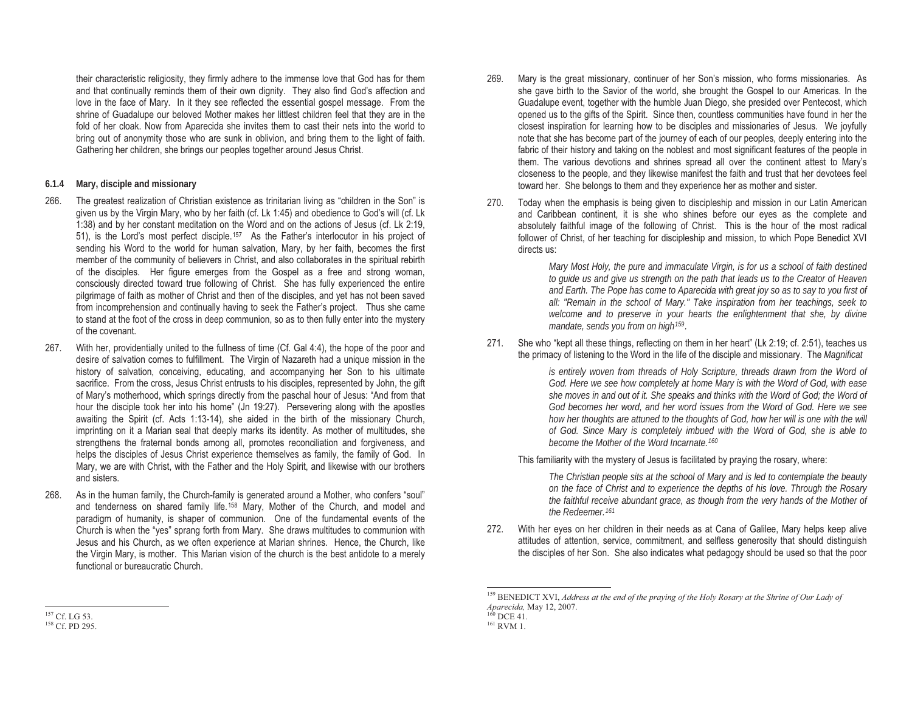their characteristic religiosity, they firmly adhere to the immense love that God has for them and that continually reminds them of their own dignity. They also find God's affection and love in the face of Mary. In it they see reflected the essential gospel message. From the shrine of Guadalupe our beloved Mother makes her littlest children feel that they are in the fold of her cloak. Now from Aparecida she invites them to cast their nets into the world to bring out of anonymity those who are sunk in oblivion, and bring them to the light of faith. Gathering her children, she brings our peoples together around Jesus Christ.

#### 6.1.4 Mary, disciple and missionary

266. The greatest realization of Christian existence as trinitarian living as "children in the Son" is given us by the Virgin Mary, who by her faith (cf. Lk 1:45) and obedience to God's will (cf. Lk 1:38) and by her constant meditation on the Word and on the actions of Jesus (cf. Lk 2:19, 51), is the Lord's most perfect disciple.[157] As the Father's interlocutor in his project of sending his Word to the world for human salvation, Mary, by her faith, becomes the first member of the community of believers in Christ, and also collaborates in the spiritual rebirth of the disciples. Her figure emerges from the Gospel as a free and strong woman, consciously directed toward true following of Christ. She has fully experienced the entire pilgrimage of faith as mother of Christ and then of the disciples, and yet has not been saved from incomprehension and continually having to seek the Father's project. Thus she came to stand at the foot of the cross in deep communion, so as to then fully enter into the mystery of the covenant.

267. With her, providentially united to the fullness of time (Cf. Gal 4:4), the hope of the poor and desire of salvation comes to fulfillment. The Virgin of Nazareth had a unique mission in the history of salvation, conceiving, educating, and accompanying her Son to his ultimate sacrifice. From the cross, Jesus Christ entrusts to his disciples, represented by John, the gift of Mary's motherhood, which springs directly from the paschal hour of Jesus: "And from that hour the disciple took her into his home" (Jn 19:27). Persevering along with the apostles awaiting the Spirit (cf. Acts 1:13-14), she aided in the birth of the missionary Church, imprinting on it a Marian seal that deeply marks its identity. As mother of multitudes, she strengthens the fraternal bonds among all, promotes reconciliation and forgiveness, and helps the disciples of Jesus Christ experience themselves as family, the family of God. In Mary, we are with Christ, with the Father and the Holy Spirit, and likewise with our brothers and sisters.

268. As in the human family, the Church-family is generated around a Mother, who confers "soul" and tenderness on shared family life.[158] Mary, Mother of the Church, and model and paradigm of humanity, is shaper of communion. One of the fundamental events of the Church is when the "yes" sprang forth from Mary. She draws multitudes to communion with Jesus and his Church, as we often experience at Marian shrines. Hence, the Church, like the Virgin Mary, is mother. This Marian vision of the church is the best antidote to a merely functional or bureaucratic Church.

269. Mary is the great missionary, continuer of her Son's mission, who forms missionaries. As she gave birth to the Savior of the world, she brought the Gospel to our Americas. In the Guadalupe event, together with the humble Juan Diego, she presided over Pentecost, which opened us to the gifts of the Spirit. Since then, countless communities have found in her the closest inspiration for learning how to be disciples and missionaries of Jesus. We joyfully note that she has become part of the journey of each of our peoples, deeply entering into the fabric of their history and taking on the noblest and most significant features of the people in them. The various devotions and shrines spread all over the continent attest to Mary's closeness to the people, and they likewise manifest the faith and trust that her devotees feel toward her. She belongs to them and they experience her as mother and sister.

270. Today when the emphasis is being given to discipleship and mission in our Latin American and Caribbean continent, it is she who shines before our eyes as the complete and absolutely faithful image of the following of Christ. This is the hour of the most radical follower of Christ, of her teaching for discipleship and mission, to which Pope Benedict XVI directs us:

> *Mary Most Holy, the pure and immaculate Virgin, is for us a school of faith destined to guide us and give us strength on the path that leads us to the Creator of Heaven and Earth. The Pope has come to Aparecida with great joy so as to say to you first of all: "Remain in the school of Mary." Take inspiration from her teachings, seek to welcome and to preserve in your hearts the enlightenment that she, by divine mandate, sends you from on high*[159].

271. She who "kept all these things, reflecting on them in her heart" (Lk 2:19; cf. 2:51), teaches us the primacy of listening to the Word in the life of the disciple and missionary. The *Magnificat*

> *is entirely woven from threads of Holy Scripture, threads drawn from the Word of God. Here we see how completely at home Mary is with the Word of God, with ease she moves in and out of it. She speaks and thinks with the Word of God; the Word of God becomes her word, and her word issues from the Word of God. Here we see how her thoughts are attuned to the thoughts of God, how her will is one with the will of God. Since Mary is completely imbued with the Word of God, she is able to become the Mother of the Word Incarnate.*[160]

This familiarity with the mystery of Jesus is facilitated by praying the rosary, where:

> *The Christian people sits at the school of Mary and is led to contemplate the beauty on the face of Christ and to experience the depths of his love. Through the Rosary the faithful receive abundant grace, as though from the very hands of the Mother of the Redeemer.*[161]

272. With her eyes on her children in their needs as at Cana of Galilee, Mary helps keep alive attitudes of attention, service, commitment, and selfless generosity that should distinguish the disciples of her Son. She also indicates what pedagogy should be used so that the poor

---

[157] Cf. LG 53.

[158] Cf. PD 295.

[159] BENEDICT XVI, *Address at the end of the praying of the Holy Rosary at the Shrine of Our Lady of Aparecida,* May 12, 2007.

[160] DCE 41.

[161] RVM 1.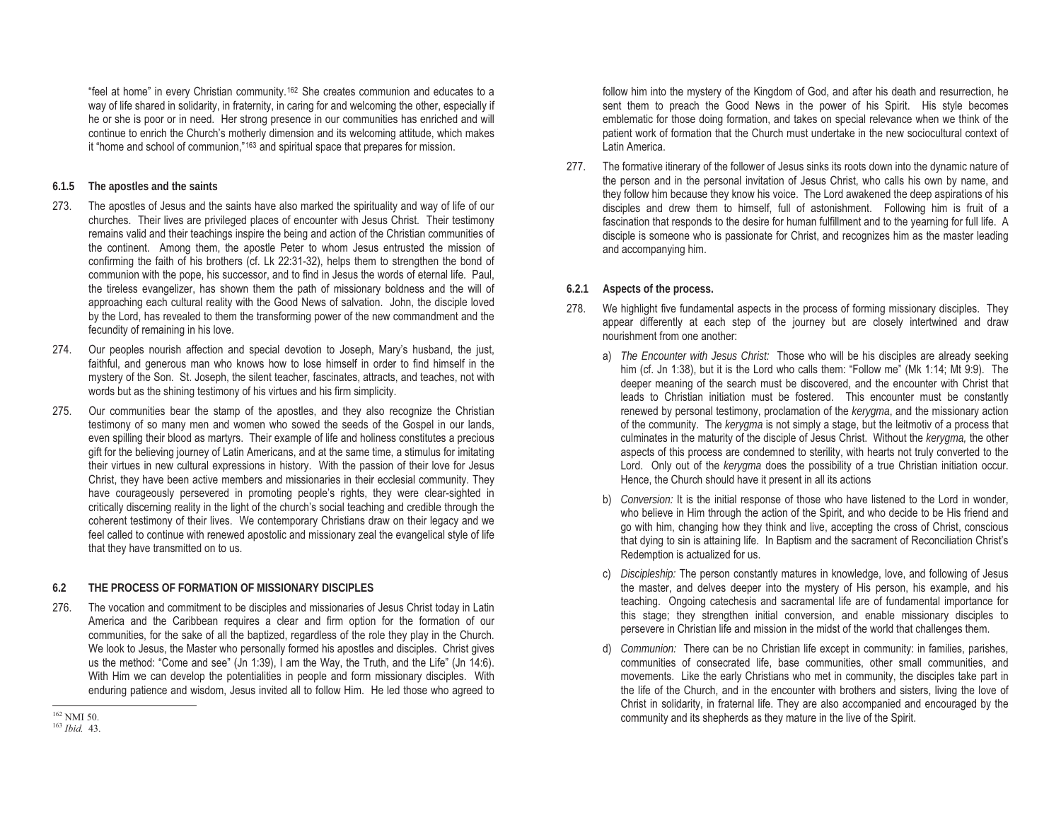"feel at home" in every Christian community.[162] She creates communion and educates to a way of life shared in solidarity, in fraternity, in caring for and welcoming the other, especially if he or she is poor or in need. Her strong presence in our communities has enriched and will continue to enrich the Church's motherly dimension and its welcoming attitude, which makes it "home and school of communion,"[163] and spiritual space that prepares for mission.

### 6.1.5 The apostles and the saints

273. The apostles of Jesus and the saints have also marked the spirituality and way of life of our churches. Their lives are privileged places of encounter with Jesus Christ. Their testimony remains valid and their teachings inspire the being and action of the Christian communities of the continent. Among them, the apostle Peter to whom Jesus entrusted the mission of confirming the faith of his brothers (cf. Lk 22:31-32), helps them to strengthen the bond of communion with the pope, his successor, and to find in Jesus the words of eternal life. Paul, the tireless evangelizer, has shown them the path of missionary boldness and the will of approaching each cultural reality with the Good News of salvation. John, the disciple loved by the Lord, has revealed to them the transforming power of the new commandment and the fecundity of remaining in his love.

274. Our peoples nourish affection and special devotion to Joseph, Mary's husband, the just, faithful, and generous man who knows how to lose himself in order to find himself in the mystery of the Son. St. Joseph, the silent teacher, fascinates, attracts, and teaches, not with words but as the shining testimony of his virtues and his firm simplicity.

275. Our communities bear the stamp of the apostles, and they also recognize the Christian testimony of so many men and women who sowed the seeds of the Gospel in our lands, even spilling their blood as martyrs. Their example of life and holiness constitutes a precious gift for the believing journey of Latin Americans, and at the same time, a stimulus for imitating their virtues in new cultural expressions in history. With the passion of their love for Jesus Christ, they have been active members and missionaries in their ecclesial community. They have courageously persevered in promoting people's rights, they were clear-sighted in critically discerning reality in the light of the church's social teaching and credible through the coherent testimony of their lives. We contemporary Christians draw on their legacy and we feel called to continue with renewed apostolic and missionary zeal the evangelical style of life that they have transmitted on to us.

## 6.2 THE PROCESS OF FORMATION OF MISSIONARY DISCIPLES

276. The vocation and commitment to be disciples and missionaries of Jesus Christ today in Latin America and the Caribbean requires a clear and firm option for the formation of our communities, for the sake of all the baptized, regardless of the role they play in the Church. We look to Jesus, the Master who personally formed his apostles and disciples. Christ gives us the method: "Come and see" (Jn 1:39), I am the Way, the Truth, and the Life" (Jn 14:6). With Him we can develop the potentialities in people and form missionary disciples. With enduring patience and wisdom, Jesus invited all to follow Him. He led those who agreed to follow him into the mystery of the Kingdom of God, and after his death and resurrection, he sent them to preach the Good News in the power of his Spirit. His style becomes emblematic for those doing formation, and takes on special relevance when we think of the patient work of formation that the Church must undertake in the new sociocultural context of Latin America.

277. The formative itinerary of the follower of Jesus sinks its roots down into the dynamic nature of the person and in the personal invitation of Jesus Christ, who calls his own by name, and they follow him because they know his voice. The Lord awakened the deep aspirations of his disciples and drew them to himself, full of astonishment. Following him is fruit of a fascination that responds to the desire for human fulfillment and to the yearning for full life. A disciple is someone who is passionate for Christ, and recognizes him as the master leading and accompanying him.

### 6.2.1 Aspects of the process.

278. We highlight five fundamental aspects in the process of forming missionary disciples. They appear differently at each step of the journey but are closely intertwined and draw nourishment from one another:

a) *The Encounter with Jesus Christ:* Those who will be his disciples are already seeking him (cf. Jn 1:38), but it is the Lord who calls them: "Follow me" (Mk 1:14; Mt 9:9). The deeper meaning of the search must be discovered, and the encounter with Christ that leads to Christian initiation must be fostered. This encounter must be constantly renewed by personal testimony, proclamation of the *kerygma*, and the missionary action of the community. The *kerygma* is not simply a stage, but the leitmotiv of a process that culminates in the maturity of the disciple of Jesus Christ. Without the *kerygma,* the other aspects of this process are condemned to sterility, with hearts not truly converted to the Lord. Only out of the *kerygma* does the possibility of a true Christian initiation occur. Hence, the Church should have it present in all its actions

b) *Conversion:* It is the initial response of those who have listened to the Lord in wonder, who believe in Him through the action of the Spirit, and who decide to be His friend and go with him, changing how they think and live, accepting the cross of Christ, conscious that dying to sin is attaining life. In Baptism and the sacrament of Reconciliation Christ's Redemption is actualized for us.

c) *Discipleship:* The person constantly matures in knowledge, love, and following of Jesus the master, and delves deeper into the mystery of His person, his example, and his teaching. Ongoing catechesis and sacramental life are of fundamental importance for this stage; they strengthen initial conversion, and enable missionary disciples to persevere in Christian life and mission in the midst of the world that challenges them.

d) *Communion:* There can be no Christian life except in community: in families, parishes, communities of consecrated life, base communities, other small communities, and movements. Like the early Christians who met in community, the disciples take part in the life of the Church, and in the encounter with brothers and sisters, living the love of Christ in solidarity, in fraternal life. They are also accompanied and encouraged by the community and its shepherds as they mature in the live of the Spirit.

---

[162] NMI 50.
[163] *Ibid.* 43.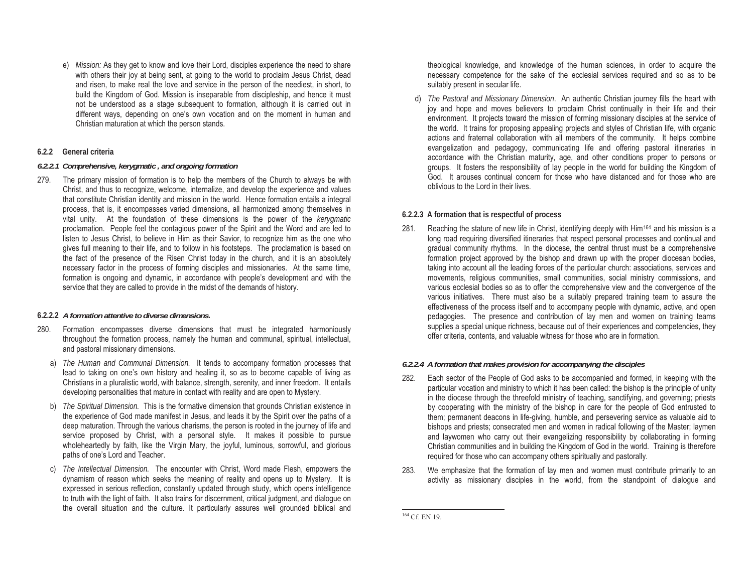e) *Mission:* As they get to know and love their Lord, disciples experience the need to share with others their joy at being sent, at going to the world to proclaim Jesus Christ, dead and risen, to make real the love and service in the person of the neediest, in short, to build the Kingdom of God. Mission is inseparable from discipleship, and hence it must not be understood as a stage subsequent to formation, although it is carried out in different ways, depending on one's own vocation and on the moment in human and Christian maturation at which the person stands.

### 6.2.2 General criteria

#### *6.2.2.1 Comprehensive, kerygmatic , and ongoing formation*

279. The primary mission of formation is to help the members of the Church to always be with Christ, and thus to recognize, welcome, internalize, and develop the experience and values that constitute Christian identity and mission in the world. Hence formation entails a integral process, that is, it encompasses varied dimensions, all harmonized among themselves in vital unity. At the foundation of these dimensions is the power of the *kerygmatic* proclamation. People feel the contagious power of the Spirit and the Word and are led to listen to Jesus Christ, to believe in Him as their Savior, to recognize him as the one who gives full meaning to their life, and to follow in his footsteps. The proclamation is based on the fact of the presence of the Risen Christ today in the church, and it is an absolutely necessary factor in the process of forming disciples and missionaries. At the same time, formation is ongoing and dynamic, in accordance with people's development and with the service that they are called to provide in the midst of the demands of history.

#### 6.2.2.2 *A formation attentive to diverse dimensions.*

280. Formation encompasses diverse dimensions that must be integrated harmoniously throughout the formation process, namely the human and communal, spiritual, intellectual, and pastoral missionary dimensions.

a) *The Human and Communal Dimension.* It tends to accompany formation processes that lead to taking on one's own history and healing it, so as to become capable of living as Christians in a pluralistic world, with balance, strength, serenity, and inner freedom. It entails developing personalities that mature in contact with reality and are open to Mystery.

b) *The Spiritual Dimension.* This is the formative dimension that grounds Christian existence in the experience of God made manifest in Jesus, and leads it by the Spirit over the paths of a deep maturation. Through the various charisms, the person is rooted in the journey of life and service proposed by Christ, with a personal style. It makes it possible to pursue wholeheartedly by faith, like the Virgin Mary, the joyful, luminous, sorrowful, and glorious paths of one's Lord and Teacher.

c) *The Intellectual Dimension.* The encounter with Christ, Word made Flesh, empowers the dynamism of reason which seeks the meaning of reality and opens up to Mystery. It is expressed in serious reflection, constantly updated through study, which opens intelligence to truth with the light of faith. It also trains for discernment, critical judgment, and dialogue on the overall situation and the culture. It particularly assures well grounded biblical and theological knowledge, and knowledge of the human sciences, in order to acquire the necessary competence for the sake of the ecclesial services required and so as to be suitably present in secular life.

d) *The Pastoral and Missionary Dimension*. An authentic Christian journey fills the heart with joy and hope and moves believers to proclaim Christ continually in their life and their environment. It projects toward the mission of forming missionary disciples at the service of the world. It trains for proposing appealing projects and styles of Christian life, with organic actions and fraternal collaboration with all members of the community. It helps combine evangelization and pedagogy, communicating life and offering pastoral itineraries in accordance with the Christian maturity, age, and other conditions proper to persons or groups. It fosters the responsibility of lay people in the world for building the Kingdom of God. It arouses continual concern for those who have distanced and for those who are oblivious to the Lord in their lives.

#### 6.2.2.3 A formation that is respectful of process

281. Reaching the stature of new life in Christ, identifying deeply with Him[164] and his mission is a long road requiring diversified itineraries that respect personal processes and continual and gradual community rhythms. In the diocese, the central thrust must be a comprehensive formation project approved by the bishop and drawn up with the proper diocesan bodies, taking into account all the leading forces of the particular church: associations, services and movements, religious communities, small communities, social ministry commissions, and various ecclesial bodies so as to offer the comprehensive view and the convergence of the various initiatives. There must also be a suitably prepared training team to assure the effectiveness of the process itself and to accompany people with dynamic, active, and open pedagogies. The presence and contribution of lay men and women on training teams supplies a special unique richness, because out of their experiences and competencies, they offer criteria, contents, and valuable witness for those who are in formation.

#### *6.2.2.4 A formation that makes provision for accompanying the disciples*

282. Each sector of the People of God asks to be accompanied and formed, in keeping with the particular vocation and ministry to which it has been called: the bishop is the principle of unity in the diocese through the threefold ministry of teaching, sanctifying, and governing; priests by cooperating with the ministry of the bishop in care for the people of God entrusted to them; permanent deacons in life-giving, humble, and persevering service as valuable aid to bishops and priests; consecrated men and women in radical following of the Master; laymen and laywomen who carry out their evangelizing responsibility by collaborating in forming Christian communities and in building the Kingdom of God in the world. Training is therefore required for those who can accompany others spiritually and pastorally.

283. We emphasize that the formation of lay men and women must contribute primarily to an activity as missionary disciples in the world, from the standpoint of dialogue and

---

[164] Cf. EN 19.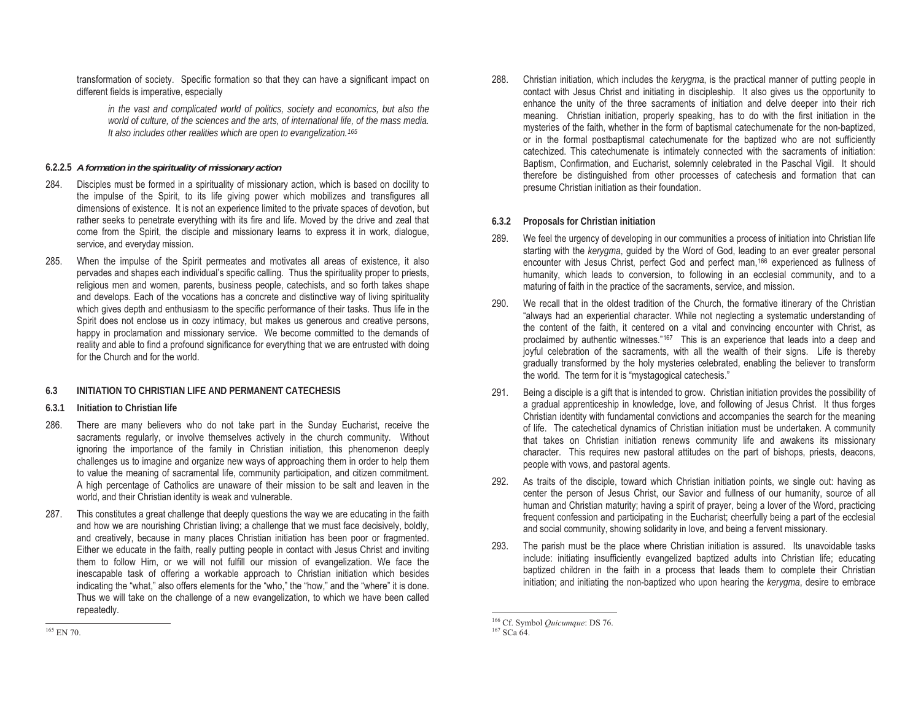transformation of society. Specific formation so that they can have a significant impact on different fields is imperative, especially

> *in the vast and complicated world of politics, society and economics, but also the world of culture, of the sciences and the arts, of international life, of the mass media. It also includes other realities which are open to evangelization.*[165]

#### 6.2.2.5 *A formation in the spirituality of missionary action*

284. Disciples must be formed in a spirituality of missionary action, which is based on docility to the impulse of the Spirit, to its life giving power which mobilizes and transfigures all dimensions of existence. It is not an experience limited to the private spaces of devotion, but rather seeks to penetrate everything with its fire and life. Moved by the drive and zeal that come from the Spirit, the disciple and missionary learns to express it in work, dialogue, service, and everyday mission.

285. When the impulse of the Spirit permeates and motivates all areas of existence, it also pervades and shapes each individual's specific calling. Thus the spirituality proper to priests, religious men and women, parents, business people, catechists, and so forth takes shape and develops. Each of the vocations has a concrete and distinctive way of living spirituality which gives depth and enthusiasm to the specific performance of their tasks. Thus life in the Spirit does not enclose us in cozy intimacy, but makes us generous and creative persons, happy in proclamation and missionary service. We become committed to the demands of reality and able to find a profound significance for everything that we are entrusted with doing for the Church and for the world.

## 6.3 INITIATION TO CHRISTIAN LIFE AND PERMANENT CATECHESIS

### 6.3.1 Initiation to Christian life

286. There are many believers who do not take part in the Sunday Eucharist, receive the sacraments regularly, or involve themselves actively in the church community. Without ignoring the importance of the family in Christian initiation, this phenomenon deeply challenges us to imagine and organize new ways of approaching them in order to help them to value the meaning of sacramental life, community participation, and citizen commitment. A high percentage of Catholics are unaware of their mission to be salt and leaven in the world, and their Christian identity is weak and vulnerable.

287. This constitutes a great challenge that deeply questions the way we are educating in the faith and how we are nourishing Christian living; a challenge that we must face decisively, boldly, and creatively, because in many places Christian initiation has been poor or fragmented. Either we educate in the faith, really putting people in contact with Jesus Christ and inviting them to follow Him, or we will not fulfill our mission of evangelization. We face the inescapable task of offering a workable approach to Christian initiation which besides indicating the "what," also offers elements for the "who," the "how," and the "where" it is done. Thus we will take on the challenge of a new evangelization, to which we have been called repeatedly.

288. Christian initiation, which includes the *kerygma*, is the practical manner of putting people in contact with Jesus Christ and initiating in discipleship. It also gives us the opportunity to enhance the unity of the three sacraments of initiation and delve deeper into their rich meaning. Christian initiation, properly speaking, has to do with the first initiation in the mysteries of the faith, whether in the form of baptismal catechumenate for the non-baptized, or in the formal postbaptismal catechumenate for the baptized who are not sufficiently catechized. This catechumenate is intimately connected with the sacraments of initiation: Baptism, Confirmation, and Eucharist, solemnly celebrated in the Paschal Vigil. It should therefore be distinguished from other processes of catechesis and formation that can presume Christian initiation as their foundation.

### 6.3.2 Proposals for Christian initiation

289. We feel the urgency of developing in our communities a process of initiation into Christian life starting with the *kerygma*, guided by the Word of God, leading to an ever greater personal encounter with Jesus Christ, perfect God and perfect man,[166] experienced as fullness of humanity, which leads to conversion, to following in an ecclesial community, and to a maturing of faith in the practice of the sacraments, service, and mission.

290. We recall that in the oldest tradition of the Church, the formative itinerary of the Christian "always had an experiential character. While not neglecting a systematic understanding of the content of the faith, it centered on a vital and convincing encounter with Christ, as proclaimed by authentic witnesses."[167] This is an experience that leads into a deep and joyful celebration of the sacraments, with all the wealth of their signs. Life is thereby gradually transformed by the holy mysteries celebrated, enabling the believer to transform the world. The term for it is "mystagogical catechesis."

291. Being a disciple is a gift that is intended to grow. Christian initiation provides the possibility of a gradual apprenticeship in knowledge, love, and following of Jesus Christ. It thus forges Christian identity with fundamental convictions and accompanies the search for the meaning of life. The catechetical dynamics of Christian initiation must be undertaken. A community that takes on Christian initiation renews community life and awakens its missionary character. This requires new pastoral attitudes on the part of bishops, priests, deacons, people with vows, and pastoral agents.

292. As traits of the disciple, toward which Christian initiation points, we single out: having as center the person of Jesus Christ, our Savior and fullness of our humanity, source of all human and Christian maturity; having a spirit of prayer, being a lover of the Word, practicing frequent confession and participating in the Eucharist; cheerfully being a part of the ecclesial and social community, showing solidarity in love, and being a fervent missionary.

293. The parish must be the place where Christian initiation is assured. Its unavoidable tasks include: initiating insufficiently evangelized baptized adults into Christian life; educating baptized children in the faith in a process that leads them to complete their Christian initiation; and initiating the non-baptized who upon hearing the *kerygma*, desire to embrace

---

[165] EN 70.

[166] Cf. Symbol *Quicumque*: DS 76.

[167] SCa 64.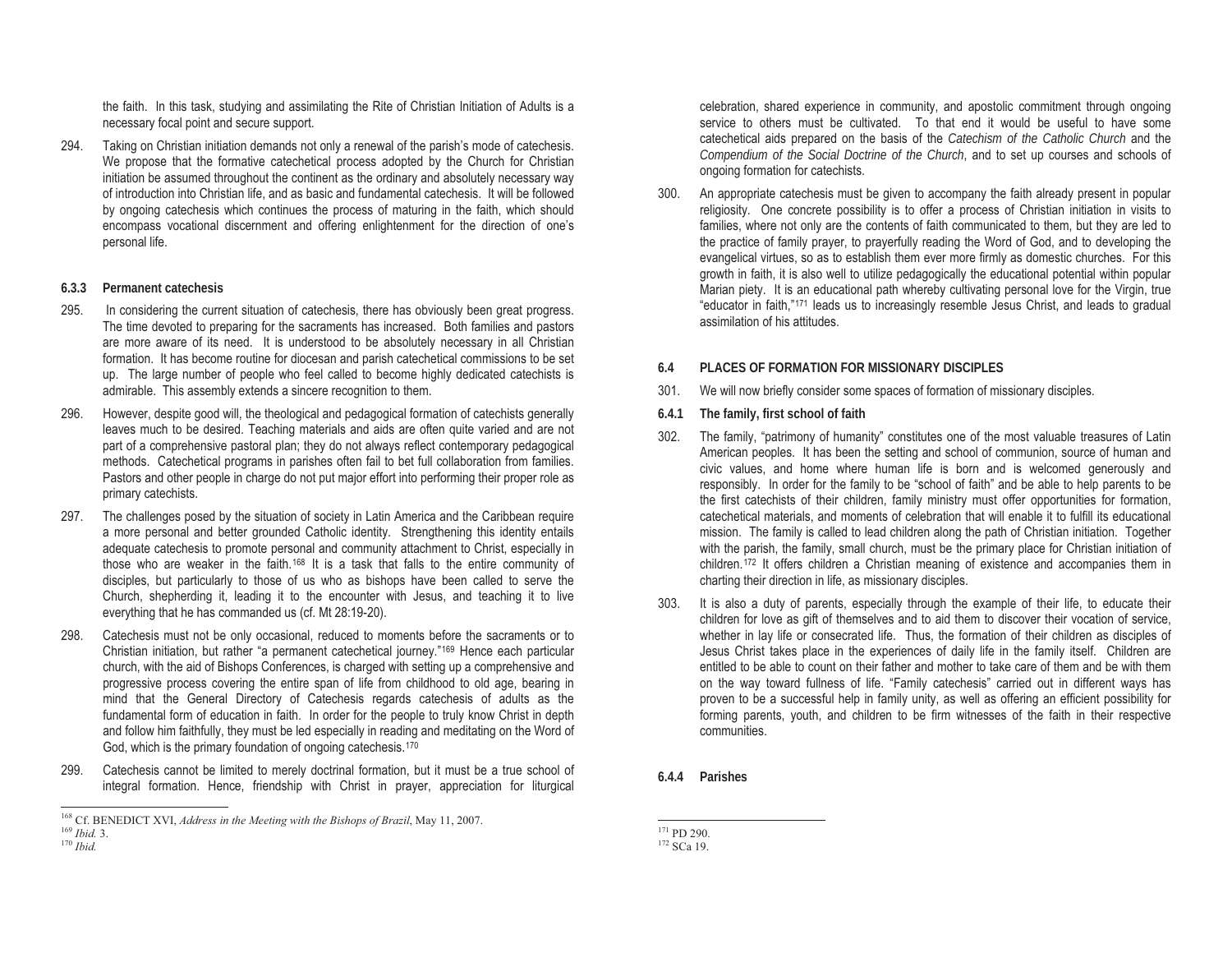the faith. In this task, studying and assimilating the Rite of Christian Initiation of Adults is a necessary focal point and secure support.

294. Taking on Christian initiation demands not only a renewal of the parish's mode of catechesis. We propose that the formative catechetical process adopted by the Church for Christian initiation be assumed throughout the continent as the ordinary and absolutely necessary way of introduction into Christian life, and as basic and fundamental catechesis. It will be followed by ongoing catechesis which continues the process of maturing in the faith, which should encompass vocational discernment and offering enlightenment for the direction of one's personal life.

#### 6.3.3 Permanent catechesis

295. In considering the current situation of catechesis, there has obviously been great progress. The time devoted to preparing for the sacraments has increased. Both families and pastors are more aware of its need. It is understood to be absolutely necessary in all Christian formation. It has become routine for diocesan and parish catechetical commissions to be set up. The large number of people who feel called to become highly dedicated catechists is admirable. This assembly extends a sincere recognition to them.

296. However, despite good will, the theological and pedagogical formation of catechists generally leaves much to be desired. Teaching materials and aids are often quite varied and are not part of a comprehensive pastoral plan; they do not always reflect contemporary pedagogical methods. Catechetical programs in parishes often fail to bet full collaboration from families. Pastors and other people in charge do not put major effort into performing their proper role as primary catechists.

297. The challenges posed by the situation of society in Latin America and the Caribbean require a more personal and better grounded Catholic identity. Strengthening this identity entails adequate catechesis to promote personal and community attachment to Christ, especially in those who are weaker in the faith.[168] It is a task that falls to the entire community of disciples, but particularly to those of us who as bishops have been called to serve the Church, shepherding it, leading it to the encounter with Jesus, and teaching it to live everything that he has commanded us (cf. Mt 28:19-20).

298. Catechesis must not be only occasional, reduced to moments before the sacraments or to Christian initiation, but rather "a permanent catechetical journey."[169] Hence each particular church, with the aid of Bishops Conferences, is charged with setting up a comprehensive and progressive process covering the entire span of life from childhood to old age, bearing in mind that the General Directory of Catechesis regards catechesis of adults as the fundamental form of education in faith. In order for the people to truly know Christ in depth and follow him faithfully, they must be led especially in reading and meditating on the Word of God, which is the primary foundation of ongoing catechesis.[170]

299. Catechesis cannot be limited to merely doctrinal formation, but it must be a true school of integral formation. Hence, friendship with Christ in prayer, appreciation for liturgical celebration, shared experience in community, and apostolic commitment through ongoing service to others must be cultivated. To that end it would be useful to have some catechetical aids prepared on the basis of the *Catechism of the Catholic Church* and the *Compendium of the Social Doctrine of the Church*, and to set up courses and schools of ongoing formation for catechists.

300. An appropriate catechesis must be given to accompany the faith already present in popular religiosity. One concrete possibility is to offer a process of Christian initiation in visits to families, where not only are the contents of faith communicated to them, but they are led to the practice of family prayer, to prayerfully reading the Word of God, and to developing the evangelical virtues, so as to establish them ever more firmly as domestic churches. For this growth in faith, it is also well to utilize pedagogically the educational potential within popular Marian piety. It is an educational path whereby cultivating personal love for the Virgin, true "educator in faith,"[171] leads us to increasingly resemble Jesus Christ, and leads to gradual assimilation of his attitudes.

## 6.4 PLACES OF FORMATION FOR MISSIONARY DISCIPLES

301. We will now briefly consider some spaces of formation of missionary disciples.

### 6.4.1 The family, first school of faith

302. The family, "patrimony of humanity" constitutes one of the most valuable treasures of Latin American peoples. It has been the setting and school of communion, source of human and civic values, and home where human life is born and is welcomed generously and responsibly. In order for the family to be "school of faith" and be able to help parents to be the first catechists of their children, family ministry must offer opportunities for formation, catechetical materials, and moments of celebration that will enable it to fulfill its educational mission. The family is called to lead children along the path of Christian initiation. Together with the parish, the family, small church, must be the primary place for Christian initiation of children.[172] It offers children a Christian meaning of existence and accompanies them in charting their direction in life, as missionary disciples.

303. It is also a duty of parents, especially through the example of their life, to educate their children for love as gift of themselves and to aid them to discover their vocation of service, whether in lay life or consecrated life. Thus, the formation of their children as disciples of Jesus Christ takes place in the experiences of daily life in the family itself. Children are entitled to be able to count on their father and mother to take care of them and be with them on the way toward fullness of life. "Family catechesis" carried out in different ways has proven to be a successful help in family unity, as well as offering an efficient possibility for forming parents, youth, and children to be firm witnesses of the faith in their respective communities.

### 6.4.4 Parishes

---

[168] Cf. BENEDICT XVI, *Address in the Meeting with the Bishops of Brazil*, May 11, 2007.

[169] *Ibid.* 3.

[170] *Ibid.*

[171] PD 290.

[172] SCa 19.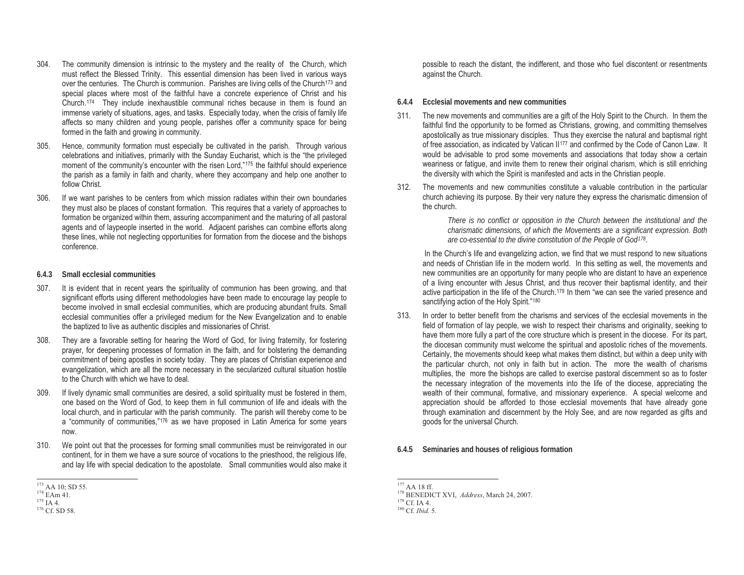304. The community dimension is intrinsic to the mystery and the reality of the Church, which must reflect the Blessed Trinity. This essential dimension has been lived in various ways over the centuries. The Church is communion. Parishes are living cells of the Church[173] and special places where most of the faithful have a concrete experience of Christ and his Church.[174] They include inexhaustible communal riches because in them is found an immense variety of situations, ages, and tasks. Especially today, when the crisis of family life affects so many children and young people, parishes offer a community space for being formed in the faith and growing in community.

305. Hence, community formation must especially be cultivated in the parish. Through various celebrations and initiatives, primarily with the Sunday Eucharist, which is the "the privileged moment of the community's encounter with the risen Lord,"[175] the faithful should experience the parish as a family in faith and charity, where they accompany and help one another to follow Christ.

306. If we want parishes to be centers from which mission radiates within their own boundaries they must also be places of constant formation. This requires that a variety of approaches to formation be organized within them, assuring accompaniment and the maturing of all pastoral agents and of laypeople inserted in the world. Adjacent parishes can combine efforts along these lines, while not neglecting opportunities for formation from the diocese and the bishops conference.

### 6.4.3 Small ecclesial communities

307. It is evident that in recent years the spirituality of communion has been growing, and that significant efforts using different methodologies have been made to encourage lay people to become involved in small ecclesial communities, which are producing abundant fruits. Small ecclesial communities offer a privileged medium for the New Evangelization and to enable the baptized to live as authentic disciples and missionaries of Christ.

308. They are a favorable setting for hearing the Word of God, for living fraternity, for fostering prayer, for deepening processes of formation in the faith, and for bolstering the demanding commitment of being apostles in society today. They are places of Christian experience and evangelization, which are all the more necessary in the secularized cultural situation hostile to the Church with which we have to deal.

309. If lively dynamic small communities are desired, a solid spirituality must be fostered in them, one based on the Word of God, to keep them in full communion of life and ideals with the local church, and in particular with the parish community. The parish will thereby come to be a "community of communities,"[176] as we have proposed in Latin America for some years now.

310. We point out that the processes for forming small communities must be reinvigorated in our continent, for in them we have a sure source of vocations to the priesthood, the religious life, and lay life with special dedication to the apostolate. Small communities would also make it possible to reach the distant, the indifferent, and those who fuel discontent or resentments against the Church.

### 6.4.4 Ecclesial movements and new communities

311. The new movements and communities are a gift of the Holy Spirit to the Church. In them the faithful find the opportunity to be formed as Christians, growing, and committing themselves apostolically as true missionary disciples. Thus they exercise the natural and baptismal right of free association, as indicated by Vatican II[177] and confirmed by the Code of Canon Law. It would be advisable to prod some movements and associations that today show a certain weariness or fatigue, and invite them to renew their original charism, which is still enriching the diversity with which the Spirit is manifested and acts in the Christian people.

312. The movements and new communities constitute a valuable contribution in the particular church achieving its purpose. By their very nature they express the charismatic dimension of the church.

> *There is no conflict or opposition in the Church between the institutional and the charismatic dimensions, of which the Movements are a significant expression. Both are co-essential to the divine constitution of the People of God*[178].

In the Church's life and evangelizing action, we find that we must respond to new situations and needs of Christian life in the modern world. In this setting as well, the movements and new communities are an opportunity for many people who are distant to have an experience of a living encounter with Jesus Christ, and thus recover their baptismal identity, and their active participation in the life of the Church.[179] In them "we can see the varied presence and sanctifying action of the Holy Spirit."[180]

313. In order to better benefit from the charisms and services of the ecclesial movements in the field of formation of lay people, we wish to respect their charisms and originality, seeking to have them more fully a part of the core structure which is present in the diocese. For its part, the diocesan community must welcome the spiritual and apostolic riches of the movements. Certainly, the movements should keep what makes them distinct, but within a deep unity with the particular church, not only in faith but in action. The more the wealth of charisms multiplies, the more the bishops are called to exercise pastoral discernment so as to foster the necessary integration of the movements into the life of the diocese, appreciating the wealth of their communal, formative, and missionary experience. A special welcome and appreciation should be afforded to those ecclesial movements that have already gone through examination and discernment by the Holy See, and are now regarded as gifts and goods for the universal Church.

### 6.4.5 Seminaries and houses of religious formation

---

[173] AA 10; SD 55.
[174] EAm 41.
[175] IA 4.
[176] Cf. SD 58.
[177] AA 18 ff.
[178] BENEDICT XVI, *Address*, March 24, 2007.
[179] Cf. IA 4.
[180] Cf. *Ibid.* 5.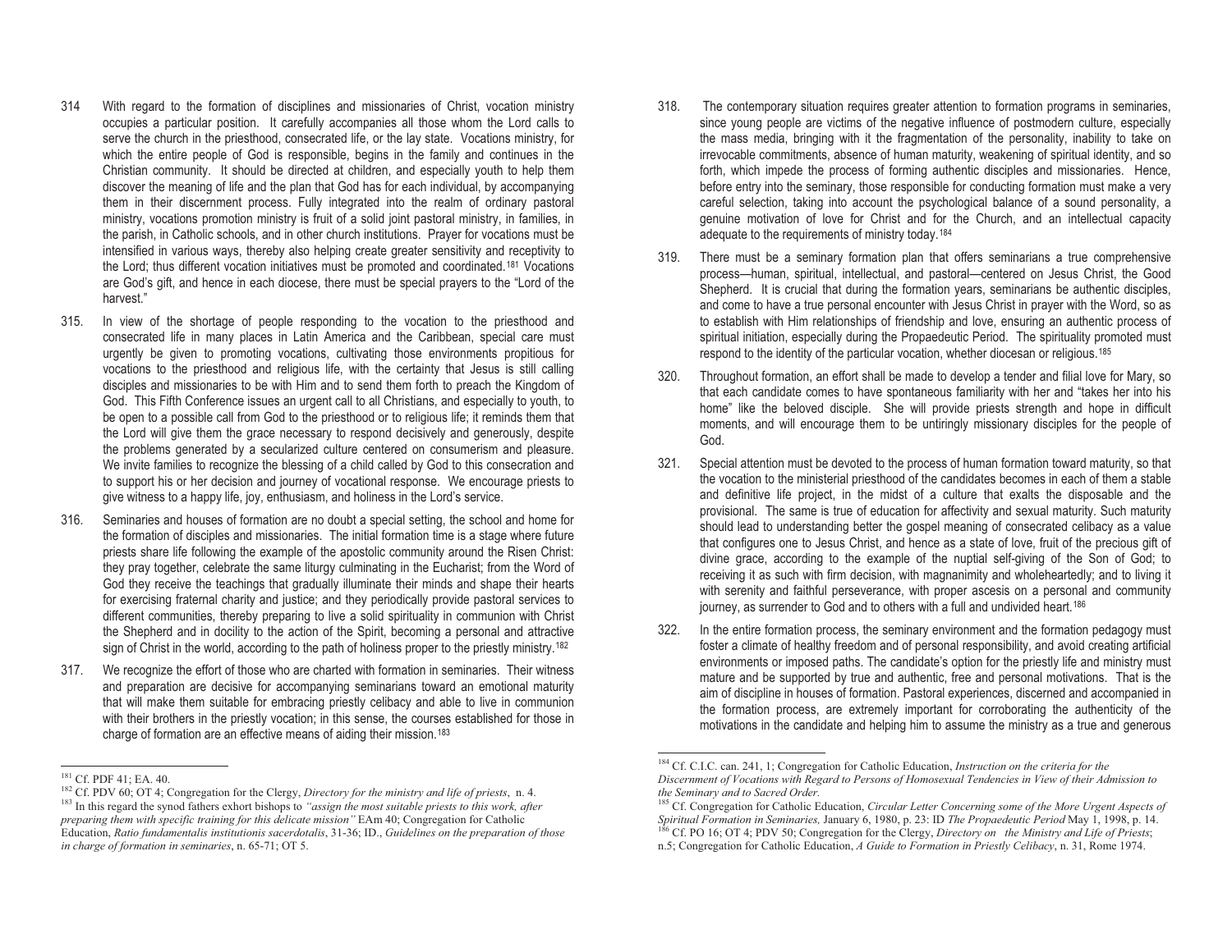314 With regard to the formation of disciplines and missionaries of Christ, vocation ministry occupies a particular position. It carefully accompanies all those whom the Lord calls to serve the church in the priesthood, consecrated life, or the lay state. Vocations ministry, for which the entire people of God is responsible, begins in the family and continues in the Christian community. It should be directed at children, and especially youth to help them discover the meaning of life and the plan that God has for each individual, by accompanying them in their discernment process. Fully integrated into the realm of ordinary pastoral ministry, vocations promotion ministry is fruit of a solid joint pastoral ministry, in families, in the parish, in Catholic schools, and in other church institutions. Prayer for vocations must be intensified in various ways, thereby also helping create greater sensitivity and receptivity to the Lord; thus different vocation initiatives must be promoted and coordinated.[181] Vocations are God's gift, and hence in each diocese, there must be special prayers to the "Lord of the harvest."

315. In view of the shortage of people responding to the vocation to the priesthood and consecrated life in many places in Latin America and the Caribbean, special care must urgently be given to promoting vocations, cultivating those environments propitious for vocations to the priesthood and religious life, with the certainty that Jesus is still calling disciples and missionaries to be with Him and to send them forth to preach the Kingdom of God. This Fifth Conference issues an urgent call to all Christians, and especially to youth, to be open to a possible call from God to the priesthood or to religious life; it reminds them that the Lord will give them the grace necessary to respond decisively and generously, despite the problems generated by a secularized culture centered on consumerism and pleasure. We invite families to recognize the blessing of a child called by God to this consecration and to support his or her decision and journey of vocational response. We encourage priests to give witness to a happy life, joy, enthusiasm, and holiness in the Lord's service.

316. Seminaries and houses of formation are no doubt a special setting, the school and home for the formation of disciples and missionaries. The initial formation time is a stage where future priests share life following the example of the apostolic community around the Risen Christ: they pray together, celebrate the same liturgy culminating in the Eucharist; from the Word of God they receive the teachings that gradually illuminate their minds and shape their hearts for exercising fraternal charity and justice; and they periodically provide pastoral services to different communities, thereby preparing to live a solid spirituality in communion with Christ the Shepherd and in docility to the action of the Spirit, becoming a personal and attractive sign of Christ in the world, according to the path of holiness proper to the priestly ministry.[182]

317. We recognize the effort of those who are charted with formation in seminaries. Their witness and preparation are decisive for accompanying seminarians toward an emotional maturity that will make them suitable for embracing priestly celibacy and able to live in communion with their brothers in the priestly vocation; in this sense, the courses established for those in charge of formation are an effective means of aiding their mission.[183]

318. The contemporary situation requires greater attention to formation programs in seminaries, since young people are victims of the negative influence of postmodern culture, especially the mass media, bringing with it the fragmentation of the personality, inability to take on irrevocable commitments, absence of human maturity, weakening of spiritual identity, and so forth, which impede the process of forming authentic disciples and missionaries. Hence, before entry into the seminary, those responsible for conducting formation must make a very careful selection, taking into account the psychological balance of a sound personality, a genuine motivation of love for Christ and for the Church, and an intellectual capacity adequate to the requirements of ministry today.[184]

319. There must be a seminary formation plan that offers seminarians a true comprehensive process—human, spiritual, intellectual, and pastoral—centered on Jesus Christ, the Good Shepherd. It is crucial that during the formation years, seminarians be authentic disciples, and come to have a true personal encounter with Jesus Christ in prayer with the Word, so as to establish with Him relationships of friendship and love, ensuring an authentic process of spiritual initiation, especially during the Propaedeutic Period. The spirituality promoted must respond to the identity of the particular vocation, whether diocesan or religious.[185]

320. Throughout formation, an effort shall be made to develop a tender and filial love for Mary, so that each candidate comes to have spontaneous familiarity with her and "takes her into his home" like the beloved disciple. She will provide priests strength and hope in difficult moments, and will encourage them to be untiringly missionary disciples for the people of God.

321. Special attention must be devoted to the process of human formation toward maturity, so that the vocation to the ministerial priesthood of the candidates becomes in each of them a stable and definitive life project, in the midst of a culture that exalts the disposable and the provisional. The same is true of education for affectivity and sexual maturity. Such maturity should lead to understanding better the gospel meaning of consecrated celibacy as a value that configures one to Jesus Christ, and hence as a state of love, fruit of the precious gift of divine grace, according to the example of the nuptial self-giving of the Son of God; to receiving it as such with firm decision, with magnanimity and wholeheartedly; and to living it with serenity and faithful perseverance, with proper ascesis on a personal and community journey, as surrender to God and to others with a full and undivided heart.[186]

322. In the entire formation process, the seminary environment and the formation pedagogy must foster a climate of healthy freedom and of personal responsibility, and avoid creating artificial environments or imposed paths. The candidate's option for the priestly life and ministry must mature and be supported by true and authentic, free and personal motivations. That is the aim of discipline in houses of formation. Pastoral experiences, discerned and accompanied in the formation process, are extremely important for corroborating the authenticity of the motivations in the candidate and helping him to assume the ministry as a true and generous

---

[181] Cf. PDF 41; EA. 40.

[182] Cf. PDV 60; OT 4; Congregation for the Clergy, *Directory for the ministry and life of priests*, n. 4.

[183] In this regard the synod fathers exhort bishops to *"assign the most suitable priests to this work, after preparing them with specific training for this delicate mission"* EAm 40; Congregation for Catholic Education, *Ratio fundamentalis institutionis sacerdotalis*, 31-36; ID., *Guidelines on the preparation of those in charge of formation in seminaries*, n. 65-71; OT 5.

[184] Cf. C.I.C. can. 241, 1; Congregation for Catholic Education, *Instruction on the criteria for the Discernment of Vocations with Regard to Persons of Homosexual Tendencies in View of their Admission to the Seminary and to Sacred Order.*

[185] Cf. Congregation for Catholic Education, *Circular Letter Concerning some of the More Urgent Aspects of Spiritual Formation in Seminaries,* January 6, 1980, p. 23: ID *The Propaedeutic Period* May 1, 1998, p. 14.

[186] Cf. PO 16; OT 4; PDV 50; Congregation for the Clergy, *Directory on the Ministry and Life of Priests*; n.5; Congregation for Catholic Education, *A Guide to Formation in Priestly Celibacy*, n. 31, Rome 1974.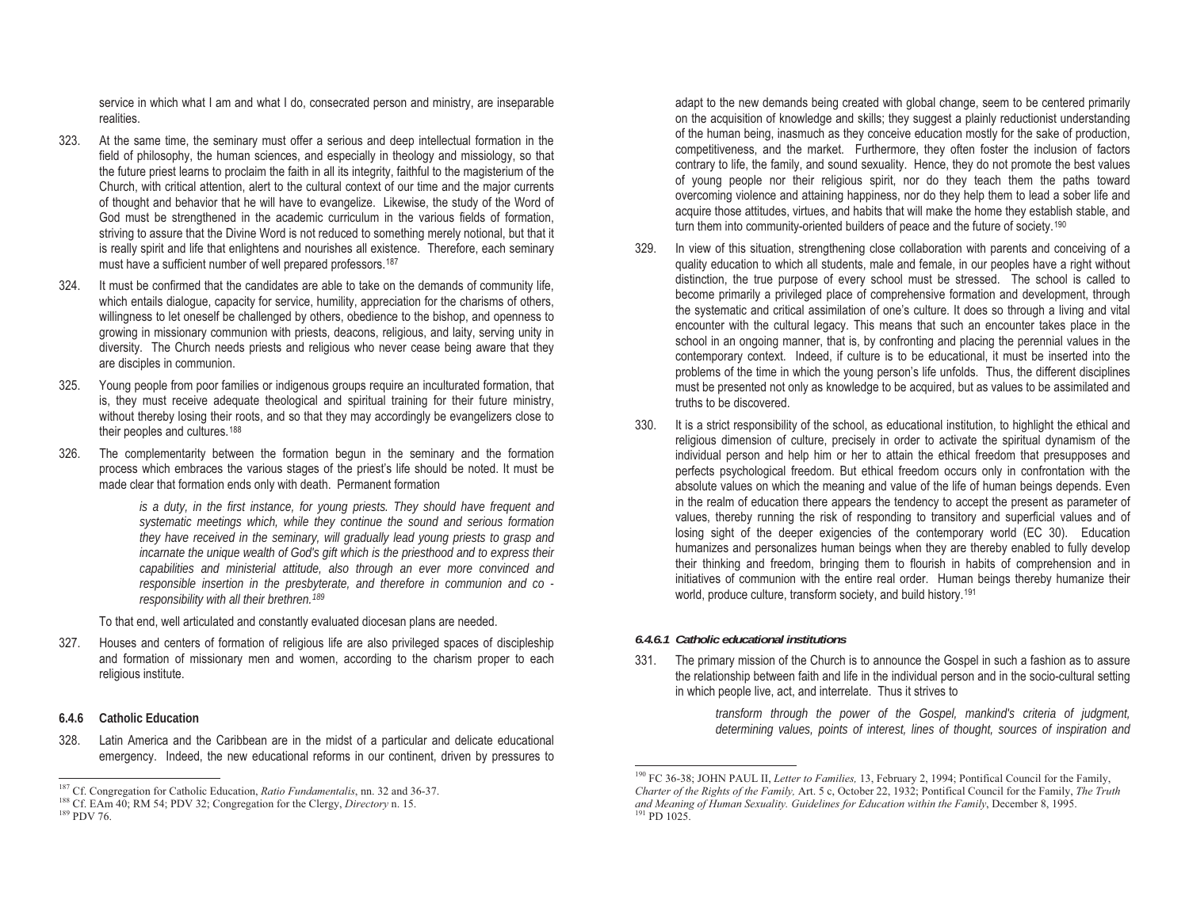service in which what I am and what I do, consecrated person and ministry, are inseparable realities.

323. At the same time, the seminary must offer a serious and deep intellectual formation in the field of philosophy, the human sciences, and especially in theology and missiology, so that the future priest learns to proclaim the faith in all its integrity, faithful to the magisterium of the Church, with critical attention, alert to the cultural context of our time and the major currents of thought and behavior that he will have to evangelize. Likewise, the study of the Word of God must be strengthened in the academic curriculum in the various fields of formation, striving to assure that the Divine Word is not reduced to something merely notional, but that it is really spirit and life that enlightens and nourishes all existence. Therefore, each seminary must have a sufficient number of well prepared professors.[187]

324. It must be confirmed that the candidates are able to take on the demands of community life, which entails dialogue, capacity for service, humility, appreciation for the charisms of others, willingness to let oneself be challenged by others, obedience to the bishop, and openness to growing in missionary communion with priests, deacons, religious, and laity, serving unity in diversity. The Church needs priests and religious who never cease being aware that they are disciples in communion.

325. Young people from poor families or indigenous groups require an inculturated formation, that is, they must receive adequate theological and spiritual training for their future ministry, without thereby losing their roots, and so that they may accordingly be evangelizers close to their peoples and cultures.[188]

326. The complementarity between the formation begun in the seminary and the formation process which embraces the various stages of the priest's life should be noted. It must be made clear that formation ends only with death. Permanent formation

> *is a duty, in the first instance, for young priests. They should have frequent and systematic meetings which, while they continue the sound and serious formation they have received in the seminary, will gradually lead young priests to grasp and incarnate the unique wealth of God's gift which is the priesthood and to express their capabilities and ministerial attitude, also through an ever more convinced and responsible insertion in the presbyterate, and therefore in communion and co - responsibility with all their brethren.*[189]

To that end, well articulated and constantly evaluated diocesan plans are needed.

327. Houses and centers of formation of religious life are also privileged spaces of discipleship and formation of missionary men and women, according to the charism proper to each religious institute.

### 6.4.6 Catholic Education

328. Latin America and the Caribbean are in the midst of a particular and delicate educational emergency. Indeed, the new educational reforms in our continent, driven by pressures to adapt to the new demands being created with global change, seem to be centered primarily on the acquisition of knowledge and skills; they suggest a plainly reductionist understanding of the human being, inasmuch as they conceive education mostly for the sake of production, competitiveness, and the market. Furthermore, they often foster the inclusion of factors contrary to life, the family, and sound sexuality. Hence, they do not promote the best values of young people nor their religious spirit, nor do they teach them the paths toward overcoming violence and attaining happiness, nor do they help them to lead a sober life and acquire those attitudes, virtues, and habits that will make the home they establish stable, and turn them into community-oriented builders of peace and the future of society.[190]

329. In view of this situation, strengthening close collaboration with parents and conceiving of a quality education to which all students, male and female, in our peoples have a right without distinction, the true purpose of every school must be stressed. The school is called to become primarily a privileged place of comprehensive formation and development, through the systematic and critical assimilation of one's culture. It does so through a living and vital encounter with the cultural legacy. This means that such an encounter takes place in the school in an ongoing manner, that is, by confronting and placing the perennial values in the contemporary context. Indeed, if culture is to be educational, it must be inserted into the problems of the time in which the young person's life unfolds. Thus, the different disciplines must be presented not only as knowledge to be acquired, but as values to be assimilated and truths to be discovered.

330. It is a strict responsibility of the school, as educational institution, to highlight the ethical and religious dimension of culture, precisely in order to activate the spiritual dynamism of the individual person and help him or her to attain the ethical freedom that presupposes and perfects psychological freedom. But ethical freedom occurs only in confrontation with the absolute values on which the meaning and value of the life of human beings depends. Even in the realm of education there appears the tendency to accept the present as parameter of values, thereby running the risk of responding to transitory and superficial values and of losing sight of the deeper exigencies of the contemporary world (EC 30). Education humanizes and personalizes human beings when they are thereby enabled to fully develop their thinking and freedom, bringing them to flourish in habits of comprehension and in initiatives of communion with the entire real order. Human beings thereby humanize their world, produce culture, transform society, and build history.[191]

#### 6.4.6.1 Catholic educational institutions

331. The primary mission of the Church is to announce the Gospel in such a fashion as to assure the relationship between faith and life in the individual person and in the socio-cultural setting in which people live, act, and interrelate. Thus it strives to

> *transform through the power of the Gospel, mankind's criteria of judgment, determining values, points of interest, lines of thought, sources of inspiration and*

---

[187] Cf. Congregation for Catholic Education, *Ratio Fundamentalis*, nn. 32 and 36-37.

[188] Cf. EAm 40; RM 54; PDV 32; Congregation for the Clergy, *Directory* n. 15.

[189] PDV 76.

[190] FC 36-38; JOHN PAUL II, *Letter to Families,* 13, February 2, 1994; Pontifical Council for the Family, *Charter of the Rights of the Family,* Art. 5 c, October 22, 1932; Pontifical Council for the Family, *The Truth and Meaning of Human Sexuality. Guidelines for Education within the Family*, December 8, 1995.

[191] PD 1025.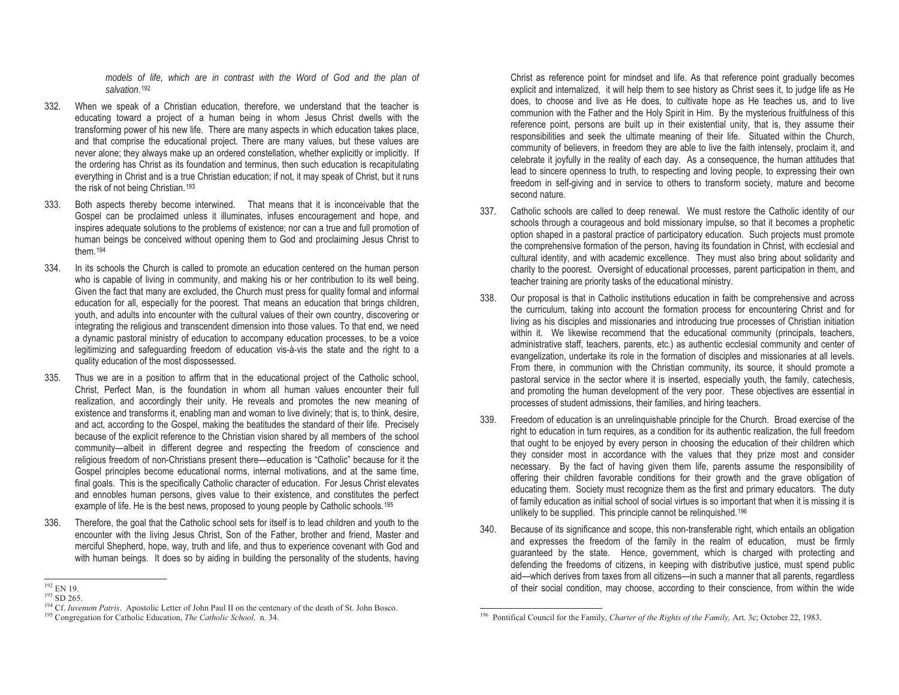*models of life, which are in contrast with the Word of God and the plan of salvation*.[192]

332. When we speak of a Christian education, therefore, we understand that the teacher is educating toward a project of a human being in whom Jesus Christ dwells with the transforming power of his new life. There are many aspects in which education takes place, and that comprise the educational project. There are many values, but these values are never alone; they always make up an ordered constellation, whether explicitly or implicitly. If the ordering has Christ as its foundation and terminus, then such education is recapitulating everything in Christ and is a true Christian education; if not, it may speak of Christ, but it runs the risk of not being Christian.[193]

333. Both aspects thereby become interwined. That means that it is inconceivable that the Gospel can be proclaimed unless it illuminates, infuses encouragement and hope, and inspires adequate solutions to the problems of existence; nor can a true and full promotion of human beings be conceived without opening them to God and proclaiming Jesus Christ to them.[194]

334. In its schools the Church is called to promote an education centered on the human person who is capable of living in community, and making his or her contribution to its well being. Given the fact that many are excluded, the Church must press for quality formal and informal education for all, especially for the poorest. That means an education that brings children, youth, and adults into encounter with the cultural values of their own country, discovering or integrating the religious and transcendent dimension into those values. To that end, we need a dynamic pastoral ministry of education to accompany education processes, to be a voice legitimizing and safeguarding freedom of education vis-à-vis the state and the right to a quality education of the most dispossessed.

335. Thus we are in a position to affirm that in the educational project of the Catholic school, Christ, Perfect Man, is the foundation in whom all human values encounter their full realization, and accordingly their unity. He reveals and promotes the new meaning of existence and transforms it, enabling man and woman to live divinely; that is, to think, desire, and act, according to the Gospel, making the beatitudes the standard of their life. Precisely because of the explicit reference to the Christian vision shared by all members of the school community—albeit in different degree and respecting the freedom of conscience and religious freedom of non-Christians present there—education is "Catholic" because for it the Gospel principles become educational norms, internal motivations, and at the same time, final goals. This is the specifically Catholic character of education. For Jesus Christ elevates and ennobles human persons, gives value to their existence, and constitutes the perfect example of life. He is the best news, proposed to young people by Catholic schools.[195]

336. Therefore, the goal that the Catholic school sets for itself is to lead children and youth to the encounter with the living Jesus Christ, Son of the Father, brother and friend, Master and merciful Shepherd, hope, way, truth and life, and thus to experience covenant with God and with human beings. It does so by aiding in building the personality of the students, having Christ as reference point for mindset and life. As that reference point gradually becomes explicit and internalized, it will help them to see history as Christ sees it, to judge life as He does, to choose and live as He does, to cultivate hope as He teaches us, and to live communion with the Father and the Holy Spirit in Him. By the mysterious fruitfulness of this reference point, persons are built up in their existential unity, that is, they assume their responsibilities and seek the ultimate meaning of their life. Situated within the Church, community of believers, in freedom they are able to live the faith intensely, proclaim it, and celebrate it joyfully in the reality of each day. As a consequence, the human attitudes that lead to sincere openness to truth, to respecting and loving people, to expressing their own freedom in self-giving and in service to others to transform society, mature and become second nature.

337. Catholic schools are called to deep renewal. We must restore the Catholic identity of our schools through a courageous and bold missionary impulse, so that it becomes a prophetic option shaped in a pastoral practice of participatory education. Such projects must promote the comprehensive formation of the person, having its foundation in Christ, with ecclesial and cultural identity, and with academic excellence. They must also bring about solidarity and charity to the poorest. Oversight of educational processes, parent participation in them, and teacher training are priority tasks of the educational ministry.

338. Our proposal is that in Catholic institutions education in faith be comprehensive and across the curriculum, taking into account the formation process for encountering Christ and for living as his disciples and missionaries and introducing true processes of Christian initiation within it. We likewise recommend that the educational community (principals, teachers, administrative staff, teachers, parents, etc.) as authentic ecclesial community and center of evangelization, undertake its role in the formation of disciples and missionaries at all levels. From there, in communion with the Christian community, its source, it should promote a pastoral service in the sector where it is inserted, especially youth, the family, catechesis, and promoting the human development of the very poor. These objectives are essential in processes of student admissions, their families, and hiring teachers.

339. Freedom of education is an unrelinquishable principle for the Church. Broad exercise of the right to education in turn requires, as a condition for its authentic realization, the full freedom that ought to be enjoyed by every person in choosing the education of their children which they consider most in accordance with the values that they prize most and consider necessary. By the fact of having given them life, parents assume the responsibility of offering their children favorable conditions for their growth and the grave obligation of educating them. Society must recognize them as the first and primary educators. The duty of family education as initial school of social virtues is so important that when it is missing it is unlikely to be supplied. This principle cannot be relinquished.[196]

340. Because of its significance and scope, this non-transferable right, which entails an obligation and expresses the freedom of the family in the realm of education, must be firmly guaranteed by the state. Hence, government, which is charged with protecting and defending the freedoms of citizens, in keeping with distributive justice, must spend public aid—which derives from taxes from all citizens—in such a manner that all parents, regardless of their social condition, may choose, according to their conscience, from within the wide

---

[192] EN 19.

[193] SD 265.

[194] Cf. *Iuvenum Patris*. Apostolic Letter of John Paul II on the centenary of the death of St. John Bosco.

[195] Congregation for Catholic Education, *The Catholic School,* n. 34.

[196] Pontifical Council for the Family, *Charter of the Rights of the Family,* Art. 3c; October 22, 1983.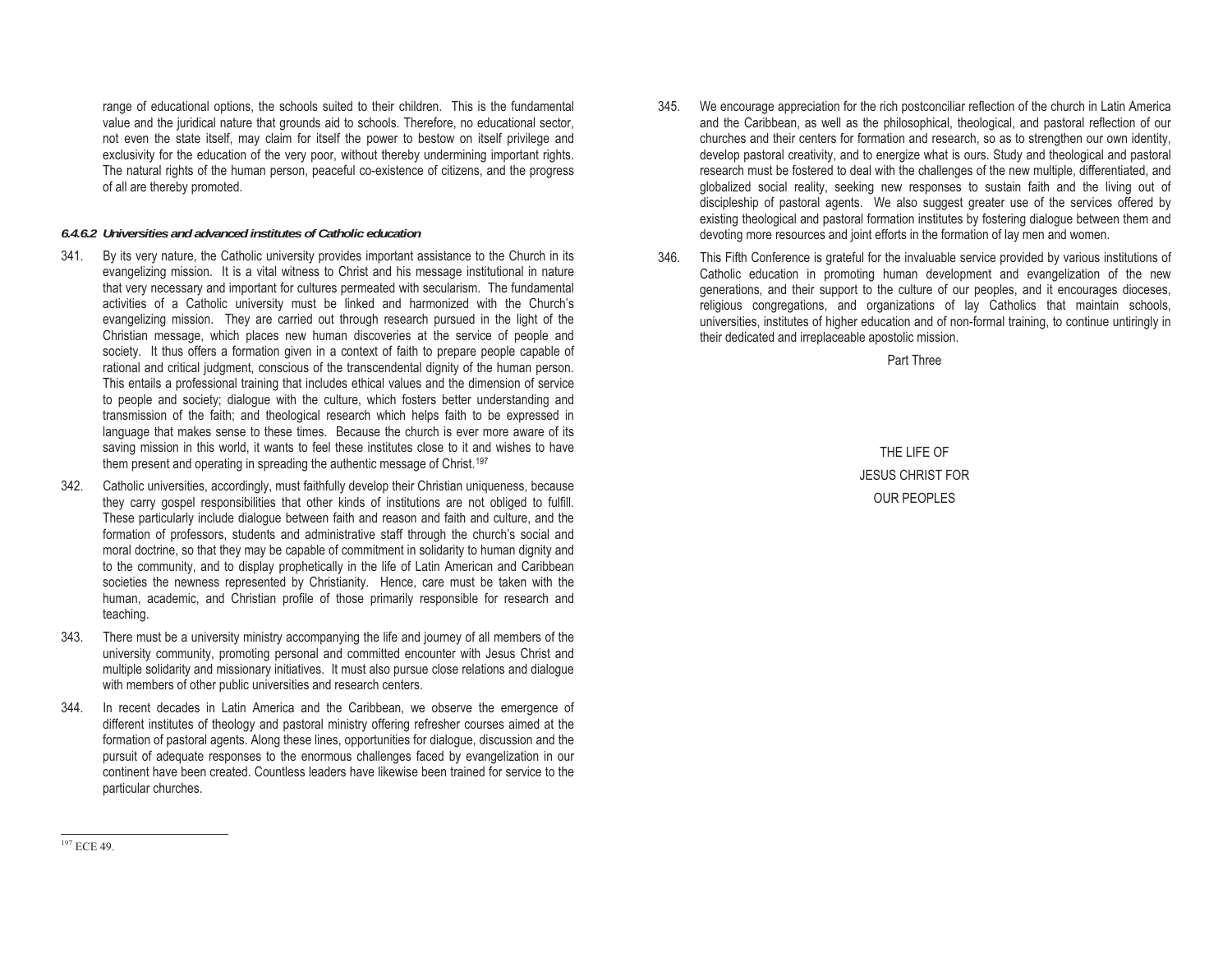range of educational options, the schools suited to their children. This is the fundamental value and the juridical nature that grounds aid to schools. Therefore, no educational sector, not even the state itself, may claim for itself the power to bestow on itself privilege and exclusivity for the education of the very poor, without thereby undermining important rights. The natural rights of the human person, peaceful co-existence of citizens, and the progress of all are thereby promoted.

#### *6.4.6.2 Universities and advanced institutes of Catholic education*

341. By its very nature, the Catholic university provides important assistance to the Church in its evangelizing mission. It is a vital witness to Christ and his message institutional in nature that very necessary and important for cultures permeated with secularism. The fundamental activities of a Catholic university must be linked and harmonized with the Church's evangelizing mission. They are carried out through research pursued in the light of the Christian message, which places new human discoveries at the service of people and society. It thus offers a formation given in a context of faith to prepare people capable of rational and critical judgment, conscious of the transcendental dignity of the human person. This entails a professional training that includes ethical values and the dimension of service to people and society; dialogue with the culture, which fosters better understanding and transmission of the faith; and theological research which helps faith to be expressed in language that makes sense to these times. Because the church is ever more aware of its saving mission in this world, it wants to feel these institutes close to it and wishes to have them present and operating in spreading the authentic message of Christ.[197]

342. Catholic universities, accordingly, must faithfully develop their Christian uniqueness, because they carry gospel responsibilities that other kinds of institutions are not obliged to fulfill. These particularly include dialogue between faith and reason and faith and culture, and the formation of professors, students and administrative staff through the church's social and moral doctrine, so that they may be capable of commitment in solidarity to human dignity and to the community, and to display prophetically in the life of Latin American and Caribbean societies the newness represented by Christianity. Hence, care must be taken with the human, academic, and Christian profile of those primarily responsible for research and teaching.

343. There must be a university ministry accompanying the life and journey of all members of the university community, promoting personal and committed encounter with Jesus Christ and multiple solidarity and missionary initiatives. It must also pursue close relations and dialogue with members of other public universities and research centers.

344. In recent decades in Latin America and the Caribbean, we observe the emergence of different institutes of theology and pastoral ministry offering refresher courses aimed at the formation of pastoral agents. Along these lines, opportunities for dialogue, discussion and the pursuit of adequate responses to the enormous challenges faced by evangelization in our continent have been created. Countless leaders have likewise been trained for service to the particular churches.

345. We encourage appreciation for the rich postconciliar reflection of the church in Latin America and the Caribbean, as well as the philosophical, theological, and pastoral reflection of our churches and their centers for formation and research, so as to strengthen our own identity, develop pastoral creativity, and to energize what is ours. Study and theological and pastoral research must be fostered to deal with the challenges of the new multiple, differentiated, and globalized social reality, seeking new responses to sustain faith and the living out of discipleship of pastoral agents. We also suggest greater use of the services offered by existing theological and pastoral formation institutes by fostering dialogue between them and devoting more resources and joint efforts in the formation of lay men and women.

346. This Fifth Conference is grateful for the invaluable service provided by various institutions of Catholic education in promoting human development and evangelization of the new generations, and their support to the culture of our peoples, and it encourages dioceses, religious congregations, and organizations of lay Catholics that maintain schools, universities, institutes of higher education and of non-formal training, to continue untiringly in their dedicated and irreplaceable apostolic mission.

# Part Three

# THE LIFE OF JESUS CHRIST FOR OUR PEOPLES

---

[197] ECE 49.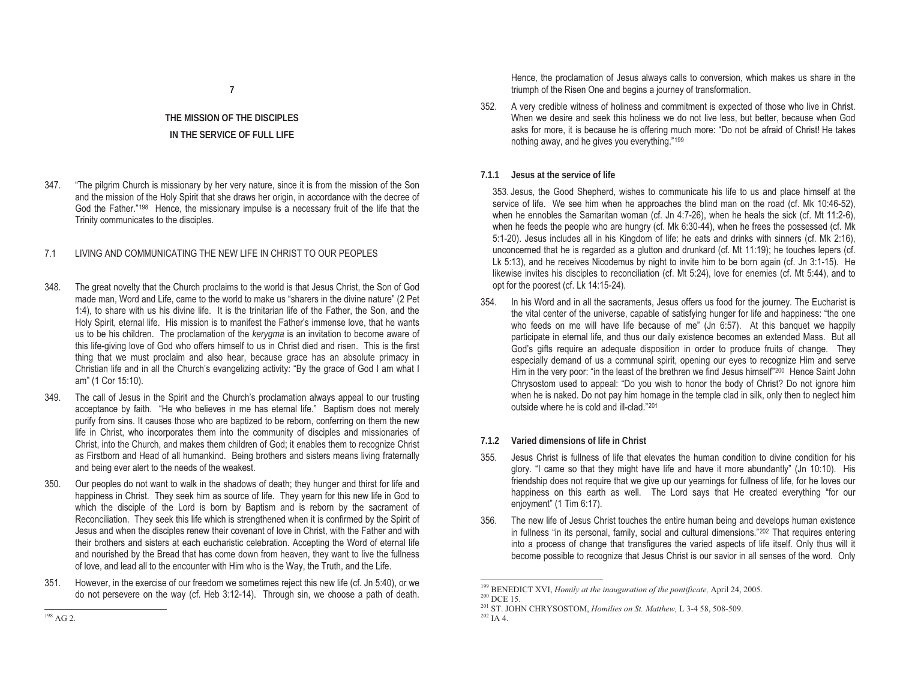# 7

## THE MISSION OF THE DISCIPLES IN THE SERVICE OF FULL LIFE

347. "The pilgrim Church is missionary by her very nature, since it is from the mission of the Son and the mission of the Holy Spirit that she draws her origin, in accordance with the decree of God the Father."[198] Hence, the missionary impulse is a necessary fruit of the life that the Trinity communicates to the disciples.

### 7.1 LIVING AND COMMUNICATING THE NEW LIFE IN CHRIST TO OUR PEOPLES

348. The great novelty that the Church proclaims to the world is that Jesus Christ, the Son of God made man, Word and Life, came to the world to make us "sharers in the divine nature" (2 Pet 1:4), to share with us his divine life. It is the trinitarian life of the Father, the Son, and the Holy Spirit, eternal life. His mission is to manifest the Father's immense love, that he wants us to be his children. The proclamation of the *kerygma* is an invitation to become aware of this life-giving love of God who offers himself to us in Christ died and risen. This is the first thing that we must proclaim and also hear, because grace has an absolute primacy in Christian life and in all the Church's evangelizing activity: "By the grace of God I am what I am" (1 Cor 15:10).

349. The call of Jesus in the Spirit and the Church's proclamation always appeal to our trusting acceptance by faith. "He who believes in me has eternal life." Baptism does not merely purify from sins. It causes those who are baptized to be reborn, conferring on them the new life in Christ, who incorporates them into the community of disciples and missionaries of Christ, into the Church, and makes them children of God; it enables them to recognize Christ as Firstborn and Head of all humankind. Being brothers and sisters means living fraternally and being ever alert to the needs of the weakest.

350. Our peoples do not want to walk in the shadows of death; they hunger and thirst for life and happiness in Christ. They seek him as source of life. They yearn for this new life in God to which the disciple of the Lord is born by Baptism and is reborn by the sacrament of Reconciliation. They seek this life which is strengthened when it is confirmed by the Spirit of Jesus and when the disciples renew their covenant of love in Christ, with the Father and with their brothers and sisters at each eucharistic celebration. Accepting the Word of eternal life and nourished by the Bread that has come down from heaven, they want to live the fullness of love, and lead all to the encounter with Him who is the Way, the Truth, and the Life.

351. However, in the exercise of our freedom we sometimes reject this new life (cf. Jn 5:40), or we do not persevere on the way (cf. Heb 3:12-14). Through sin, we choose a path of death. Hence, the proclamation of Jesus always calls to conversion, which makes us share in the triumph of the Risen One and begins a journey of transformation.

352. A very credible witness of holiness and commitment is expected of those who live in Christ. When we desire and seek this holiness we do not live less, but better, because when God asks for more, it is because he is offering much more: "Do not be afraid of Christ! He takes nothing away, and he gives you everything."[199]

#### 7.1.1 Jesus at the service of life

353. Jesus, the Good Shepherd, wishes to communicate his life to us and place himself at the service of life. We see him when he approaches the blind man on the road (cf. Mk 10:46-52), when he ennobles the Samaritan woman (cf. Jn 4:7-26), when he heals the sick (cf. Mt 11:2-6), when he feeds the people who are hungry (cf. Mk 6:30-44), when he frees the possessed (cf. Mk 5:1-20). Jesus includes all in his Kingdom of life: he eats and drinks with sinners (cf. Mk 2:16), unconcerned that he is regarded as a glutton and drunkard (cf. Mt 11:19); he touches lepers (cf. Lk 5:13), and he receives Nicodemus by night to invite him to be born again (cf. Jn 3:1-15). He likewise invites his disciples to reconciliation (cf. Mt 5:24), love for enemies (cf. Mt 5:44), and to opt for the poorest (cf. Lk 14:15-24).

354. In his Word and in all the sacraments, Jesus offers us food for the journey. The Eucharist is the vital center of the universe, capable of satisfying hunger for life and happiness: "the one who feeds on me will have life because of me" (Jn 6:57). At this banquet we happily participate in eternal life, and thus our daily existence becomes an extended Mass. But all God's gifts require an adequate disposition in order to produce fruits of change. They especially demand of us a communal spirit, opening our eyes to recognize Him and serve Him in the very poor: "in the least of the brethren we find Jesus himself"[200] Hence Saint John Chrysostom used to appeal: "Do you wish to honor the body of Christ? Do not ignore him when he is naked. Do not pay him homage in the temple clad in silk, only then to neglect him outside where he is cold and ill-clad."[201]

#### 7.1.2 Varied dimensions of life in Christ

355. Jesus Christ is fullness of life that elevates the human condition to divine condition for his glory. "I came so that they might have life and have it more abundantly" (Jn 10:10). His friendship does not require that we give up our yearnings for fullness of life, for he loves our happiness on this earth as well. The Lord says that He created everything "for our enjoyment" (1 Tim 6:17).

356. The new life of Jesus Christ touches the entire human being and develops human existence in fullness "in its personal, family, social and cultural dimensions."[202] That requires entering into a process of change that transfigures the varied aspects of life itself. Only thus will it become possible to recognize that Jesus Christ is our savior in all senses of the word. Only

---

[198] AG 2.

[199] BENEDICT XVI, *Homily at the inauguration of the pontificate,* April 24, 2005.

[200] DCE 15.

[201] ST. JOHN CHRYSOSTOM, *Homilies on St. Matthew,* L 3-4 58, 508-509.

[202] IA 4.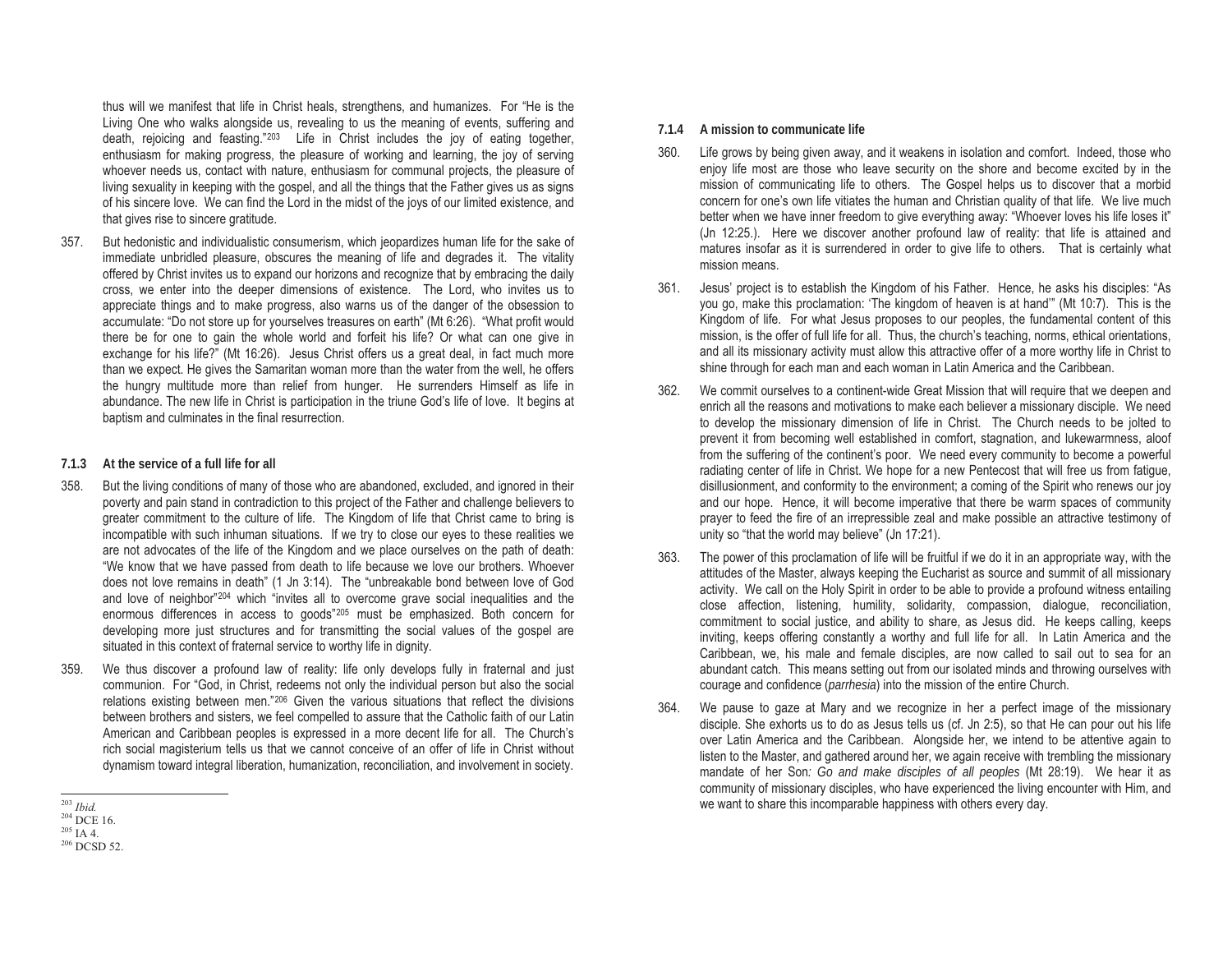thus will we manifest that life in Christ heals, strengthens, and humanizes. For "He is the Living One who walks alongside us, revealing to us the meaning of events, suffering and death, rejoicing and feasting."[203] Life in Christ includes the joy of eating together, enthusiasm for making progress, the pleasure of working and learning, the joy of serving whoever needs us, contact with nature, enthusiasm for communal projects, the pleasure of living sexuality in keeping with the gospel, and all the things that the Father gives us as signs of his sincere love. We can find the Lord in the midst of the joys of our limited existence, and that gives rise to sincere gratitude.

357. But hedonistic and individualistic consumerism, which jeopardizes human life for the sake of immediate unbridled pleasure, obscures the meaning of life and degrades it. The vitality offered by Christ invites us to expand our horizons and recognize that by embracing the daily cross, we enter into the deeper dimensions of existence. The Lord, who invites us to appreciate things and to make progress, also warns us of the danger of the obsession to accumulate: "Do not store up for yourselves treasures on earth" (Mt 6:26). "What profit would there be for one to gain the whole world and forfeit his life? Or what can one give in exchange for his life?" (Mt 16:26). Jesus Christ offers us a great deal, in fact much more than we expect. He gives the Samaritan woman more than the water from the well, he offers the hungry multitude more than relief from hunger. He surrenders Himself as life in abundance. The new life in Christ is participation in the triune God's life of love. It begins at baptism and culminates in the final resurrection.

### 7.1.3 At the service of a full life for all

358. But the living conditions of many of those who are abandoned, excluded, and ignored in their poverty and pain stand in contradiction to this project of the Father and challenge believers to greater commitment to the culture of life. The Kingdom of life that Christ came to bring is incompatible with such inhuman situations. If we try to close our eyes to these realities we are not advocates of the life of the Kingdom and we place ourselves on the path of death: "We know that we have passed from death to life because we love our brothers. Whoever does not love remains in death" (1 Jn 3:14). The "unbreakable bond between love of God and love of neighbor"[204] which "invites all to overcome grave social inequalities and the enormous differences in access to goods"[205] must be emphasized. Both concern for developing more just structures and for transmitting the social values of the gospel are situated in this context of fraternal service to worthy life in dignity.

359. We thus discover a profound law of reality: life only develops fully in fraternal and just communion. For "God, in Christ, redeems not only the individual person but also the social relations existing between men."[206] Given the various situations that reflect the divisions between brothers and sisters, we feel compelled to assure that the Catholic faith of our Latin American and Caribbean peoples is expressed in a more decent life for all. The Church's rich social magisterium tells us that we cannot conceive of an offer of life in Christ without dynamism toward integral liberation, humanization, reconciliation, and involvement in society.

[203] *Ibid.*
[204] DCE 16.
[205] IA 4.
[206] DCSD 52.

### 7.1.4 A mission to communicate life

360. Life grows by being given away, and it weakens in isolation and comfort. Indeed, those who enjoy life most are those who leave security on the shore and become excited by in the mission of communicating life to others. The Gospel helps us to discover that a morbid concern for one's own life vitiates the human and Christian quality of that life. We live much better when we have inner freedom to give everything away: "Whoever loves his life loses it" (Jn 12:25.). Here we discover another profound law of reality: that life is attained and matures insofar as it is surrendered in order to give life to others. That is certainly what mission means.

361. Jesus' project is to establish the Kingdom of his Father. Hence, he asks his disciples: "As you go, make this proclamation: 'The kingdom of heaven is at hand'" (Mt 10:7). This is the Kingdom of life. For what Jesus proposes to our peoples, the fundamental content of this mission, is the offer of full life for all. Thus, the church's teaching, norms, ethical orientations, and all its missionary activity must allow this attractive offer of a more worthy life in Christ to shine through for each man and each woman in Latin America and the Caribbean.

362. We commit ourselves to a continent-wide Great Mission that will require that we deepen and enrich all the reasons and motivations to make each believer a missionary disciple. We need to develop the missionary dimension of life in Christ. The Church needs to be jolted to prevent it from becoming well established in comfort, stagnation, and lukewarmness, aloof from the suffering of the continent's poor. We need every community to become a powerful radiating center of life in Christ. We hope for a new Pentecost that will free us from fatigue, disillusionment, and conformity to the environment; a coming of the Spirit who renews our joy and our hope. Hence, it will become imperative that there be warm spaces of community prayer to feed the fire of an irrepressible zeal and make possible an attractive testimony of unity so "that the world may believe" (Jn 17:21).

363. The power of this proclamation of life will be fruitful if we do it in an appropriate way, with the attitudes of the Master, always keeping the Eucharist as source and summit of all missionary activity. We call on the Holy Spirit in order to be able to provide a profound witness entailing close affection, listening, humility, solidarity, compassion, dialogue, reconciliation, commitment to social justice, and ability to share, as Jesus did. He keeps calling, keeps inviting, keeps offering constantly a worthy and full life for all. In Latin America and the Caribbean, we, his male and female disciples, are now called to sail out to sea for an abundant catch. This means setting out from our isolated minds and throwing ourselves with courage and confidence (*parrhesia*) into the mission of the entire Church.

364. We pause to gaze at Mary and we recognize in her a perfect image of the missionary disciple. She exhorts us to do as Jesus tells us (cf. Jn 2:5), so that He can pour out his life over Latin America and the Caribbean. Alongside her, we intend to be attentive again to listen to the Master, and gathered around her, we again receive with trembling the missionary mandate of her Son*: Go and make disciples of all peoples* (Mt 28:19). We hear it as community of missionary disciples, who have experienced the living encounter with Him, and we want to share this incomparable happiness with others every day.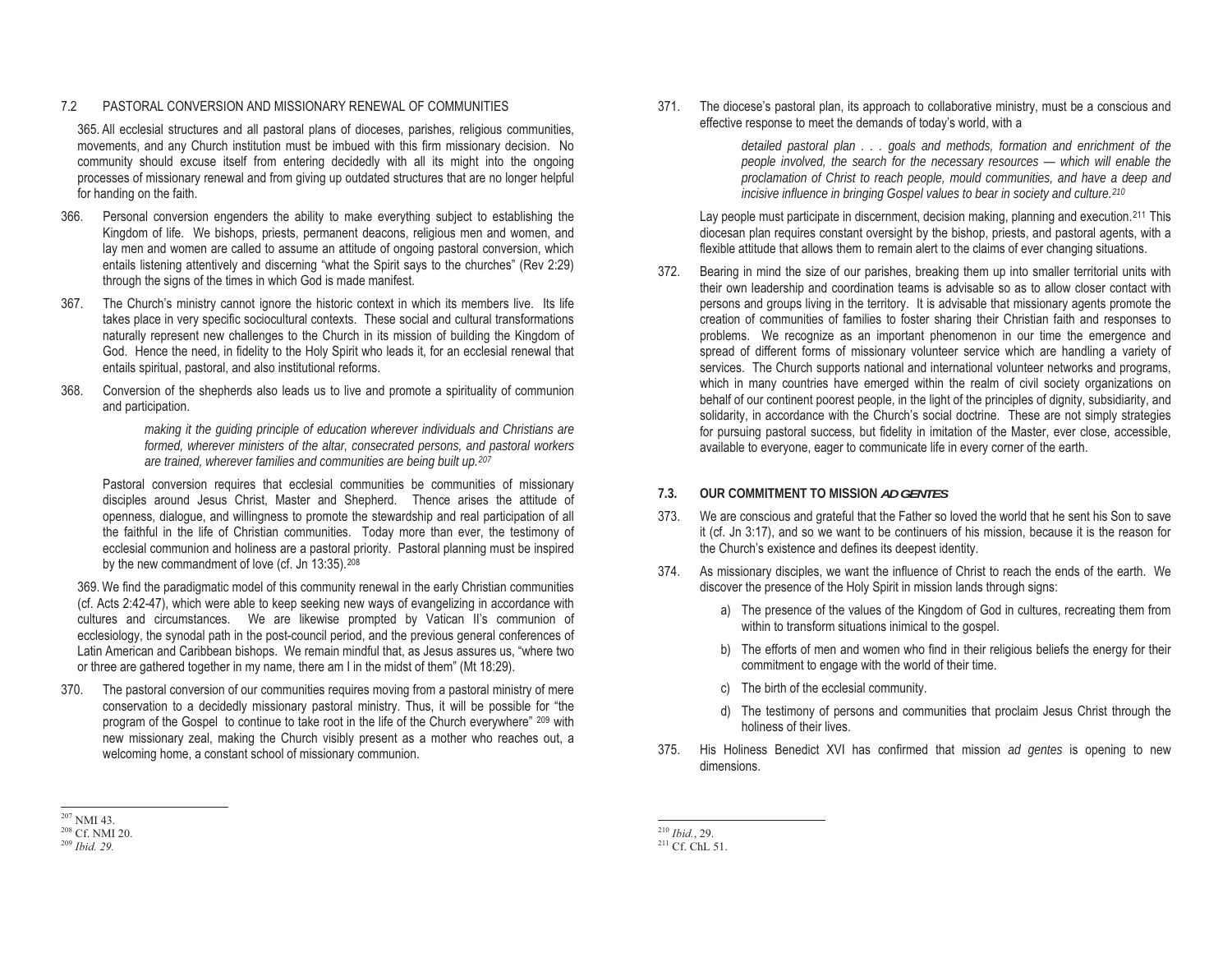## 7.2 PASTORAL CONVERSION AND MISSIONARY RENEWAL OF COMMUNITIES

365. All ecclesial structures and all pastoral plans of dioceses, parishes, religious communities, movements, and any Church institution must be imbued with this firm missionary decision. No community should excuse itself from entering decidedly with all its might into the ongoing processes of missionary renewal and from giving up outdated structures that are no longer helpful for handing on the faith.

366. Personal conversion engenders the ability to make everything subject to establishing the Kingdom of life. We bishops, priests, permanent deacons, religious men and women, and lay men and women are called to assume an attitude of ongoing pastoral conversion, which entails listening attentively and discerning "what the Spirit says to the churches" (Rev 2:29) through the signs of the times in which God is made manifest.

367. The Church's ministry cannot ignore the historic context in which its members live. Its life takes place in very specific sociocultural contexts. These social and cultural transformations naturally represent new challenges to the Church in its mission of building the Kingdom of God. Hence the need, in fidelity to the Holy Spirit who leads it, for an ecclesial renewal that entails spiritual, pastoral, and also institutional reforms.

368. Conversion of the shepherds also leads us to live and promote a spirituality of communion and participation.

> *making it the guiding principle of education wherever individuals and Christians are formed, wherever ministers of the altar, consecrated persons, and pastoral workers are trained, wherever families and communities are being built up.*[207]

Pastoral conversion requires that ecclesial communities be communities of missionary disciples around Jesus Christ, Master and Shepherd. Thence arises the attitude of openness, dialogue, and willingness to promote the stewardship and real participation of all the faithful in the life of Christian communities. Today more than ever, the testimony of ecclesial communion and holiness are a pastoral priority. Pastoral planning must be inspired by the new commandment of love (cf. Jn 13:35).[208]

369. We find the paradigmatic model of this community renewal in the early Christian communities (cf. Acts 2:42-47), which were able to keep seeking new ways of evangelizing in accordance with cultures and circumstances. We are likewise prompted by Vatican II's communion of ecclesiology, the synodal path in the post-council period, and the previous general conferences of Latin American and Caribbean bishops. We remain mindful that, as Jesus assures us, "where two or three are gathered together in my name, there am I in the midst of them" (Mt 18:29).

370. The pastoral conversion of our communities requires moving from a pastoral ministry of mere conservation to a decidedly missionary pastoral ministry. Thus, it will be possible for "the program of the Gospel to continue to take root in the life of the Church everywhere" [209] with new missionary zeal, making the Church visibly present as a mother who reaches out, a welcoming home, a constant school of missionary communion.

[207] NMI 43.
[208] Cf. NMI 20.
[209] *Ibid. 29.*

371. The diocese's pastoral plan, its approach to collaborative ministry, must be a conscious and effective response to meet the demands of today's world, with a

> *detailed pastoral plan . . . goals and methods, formation and enrichment of the people involved, the search for the necessary resources — which will enable the proclamation of Christ to reach people, mould communities, and have a deep and incisive influence in bringing Gospel values to bear in society and culture.*[210]

Lay people must participate in discernment, decision making, planning and execution.[211] This diocesan plan requires constant oversight by the bishop, priests, and pastoral agents, with a flexible attitude that allows them to remain alert to the claims of ever changing situations.

372. Bearing in mind the size of our parishes, breaking them up into smaller territorial units with their own leadership and coordination teams is advisable so as to allow closer contact with persons and groups living in the territory. It is advisable that missionary agents promote the creation of communities of families to foster sharing their Christian faith and responses to problems. We recognize as an important phenomenon in our time the emergence and spread of different forms of missionary volunteer service which are handling a variety of services. The Church supports national and international volunteer networks and programs, which in many countries have emerged within the realm of civil society organizations on behalf of our continent poorest people, in the light of the principles of dignity, subsidiarity, and solidarity, in accordance with the Church's social doctrine. These are not simply strategies for pursuing pastoral success, but fidelity in imitation of the Master, ever close, accessible, available to everyone, eager to communicate life in every corner of the earth.

## 7.3. OUR COMMITMENT TO MISSION *AD GENTES*

373. We are conscious and grateful that the Father so loved the world that he sent his Son to save it (cf. Jn 3:17), and so we want to be continuers of his mission, because it is the reason for the Church's existence and defines its deepest identity.

374. As missionary disciples, we want the influence of Christ to reach the ends of the earth. We discover the presence of the Holy Spirit in mission lands through signs:

a) The presence of the values of the Kingdom of God in cultures, recreating them from within to transform situations inimical to the gospel.

b) The efforts of men and women who find in their religious beliefs the energy for their commitment to engage with the world of their time.

c) The birth of the ecclesial community.

d) The testimony of persons and communities that proclaim Jesus Christ through the holiness of their lives.

375. His Holiness Benedict XVI has confirmed that mission *ad gentes* is opening to new dimensions.

[210] *Ibid.*, 29.
[211] Cf. ChL 51.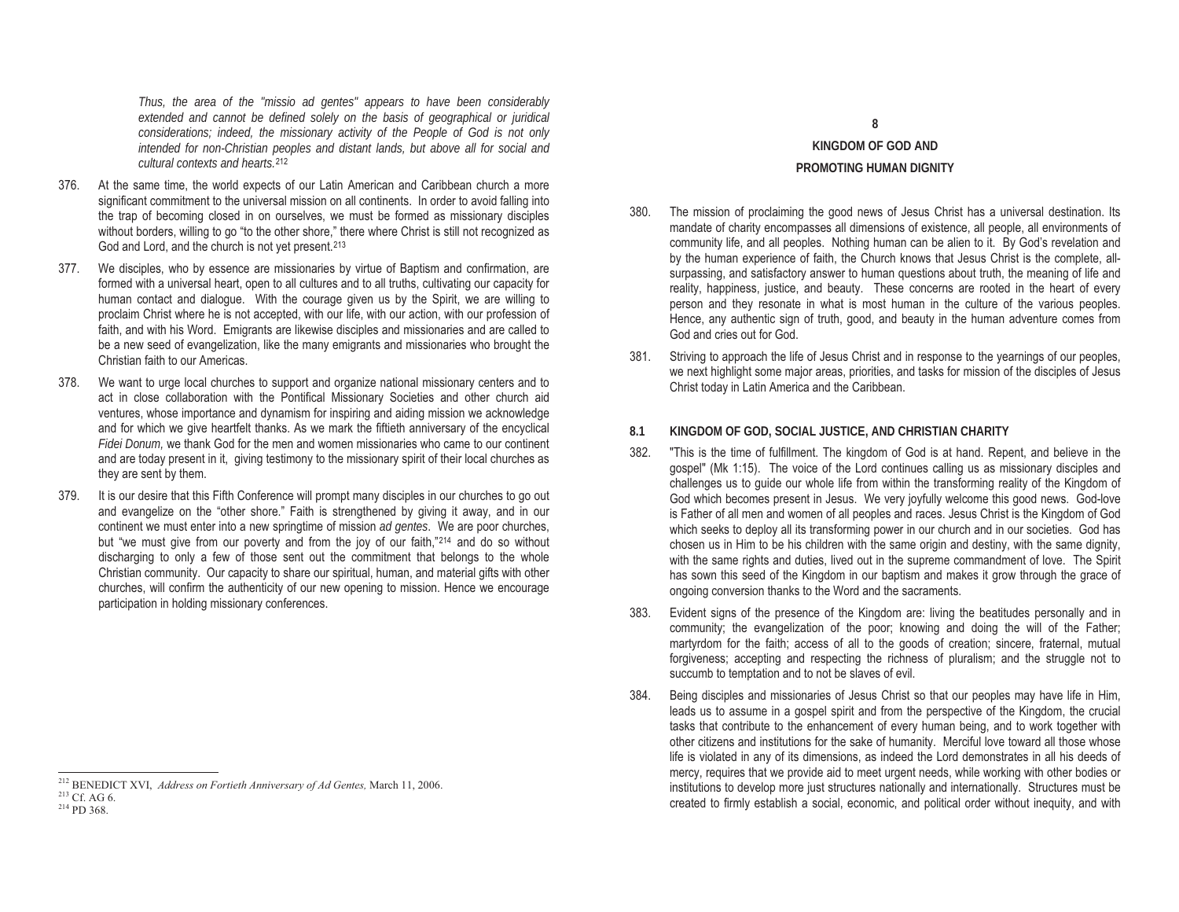*Thus, the area of the "missio ad gentes" appears to have been considerably extended and cannot be defined solely on the basis of geographical or juridical considerations; indeed, the missionary activity of the People of God is not only intended for non-Christian peoples and distant lands, but above all for social and cultural contexts and hearts.*[212]

376. At the same time, the world expects of our Latin American and Caribbean church a more significant commitment to the universal mission on all continents. In order to avoid falling into the trap of becoming closed in on ourselves, we must be formed as missionary disciples without borders, willing to go "to the other shore," there where Christ is still not recognized as God and Lord, and the church is not yet present.[213]

377. We disciples, who by essence are missionaries by virtue of Baptism and confirmation, are formed with a universal heart, open to all cultures and to all truths, cultivating our capacity for human contact and dialogue. With the courage given us by the Spirit, we are willing to proclaim Christ where he is not accepted, with our life, with our action, with our profession of faith, and with his Word. Emigrants are likewise disciples and missionaries and are called to be a new seed of evangelization, like the many emigrants and missionaries who brought the Christian faith to our Americas.

378. We want to urge local churches to support and organize national missionary centers and to act in close collaboration with the Pontifical Missionary Societies and other church aid ventures, whose importance and dynamism for inspiring and aiding mission we acknowledge and for which we give heartfelt thanks. As we mark the fiftieth anniversary of the encyclical *Fidei Donum,* we thank God for the men and women missionaries who came to our continent and are today present in it, giving testimony to the missionary spirit of their local churches as they are sent by them.

379. It is our desire that this Fifth Conference will prompt many disciples in our churches to go out and evangelize on the "other shore." Faith is strengthened by giving it away, and in our continent we must enter into a new springtime of mission *ad gentes*. We are poor churches, but "we must give from our poverty and from the joy of our faith,"[214] and do so without discharging to only a few of those sent out the commitment that belongs to the whole Christian community. Our capacity to share our spiritual, human, and material gifts with other churches, will confirm the authenticity of our new opening to mission. Hence we encourage participation in holding missionary conferences.

[212] BENEDICT XVI, *Address on Fortieth Anniversary of Ad Gentes,* March 11, 2006.
[213] Cf. AG 6.
[214] PD 368.

# 8
# KINGDOM OF GOD AND PROMOTING HUMAN DIGNITY

380. The mission of proclaiming the good news of Jesus Christ has a universal destination. Its mandate of charity encompasses all dimensions of existence, all people, all environments of community life, and all peoples. Nothing human can be alien to it. By God's revelation and by the human experience of faith, the Church knows that Jesus Christ is the complete, all-surpassing, and satisfactory answer to human questions about truth, the meaning of life and reality, happiness, justice, and beauty. These concerns are rooted in the heart of every person and they resonate in what is most human in the culture of the various peoples. Hence, any authentic sign of truth, good, and beauty in the human adventure comes from God and cries out for God.

381. Striving to approach the life of Jesus Christ and in response to the yearnings of our peoples, we next highlight some major areas, priorities, and tasks for mission of the disciples of Jesus Christ today in Latin America and the Caribbean.

## 8.1 KINGDOM OF GOD, SOCIAL JUSTICE, AND CHRISTIAN CHARITY

382. "This is the time of fulfillment. The kingdom of God is at hand. Repent, and believe in the gospel" (Mk 1:15). The voice of the Lord continues calling us as missionary disciples and challenges us to guide our whole life from within the transforming reality of the Kingdom of God which becomes present in Jesus. We very joyfully welcome this good news. God-love is Father of all men and women of all peoples and races. Jesus Christ is the Kingdom of God which seeks to deploy all its transforming power in our church and in our societies. God has chosen us in Him to be his children with the same origin and destiny, with the same dignity, with the same rights and duties, lived out in the supreme commandment of love. The Spirit has sown this seed of the Kingdom in our baptism and makes it grow through the grace of ongoing conversion thanks to the Word and the sacraments.

383. Evident signs of the presence of the Kingdom are: living the beatitudes personally and in community; the evangelization of the poor; knowing and doing the will of the Father; martyrdom for the faith; access of all to the goods of creation; sincere, fraternal, mutual forgiveness; accepting and respecting the richness of pluralism; and the struggle not to succumb to temptation and to not be slaves of evil.

384. Being disciples and missionaries of Jesus Christ so that our peoples may have life in Him, leads us to assume in a gospel spirit and from the perspective of the Kingdom, the crucial tasks that contribute to the enhancement of every human being, and to work together with other citizens and institutions for the sake of humanity. Merciful love toward all those whose life is violated in any of its dimensions, as indeed the Lord demonstrates in all his deeds of mercy, requires that we provide aid to meet urgent needs, while working with other bodies or institutions to develop more just structures nationally and internationally. Structures must be created to firmly establish a social, economic, and political order without inequity, and with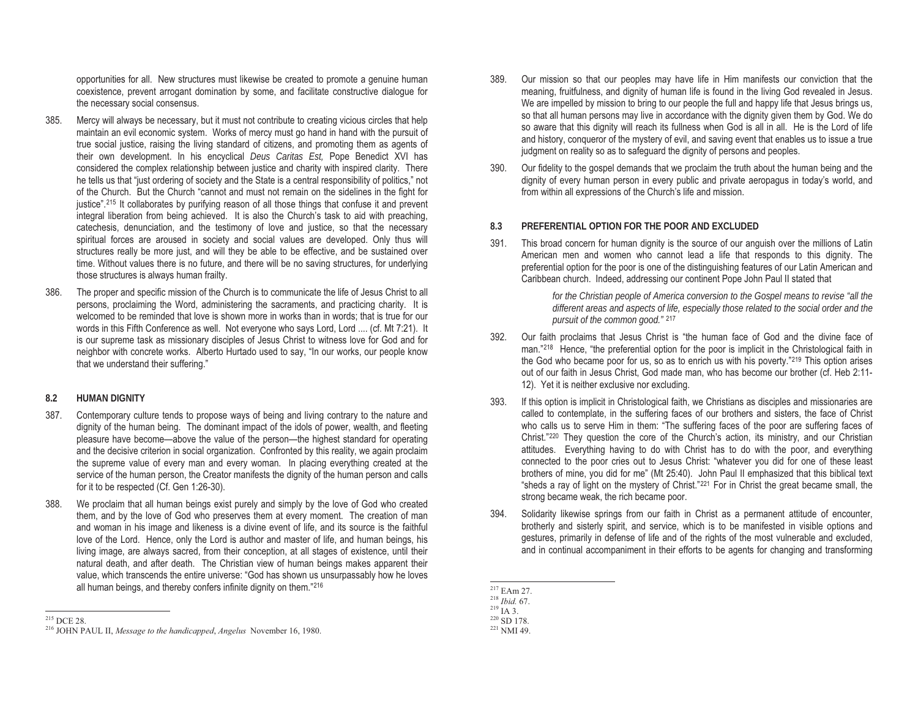opportunities for all. New structures must likewise be created to promote a genuine human coexistence, prevent arrogant domination by some, and facilitate constructive dialogue for the necessary social consensus.

385. Mercy will always be necessary, but it must not contribute to creating vicious circles that help maintain an evil economic system. Works of mercy must go hand in hand with the pursuit of true social justice, raising the living standard of citizens, and promoting them as agents of their own development. In his encyclical *Deus Caritas Est,* Pope Benedict XVI has considered the complex relationship between justice and charity with inspired clarity. There he tells us that "just ordering of society and the State is a central responsibility of politics," not of the Church. But the Church "cannot and must not remain on the sidelines in the fight for justice".[215] It collaborates by purifying reason of all those things that confuse it and prevent integral liberation from being achieved. It is also the Church's task to aid with preaching, catechesis, denunciation, and the testimony of love and justice, so that the necessary spiritual forces are aroused in society and social values are developed. Only thus will structures really be more just, and will they be able to be effective, and be sustained over time. Without values there is no future, and there will be no saving structures, for underlying those structures is always human frailty.

386. The proper and specific mission of the Church is to communicate the life of Jesus Christ to all persons, proclaiming the Word, administering the sacraments, and practicing charity. It is welcomed to be reminded that love is shown more in works than in words; that is true for our words in this Fifth Conference as well. Not everyone who says Lord, Lord .... (cf. Mt 7:21). It is our supreme task as missionary disciples of Jesus Christ to witness love for God and for neighbor with concrete works. Alberto Hurtado used to say, "In our works, our people know that we understand their suffering."

### 8.2 HUMAN DIGNITY

387. Contemporary culture tends to propose ways of being and living contrary to the nature and dignity of the human being. The dominant impact of the idols of power, wealth, and fleeting pleasure have become—above the value of the person—the highest standard for operating and the decisive criterion in social organization. Confronted by this reality, we again proclaim the supreme value of every man and every woman. In placing everything created at the service of the human person, the Creator manifests the dignity of the human person and calls for it to be respected (Cf. Gen 1:26-30).

388. We proclaim that all human beings exist purely and simply by the love of God who created them, and by the love of God who preserves them at every moment. The creation of man and woman in his image and likeness is a divine event of life, and its source is the faithful love of the Lord. Hence, only the Lord is author and master of life, and human beings, his living image, are always sacred, from their conception, at all stages of existence, until their natural death, and after death. The Christian view of human beings makes apparent their value, which transcends the entire universe: "God has shown us unsurpassably how he loves all human beings, and thereby confers infinite dignity on them."[216]

[215] DCE 28.

[216] JOHN PAUL II, *Message to the handicapped*, *Angelus* November 16, 1980.

389. Our mission so that our peoples may have life in Him manifests our conviction that the meaning, fruitfulness, and dignity of human life is found in the living God revealed in Jesus. We are impelled by mission to bring to our people the full and happy life that Jesus brings us, so that all human persons may live in accordance with the dignity given them by God. We do so aware that this dignity will reach its fullness when God is all in all. He is the Lord of life and history, conqueror of the mystery of evil, and saving event that enables us to issue a true judgment on reality so as to safeguard the dignity of persons and peoples.

390. Our fidelity to the gospel demands that we proclaim the truth about the human being and the dignity of every human person in every public and private aeropagus in today's world, and from within all expressions of the Church's life and mission.

### 8.3 PREFERENTIAL OPTION FOR THE POOR AND EXCLUDED

391. This broad concern for human dignity is the source of our anguish over the millions of Latin American men and women who cannot lead a life that responds to this dignity. The preferential option for the poor is one of the distinguishing features of our Latin American and Caribbean church. Indeed, addressing our continent Pope John Paul II stated that

> *for the Christian people of America conversion to the Gospel means to revise "all the different areas and aspects of life, especially those related to the social order and the pursuit of the common good."* [217]

392. Our faith proclaims that Jesus Christ is "the human face of God and the divine face of man."[218] Hence, "the preferential option for the poor is implicit in the Christological faith in the God who became poor for us, so as to enrich us with his poverty."[219] This option arises out of our faith in Jesus Christ, God made man, who has become our brother (cf. Heb 2:11-12). Yet it is neither exclusive nor excluding.

393. If this option is implicit in Christological faith, we Christians as disciples and missionaries are called to contemplate, in the suffering faces of our brothers and sisters, the face of Christ who calls us to serve Him in them: "The suffering faces of the poor are suffering faces of Christ."[220] They question the core of the Church's action, its ministry, and our Christian attitudes. Everything having to do with Christ has to do with the poor, and everything connected to the poor cries out to Jesus Christ: "whatever you did for one of these least brothers of mine, you did for me" (Mt 25:40). John Paul II emphasized that this biblical text "sheds a ray of light on the mystery of Christ."[221] For in Christ the great became small, the strong became weak, the rich became poor.

394. Solidarity likewise springs from our faith in Christ as a permanent attitude of encounter, brotherly and sisterly spirit, and service, which is to be manifested in visible options and gestures, primarily in defense of life and of the rights of the most vulnerable and excluded, and in continual accompaniment in their efforts to be agents for changing and transforming

[217] EAm 27.

[218] *Ibid.* 67.

[219] IA 3.

[220] SD 178.

[221] NMI 49.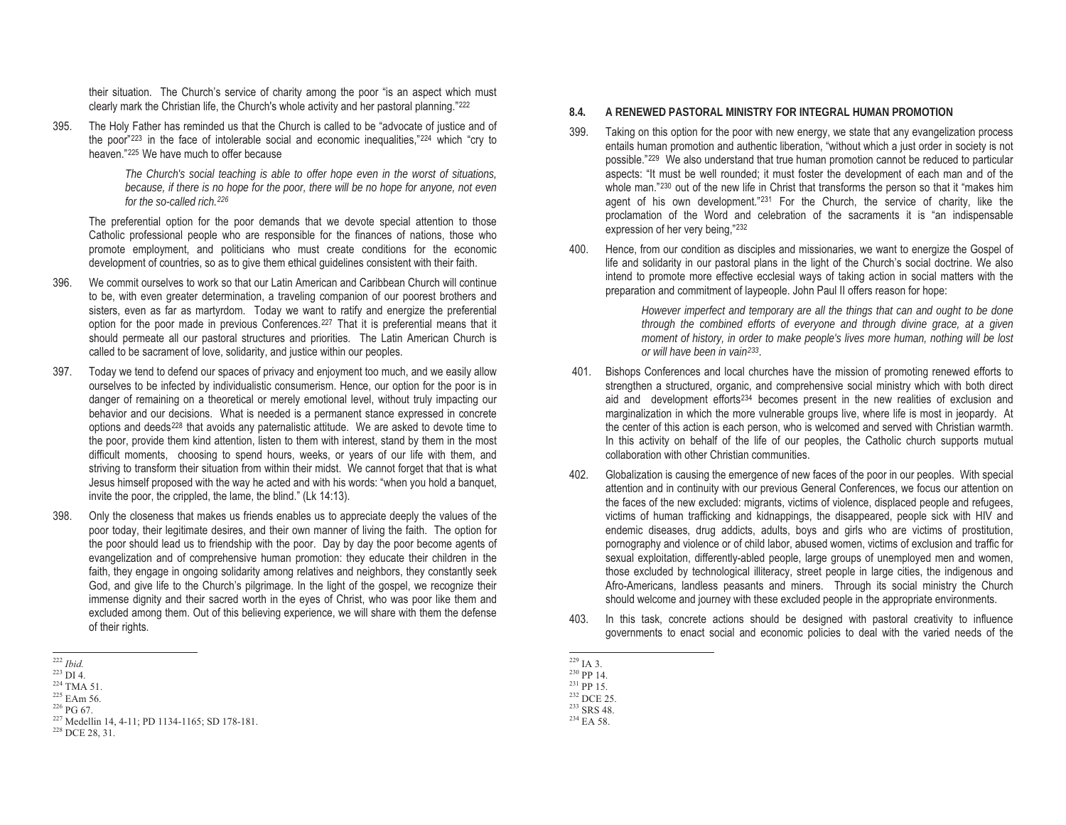their situation. The Church's service of charity among the poor "is an aspect which must clearly mark the Christian life, the Church's whole activity and her pastoral planning."[222]

395. The Holy Father has reminded us that the Church is called to be "advocate of justice and of the poor"[223] in the face of intolerable social and economic inequalities,"[224] which "cry to heaven."[225] We have much to offer because

> *The Church's social teaching is able to offer hope even in the worst of situations, because, if there is no hope for the poor, there will be no hope for anyone, not even for the so-called rich.[226]*

The preferential option for the poor demands that we devote special attention to those Catholic professional people who are responsible for the finances of nations, those who promote employment, and politicians who must create conditions for the economic development of countries, so as to give them ethical guidelines consistent with their faith.

396. We commit ourselves to work so that our Latin American and Caribbean Church will continue to be, with even greater determination, a traveling companion of our poorest brothers and sisters, even as far as martyrdom. Today we want to ratify and energize the preferential option for the poor made in previous Conferences.[227] That it is preferential means that it should permeate all our pastoral structures and priorities. The Latin American Church is called to be sacrament of love, solidarity, and justice within our peoples.

397. Today we tend to defend our spaces of privacy and enjoyment too much, and we easily allow ourselves to be infected by individualistic consumerism. Hence, our option for the poor is in danger of remaining on a theoretical or merely emotional level, without truly impacting our behavior and our decisions. What is needed is a permanent stance expressed in concrete options and deeds[228] that avoids any paternalistic attitude. We are asked to devote time to the poor, provide them kind attention, listen to them with interest, stand by them in the most difficult moments, choosing to spend hours, weeks, or years of our life with them, and striving to transform their situation from within their midst. We cannot forget that that is what Jesus himself proposed with the way he acted and with his words: "when you hold a banquet, invite the poor, the crippled, the lame, the blind." (Lk 14:13).

398. Only the closeness that makes us friends enables us to appreciate deeply the values of the poor today, their legitimate desires, and their own manner of living the faith. The option for the poor should lead us to friendship with the poor. Day by day the poor become agents of evangelization and of comprehensive human promotion: they educate their children in the faith, they engage in ongoing solidarity among relatives and neighbors, they constantly seek God, and give life to the Church's pilgrimage. In the light of the gospel, we recognize their immense dignity and their sacred worth in the eyes of Christ, who was poor like them and excluded among them. Out of this believing experience, we will share with them the defense of their rights.

[222] *Ibid.*
[223] DI 4.
[224] TMA 51.
[225] EAm 56.
[226] PG 67.
[227] Medellin 14, 4-11; PD 1134-1165; SD 178-181.
[228] DCE 28, 31.

### 8.4. A RENEWED PASTORAL MINISTRY FOR INTEGRAL HUMAN PROMOTION

399. Taking on this option for the poor with new energy, we state that any evangelization process entails human promotion and authentic liberation, "without which a just order in society is not possible."[229] We also understand that true human promotion cannot be reduced to particular aspects: "It must be well rounded; it must foster the development of each man and of the whole man."[230] out of the new life in Christ that transforms the person so that it "makes him agent of his own development."[231] For the Church, the service of charity, like the proclamation of the Word and celebration of the sacraments it is "an indispensable expression of her very being,"[232]

400. Hence, from our condition as disciples and missionaries, we want to energize the Gospel of life and solidarity in our pastoral plans in the light of the Church's social doctrine. We also intend to promote more effective ecclesial ways of taking action in social matters with the preparation and commitment of laypeople. John Paul II offers reason for hope:

> *However imperfect and temporary are all the things that can and ought to be done through the combined efforts of everyone and through divine grace, at a given moment of history, in order to make people's lives more human, nothing will be lost or will have been in vain[233].*

401. Bishops Conferences and local churches have the mission of promoting renewed efforts to strengthen a structured, organic, and comprehensive social ministry which with both direct aid and development efforts[234] becomes present in the new realities of exclusion and marginalization in which the more vulnerable groups live, where life is most in jeopardy. At the center of this action is each person, who is welcomed and served with Christian warmth. In this activity on behalf of the life of our peoples, the Catholic church supports mutual collaboration with other Christian communities.

402. Globalization is causing the emergence of new faces of the poor in our peoples. With special attention and in continuity with our previous General Conferences, we focus our attention on the faces of the new excluded: migrants, victims of violence, displaced people and refugees, victims of human trafficking and kidnappings, the disappeared, people sick with HIV and endemic diseases, drug addicts, adults, boys and girls who are victims of prostitution, pornography and violence or of child labor, abused women, victims of exclusion and traffic for sexual exploitation, differently-abled people, large groups of unemployed men and women, those excluded by technological illiteracy, street people in large cities, the indigenous and Afro-Americans, landless peasants and miners. Through its social ministry the Church should welcome and journey with these excluded people in the appropriate environments.

403. In this task, concrete actions should be designed with pastoral creativity to influence governments to enact social and economic policies to deal with the varied needs of the

[229] IA 3.
[230] PP 14.
[231] PP 15.
[232] DCE 25.
[233] SRS 48.
[234] EA 58.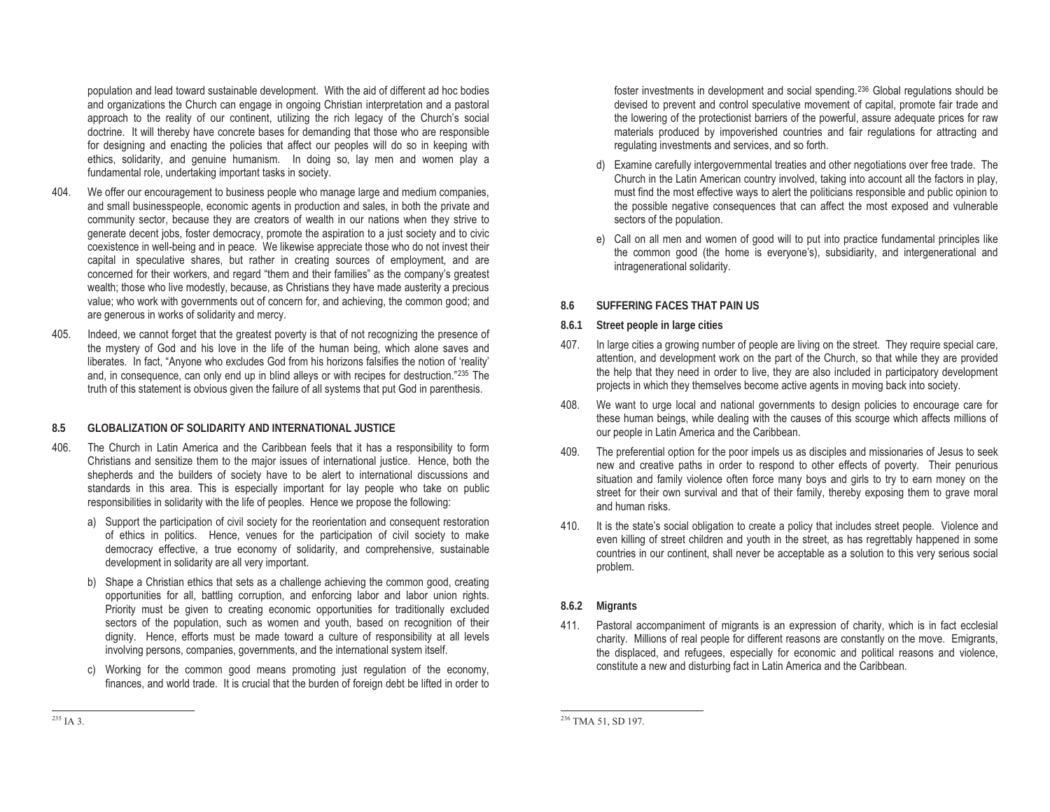population and lead toward sustainable development. With the aid of different ad hoc bodies and organizations the Church can engage in ongoing Christian interpretation and a pastoral approach to the reality of our continent, utilizing the rich legacy of the Church's social doctrine. It will thereby have concrete bases for demanding that those who are responsible for designing and enacting the policies that affect our peoples will do so in keeping with ethics, solidarity, and genuine humanism. In doing so, lay men and women play a fundamental role, undertaking important tasks in society.

404. We offer our encouragement to business people who manage large and medium companies, and small businesspeople, economic agents in production and sales, in both the private and community sector, because they are creators of wealth in our nations when they strive to generate decent jobs, foster democracy, promote the aspiration to a just society and to civic coexistence in well-being and in peace. We likewise appreciate those who do not invest their capital in speculative shares, but rather in creating sources of employment, and are concerned for their workers, and regard "them and their families" as the company's greatest wealth; those who live modestly, because, as Christians they have made austerity a precious value; who work with governments out of concern for, and achieving, the common good; and are generous in works of solidarity and mercy.

405. Indeed, we cannot forget that the greatest poverty is that of not recognizing the presence of the mystery of God and his love in the life of the human being, which alone saves and liberates. In fact, "Anyone who excludes God from his horizons falsifies the notion of 'reality' and, in consequence, can only end up in blind alleys or with recipes for destruction."[235] The truth of this statement is obvious given the failure of all systems that put God in parenthesis.

### 8.5 GLOBALIZATION OF SOLIDARITY AND INTERNATIONAL JUSTICE

406. The Church in Latin America and the Caribbean feels that it has a responsibility to form Christians and sensitize them to the major issues of international justice. Hence, both the shepherds and the builders of society have to be alert to international discussions and standards in this area. This is especially important for lay people who take on public responsibilities in solidarity with the life of peoples. Hence we propose the following:

a) Support the participation of civil society for the reorientation and consequent restoration of ethics in politics. Hence, venues for the participation of civil society to make democracy effective, a true economy of solidarity, and comprehensive, sustainable development in solidarity are all very important.

b) Shape a Christian ethics that sets as a challenge achieving the common good, creating opportunities for all, battling corruption, and enforcing labor and labor union rights. Priority must be given to creating economic opportunities for traditionally excluded sectors of the population, such as women and youth, based on recognition of their dignity. Hence, efforts must be made toward a culture of responsibility at all levels involving persons, companies, governments, and the international system itself.

c) Working for the common good means promoting just regulation of the economy, finances, and world trade. It is crucial that the burden of foreign debt be lifted in order to foster investments in development and social spending.[236] Global regulations should be devised to prevent and control speculative movement of capital, promote fair trade and the lowering of the protectionist barriers of the powerful, assure adequate prices for raw materials produced by impoverished countries and fair regulations for attracting and regulating investments and services, and so forth.

d) Examine carefully intergovernmental treaties and other negotiations over free trade. The Church in the Latin American country involved, taking into account all the factors in play, must find the most effective ways to alert the politicians responsible and public opinion to the possible negative consequences that can affect the most exposed and vulnerable sectors of the population.

e) Call on all men and women of good will to put into practice fundamental principles like the common good (the home is everyone's), subsidiarity, and intergenerational and intragenerational solidarity.

### 8.6 SUFFERING FACES THAT PAIN US

#### 8.6.1 Street people in large cities

407. In large cities a growing number of people are living on the street. They require special care, attention, and development work on the part of the Church, so that while they are provided the help that they need in order to live, they are also included in participatory development projects in which they themselves become active agents in moving back into society.

408. We want to urge local and national governments to design policies to encourage care for these human beings, while dealing with the causes of this scourge which affects millions of our people in Latin America and the Caribbean.

409. The preferential option for the poor impels us as disciples and missionaries of Jesus to seek new and creative paths in order to respond to other effects of poverty. Their penurious situation and family violence often force many boys and girls to try to earn money on the street for their own survival and that of their family, thereby exposing them to grave moral and human risks.

410. It is the state's social obligation to create a policy that includes street people. Violence and even killing of street children and youth in the street, as has regrettably happened in some countries in our continent, shall never be acceptable as a solution to this very serious social problem.

#### 8.6.2 Migrants

411. Pastoral accompaniment of migrants is an expression of charity, which is in fact ecclesial charity. Millions of real people for different reasons are constantly on the move. Emigrants, the displaced, and refugees, especially for economic and political reasons and violence, constitute a new and disturbing fact in Latin America and the Caribbean.

---

[235] IA 3.

[236] TMA 51, SD 197.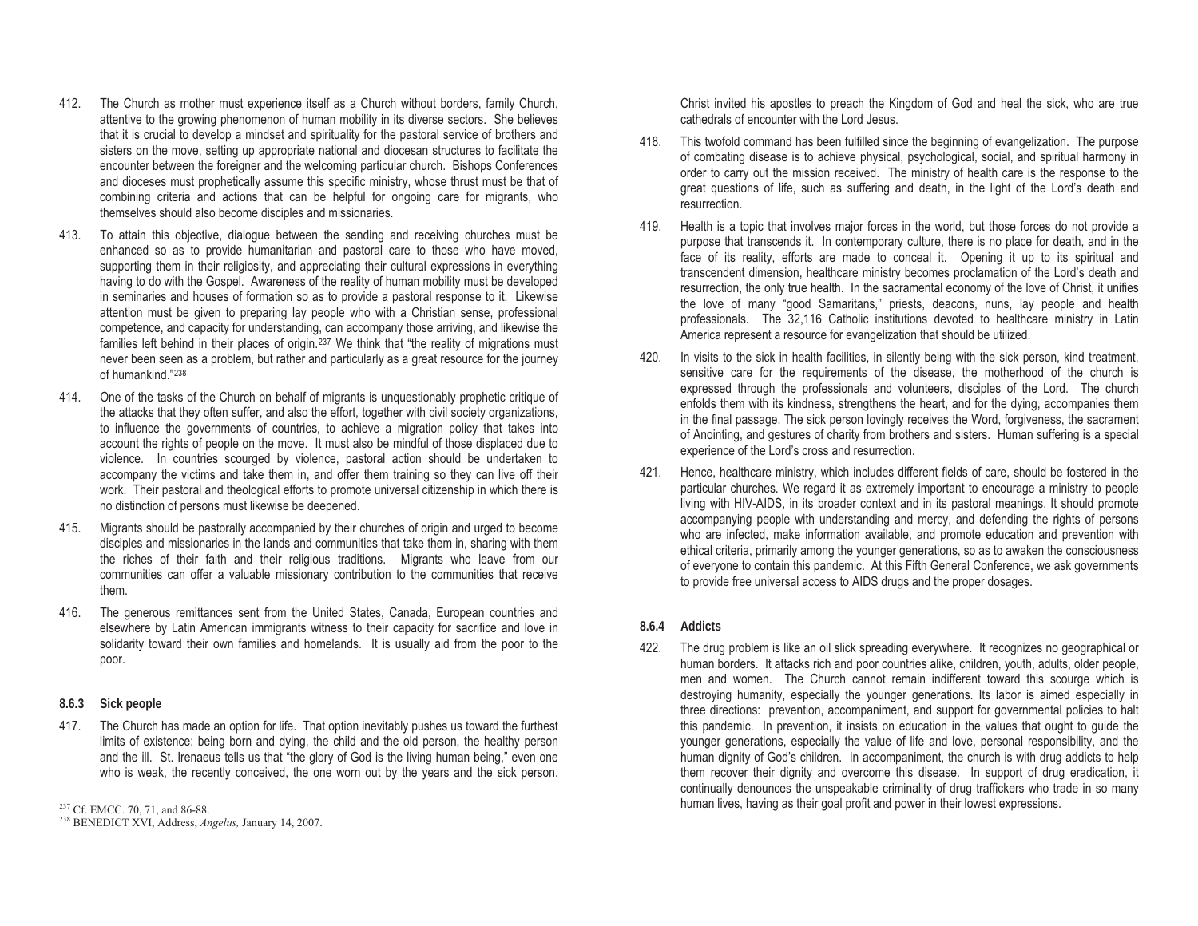412. The Church as mother must experience itself as a Church without borders, family Church, attentive to the growing phenomenon of human mobility in its diverse sectors. She believes that it is crucial to develop a mindset and spirituality for the pastoral service of brothers and sisters on the move, setting up appropriate national and diocesan structures to facilitate the encounter between the foreigner and the welcoming particular church. Bishops Conferences and dioceses must prophetically assume this specific ministry, whose thrust must be that of combining criteria and actions that can be helpful for ongoing care for migrants, who themselves should also become disciples and missionaries.

413. To attain this objective, dialogue between the sending and receiving churches must be enhanced so as to provide humanitarian and pastoral care to those who have moved, supporting them in their religiosity, and appreciating their cultural expressions in everything having to do with the Gospel. Awareness of the reality of human mobility must be developed in seminaries and houses of formation so as to provide a pastoral response to it. Likewise attention must be given to preparing lay people who with a Christian sense, professional competence, and capacity for understanding, can accompany those arriving, and likewise the families left behind in their places of origin.[237] We think that "the reality of migrations must never been seen as a problem, but rather and particularly as a great resource for the journey of humankind."[238]

414. One of the tasks of the Church on behalf of migrants is unquestionably prophetic critique of the attacks that they often suffer, and also the effort, together with civil society organizations, to influence the governments of countries, to achieve a migration policy that takes into account the rights of people on the move. It must also be mindful of those displaced due to violence. In countries scourged by violence, pastoral action should be undertaken to accompany the victims and take them in, and offer them training so they can live off their work. Their pastoral and theological efforts to promote universal citizenship in which there is no distinction of persons must likewise be deepened.

415. Migrants should be pastorally accompanied by their churches of origin and urged to become disciples and missionaries in the lands and communities that take them in, sharing with them the riches of their faith and their religious traditions. Migrants who leave from our communities can offer a valuable missionary contribution to the communities that receive them.

416. The generous remittances sent from the United States, Canada, European countries and elsewhere by Latin American immigrants witness to their capacity for sacrifice and love in solidarity toward their own families and homelands. It is usually aid from the poor to the poor.

#### 8.6.3 Sick people

417. The Church has made an option for life. That option inevitably pushes us toward the furthest limits of existence: being born and dying, the child and the old person, the healthy person and the ill. St. Irenaeus tells us that "the glory of God is the living human being," even one who is weak, the recently conceived, the one worn out by the years and the sick person. Christ invited his apostles to preach the Kingdom of God and heal the sick, who are true cathedrals of encounter with the Lord Jesus.

418. This twofold command has been fulfilled since the beginning of evangelization. The purpose of combating disease is to achieve physical, psychological, social, and spiritual harmony in order to carry out the mission received. The ministry of health care is the response to the great questions of life, such as suffering and death, in the light of the Lord's death and resurrection.

419. Health is a topic that involves major forces in the world, but those forces do not provide a purpose that transcends it. In contemporary culture, there is no place for death, and in the face of its reality, efforts are made to conceal it. Opening it up to its spiritual and transcendent dimension, healthcare ministry becomes proclamation of the Lord's death and resurrection, the only true health. In the sacramental economy of the love of Christ, it unifies the love of many "good Samaritans," priests, deacons, nuns, lay people and health professionals. The 32,116 Catholic institutions devoted to healthcare ministry in Latin America represent a resource for evangelization that should be utilized.

420. In visits to the sick in health facilities, in silently being with the sick person, kind treatment, sensitive care for the requirements of the disease, the motherhood of the church is expressed through the professionals and volunteers, disciples of the Lord. The church enfolds them with its kindness, strengthens the heart, and for the dying, accompanies them in the final passage. The sick person lovingly receives the Word, forgiveness, the sacrament of Anointing, and gestures of charity from brothers and sisters. Human suffering is a special experience of the Lord's cross and resurrection.

421. Hence, healthcare ministry, which includes different fields of care, should be fostered in the particular churches. We regard it as extremely important to encourage a ministry to people living with HIV-AIDS, in its broader context and in its pastoral meanings. It should promote accompanying people with understanding and mercy, and defending the rights of persons who are infected, make information available, and promote education and prevention with ethical criteria, primarily among the younger generations, so as to awaken the consciousness of everyone to contain this pandemic. At this Fifth General Conference, we ask governments to provide free universal access to AIDS drugs and the proper dosages.

#### 8.6.4 Addicts

422. The drug problem is like an oil slick spreading everywhere. It recognizes no geographical or human borders. It attacks rich and poor countries alike, children, youth, adults, older people, men and women. The Church cannot remain indifferent toward this scourge which is destroying humanity, especially the younger generations. Its labor is aimed especially in three directions: prevention, accompaniment, and support for governmental policies to halt this pandemic. In prevention, it insists on education in the values that ought to guide the younger generations, especially the value of life and love, personal responsibility, and the human dignity of God's children. In accompaniment, the church is with drug addicts to help them recover their dignity and overcome this disease. In support of drug eradication, it continually denounces the unspeakable criminality of drug traffickers who trade in so many human lives, having as their goal profit and power in their lowest expressions.

---

[237] Cf. EMCC. 70, 71, and 86-88.

[238] BENEDICT XVI, Address, *Angelus,* January 14, 2007.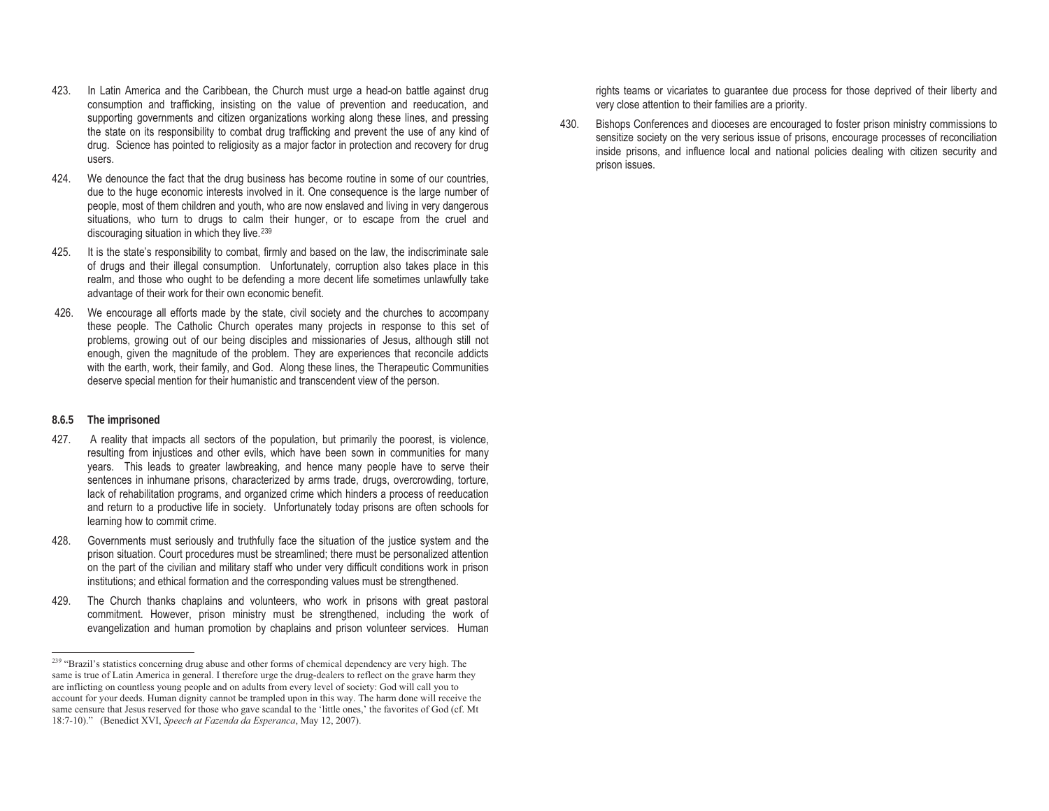423. In Latin America and the Caribbean, the Church must urge a head-on battle against drug consumption and trafficking, insisting on the value of prevention and reeducation, and supporting governments and citizen organizations working along these lines, and pressing the state on its responsibility to combat drug trafficking and prevent the use of any kind of drug. Science has pointed to religiosity as a major factor in protection and recovery for drug users.

424. We denounce the fact that the drug business has become routine in some of our countries, due to the huge economic interests involved in it. One consequence is the large number of people, most of them children and youth, who are now enslaved and living in very dangerous situations, who turn to drugs to calm their hunger, or to escape from the cruel and discouraging situation in which they live.[239]

425. It is the state's responsibility to combat, firmly and based on the law, the indiscriminate sale of drugs and their illegal consumption. Unfortunately, corruption also takes place in this realm, and those who ought to be defending a more decent life sometimes unlawfully take advantage of their work for their own economic benefit.

426. We encourage all efforts made by the state, civil society and the churches to accompany these people. The Catholic Church operates many projects in response to this set of problems, growing out of our being disciples and missionaries of Jesus, although still not enough, given the magnitude of the problem. They are experiences that reconcile addicts with the earth, work, their family, and God. Along these lines, the Therapeutic Communities deserve special mention for their humanistic and transcendent view of the person.

#### 8.6.5 The imprisoned

427. A reality that impacts all sectors of the population, but primarily the poorest, is violence, resulting from injustices and other evils, which have been sown in communities for many years. This leads to greater lawbreaking, and hence many people have to serve their sentences in inhumane prisons, characterized by arms trade, drugs, overcrowding, torture, lack of rehabilitation programs, and organized crime which hinders a process of reeducation and return to a productive life in society. Unfortunately today prisons are often schools for learning how to commit crime.

428. Governments must seriously and truthfully face the situation of the justice system and the prison situation. Court procedures must be streamlined; there must be personalized attention on the part of the civilian and military staff who under very difficult conditions work in prison institutions; and ethical formation and the corresponding values must be strengthened.

429. The Church thanks chaplains and volunteers, who work in prisons with great pastoral commitment. However, prison ministry must be strengthened, including the work of evangelization and human promotion by chaplains and prison volunteer services. Human rights teams or vicariates to guarantee due process for those deprived of their liberty and very close attention to their families are a priority.

430. Bishops Conferences and dioceses are encouraged to foster prison ministry commissions to sensitize society on the very serious issue of prisons, encourage processes of reconciliation inside prisons, and influence local and national policies dealing with citizen security and prison issues.

---

[239] "Brazil's statistics concerning drug abuse and other forms of chemical dependency are very high. The same is true of Latin America in general. I therefore urge the drug-dealers to reflect on the grave harm they are inflicting on countless young people and on adults from every level of society: God will call you to account for your deeds. Human dignity cannot be trampled upon in this way. The harm done will receive the same censure that Jesus reserved for those who gave scandal to the 'little ones,' the favorites of God (cf. Mt 18:7-10)." (Benedict XVI, *Speech at Fazenda da Esperanca*, May 12, 2007).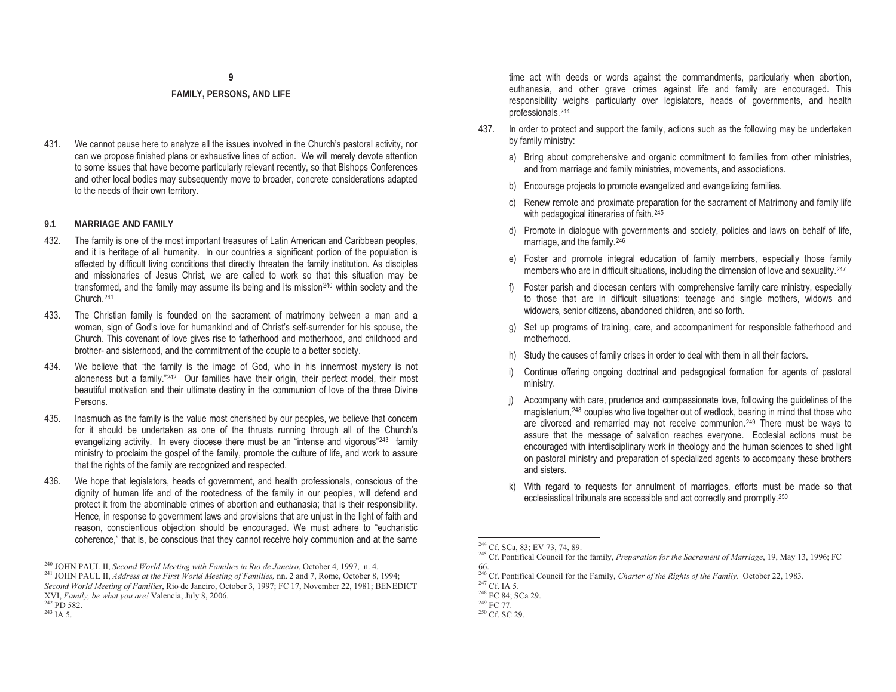# 9

# FAMILY, PERSONS, AND LIFE

431. We cannot pause here to analyze all the issues involved in the Church's pastoral activity, nor can we propose finished plans or exhaustive lines of action. We will merely devote attention to some issues that have become particularly relevant recently, so that Bishops Conferences and other local bodies may subsequently move to broader, concrete considerations adapted to the needs of their own territory.

## 9.1 MARRIAGE AND FAMILY

432. The family is one of the most important treasures of Latin American and Caribbean peoples, and it is heritage of all humanity. In our countries a significant portion of the population is affected by difficult living conditions that directly threaten the family institution. As disciples and missionaries of Jesus Christ, we are called to work so that this situation may be transformed, and the family may assume its being and its mission[240] within society and the Church.[241]

433. The Christian family is founded on the sacrament of matrimony between a man and a woman, sign of God's love for humankind and of Christ's self-surrender for his spouse, the Church. This covenant of love gives rise to fatherhood and motherhood, and childhood and brother- and sisterhood, and the commitment of the couple to a better society.

434. We believe that "the family is the image of God, who in his innermost mystery is not aloneness but a family."[242] Our families have their origin, their perfect model, their most beautiful motivation and their ultimate destiny in the communion of love of the three Divine Persons.

435. Inasmuch as the family is the value most cherished by our peoples, we believe that concern for it should be undertaken as one of the thrusts running through all of the Church's evangelizing activity. In every diocese there must be an "intense and vigorous"[243] family ministry to proclaim the gospel of the family, promote the culture of life, and work to assure that the rights of the family are recognized and respected.

436. We hope that legislators, heads of government, and health professionals, conscious of the dignity of human life and of the rootedness of the family in our peoples, will defend and protect it from the abominable crimes of abortion and euthanasia; that is their responsibility. Hence, in response to government laws and provisions that are unjust in the light of faith and reason, conscientious objection should be encouraged. We must adhere to "eucharistic coherence," that is, be conscious that they cannot receive holy communion and at the same time act with deeds or words against the commandments, particularly when abortion, euthanasia, and other grave crimes against life and family are encouraged. This responsibility weighs particularly over legislators, heads of governments, and health professionals.[244]

437. In order to protect and support the family, actions such as the following may be undertaken by family ministry:

a) Bring about comprehensive and organic commitment to families from other ministries, and from marriage and family ministries, movements, and associations.

b) Encourage projects to promote evangelized and evangelizing families.

c) Renew remote and proximate preparation for the sacrament of Matrimony and family life with pedagogical itineraries of faith.[245]

d) Promote in dialogue with governments and society, policies and laws on behalf of life, marriage, and the family.[246]

e) Foster and promote integral education of family members, especially those family members who are in difficult situations, including the dimension of love and sexuality.[247]

f) Foster parish and diocesan centers with comprehensive family care ministry, especially to those that are in difficult situations: teenage and single mothers, widows and widowers, senior citizens, abandoned children, and so forth.

g) Set up programs of training, care, and accompaniment for responsible fatherhood and motherhood.

h) Study the causes of family crises in order to deal with them in all their factors.

i) Continue offering ongoing doctrinal and pedagogical formation for agents of pastoral ministry.

j) Accompany with care, prudence and compassionate love, following the guidelines of the magisterium,[248] couples who live together out of wedlock, bearing in mind that those who are divorced and remarried may not receive communion.[249] There must be ways to assure that the message of salvation reaches everyone. Ecclesial actions must be encouraged with interdisciplinary work in theology and the human sciences to shed light on pastoral ministry and preparation of specialized agents to accompany these brothers and sisters.

k) With regard to requests for annulment of marriages, efforts must be made so that ecclesiastical tribunals are accessible and act correctly and promptly.[250]

---

[240] JOHN PAUL II, *Second World Meeting with Families in Rio de Janeiro*, October 4, 1997, n. 4.

[241] JOHN PAUL II, *Address at the First World Meeting of Families,* nn. 2 and 7, Rome, October 8, 1994; *Second World Meeting of Families*, Rio de Janeiro, October 3, 1997; FC 17, November 22, 1981; BENEDICT XVI, *Family, be what you are!* Valencia, July 8, 2006.

[242] PD 582.

[243] IA 5.

[244] Cf. SCa, 83; EV 73, 74, 89.

[245] Cf. Pontifical Council for the family, *Preparation for the Sacrament of Marriage*, 19, May 13, 1996; FC 66.

[246] Cf. Pontifical Council for the Family, *Charter of the Rights of the Family,* October 22, 1983.

[247] Cf. IA 5.

[248] FC 84; SCa 29.

[249] FC 77.

[250] Cf. SC 29.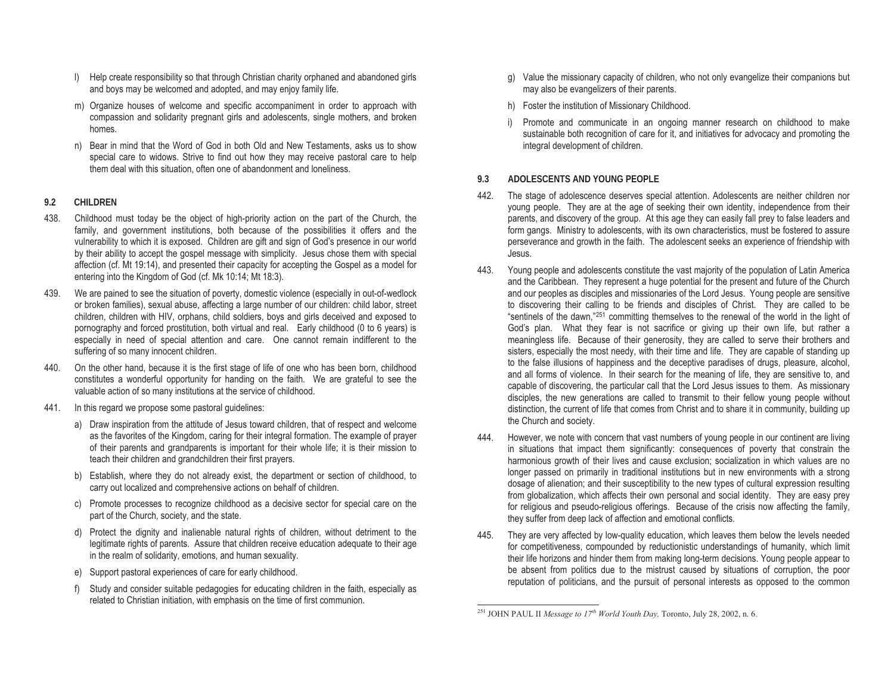l) Help create responsibility so that through Christian charity orphaned and abandoned girls and boys may be welcomed and adopted, and may enjoy family life.

m) Organize houses of welcome and specific accompaniment in order to approach with compassion and solidarity pregnant girls and adolescents, single mothers, and broken homes.

n) Bear in mind that the Word of God in both Old and New Testaments, asks us to show special care to widows. Strive to find out how they may receive pastoral care to help them deal with this situation, often one of abandonment and loneliness.

### 9.2 CHILDREN

438. Childhood must today be the object of high-priority action on the part of the Church, the family, and government institutions, both because of the possibilities it offers and the vulnerability to which it is exposed. Children are gift and sign of God's presence in our world by their ability to accept the gospel message with simplicity. Jesus chose them with special affection (cf. Mt 19:14), and presented their capacity for accepting the Gospel as a model for entering into the Kingdom of God (cf. Mk 10:14; Mt 18:3).

439. We are pained to see the situation of poverty, domestic violence (especially in out-of-wedlock or broken families), sexual abuse, affecting a large number of our children: child labor, street children, children with HIV, orphans, child soldiers, boys and girls deceived and exposed to pornography and forced prostitution, both virtual and real. Early childhood (0 to 6 years) is especially in need of special attention and care. One cannot remain indifferent to the suffering of so many innocent children.

440. On the other hand, because it is the first stage of life of one who has been born, childhood constitutes a wonderful opportunity for handing on the faith. We are grateful to see the valuable action of so many institutions at the service of childhood.

441. In this regard we propose some pastoral guidelines:

a) Draw inspiration from the attitude of Jesus toward children, that of respect and welcome as the favorites of the Kingdom, caring for their integral formation. The example of prayer of their parents and grandparents is important for their whole life; it is their mission to teach their children and grandchildren their first prayers.

b) Establish, where they do not already exist, the department or section of childhood, to carry out localized and comprehensive actions on behalf of children.

c) Promote processes to recognize childhood as a decisive sector for special care on the part of the Church, society, and the state.

d) Protect the dignity and inalienable natural rights of children, without detriment to the legitimate rights of parents. Assure that children receive education adequate to their age in the realm of solidarity, emotions, and human sexuality.

e) Support pastoral experiences of care for early childhood.

f) Study and consider suitable pedagogies for educating children in the faith, especially as related to Christian initiation, with emphasis on the time of first communion.

g) Value the missionary capacity of children, who not only evangelize their companions but may also be evangelizers of their parents.

h) Foster the institution of Missionary Childhood.

i) Promote and communicate in an ongoing manner research on childhood to make sustainable both recognition of care for it, and initiatives for advocacy and promoting the integral development of children.

### 9.3 ADOLESCENTS AND YOUNG PEOPLE

442. The stage of adolescence deserves special attention. Adolescents are neither children nor young people. They are at the age of seeking their own identity, independence from their parents, and discovery of the group. At this age they can easily fall prey to false leaders and form gangs. Ministry to adolescents, with its own characteristics, must be fostered to assure perseverance and growth in the faith. The adolescent seeks an experience of friendship with Jesus.

443. Young people and adolescents constitute the vast majority of the population of Latin America and the Caribbean. They represent a huge potential for the present and future of the Church and our peoples as disciples and missionaries of the Lord Jesus. Young people are sensitive to discovering their calling to be friends and disciples of Christ. They are called to be "sentinels of the dawn,"[251] committing themselves to the renewal of the world in the light of God's plan. What they fear is not sacrifice or giving up their own life, but rather a meaningless life. Because of their generosity, they are called to serve their brothers and sisters, especially the most needy, with their time and life. They are capable of standing up to the false illusions of happiness and the deceptive paradises of drugs, pleasure, alcohol, and all forms of violence. In their search for the meaning of life, they are sensitive to, and capable of discovering, the particular call that the Lord Jesus issues to them. As missionary disciples, the new generations are called to transmit to their fellow young people without distinction, the current of life that comes from Christ and to share it in community, building up the Church and society.

444. However, we note with concern that vast numbers of young people in our continent are living in situations that impact them significantly: consequences of poverty that constrain the harmonious growth of their lives and cause exclusion; socialization in which values are no longer passed on primarily in traditional institutions but in new environments with a strong dosage of alienation; and their susceptibility to the new types of cultural expression resulting from globalization, which affects their own personal and social identity. They are easy prey for religious and pseudo-religious offerings. Because of the crisis now affecting the family, they suffer from deep lack of affection and emotional conflicts.

445. They are very affected by low-quality education, which leaves them below the levels needed for competitiveness, compounded by reductionistic understandings of humanity, which limit their life horizons and hinder them from making long-term decisions. Young people appear to be absent from politics due to the mistrust caused by situations of corruption, the poor reputation of politicians, and the pursuit of personal interests as opposed to the common

---

[251] JOHN PAUL II *Message to 17th World Youth Day,* Toronto, July 28, 2002, n. 6.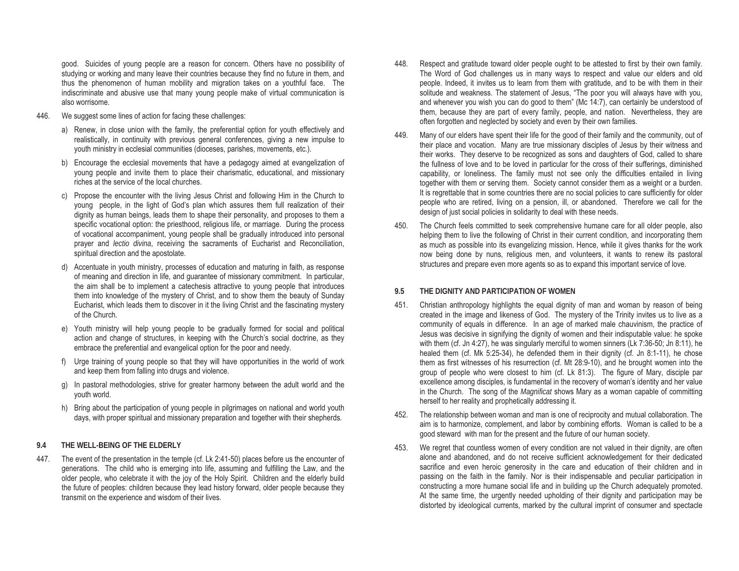good. Suicides of young people are a reason for concern. Others have no possibility of studying or working and many leave their countries because they find no future in them, and thus the phenomenon of human mobility and migration takes on a youthful face. The indiscriminate and abusive use that many young people make of virtual communication is also worrisome.

446. We suggest some lines of action for facing these challenges:

a) Renew, in close union with the family, the preferential option for youth effectively and realistically, in continuity with previous general conferences, giving a new impulse to youth ministry in ecclesial communities (dioceses, parishes, movements, etc.).

b) Encourage the ecclesial movements that have a pedagogy aimed at evangelization of young people and invite them to place their charismatic, educational, and missionary riches at the service of the local churches.

c) Propose the encounter with the living Jesus Christ and following Him in the Church to young people, in the light of God's plan which assures them full realization of their dignity as human beings, leads them to shape their personality, and proposes to them a specific vocational option: the priesthood, religious life, or marriage. During the process of vocational accompaniment, young people shall be gradually introduced into personal prayer and *lectio divina*, receiving the sacraments of Eucharist and Reconciliation, spiritual direction and the apostolate.

d) Accentuate in youth ministry, processes of education and maturing in faith, as response of meaning and direction in life, and guarantee of missionary commitment. In particular, the aim shall be to implement a catechesis attractive to young people that introduces them into knowledge of the mystery of Christ, and to show them the beauty of Sunday Eucharist, which leads them to discover in it the living Christ and the fascinating mystery of the Church.

e) Youth ministry will help young people to be gradually formed for social and political action and change of structures, in keeping with the Church's social doctrine, as they embrace the preferential and evangelical option for the poor and needy.

f) Urge training of young people so that they will have opportunities in the world of work and keep them from falling into drugs and violence.

g) In pastoral methodologies, strive for greater harmony between the adult world and the youth world.

h) Bring about the participation of young people in pilgrimages on national and world youth days, with proper spiritual and missionary preparation and together with their shepherds.

### 9.4 THE WELL-BEING OF THE ELDERLY

447. The event of the presentation in the temple (cf. Lk 2:41-50) places before us the encounter of generations. The child who is emerging into life, assuming and fulfilling the Law, and the older people, who celebrate it with the joy of the Holy Spirit. Children and the elderly build the future of peoples: children because they lead history forward, older people because they transmit on the experience and wisdom of their lives.

448. Respect and gratitude toward older people ought to be attested to first by their own family. The Word of God challenges us in many ways to respect and value our elders and old people. Indeed, it invites us to learn from them with gratitude, and to be with them in their solitude and weakness. The statement of Jesus, "The poor you will always have with you, and whenever you wish you can do good to them" (Mc 14:7), can certainly be understood of them, because they are part of every family, people, and nation. Nevertheless, they are often forgotten and neglected by society and even by their own families.

449. Many of our elders have spent their life for the good of their family and the community, out of their place and vocation. Many are true missionary disciples of Jesus by their witness and their works. They deserve to be recognized as sons and daughters of God, called to share the fullness of love and to be loved in particular for the cross of their sufferings, diminished capability, or loneliness. The family must not see only the difficulties entailed in living together with them or serving them. Society cannot consider them as a weight or a burden. It is regrettable that in some countries there are no social policies to care sufficiently for older people who are retired, living on a pension, ill, or abandoned. Therefore we call for the design of just social policies in solidarity to deal with these needs.

450. The Church feels committed to seek comprehensive humane care for all older people, also helping them to live the following of Christ in their current condition, and incorporating them as much as possible into its evangelizing mission. Hence, while it gives thanks for the work now being done by nuns, religious men, and volunteers, it wants to renew its pastoral structures and prepare even more agents so as to expand this important service of love.

### 9.5 THE DIGNITY AND PARTICIPATION OF WOMEN

451. Christian anthropology highlights the equal dignity of man and woman by reason of being created in the image and likeness of God. The mystery of the Trinity invites us to live as a community of equals in difference. In an age of marked male chauvinism, the practice of Jesus was decisive in signifying the dignity of women and their indisputable value: he spoke with them (cf. Jn 4:27), he was singularly merciful to women sinners (Lk 7:36-50; Jn 8:11), he healed them (cf. Mk 5:25-34), he defended them in their dignity (cf. Jn 8:1-11), he chose them as first witnesses of his resurrection (cf. Mt 28:9-10), and he brought women into the group of people who were closest to him (cf. Lk 81:3). The figure of Mary, disciple par excellence among disciples, is fundamental in the recovery of woman's identity and her value in the Church. The song of the *Magnificat* shows Mary as a woman capable of committing herself to her reality and prophetically addressing it.

452. The relationship between woman and man is one of reciprocity and mutual collaboration. The aim is to harmonize, complement, and labor by combining efforts. Woman is called to be a good steward with man for the present and the future of our human society.

453. We regret that countless women of every condition are not valued in their dignity, are often alone and abandoned, and do not receive sufficient acknowledgement for their dedicated sacrifice and even heroic generosity in the care and education of their children and in passing on the faith in the family. Nor is their indispensable and peculiar participation in constructing a more humane social life and in building up the Church adequately promoted. At the same time, the urgently needed upholding of their dignity and participation may be distorted by ideological currents, marked by the cultural imprint of consumer and spectacle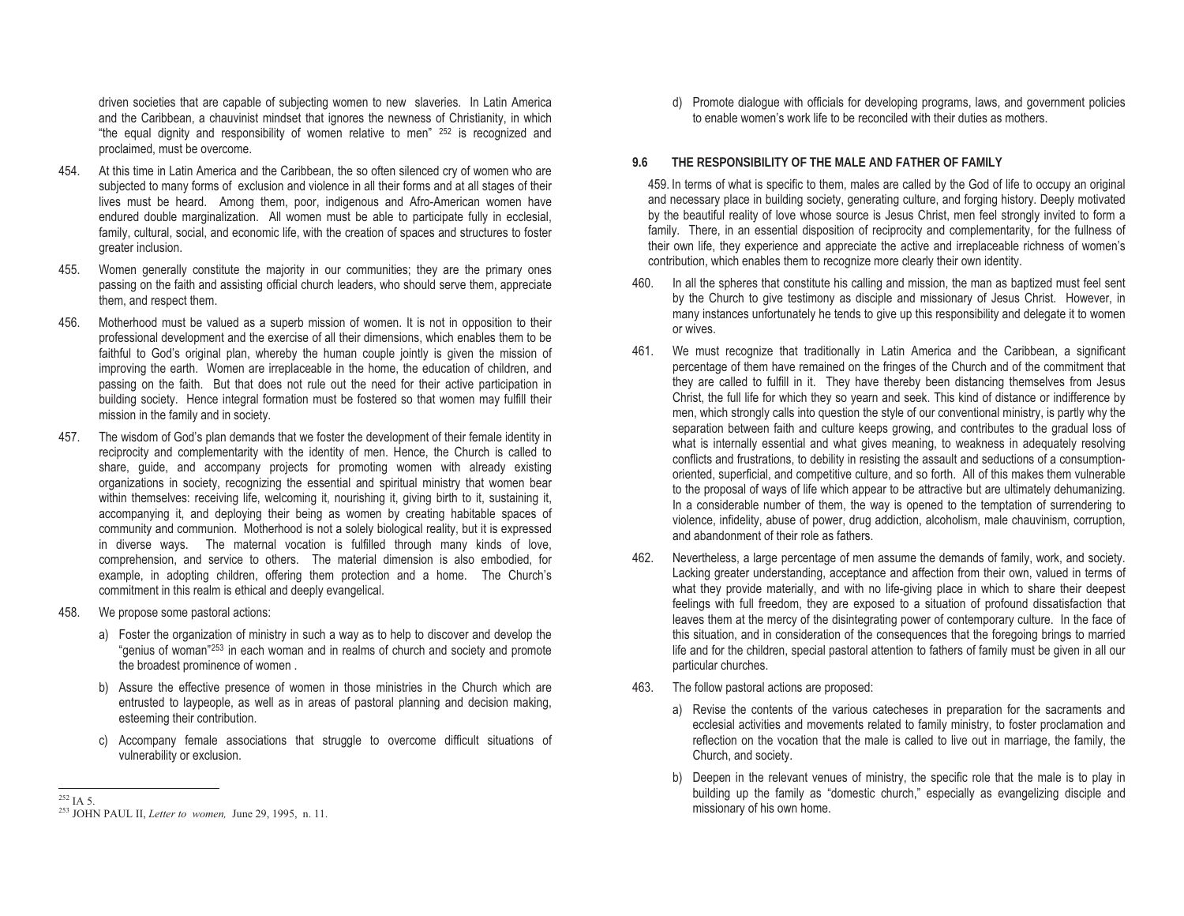driven societies that are capable of subjecting women to new slaveries. In Latin America and the Caribbean, a chauvinist mindset that ignores the newness of Christianity, in which "the equal dignity and responsibility of women relative to men" [252] is recognized and proclaimed, must be overcome.

454. At this time in Latin America and the Caribbean, the so often silenced cry of women who are subjected to many forms of exclusion and violence in all their forms and at all stages of their lives must be heard. Among them, poor, indigenous and Afro-American women have endured double marginalization. All women must be able to participate fully in ecclesial, family, cultural, social, and economic life, with the creation of spaces and structures to foster greater inclusion.

455. Women generally constitute the majority in our communities; they are the primary ones passing on the faith and assisting official church leaders, who should serve them, appreciate them, and respect them.

456. Motherhood must be valued as a superb mission of women. It is not in opposition to their professional development and the exercise of all their dimensions, which enables them to be faithful to God's original plan, whereby the human couple jointly is given the mission of improving the earth. Women are irreplaceable in the home, the education of children, and passing on the faith. But that does not rule out the need for their active participation in building society. Hence integral formation must be fostered so that women may fulfill their mission in the family and in society.

457. The wisdom of God's plan demands that we foster the development of their female identity in reciprocity and complementarity with the identity of men. Hence, the Church is called to share, guide, and accompany projects for promoting women with already existing organizations in society, recognizing the essential and spiritual ministry that women bear within themselves: receiving life, welcoming it, nourishing it, giving birth to it, sustaining it, accompanying it, and deploying their being as women by creating habitable spaces of community and communion. Motherhood is not a solely biological reality, but it is expressed in diverse ways. The maternal vocation is fulfilled through many kinds of love, comprehension, and service to others. The material dimension is also embodied, for example, in adopting children, offering them protection and a home. The Church's commitment in this realm is ethical and deeply evangelical.

458. We propose some pastoral actions:

a) Foster the organization of ministry in such a way as to help to discover and develop the "genius of woman"[253] in each woman and in realms of church and society and promote the broadest prominence of women .

b) Assure the effective presence of women in those ministries in the Church which are entrusted to laypeople, as well as in areas of pastoral planning and decision making, esteeming their contribution.

c) Accompany female associations that struggle to overcome difficult situations of vulnerability or exclusion.

d) Promote dialogue with officials for developing programs, laws, and government policies to enable women's work life to be reconciled with their duties as mothers.

### 9.6 THE RESPONSIBILITY OF THE MALE AND FATHER OF FAMILY

459. In terms of what is specific to them, males are called by the God of life to occupy an original and necessary place in building society, generating culture, and forging history. Deeply motivated by the beautiful reality of love whose source is Jesus Christ, men feel strongly invited to form a family. There, in an essential disposition of reciprocity and complementarity, for the fullness of their own life, they experience and appreciate the active and irreplaceable richness of women's contribution, which enables them to recognize more clearly their own identity.

460. In all the spheres that constitute his calling and mission, the man as baptized must feel sent by the Church to give testimony as disciple and missionary of Jesus Christ. However, in many instances unfortunately he tends to give up this responsibility and delegate it to women or wives.

461. We must recognize that traditionally in Latin America and the Caribbean, a significant percentage of them have remained on the fringes of the Church and of the commitment that they are called to fulfill in it. They have thereby been distancing themselves from Jesus Christ, the full life for which they so yearn and seek. This kind of distance or indifference by men, which strongly calls into question the style of our conventional ministry, is partly why the separation between faith and culture keeps growing, and contributes to the gradual loss of what is internally essential and what gives meaning, to weakness in adequately resolving conflicts and frustrations, to debility in resisting the assault and seductions of a consumption-oriented, superficial, and competitive culture, and so forth. All of this makes them vulnerable to the proposal of ways of life which appear to be attractive but are ultimately dehumanizing. In a considerable number of them, the way is opened to the temptation of surrendering to violence, infidelity, abuse of power, drug addiction, alcoholism, male chauvinism, corruption, and abandonment of their role as fathers.

462. Nevertheless, a large percentage of men assume the demands of family, work, and society. Lacking greater understanding, acceptance and affection from their own, valued in terms of what they provide materially, and with no life-giving place in which to share their deepest feelings with full freedom, they are exposed to a situation of profound dissatisfaction that leaves them at the mercy of the disintegrating power of contemporary culture. In the face of this situation, and in consideration of the consequences that the foregoing brings to married life and for the children, special pastoral attention to fathers of family must be given in all our particular churches.

463. The follow pastoral actions are proposed:

a) Revise the contents of the various catecheses in preparation for the sacraments and ecclesial activities and movements related to family ministry, to foster proclamation and reflection on the vocation that the male is called to live out in marriage, the family, the Church, and society.

b) Deepen in the relevant venues of ministry, the specific role that the male is to play in building up the family as "domestic church," especially as evangelizing disciple and missionary of his own home.

---

[252] IA 5.

[253] JOHN PAUL II, *Letter to women,* June 29, 1995, n. 11.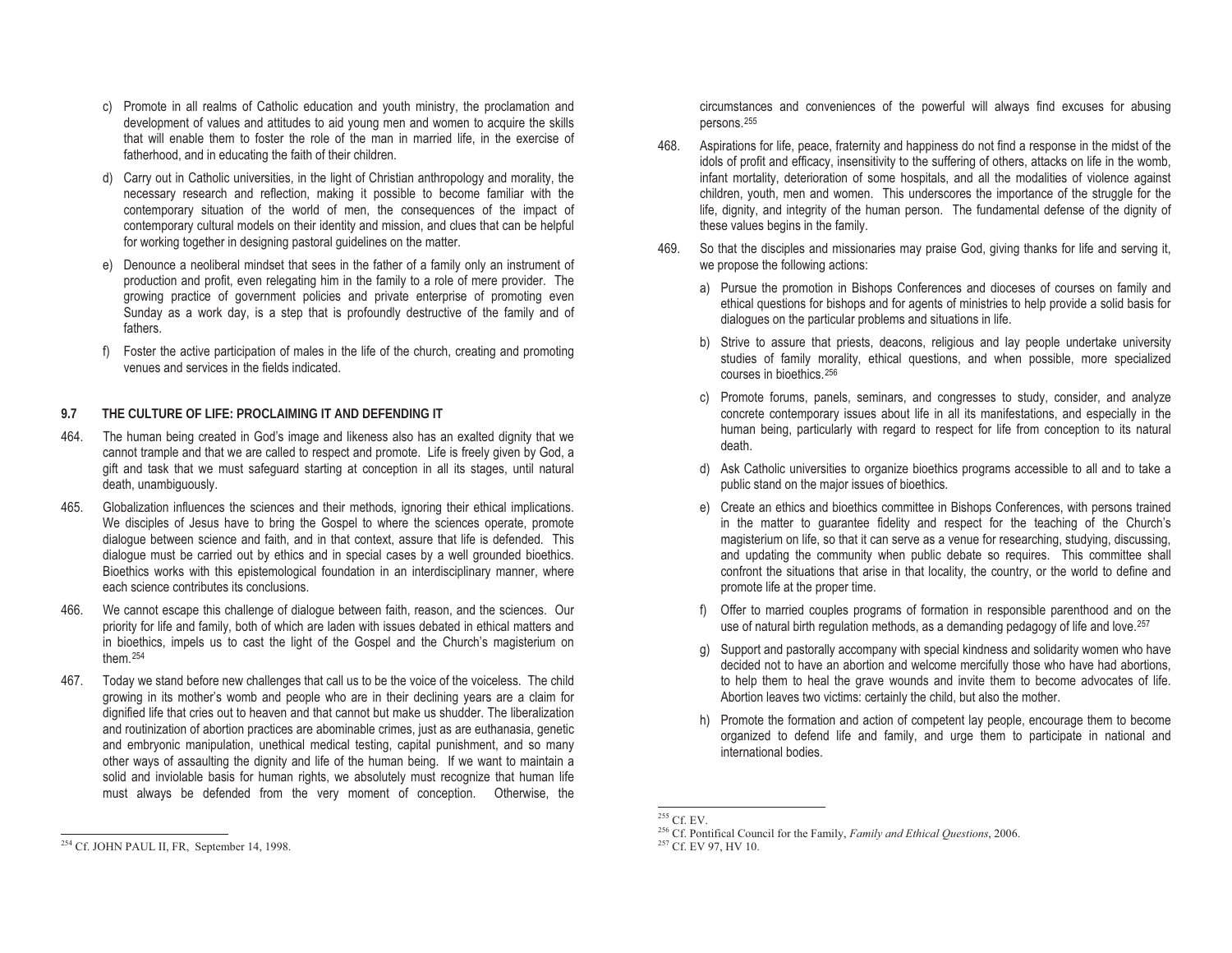c) Promote in all realms of Catholic education and youth ministry, the proclamation and development of values and attitudes to aid young men and women to acquire the skills that will enable them to foster the role of the man in married life, in the exercise of fatherhood, and in educating the faith of their children.

d) Carry out in Catholic universities, in the light of Christian anthropology and morality, the necessary research and reflection, making it possible to become familiar with the contemporary situation of the world of men, the consequences of the impact of contemporary cultural models on their identity and mission, and clues that can be helpful for working together in designing pastoral guidelines on the matter.

e) Denounce a neoliberal mindset that sees in the father of a family only an instrument of production and profit, even relegating him in the family to a role of mere provider. The growing practice of government policies and private enterprise of promoting even Sunday as a work day, is a step that is profoundly destructive of the family and of fathers.

f) Foster the active participation of males in the life of the church, creating and promoting venues and services in the fields indicated.

### 9.7 THE CULTURE OF LIFE: PROCLAIMING IT AND DEFENDING IT

464. The human being created in God's image and likeness also has an exalted dignity that we cannot trample and that we are called to respect and promote. Life is freely given by God, a gift and task that we must safeguard starting at conception in all its stages, until natural death, unambiguously.

465. Globalization influences the sciences and their methods, ignoring their ethical implications. We disciples of Jesus have to bring the Gospel to where the sciences operate, promote dialogue between science and faith, and in that context, assure that life is defended. This dialogue must be carried out by ethics and in special cases by a well grounded bioethics. Bioethics works with this epistemological foundation in an interdisciplinary manner, where each science contributes its conclusions.

466. We cannot escape this challenge of dialogue between faith, reason, and the sciences. Our priority for life and family, both of which are laden with issues debated in ethical matters and in bioethics, impels us to cast the light of the Gospel and the Church's magisterium on them.[254]

467. Today we stand before new challenges that call us to be the voice of the voiceless. The child growing in its mother's womb and people who are in their declining years are a claim for dignified life that cries out to heaven and that cannot but make us shudder. The liberalization and routinization of abortion practices are abominable crimes, just as are euthanasia, genetic and embryonic manipulation, unethical medical testing, capital punishment, and so many other ways of assaulting the dignity and life of the human being. If we want to maintain a solid and inviolable basis for human rights, we absolutely must recognize that human life must always be defended from the very moment of conception. Otherwise, the circumstances and conveniences of the powerful will always find excuses for abusing persons.[255]

468. Aspirations for life, peace, fraternity and happiness do not find a response in the midst of the idols of profit and efficacy, insensitivity to the suffering of others, attacks on life in the womb, infant mortality, deterioration of some hospitals, and all the modalities of violence against children, youth, men and women. This underscores the importance of the struggle for the life, dignity, and integrity of the human person. The fundamental defense of the dignity of these values begins in the family.

469. So that the disciples and missionaries may praise God, giving thanks for life and serving it, we propose the following actions:

a) Pursue the promotion in Bishops Conferences and dioceses of courses on family and ethical questions for bishops and for agents of ministries to help provide a solid basis for dialogues on the particular problems and situations in life.

b) Strive to assure that priests, deacons, religious and lay people undertake university studies of family morality, ethical questions, and when possible, more specialized courses in bioethics.[256]

c) Promote forums, panels, seminars, and congresses to study, consider, and analyze concrete contemporary issues about life in all its manifestations, and especially in the human being, particularly with regard to respect for life from conception to its natural death.

d) Ask Catholic universities to organize bioethics programs accessible to all and to take a public stand on the major issues of bioethics.

e) Create an ethics and bioethics committee in Bishops Conferences, with persons trained in the matter to guarantee fidelity and respect for the teaching of the Church's magisterium on life, so that it can serve as a venue for researching, studying, discussing, and updating the community when public debate so requires. This committee shall confront the situations that arise in that locality, the country, or the world to define and promote life at the proper time.

f) Offer to married couples programs of formation in responsible parenthood and on the use of natural birth regulation methods, as a demanding pedagogy of life and love.[257]

g) Support and pastorally accompany with special kindness and solidarity women who have decided not to have an abortion and welcome mercifully those who have had abortions, to help them to heal the grave wounds and invite them to become advocates of life. Abortion leaves two victims: certainly the child, but also the mother.

h) Promote the formation and action of competent lay people, encourage them to become organized to defend life and family, and urge them to participate in national and international bodies.

---

[254] Cf. JOHN PAUL II, FR, September 14, 1998.

[255] Cf. EV.

[256] Cf. Pontifical Council for the Family, *Family and Ethical Questions*, 2006.

[257] Cf. EV 97, HV 10.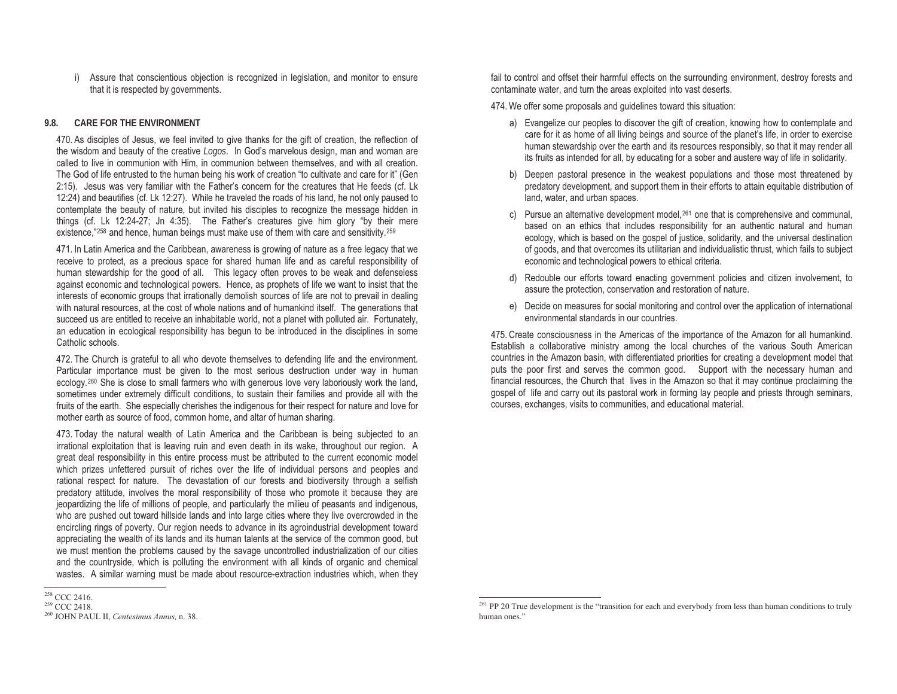i) Assure that conscientious objection is recognized in legislation, and monitor to ensure that it is respected by governments.

### 9.8. CARE FOR THE ENVIRONMENT

470. As disciples of Jesus, we feel invited to give thanks for the gift of creation, the reflection of the wisdom and beauty of the creative *Logos*. In God's marvelous design, man and woman are called to live in communion with Him, in communion between themselves, and with all creation. The God of life entrusted to the human being his work of creation "to cultivate and care for it" (Gen 2:15). Jesus was very familiar with the Father's concern for the creatures that He feeds (cf. Lk 12:24) and beautifies (cf. Lk 12:27). While he traveled the roads of his land, he not only paused to contemplate the beauty of nature, but invited his disciples to recognize the message hidden in things (cf. Lk 12:24-27; Jn 4:35). The Father's creatures give him glory "by their mere existence,"[258] and hence, human beings must make use of them with care and sensitivity.[259]

471. In Latin America and the Caribbean, awareness is growing of nature as a free legacy that we receive to protect, as a precious space for shared human life and as careful responsibility of human stewardship for the good of all. This legacy often proves to be weak and defenseless against economic and technological powers. Hence, as prophets of life we want to insist that the interests of economic groups that irrationally demolish sources of life are not to prevail in dealing with natural resources, at the cost of whole nations and of humankind itself. The generations that succeed us are entitled to receive an inhabitable world, not a planet with polluted air. Fortunately, an education in ecological responsibility has begun to be introduced in the disciplines in some Catholic schools.

472. The Church is grateful to all who devote themselves to defending life and the environment. Particular importance must be given to the most serious destruction under way in human ecology.[260] She is close to small farmers who with generous love very laboriously work the land, sometimes under extremely difficult conditions, to sustain their families and provide all with the fruits of the earth. She especially cherishes the indigenous for their respect for nature and love for mother earth as source of food, common home, and altar of human sharing.

473. Today the natural wealth of Latin America and the Caribbean is being subjected to an irrational exploitation that is leaving ruin and even death in its wake, throughout our region. A great deal responsibility in this entire process must be attributed to the current economic model which prizes unfettered pursuit of riches over the life of individual persons and peoples and rational respect for nature. The devastation of our forests and biodiversity through a selfish predatory attitude, involves the moral responsibility of those who promote it because they are jeopardizing the life of millions of people, and particularly the milieu of peasants and indigenous, who are pushed out toward hillside lands and into large cities where they live overcrowded in the encircling rings of poverty. Our region needs to advance in its agroindustrial development toward appreciating the wealth of its lands and its human talents at the service of the common good, but we must mention the problems caused by the savage uncontrolled industrialization of our cities and the countryside, which is polluting the environment with all kinds of organic and chemical wastes. A similar warning must be made about resource-extraction industries which, when they fail to control and offset their harmful effects on the surrounding environment, destroy forests and contaminate water, and turn the areas exploited into vast deserts.

474. We offer some proposals and guidelines toward this situation:

a) Evangelize our peoples to discover the gift of creation, knowing how to contemplate and care for it as home of all living beings and source of the planet's life, in order to exercise human stewardship over the earth and its resources responsibly, so that it may render all its fruits as intended for all, by educating for a sober and austere way of life in solidarity.

b) Deepen pastoral presence in the weakest populations and those most threatened by predatory development, and support them in their efforts to attain equitable distribution of land, water, and urban spaces.

c) Pursue an alternative development model,[261] one that is comprehensive and communal, based on an ethics that includes responsibility for an authentic natural and human ecology, which is based on the gospel of justice, solidarity, and the universal destination of goods, and that overcomes its utilitarian and individualistic thrust, which fails to subject economic and technological powers to ethical criteria.

d) Redouble our efforts toward enacting government policies and citizen involvement, to assure the protection, conservation and restoration of nature.

e) Decide on measures for social monitoring and control over the application of international environmental standards in our countries.

475. Create consciousness in the Americas of the importance of the Amazon for all humankind. Establish a collaborative ministry among the local churches of the various South American countries in the Amazon basin, with differentiated priorities for creating a development model that puts the poor first and serves the common good. Support with the necessary human and financial resources, the Church that lives in the Amazon so that it may continue proclaiming the gospel of life and carry out its pastoral work in forming lay people and priests through seminars, courses, exchanges, visits to communities, and educational material.

---

[258] CCC 2416.

[259] CCC 2418.

[260] JOHN PAUL II, *Centesimus Annus,* n. 38.

[261] PP 20 True development is the "transition for each and everybody from less than human conditions to truly human ones."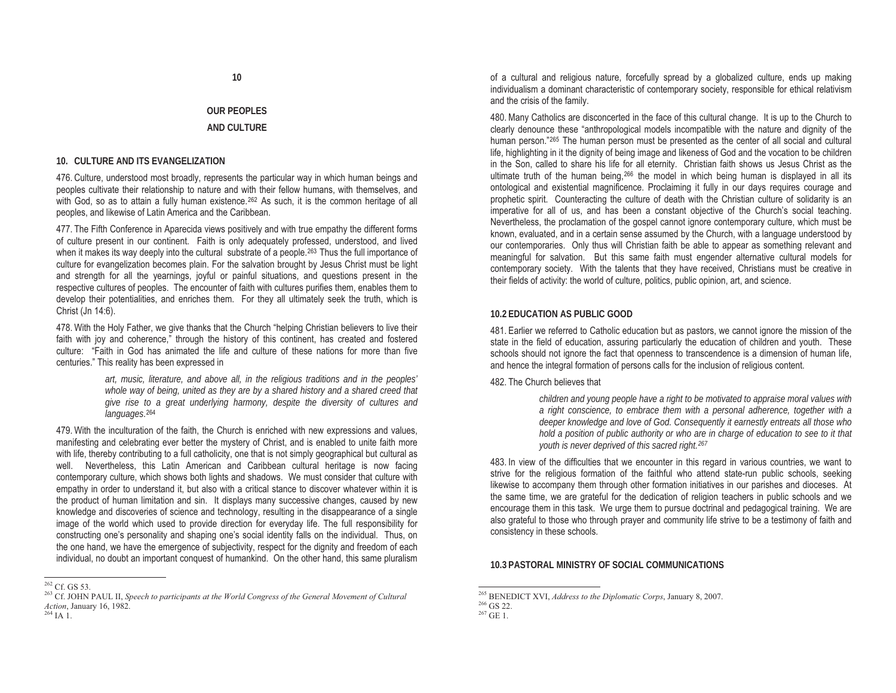# 10

# OUR PEOPLES
# AND CULTURE

## 10. CULTURE AND ITS EVANGELIZATION

476. Culture, understood most broadly, represents the particular way in which human beings and peoples cultivate their relationship to nature and with their fellow humans, with themselves, and with God, so as to attain a fully human existence.[262] As such, it is the common heritage of all peoples, and likewise of Latin America and the Caribbean.

477. The Fifth Conference in Aparecida views positively and with true empathy the different forms of culture present in our continent. Faith is only adequately professed, understood, and lived when it makes its way deeply into the cultural substrate of a people.[263] Thus the full importance of culture for evangelization becomes plain. For the salvation brought by Jesus Christ must be light and strength for all the yearnings, joyful or painful situations, and questions present in the respective cultures of peoples. The encounter of faith with cultures purifies them, enables them to develop their potentialities, and enriches them. For they all ultimately seek the truth, which is Christ (Jn 14:6).

478. With the Holy Father, we give thanks that the Church "helping Christian believers to live their faith with joy and coherence," through the history of this continent, has created and fostered culture: "Faith in God has animated the life and culture of these nations for more than five centuries." This reality has been expressed in

> *art, music, literature, and above all, in the religious traditions and in the peoples' whole way of being, united as they are by a shared history and a shared creed that give rise to a great underlying harmony, despite the diversity of cultures and languages.*[264]

479. With the inculturation of the faith, the Church is enriched with new expressions and values, manifesting and celebrating ever better the mystery of Christ, and is enabled to unite faith more with life, thereby contributing to a full catholicity, one that is not simply geographical but cultural as well. Nevertheless, this Latin American and Caribbean cultural heritage is now facing contemporary culture, which shows both lights and shadows. We must consider that culture with empathy in order to understand it, but also with a critical stance to discover whatever within it is the product of human limitation and sin. It displays many successive changes, caused by new knowledge and discoveries of science and technology, resulting in the disappearance of a single image of the world which used to provide direction for everyday life. The full responsibility for constructing one's personality and shaping one's social identity falls on the individual. Thus, on the one hand, we have the emergence of subjectivity, respect for the dignity and freedom of each individual, no doubt an important conquest of humankind. On the other hand, this same pluralism of a cultural and religious nature, forcefully spread by a globalized culture, ends up making individualism a dominant characteristic of contemporary society, responsible for ethical relativism and the crisis of the family.

480. Many Catholics are disconcerted in the face of this cultural change. It is up to the Church to clearly denounce these "anthropological models incompatible with the nature and dignity of the human person."[265] The human person must be presented as the center of all social and cultural life, highlighting in it the dignity of being image and likeness of God and the vocation to be children in the Son, called to share his life for all eternity. Christian faith shows us Jesus Christ as the ultimate truth of the human being,[266] the model in which being human is displayed in all its ontological and existential magnificence. Proclaiming it fully in our days requires courage and prophetic spirit. Counteracting the culture of death with the Christian culture of solidarity is an imperative for all of us, and has been a constant objective of the Church's social teaching. Nevertheless, the proclamation of the gospel cannot ignore contemporary culture, which must be known, evaluated, and in a certain sense assumed by the Church, with a language understood by our contemporaries. Only thus will Christian faith be able to appear as something relevant and meaningful for salvation. But this same faith must engender alternative cultural models for contemporary society. With the talents that they have received, Christians must be creative in their fields of activity: the world of culture, politics, public opinion, art, and science.

## 10.2 EDUCATION AS PUBLIC GOOD

481. Earlier we referred to Catholic education but as pastors, we cannot ignore the mission of the state in the field of education, assuring particularly the education of children and youth. These schools should not ignore the fact that openness to transcendence is a dimension of human life, and hence the integral formation of persons calls for the inclusion of religious content.

482. The Church believes that

> *children and young people have a right to be motivated to appraise moral values with a right conscience, to embrace them with a personal adherence, together with a deeper knowledge and love of God. Consequently it earnestly entreats all those who hold a position of public authority or who are in charge of education to see to it that youth is never deprived of this sacred right.*[267]

483. In view of the difficulties that we encounter in this regard in various countries, we want to strive for the religious formation of the faithful who attend state-run public schools, seeking likewise to accompany them through other formation initiatives in our parishes and dioceses. At the same time, we are grateful for the dedication of religion teachers in public schools and we encourage them in this task. We urge them to pursue doctrinal and pedagogical training. We are also grateful to those who through prayer and community life strive to be a testimony of faith and consistency in these schools.

## 10.3 PASTORAL MINISTRY OF SOCIAL COMMUNICATIONS

---

[262] Cf. GS 53.

[263] Cf. JOHN PAUL II, *Speech to participants at the World Congress of the General Movement of Cultural Action*, January 16, 1982.

[264] IA 1.

[265] BENEDICT XVI, *Address to the Diplomatic Corps*, January 8, 2007.

[266] GS 22.

[267] GE 1.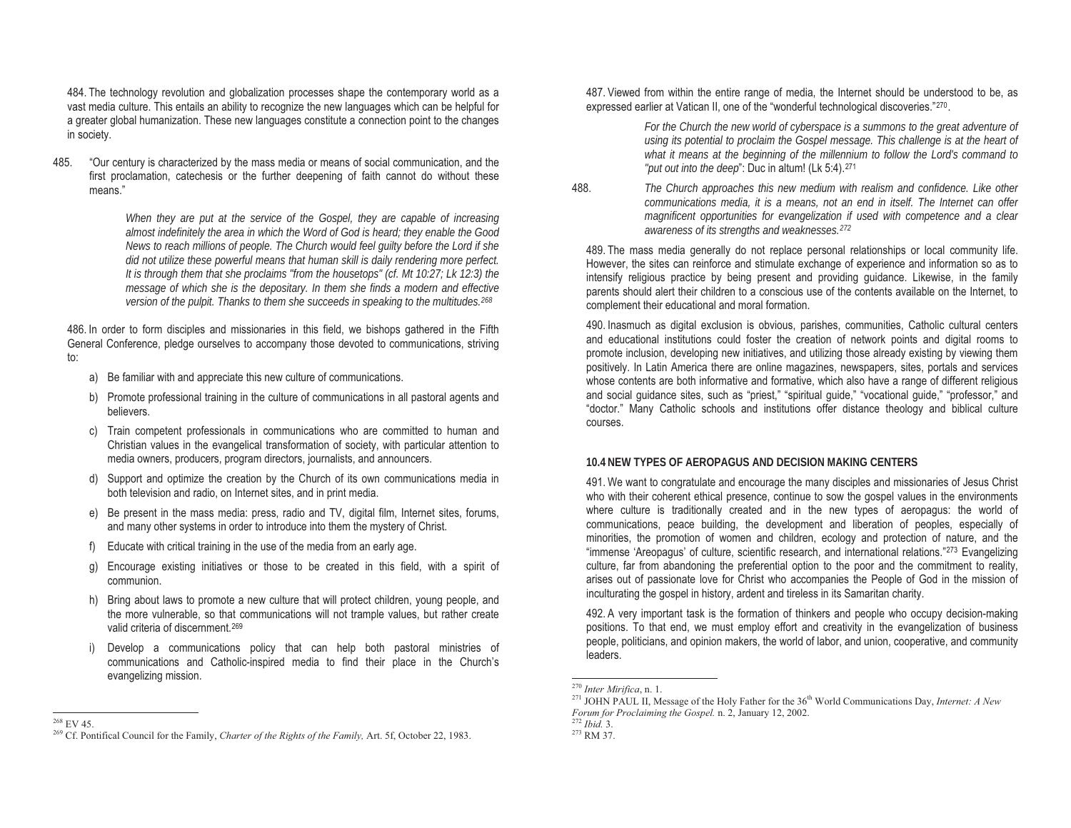484. The technology revolution and globalization processes shape the contemporary world as a vast media culture. This entails an ability to recognize the new languages which can be helpful for a greater global humanization. These new languages constitute a connection point to the changes in society.

485. "Our century is characterized by the mass media or means of social communication, and the first proclamation, catechesis or the further deepening of faith cannot do without these means."

> *When they are put at the service of the Gospel, they are capable of increasing almost indefinitely the area in which the Word of God is heard; they enable the Good News to reach millions of people. The Church would feel guilty before the Lord if she did not utilize these powerful means that human skill is daily rendering more perfect. It is through them that she proclaims "from the housetops" (cf. Mt 10:27; Lk 12:3) the message of which she is the depositary. In them she finds a modern and effective version of the pulpit. Thanks to them she succeeds in speaking to the multitudes.*[268]

486. In order to form disciples and missionaries in this field, we bishops gathered in the Fifth General Conference, pledge ourselves to accompany those devoted to communications, striving to:

a) Be familiar with and appreciate this new culture of communications.

b) Promote professional training in the culture of communications in all pastoral agents and believers.

c) Train competent professionals in communications who are committed to human and Christian values in the evangelical transformation of society, with particular attention to media owners, producers, program directors, journalists, and announcers.

d) Support and optimize the creation by the Church of its own communications media in both television and radio, on Internet sites, and in print media.

e) Be present in the mass media: press, radio and TV, digital film, Internet sites, forums, and many other systems in order to introduce into them the mystery of Christ.

f) Educate with critical training in the use of the media from an early age.

g) Encourage existing initiatives or those to be created in this field, with a spirit of communion.

h) Bring about laws to promote a new culture that will protect children, young people, and the more vulnerable, so that communications will not trample values, but rather create valid criteria of discernment.[269]

i) Develop a communications policy that can help both pastoral ministries of communications and Catholic-inspired media to find their place in the Church's evangelizing mission.

487. Viewed from within the entire range of media, the Internet should be understood to be, as expressed earlier at Vatican II, one of the "wonderful technological discoveries."[270].

> *For the Church the new world of cyberspace is a summons to the great adventure of using its potential to proclaim the Gospel message. This challenge is at the heart of what it means at the beginning of the millennium to follow the Lord's command to "put out into the deep"*: Duc in altum! (Lk 5:4).[271]

488. *The Church approaches this new medium with realism and confidence. Like other communications media, it is a means, not an end in itself. The Internet can offer magnificent opportunities for evangelization if used with competence and a clear awareness of its strengths and weaknesses.*[272]

489. The mass media generally do not replace personal relationships or local community life. However, the sites can reinforce and stimulate exchange of experience and information so as to intensify religious practice by being present and providing guidance. Likewise, in the family parents should alert their children to a conscious use of the contents available on the Internet, to complement their educational and moral formation.

490. Inasmuch as digital exclusion is obvious, parishes, communities, Catholic cultural centers and educational institutions could foster the creation of network points and digital rooms to promote inclusion, developing new initiatives, and utilizing those already existing by viewing them positively. In Latin America there are online magazines, newspapers, sites, portals and services whose contents are both informative and formative, which also have a range of different religious and social guidance sites, such as "priest," "spiritual guide," "vocational guide," "professor," and "doctor." Many Catholic schools and institutions offer distance theology and biblical culture courses.

### 10.4 NEW TYPES OF AEROPAGUS AND DECISION MAKING CENTERS

491. We want to congratulate and encourage the many disciples and missionaries of Jesus Christ who with their coherent ethical presence, continue to sow the gospel values in the environments where culture is traditionally created and in the new types of aeropagus: the world of communications, peace building, the development and liberation of peoples, especially of minorities, the promotion of women and children, ecology and protection of nature, and the "immense 'Areopagus' of culture, scientific research, and international relations."[273] Evangelizing culture, far from abandoning the preferential option to the poor and the commitment to reality, arises out of passionate love for Christ who accompanies the People of God in the mission of inculturating the gospel in history, ardent and tireless in its Samaritan charity.

492. A very important task is the formation of thinkers and people who occupy decision-making positions. To that end, we must employ effort and creativity in the evangelization of business people, politicians, and opinion makers, the world of labor, and union, cooperative, and community leaders.

---

[268] EV 45.

[269] Cf. Pontifical Council for the Family, *Charter of the Rights of the Family,* Art. 5f, October 22, 1983.

[270] *Inter Mirifica*, n. 1.

[271] JOHN PAUL II, Message of the Holy Father for the 36th World Communications Day, *Internet: A New Forum for Proclaiming the Gospel.* n. 2, January 12, 2002.

[272] *Ibid.* 3.

[273] RM 37.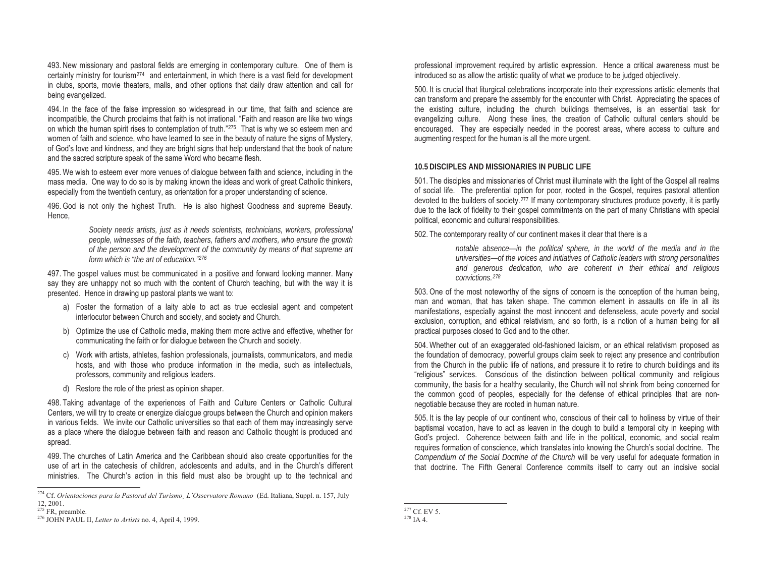493. New missionary and pastoral fields are emerging in contemporary culture. One of them is certainly ministry for tourism[274] and entertainment, in which there is a vast field for development in clubs, sports, movie theaters, malls, and other options that daily draw attention and call for being evangelized.

494. In the face of the false impression so widespread in our time, that faith and science are incompatible, the Church proclaims that faith is not irrational. "Faith and reason are like two wings on which the human spirit rises to contemplation of truth."[275] That is why we so esteem men and women of faith and science, who have learned to see in the beauty of nature the signs of Mystery, of God's love and kindness, and they are bright signs that help understand that the book of nature and the sacred scripture speak of the same Word who became flesh.

495. We wish to esteem ever more venues of dialogue between faith and science, including in the mass media. One way to do so is by making known the ideas and work of great Catholic thinkers, especially from the twentieth century, as orientation for a proper understanding of science.

496. God is not only the highest Truth. He is also highest Goodness and supreme Beauty. Hence,

> *Society needs artists, just as it needs scientists, technicians, workers, professional people, witnesses of the faith, teachers, fathers and mothers, who ensure the growth of the person and the development of the community by means of that supreme art form which is "the art of education."*[276]

497. The gospel values must be communicated in a positive and forward looking manner. Many say they are unhappy not so much with the content of Church teaching, but with the way it is presented. Hence in drawing up pastoral plants we want to:

a) Foster the formation of a laity able to act as true ecclesial agent and competent interlocutor between Church and society, and society and Church.

b) Optimize the use of Catholic media, making them more active and effective, whether for communicating the faith or for dialogue between the Church and society.

c) Work with artists, athletes, fashion professionals, journalists, communicators, and media hosts, and with those who produce information in the media, such as intellectuals, professors, community and religious leaders.

d) Restore the role of the priest as opinion shaper.

498. Taking advantage of the experiences of Faith and Culture Centers or Catholic Cultural Centers, we will try to create or energize dialogue groups between the Church and opinion makers in various fields. We invite our Catholic universities so that each of them may increasingly serve as a place where the dialogue between faith and reason and Catholic thought is produced and spread.

499. The churches of Latin America and the Caribbean should also create opportunities for the use of art in the catechesis of children, adolescents and adults, and in the Church's different ministries. The Church's action in this field must also be brought up to the technical and professional improvement required by artistic expression. Hence a critical awareness must be introduced so as allow the artistic quality of what we produce to be judged objectively.

500. It is crucial that liturgical celebrations incorporate into their expressions artistic elements that can transform and prepare the assembly for the encounter with Christ. Appreciating the spaces of the existing culture, including the church buildings themselves, is an essential task for evangelizing culture. Along these lines, the creation of Catholic cultural centers should be encouraged. They are especially needed in the poorest areas, where access to culture and augmenting respect for the human is all the more urgent.

### 10.5 DISCIPLES AND MISSIONARIES IN PUBLIC LIFE

501. The disciples and missionaries of Christ must illuminate with the light of the Gospel all realms of social life. The preferential option for poor, rooted in the Gospel, requires pastoral attention devoted to the builders of society.[277] If many contemporary structures produce poverty, it is partly due to the lack of fidelity to their gospel commitments on the part of many Christians with special political, economic and cultural responsibilities.

502. The contemporary reality of our continent makes it clear that there is a

> *notable absence—in the political sphere, in the world of the media and in the universities—of the voices and initiatives of Catholic leaders with strong personalities and generous dedication, who are coherent in their ethical and religious convictions.*[278]

503. One of the most noteworthy of the signs of concern is the conception of the human being, man and woman, that has taken shape. The common element in assaults on life in all its manifestations, especially against the most innocent and defenseless, acute poverty and social exclusion, corruption, and ethical relativism, and so forth, is a notion of a human being for all practical purposes closed to God and to the other.

504. Whether out of an exaggerated old-fashioned laicism, or an ethical relativism proposed as the foundation of democracy, powerful groups claim seek to reject any presence and contribution from the Church in the public life of nations, and pressure it to retire to church buildings and its "religious" services. Conscious of the distinction between political community and religious community, the basis for a healthy secularity, the Church will not shrink from being concerned for the common good of peoples, especially for the defense of ethical principles that are non-negotiable because they are rooted in human nature.

505. It is the lay people of our continent who, conscious of their call to holiness by virtue of their baptismal vocation, have to act as leaven in the dough to build a temporal city in keeping with God's project. Coherence between faith and life in the political, economic, and social realm requires formation of conscience, which translates into knowing the Church's social doctrine. The *Compendium of the Social Doctrine of the Church* will be very useful for adequate formation in that doctrine. The Fifth General Conference commits itself to carry out an incisive social

---

[274] Cf. *Orientaciones para la Pastoral del Turismo¸ L'Osservatore Romano* (Ed. Italiana, Suppl. n. 157, July 12, 2001.

[275] FR, preamble.

[276] JOHN PAUL II, *Letter to Artists* no. 4, April 4, 1999.

[277] Cf. EV 5.

[278] IA 4.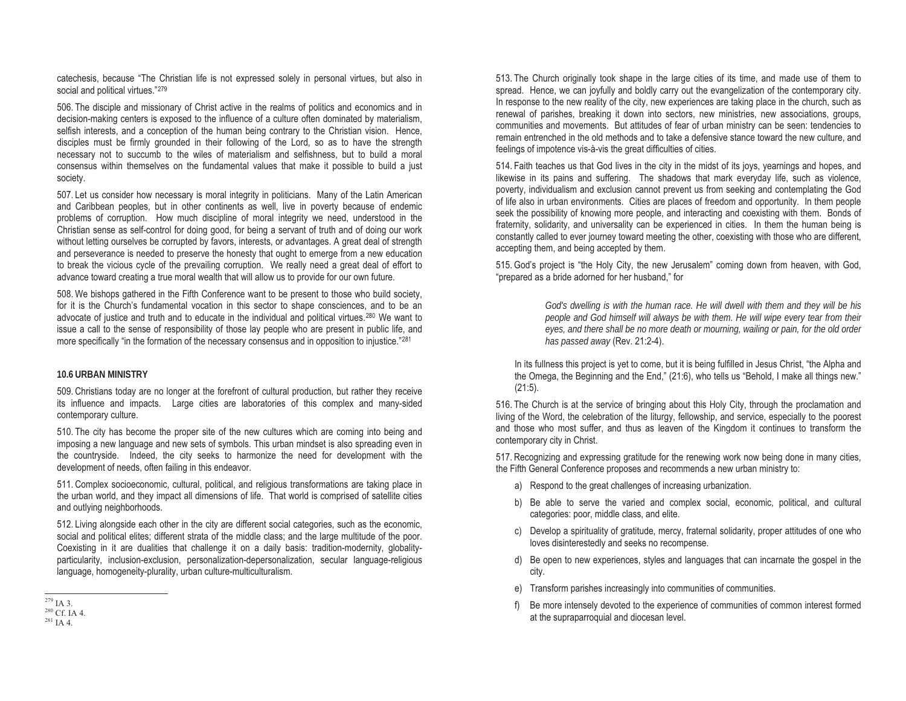catechesis, because "The Christian life is not expressed solely in personal virtues, but also in social and political virtues."[279]

506. The disciple and missionary of Christ active in the realms of politics and economics and in decision-making centers is exposed to the influence of a culture often dominated by materialism, selfish interests, and a conception of the human being contrary to the Christian vision. Hence, disciples must be firmly grounded in their following of the Lord, so as to have the strength necessary not to succumb to the wiles of materialism and selfishness, but to build a moral consensus within themselves on the fundamental values that make it possible to build a just society.

507. Let us consider how necessary is moral integrity in politicians. Many of the Latin American and Caribbean peoples, but in other continents as well, live in poverty because of endemic problems of corruption. How much discipline of moral integrity we need, understood in the Christian sense as self-control for doing good, for being a servant of truth and of doing our work without letting ourselves be corrupted by favors, interests, or advantages. A great deal of strength and perseverance is needed to preserve the honesty that ought to emerge from a new education to break the vicious cycle of the prevailing corruption. We really need a great deal of effort to advance toward creating a true moral wealth that will allow us to provide for our own future.

508. We bishops gathered in the Fifth Conference want to be present to those who build society, for it is the Church's fundamental vocation in this sector to shape consciences, and to be an advocate of justice and truth and to educate in the individual and political virtues.[280] We want to issue a call to the sense of responsibility of those lay people who are present in public life, and more specifically "in the formation of the necessary consensus and in opposition to injustice."[281]

### 10.6 URBAN MINISTRY

509. Christians today are no longer at the forefront of cultural production, but rather they receive its influence and impacts. Large cities are laboratories of this complex and many-sided contemporary culture.

510. The city has become the proper site of the new cultures which are coming into being and imposing a new language and new sets of symbols. This urban mindset is also spreading even in the countryside. Indeed, the city seeks to harmonize the need for development with the development of needs, often failing in this endeavor.

511. Complex socioeconomic, cultural, political, and religious transformations are taking place in the urban world, and they impact all dimensions of life. That world is comprised of satellite cities and outlying neighborhoods.

512. Living alongside each other in the city are different social categories, such as the economic, social and political elites; different strata of the middle class; and the large multitude of the poor. Coexisting in it are dualities that challenge it on a daily basis: tradition-modernity, globality-particularity, inclusion-exclusion, personalization-depersonalization, secular language-religious language, homogeneity-plurality, urban culture-multiculturalism.

[279] IA 3.
[280] Cf. IA 4.
[281] IA 4.

513. The Church originally took shape in the large cities of its time, and made use of them to spread. Hence, we can joyfully and boldly carry out the evangelization of the contemporary city. In response to the new reality of the city, new experiences are taking place in the church, such as renewal of parishes, breaking it down into sectors, new ministries, new associations, groups, communities and movements. But attitudes of fear of urban ministry can be seen: tendencies to remain entrenched in the old methods and to take a defensive stance toward the new culture, and feelings of impotence vis-à-vis the great difficulties of cities.

514. Faith teaches us that God lives in the city in the midst of its joys, yearnings and hopes, and likewise in its pains and suffering. The shadows that mark everyday life, such as violence, poverty, individualism and exclusion cannot prevent us from seeking and contemplating the God of life also in urban environments. Cities are places of freedom and opportunity. In them people seek the possibility of knowing more people, and interacting and coexisting with them. Bonds of fraternity, solidarity, and universality can be experienced in cities. In them the human being is constantly called to ever journey toward meeting the other, coexisting with those who are different, accepting them, and being accepted by them.

515. God's project is "the Holy City, the new Jerusalem" coming down from heaven, with God, "prepared as a bride adorned for her husband," for

> *God's dwelling is with the human race. He will dwell with them and they will be his people and God himself will always be with them. He will wipe every tear from their eyes, and there shall be no more death or mourning, wailing or pain, for the old order has passed away* (Rev. 21:2-4).

In its fullness this project is yet to come, but it is being fulfilled in Jesus Christ, "the Alpha and the Omega, the Beginning and the End," (21:6), who tells us "Behold, I make all things new." (21:5).

516. The Church is at the service of bringing about this Holy City, through the proclamation and living of the Word, the celebration of the liturgy, fellowship, and service, especially to the poorest and those who most suffer, and thus as leaven of the Kingdom it continues to transform the contemporary city in Christ.

517. Recognizing and expressing gratitude for the renewing work now being done in many cities, the Fifth General Conference proposes and recommends a new urban ministry to:

a) Respond to the great challenges of increasing urbanization.
b) Be able to serve the varied and complex social, economic, political, and cultural categories: poor, middle class, and elite.
c) Develop a spirituality of gratitude, mercy, fraternal solidarity, proper attitudes of one who loves disinterestedly and seeks no recompense.
d) Be open to new experiences, styles and languages that can incarnate the gospel in the city.
e) Transform parishes increasingly into communities of communities.
f) Be more intensely devoted to the experience of communities of common interest formed at the supraparroquial and diocesan level.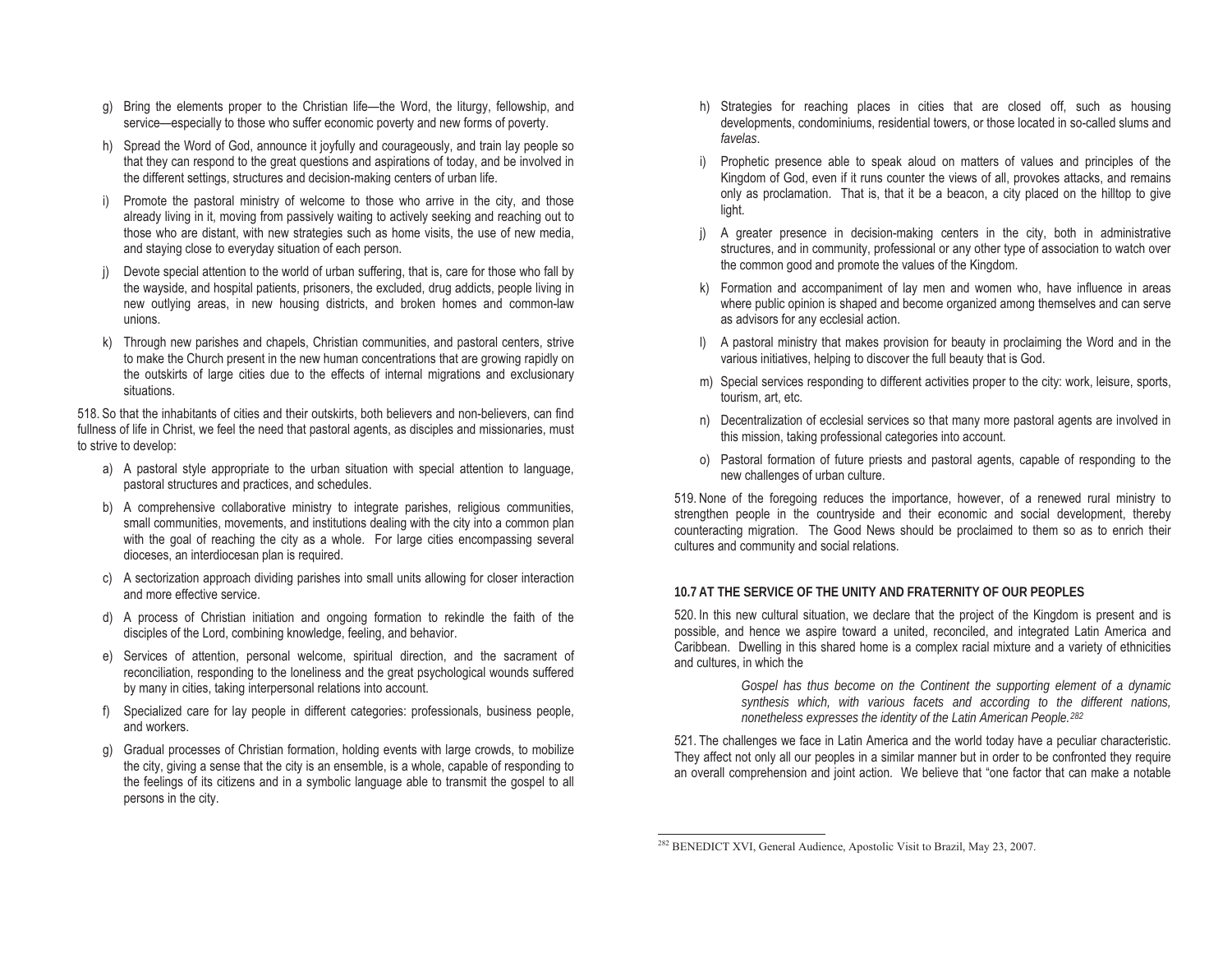g) Bring the elements proper to the Christian life—the Word, the liturgy, fellowship, and service—especially to those who suffer economic poverty and new forms of poverty.

h) Spread the Word of God, announce it joyfully and courageously, and train lay people so that they can respond to the great questions and aspirations of today, and be involved in the different settings, structures and decision-making centers of urban life.

i) Promote the pastoral ministry of welcome to those who arrive in the city, and those already living in it, moving from passively waiting to actively seeking and reaching out to those who are distant, with new strategies such as home visits, the use of new media, and staying close to everyday situation of each person.

j) Devote special attention to the world of urban suffering, that is, care for those who fall by the wayside, and hospital patients, prisoners, the excluded, drug addicts, people living in new outlying areas, in new housing districts, and broken homes and common-law unions.

k) Through new parishes and chapels, Christian communities, and pastoral centers, strive to make the Church present in the new human concentrations that are growing rapidly on the outskirts of large cities due to the effects of internal migrations and exclusionary situations.

518. So that the inhabitants of cities and their outskirts, both believers and non-believers, can find fullness of life in Christ, we feel the need that pastoral agents, as disciples and missionaries, must to strive to develop:

a) A pastoral style appropriate to the urban situation with special attention to language, pastoral structures and practices, and schedules.

b) A comprehensive collaborative ministry to integrate parishes, religious communities, small communities, movements, and institutions dealing with the city into a common plan with the goal of reaching the city as a whole. For large cities encompassing several dioceses, an interdiocesan plan is required.

c) A sectorization approach dividing parishes into small units allowing for closer interaction and more effective service.

d) A process of Christian initiation and ongoing formation to rekindle the faith of the disciples of the Lord, combining knowledge, feeling, and behavior.

e) Services of attention, personal welcome, spiritual direction, and the sacrament of reconciliation, responding to the loneliness and the great psychological wounds suffered by many in cities, taking interpersonal relations into account.

f) Specialized care for lay people in different categories: professionals, business people, and workers.

g) Gradual processes of Christian formation, holding events with large crowds, to mobilize the city, giving a sense that the city is an ensemble, is a whole, capable of responding to the feelings of its citizens and in a symbolic language able to transmit the gospel to all persons in the city.

h) Strategies for reaching places in cities that are closed off, such as housing developments, condominiums, residential towers, or those located in so-called slums and *favelas*.

i) Prophetic presence able to speak aloud on matters of values and principles of the Kingdom of God, even if it runs counter the views of all, provokes attacks, and remains only as proclamation. That is, that it be a beacon, a city placed on the hilltop to give light.

j) A greater presence in decision-making centers in the city, both in administrative structures, and in community, professional or any other type of association to watch over the common good and promote the values of the Kingdom.

k) Formation and accompaniment of lay men and women who, have influence in areas where public opinion is shaped and become organized among themselves and can serve as advisors for any ecclesial action.

l) A pastoral ministry that makes provision for beauty in proclaiming the Word and in the various initiatives, helping to discover the full beauty that is God.

m) Special services responding to different activities proper to the city: work, leisure, sports, tourism, art, etc.

n) Decentralization of ecclesial services so that many more pastoral agents are involved in this mission, taking professional categories into account.

o) Pastoral formation of future priests and pastoral agents, capable of responding to the new challenges of urban culture.

519. None of the foregoing reduces the importance, however, of a renewed rural ministry to strengthen people in the countryside and their economic and social development, thereby counteracting migration. The Good News should be proclaimed to them so as to enrich their cultures and community and social relations.

### 10.7 AT THE SERVICE OF THE UNITY AND FRATERNITY OF OUR PEOPLES

520. In this new cultural situation, we declare that the project of the Kingdom is present and is possible, and hence we aspire toward a united, reconciled, and integrated Latin America and Caribbean. Dwelling in this shared home is a complex racial mixture and a variety of ethnicities and cultures, in which the

> *Gospel has thus become on the Continent the supporting element of a dynamic synthesis which, with various facets and according to the different nations, nonetheless expresses the identity of the Latin American People.*[282]

521. The challenges we face in Latin America and the world today have a peculiar characteristic. They affect not only all our peoples in a similar manner but in order to be confronted they require an overall comprehension and joint action. We believe that "one factor that can make a notable

---

[282] BENEDICT XVI, General Audience, Apostolic Visit to Brazil, May 23, 2007.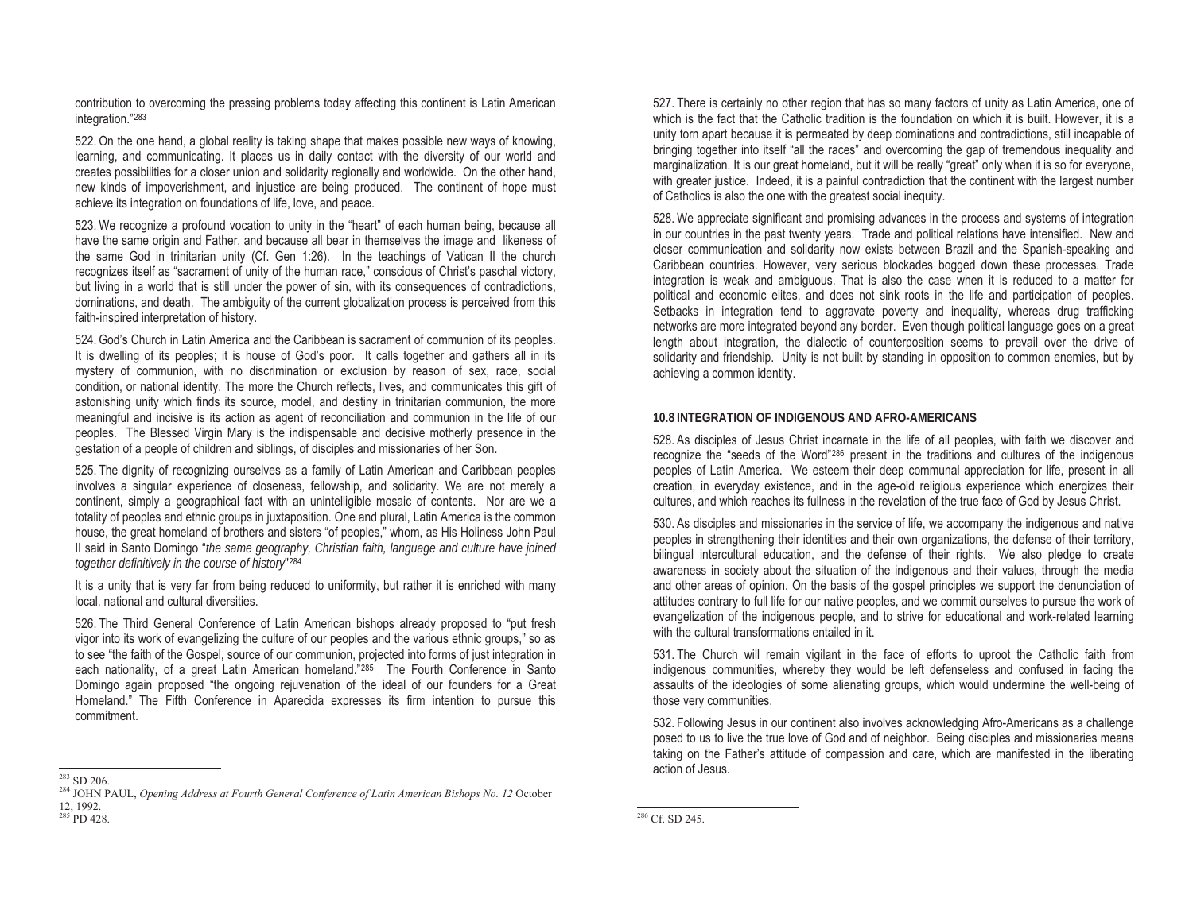contribution to overcoming the pressing problems today affecting this continent is Latin American integration."[283]

522. On the one hand, a global reality is taking shape that makes possible new ways of knowing, learning, and communicating. It places us in daily contact with the diversity of our world and creates possibilities for a closer union and solidarity regionally and worldwide. On the other hand, new kinds of impoverishment, and injustice are being produced. The continent of hope must achieve its integration on foundations of life, love, and peace.

523. We recognize a profound vocation to unity in the "heart" of each human being, because all have the same origin and Father, and because all bear in themselves the image and likeness of the same God in trinitarian unity (Cf. Gen 1:26). In the teachings of Vatican II the church recognizes itself as "sacrament of unity of the human race," conscious of Christ's paschal victory, but living in a world that is still under the power of sin, with its consequences of contradictions, dominations, and death. The ambiguity of the current globalization process is perceived from this faith-inspired interpretation of history.

524. God's Church in Latin America and the Caribbean is sacrament of communion of its peoples. It is dwelling of its peoples; it is house of God's poor. It calls together and gathers all in its mystery of communion, with no discrimination or exclusion by reason of sex, race, social condition, or national identity. The more the Church reflects, lives, and communicates this gift of astonishing unity which finds its source, model, and destiny in trinitarian communion, the more meaningful and incisive is its action as agent of reconciliation and communion in the life of our peoples. The Blessed Virgin Mary is the indispensable and decisive motherly presence in the gestation of a people of children and siblings, of disciples and missionaries of her Son.

525. The dignity of recognizing ourselves as a family of Latin American and Caribbean peoples involves a singular experience of closeness, fellowship, and solidarity. We are not merely a continent, simply a geographical fact with an unintelligible mosaic of contents. Nor are we a totality of peoples and ethnic groups in juxtaposition. One and plural, Latin America is the common house, the great homeland of brothers and sisters "of peoples," whom, as His Holiness John Paul II said in Santo Domingo "*the same geography, Christian faith, language and culture have joined together definitively in the course of history*"[284]

It is a unity that is very far from being reduced to uniformity, but rather it is enriched with many local, national and cultural diversities.

526. The Third General Conference of Latin American bishops already proposed to "put fresh vigor into its work of evangelizing the culture of our peoples and the various ethnic groups," so as to see "the faith of the Gospel, source of our communion, projected into forms of just integration in each nationality, of a great Latin American homeland."[285] The Fourth Conference in Santo Domingo again proposed "the ongoing rejuvenation of the ideal of our founders for a Great Homeland." The Fifth Conference in Aparecida expresses its firm intention to pursue this commitment.

527. There is certainly no other region that has so many factors of unity as Latin America, one of which is the fact that the Catholic tradition is the foundation on which it is built. However, it is a unity torn apart because it is permeated by deep dominations and contradictions, still incapable of bringing together into itself "all the races" and overcoming the gap of tremendous inequality and marginalization. It is our great homeland, but it will be really "great" only when it is so for everyone, with greater justice. Indeed, it is a painful contradiction that the continent with the largest number of Catholics is also the one with the greatest social inequity.

528. We appreciate significant and promising advances in the process and systems of integration in our countries in the past twenty years. Trade and political relations have intensified. New and closer communication and solidarity now exists between Brazil and the Spanish-speaking and Caribbean countries. However, very serious blockades bogged down these processes. Trade integration is weak and ambiguous. That is also the case when it is reduced to a matter for political and economic elites, and does not sink roots in the life and participation of peoples. Setbacks in integration tend to aggravate poverty and inequality, whereas drug trafficking networks are more integrated beyond any border. Even though political language goes on a great length about integration, the dialectic of counterposition seems to prevail over the drive of solidarity and friendship. Unity is not built by standing in opposition to common enemies, but by achieving a common identity.

### 10.8 INTEGRATION OF INDIGENOUS AND AFRO-AMERICANS

528. As disciples of Jesus Christ incarnate in the life of all peoples, with faith we discover and recognize the "seeds of the Word"[286] present in the traditions and cultures of the indigenous peoples of Latin America. We esteem their deep communal appreciation for life, present in all creation, in everyday existence, and in the age-old religious experience which energizes their cultures, and which reaches its fullness in the revelation of the true face of God by Jesus Christ.

530. As disciples and missionaries in the service of life, we accompany the indigenous and native peoples in strengthening their identities and their own organizations, the defense of their territory, bilingual intercultural education, and the defense of their rights. We also pledge to create awareness in society about the situation of the indigenous and their values, through the media and other areas of opinion. On the basis of the gospel principles we support the denunciation of attitudes contrary to full life for our native peoples, and we commit ourselves to pursue the work of evangelization of the indigenous people, and to strive for educational and work-related learning with the cultural transformations entailed in it.

531. The Church will remain vigilant in the face of efforts to uproot the Catholic faith from indigenous communities, whereby they would be left defenseless and confused in facing the assaults of the ideologies of some alienating groups, which would undermine the well-being of those very communities.

532. Following Jesus in our continent also involves acknowledging Afro-Americans as a challenge posed to us to live the true love of God and of neighbor. Being disciples and missionaries means taking on the Father's attitude of compassion and care, which are manifested in the liberating action of Jesus.

---

[283] SD 206.

[284] JOHN PAUL, *Opening Address at Fourth General Conference of Latin American Bishops No. 12* October 12, 1992.

[285] PD 428.

[286] Cf. SD 245.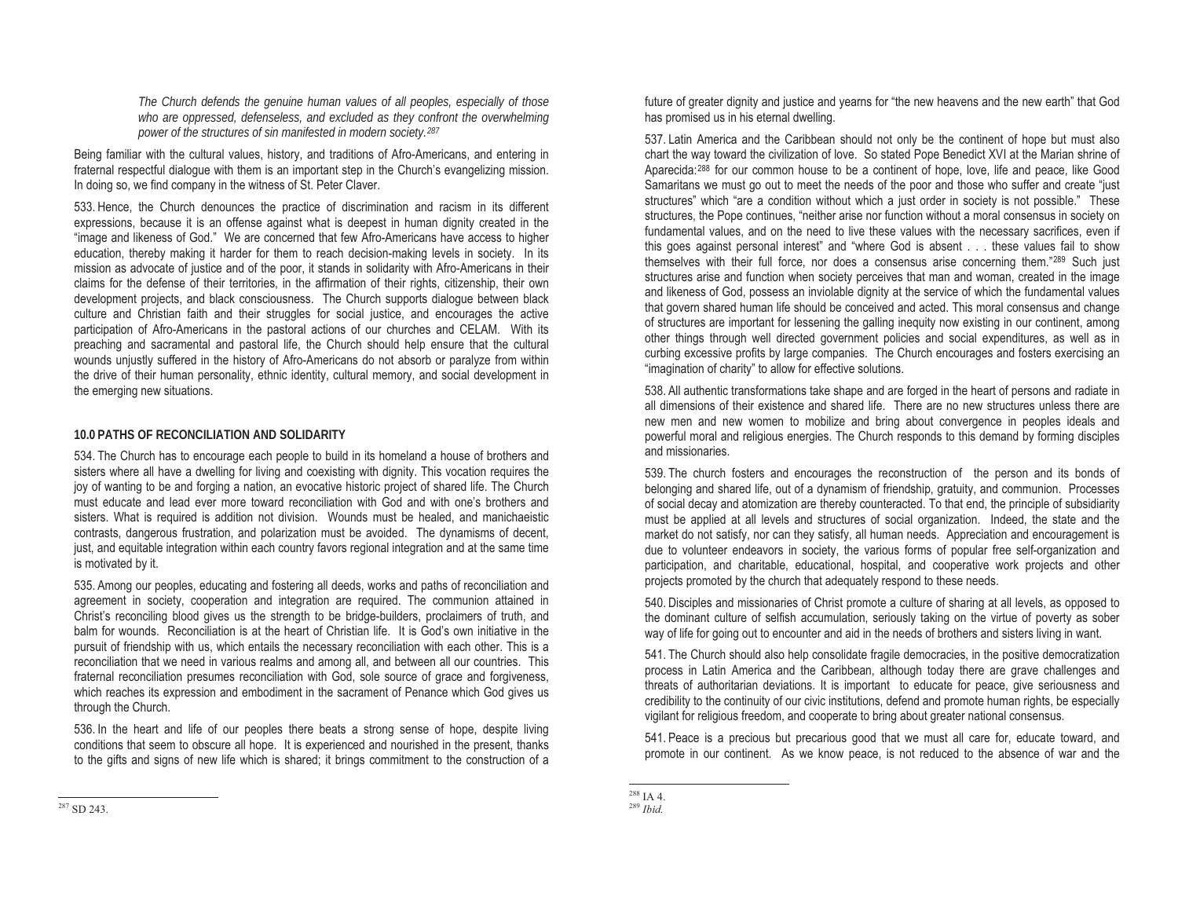*The Church defends the genuine human values of all peoples, especially of those who are oppressed, defenseless, and excluded as they confront the overwhelming power of the structures of sin manifested in modern society.*[287]

Being familiar with the cultural values, history, and traditions of Afro-Americans, and entering in fraternal respectful dialogue with them is an important step in the Church's evangelizing mission. In doing so, we find company in the witness of St. Peter Claver.

533. Hence, the Church denounces the practice of discrimination and racism in its different expressions, because it is an offense against what is deepest in human dignity created in the "image and likeness of God." We are concerned that few Afro-Americans have access to higher education, thereby making it harder for them to reach decision-making levels in society. In its mission as advocate of justice and of the poor, it stands in solidarity with Afro-Americans in their claims for the defense of their territories, in the affirmation of their rights, citizenship, their own development projects, and black consciousness. The Church supports dialogue between black culture and Christian faith and their struggles for social justice, and encourages the active participation of Afro-Americans in the pastoral actions of our churches and CELAM. With its preaching and sacramental and pastoral life, the Church should help ensure that the cultural wounds unjustly suffered in the history of Afro-Americans do not absorb or paralyze from within the drive of their human personality, ethnic identity, cultural memory, and social development in the emerging new situations.

## 10.0 PATHS OF RECONCILIATION AND SOLIDARITY

534. The Church has to encourage each people to build in its homeland a house of brothers and sisters where all have a dwelling for living and coexisting with dignity. This vocation requires the joy of wanting to be and forging a nation, an evocative historic project of shared life. The Church must educate and lead ever more toward reconciliation with God and with one's brothers and sisters. What is required is addition not division. Wounds must be healed, and manichaeistic contrasts, dangerous frustration, and polarization must be avoided. The dynamisms of decent, just, and equitable integration within each country favors regional integration and at the same time is motivated by it.

535. Among our peoples, educating and fostering all deeds, works and paths of reconciliation and agreement in society, cooperation and integration are required. The communion attained in Christ's reconciling blood gives us the strength to be bridge-builders, proclaimers of truth, and balm for wounds. Reconciliation is at the heart of Christian life. It is God's own initiative in the pursuit of friendship with us, which entails the necessary reconciliation with each other. This is a reconciliation that we need in various realms and among all, and between all our countries. This fraternal reconciliation presumes reconciliation with God, sole source of grace and forgiveness, which reaches its expression and embodiment in the sacrament of Penance which God gives us through the Church.

536. In the heart and life of our peoples there beats a strong sense of hope, despite living conditions that seem to obscure all hope. It is experienced and nourished in the present, thanks to the gifts and signs of new life which is shared; it brings commitment to the construction of a future of greater dignity and justice and yearns for "the new heavens and the new earth" that God has promised us in his eternal dwelling.

537. Latin America and the Caribbean should not only be the continent of hope but must also chart the way toward the civilization of love. So stated Pope Benedict XVI at the Marian shrine of Aparecida:[288] for our common house to be a continent of hope, love, life and peace, like Good Samaritans we must go out to meet the needs of the poor and those who suffer and create "just structures" which "are a condition without which a just order in society is not possible." These structures, the Pope continues, "neither arise nor function without a moral consensus in society on fundamental values, and on the need to live these values with the necessary sacrifices, even if this goes against personal interest" and "where God is absent . . . these values fail to show themselves with their full force, nor does a consensus arise concerning them."[289] Such just structures arise and function when society perceives that man and woman, created in the image and likeness of God, possess an inviolable dignity at the service of which the fundamental values that govern shared human life should be conceived and acted. This moral consensus and change of structures are important for lessening the galling inequity now existing in our continent, among other things through well directed government policies and social expenditures, as well as in curbing excessive profits by large companies. The Church encourages and fosters exercising an "imagination of charity" to allow for effective solutions.

538. All authentic transformations take shape and are forged in the heart of persons and radiate in all dimensions of their existence and shared life. There are no new structures unless there are new men and new women to mobilize and bring about convergence in peoples ideals and powerful moral and religious energies. The Church responds to this demand by forming disciples and missionaries.

539. The church fosters and encourages the reconstruction of the person and its bonds of belonging and shared life, out of a dynamism of friendship, gratuity, and communion. Processes of social decay and atomization are thereby counteracted. To that end, the principle of subsidiarity must be applied at all levels and structures of social organization. Indeed, the state and the market do not satisfy, nor can they satisfy, all human needs. Appreciation and encouragement is due to volunteer endeavors in society, the various forms of popular free self-organization and participation, and charitable, educational, hospital, and cooperative work projects and other projects promoted by the church that adequately respond to these needs.

540. Disciples and missionaries of Christ promote a culture of sharing at all levels, as opposed to the dominant culture of selfish accumulation, seriously taking on the virtue of poverty as sober way of life for going out to encounter and aid in the needs of brothers and sisters living in want.

541. The Church should also help consolidate fragile democracies, in the positive democratization process in Latin America and the Caribbean, although today there are grave challenges and threats of authoritarian deviations. It is important to educate for peace, give seriousness and credibility to the continuity of our civic institutions, defend and promote human rights, be especially vigilant for religious freedom, and cooperate to bring about greater national consensus.

541. Peace is a precious but precarious good that we must all care for, educate toward, and promote in our continent. As we know peace, is not reduced to the absence of war and the

---

[287] SD 243.

[288] IA 4.

[289] *Ibid.*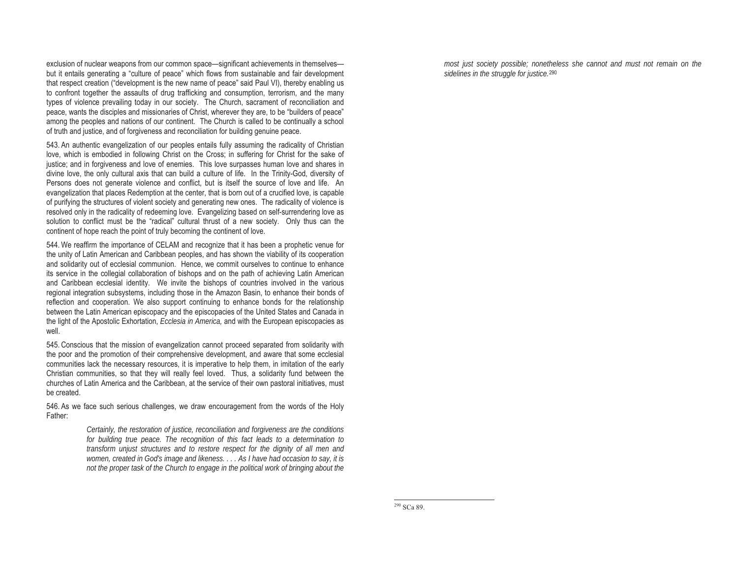exclusion of nuclear weapons from our common space—significant achievements in themselves—but it entails generating a "culture of peace" which flows from sustainable and fair development that respect creation ("development is the new name of peace" said Paul VI), thereby enabling us to confront together the assaults of drug trafficking and consumption, terrorism, and the many types of violence prevailing today in our society. The Church, sacrament of reconciliation and peace, wants the disciples and missionaries of Christ, wherever they are, to be "builders of peace" among the peoples and nations of our continent. The Church is called to be continually a school of truth and justice, and of forgiveness and reconciliation for building genuine peace.

543. An authentic evangelization of our peoples entails fully assuming the radicality of Christian love, which is embodied in following Christ on the Cross; in suffering for Christ for the sake of justice; and in forgiveness and love of enemies. This love surpasses human love and shares in divine love, the only cultural axis that can build a culture of life. In the Trinity-God, diversity of Persons does not generate violence and conflict, but is itself the source of love and life. An evangelization that places Redemption at the center, that is born out of a crucified love, is capable of purifying the structures of violent society and generating new ones. The radicality of violence is resolved only in the radicality of redeeming love. Evangelizing based on self-surrendering love as solution to conflict must be the "radical" cultural thrust of a new society. Only thus can the continent of hope reach the point of truly becoming the continent of love.

544. We reaffirm the importance of CELAM and recognize that it has been a prophetic venue for the unity of Latin American and Caribbean peoples, and has shown the viability of its cooperation and solidarity out of ecclesial communion. Hence, we commit ourselves to continue to enhance its service in the collegial collaboration of bishops and on the path of achieving Latin American and Caribbean ecclesial identity. We invite the bishops of countries involved in the various regional integration subsystems, including those in the Amazon Basin, to enhance their bonds of reflection and cooperation. We also support continuing to enhance bonds for the relationship between the Latin American episcopacy and the episcopacies of the United States and Canada in the light of the Apostolic Exhortation, *Ecclesia in America,* and with the European episcopacies as well.

545. Conscious that the mission of evangelization cannot proceed separated from solidarity with the poor and the promotion of their comprehensive development, and aware that some ecclesial communities lack the necessary resources, it is imperative to help them, in imitation of the early Christian communities, so that they will really feel loved. Thus, a solidarity fund between the churches of Latin America and the Caribbean, at the service of their own pastoral initiatives, must be created.

546. As we face such serious challenges, we draw encouragement from the words of the Holy Father:

> *Certainly, the restoration of justice, reconciliation and forgiveness are the conditions for building true peace. The recognition of this fact leads to a determination to transform unjust structures and to restore respect for the dignity of all men and women, created in God's image and likeness. . . . As I have had occasion to say, it is not the proper task of the Church to engage in the political work of bringing about the most just society possible; nonetheless she cannot and must not remain on the sidelines in the struggle for justice.*[290]

[290] SCa 89.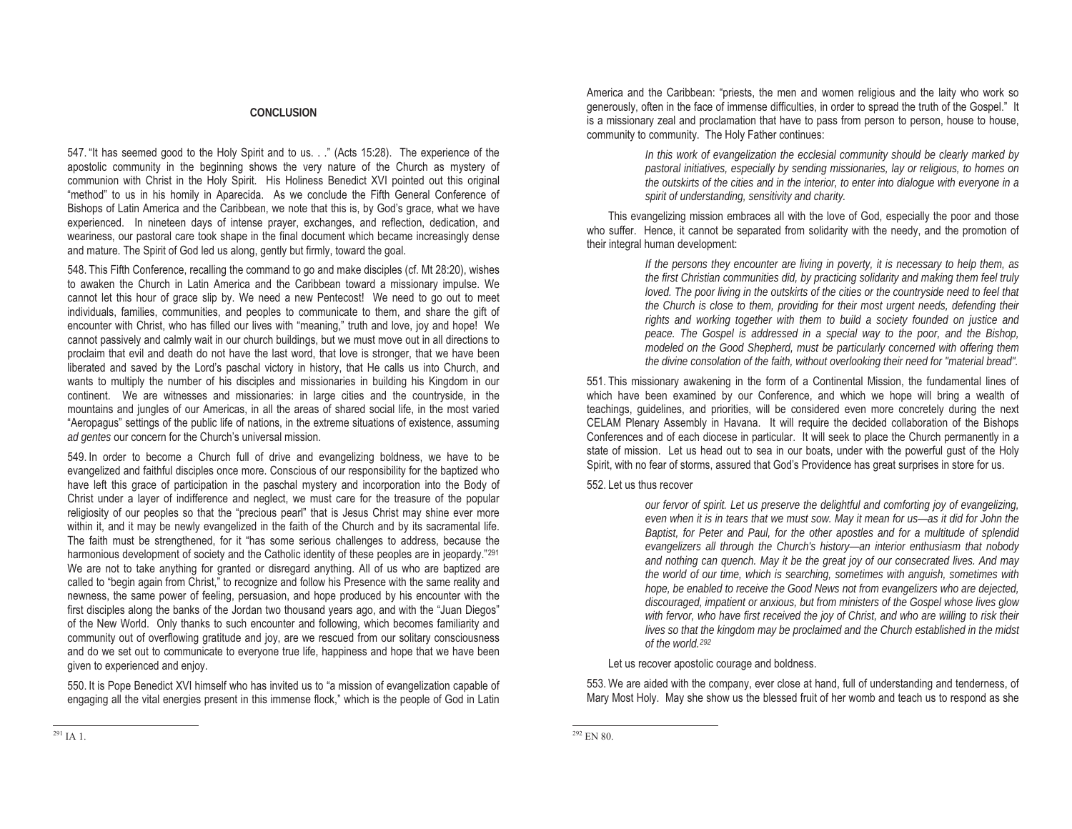## CONCLUSION

547. "It has seemed good to the Holy Spirit and to us. . ." (Acts 15:28). The experience of the apostolic community in the beginning shows the very nature of the Church as mystery of communion with Christ in the Holy Spirit. His Holiness Benedict XVI pointed out this original "method" to us in his homily in Aparecida. As we conclude the Fifth General Conference of Bishops of Latin America and the Caribbean, we note that this is, by God's grace, what we have experienced. In nineteen days of intense prayer, exchanges, and reflection, dedication, and weariness, our pastoral care took shape in the final document which became increasingly dense and mature. The Spirit of God led us along, gently but firmly, toward the goal.

548. This Fifth Conference, recalling the command to go and make disciples (cf. Mt 28:20), wishes to awaken the Church in Latin America and the Caribbean toward a missionary impulse. We cannot let this hour of grace slip by. We need a new Pentecost! We need to go out to meet individuals, families, communities, and peoples to communicate to them, and share the gift of encounter with Christ, who has filled our lives with "meaning," truth and love, joy and hope! We cannot passively and calmly wait in our church buildings, but we must move out in all directions to proclaim that evil and death do not have the last word, that love is stronger, that we have been liberated and saved by the Lord's paschal victory in history, that He calls us into Church, and wants to multiply the number of his disciples and missionaries in building his Kingdom in our continent. We are witnesses and missionaries: in large cities and the countryside, in the mountains and jungles of our Americas, in all the areas of shared social life, in the most varied "Aeropagus" settings of the public life of nations, in the extreme situations of existence, assuming *ad gentes* our concern for the Church's universal mission.

549. In order to become a Church full of drive and evangelizing boldness, we have to be evangelized and faithful disciples once more. Conscious of our responsibility for the baptized who have left this grace of participation in the paschal mystery and incorporation into the Body of Christ under a layer of indifference and neglect, we must care for the treasure of the popular religiosity of our peoples so that the "precious pearl" that is Jesus Christ may shine ever more within it, and it may be newly evangelized in the faith of the Church and by its sacramental life. The faith must be strengthened, for it "has some serious challenges to address, because the harmonious development of society and the Catholic identity of these peoples are in jeopardy."[291] We are not to take anything for granted or disregard anything. All of us who are baptized are called to "begin again from Christ," to recognize and follow his Presence with the same reality and newness, the same power of feeling, persuasion, and hope produced by his encounter with the first disciples along the banks of the Jordan two thousand years ago, and with the "Juan Diegos" of the New World. Only thanks to such encounter and following, which becomes familiarity and community out of overflowing gratitude and joy, are we rescued from our solitary consciousness and do we set out to communicate to everyone true life, happiness and hope that we have been given to experienced and enjoy.

550. It is Pope Benedict XVI himself who has invited us to "a mission of evangelization capable of engaging all the vital energies present in this immense flock," which is the people of God in Latin America and the Caribbean: "priests, the men and women religious and the laity who work so generously, often in the face of immense difficulties, in order to spread the truth of the Gospel." It is a missionary zeal and proclamation that have to pass from person to person, house to house, community to community. The Holy Father continues:

> *In this work of evangelization the ecclesial community should be clearly marked by pastoral initiatives, especially by sending missionaries, lay or religious, to homes on the outskirts of the cities and in the interior, to enter into dialogue with everyone in a spirit of understanding, sensitivity and charity.*

This evangelizing mission embraces all with the love of God, especially the poor and those who suffer. Hence, it cannot be separated from solidarity with the needy, and the promotion of their integral human development:

> *If the persons they encounter are living in poverty, it is necessary to help them, as the first Christian communities did, by practicing solidarity and making them feel truly loved. The poor living in the outskirts of the cities or the countryside need to feel that the Church is close to them, providing for their most urgent needs, defending their rights and working together with them to build a society founded on justice and peace. The Gospel is addressed in a special way to the poor, and the Bishop, modeled on the Good Shepherd, must be particularly concerned with offering them the divine consolation of the faith, without overlooking their need for "material bread".*

551. This missionary awakening in the form of a Continental Mission, the fundamental lines of which have been examined by our Conference, and which we hope will bring a wealth of teachings, guidelines, and priorities, will be considered even more concretely during the next CELAM Plenary Assembly in Havana. It will require the decided collaboration of the Bishops Conferences and of each diocese in particular. It will seek to place the Church permanently in a state of mission. Let us head out to sea in our boats, under with the powerful gust of the Holy Spirit, with no fear of storms, assured that God's Providence has great surprises in store for us.

552. Let us thus recover

> *our fervor of spirit. Let us preserve the delightful and comforting joy of evangelizing, even when it is in tears that we must sow. May it mean for us—as it did for John the Baptist, for Peter and Paul, for the other apostles and for a multitude of splendid evangelizers all through the Church's history—an interior enthusiasm that nobody and nothing can quench. May it be the great joy of our consecrated lives. And may the world of our time, which is searching, sometimes with anguish, sometimes with hope, be enabled to receive the Good News not from evangelizers who are dejected, discouraged, impatient or anxious, but from ministers of the Gospel whose lives glow with fervor, who have first received the joy of Christ, and who are willing to risk their lives so that the kingdom may be proclaimed and the Church established in the midst of the world.*[292]

Let us recover apostolic courage and boldness.

553. We are aided with the company, ever close at hand, full of understanding and tenderness, of Mary Most Holy. May she show us the blessed fruit of her womb and teach us to respond as she

---

[291] IA 1.

[292] EN 80.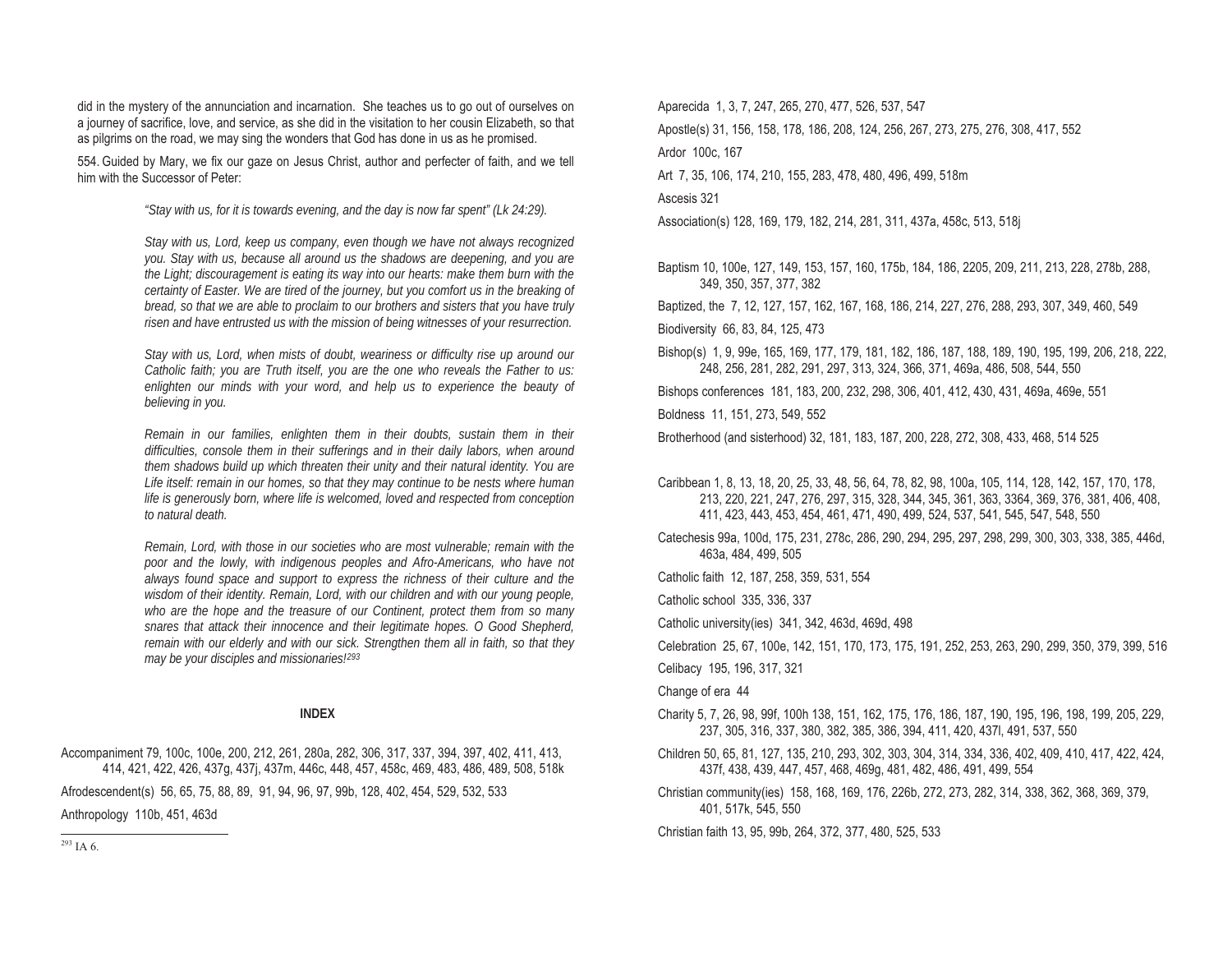did in the mystery of the annunciation and incarnation. She teaches us to go out of ourselves on a journey of sacrifice, love, and service, as she did in the visitation to her cousin Elizabeth, so that as pilgrims on the road, we may sing the wonders that God has done in us as he promised.

554. Guided by Mary, we fix our gaze on Jesus Christ, author and perfecter of faith, and we tell him with the Successor of Peter:

> *"Stay with us, for it is towards evening, and the day is now far spent" (Lk 24:29).*
>
> *Stay with us, Lord, keep us company, even though we have not always recognized you. Stay with us, because all around us the shadows are deepening, and you are the Light; discouragement is eating its way into our hearts: make them burn with the certainty of Easter. We are tired of the journey, but you comfort us in the breaking of bread, so that we are able to proclaim to our brothers and sisters that you have truly risen and have entrusted us with the mission of being witnesses of your resurrection.*
>
> *Stay with us, Lord, when mists of doubt, weariness or difficulty rise up around our Catholic faith; you are Truth itself, you are the one who reveals the Father to us: enlighten our minds with your word, and help us to experience the beauty of believing in you.*
>
> *Remain in our families, enlighten them in their doubts, sustain them in their difficulties, console them in their sufferings and in their daily labors, when around them shadows build up which threaten their unity and their natural identity. You are Life itself: remain in our homes, so that they may continue to be nests where human life is generously born, where life is welcomed, loved and respected from conception to natural death.*
>
> *Remain, Lord, with those in our societies who are most vulnerable; remain with the poor and the lowly, with indigenous peoples and Afro-Americans, who have not always found space and support to express the richness of their culture and the wisdom of their identity. Remain, Lord, with our children and with our young people, who are the hope and the treasure of our Continent, protect them from so many snares that attack their innocence and their legitimate hopes. O Good Shepherd, remain with our elderly and with our sick. Strengthen them all in faith, so that they may be your disciples and missionaries!*[293]

[293] IA 6.

**INDEX**

Accompaniment 79, 100c, 100e, 200, 212, 261, 280a, 282, 306, 317, 337, 394, 397, 402, 411, 413, 414, 421, 422, 426, 437g, 437j, 437m, 446c, 448, 457, 458c, 469, 483, 486, 489, 508, 518k

Afrodescendent(s) 56, 65, 75, 88, 89, 91, 94, 96, 97, 99b, 128, 402, 454, 529, 532, 533

Anthropology 110b, 451, 463d

Aparecida 1, 3, 7, 247, 265, 270, 477, 526, 537, 547

Apostle(s) 31, 156, 158, 178, 186, 208, 124, 256, 267, 273, 275, 276, 308, 417, 552

Ardor 100c, 167

Art 7, 35, 106, 174, 210, 155, 283, 478, 480, 496, 499, 518m

Ascesis 321

Association(s) 128, 169, 179, 182, 214, 281, 311, 437a, 458c, 513, 518j

Baptism 10, 100e, 127, 149, 153, 157, 160, 175b, 184, 186, 2205, 209, 211, 213, 228, 278b, 288, 349, 350, 357, 377, 382

Baptized, the 7, 12, 127, 157, 162, 167, 168, 186, 214, 227, 276, 288, 293, 307, 349, 460, 549

Biodiversity 66, 83, 84, 125, 473

Bishop(s) 1, 9, 99e, 165, 169, 177, 179, 181, 182, 186, 187, 188, 189, 190, 195, 199, 206, 218, 222, 248, 256, 281, 282, 291, 297, 313, 324, 366, 371, 469a, 486, 508, 544, 550

Bishops conferences 181, 183, 200, 232, 298, 306, 401, 412, 430, 431, 469a, 469e, 551

Boldness 11, 151, 273, 549, 552

Brotherhood (and sisterhood) 32, 181, 183, 187, 200, 228, 272, 308, 433, 468, 514 525

Caribbean 1, 8, 13, 18, 20, 25, 33, 48, 56, 64, 78, 82, 98, 100a, 105, 114, 128, 142, 157, 170, 178, 213, 220, 221, 247, 276, 297, 315, 328, 344, 345, 361, 363, 3364, 369, 376, 381, 406, 408, 411, 423, 443, 453, 454, 461, 471, 490, 499, 524, 537, 541, 545, 547, 548, 550

Catechesis 99a, 100d, 175, 231, 278c, 286, 290, 294, 295, 297, 298, 299, 300, 303, 338, 385, 446d, 463a, 484, 499, 505

Catholic faith 12, 187, 258, 359, 531, 554

Catholic school 335, 336, 337

Catholic university(ies) 341, 342, 463d, 469d, 498

Celebration 25, 67, 100e, 142, 151, 170, 173, 175, 191, 252, 253, 263, 290, 299, 350, 379, 399, 516

Celibacy 195, 196, 317, 321

Change of era 44

Charity 5, 7, 26, 98, 99f, 100h 138, 151, 162, 175, 176, 186, 187, 190, 195, 196, 198, 199, 205, 229, 237, 305, 316, 337, 380, 382, 385, 386, 394, 411, 420, 437l, 491, 537, 550

Children 50, 65, 81, 127, 135, 210, 293, 302, 303, 304, 314, 334, 336, 402, 409, 410, 417, 422, 424, 437f, 438, 439, 447, 457, 468, 469g, 481, 482, 486, 491, 499, 554

Christian community(ies) 158, 168, 169, 176, 226b, 272, 273, 282, 314, 338, 362, 368, 369, 379, 401, 517k, 545, 550

Christian faith 13, 95, 99b, 264, 372, 377, 480, 525, 533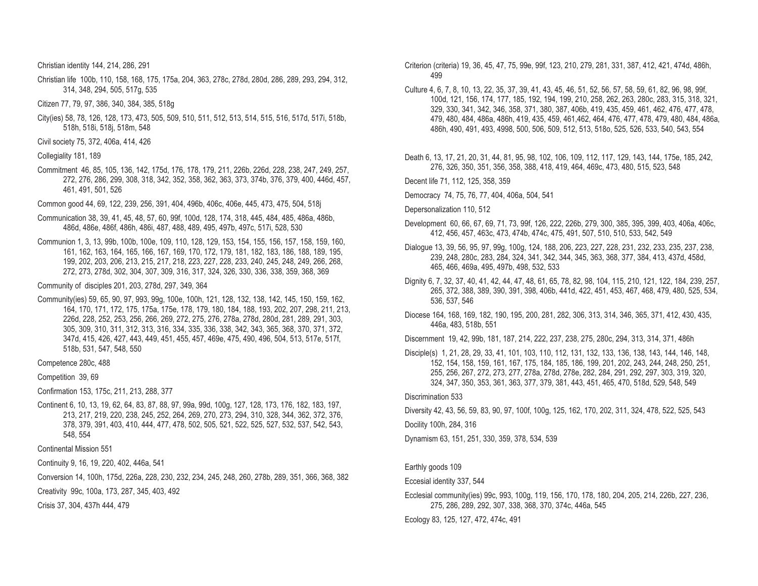Christian identity 144, 214, 286, 291

Christian life 100b, 110, 158, 168, 175, 175a, 204, 363, 278c, 278d, 280d, 286, 289, 293, 294, 312, 314, 348, 294, 505, 517g, 535

Citizen 77, 79, 97, 386, 340, 384, 385, 518g

City(ies) 58, 78, 126, 128, 173, 473, 505, 509, 510, 511, 512, 513, 514, 515, 516, 517d, 517i, 518b, 518h, 518i, 518j, 518m, 548

Civil society 75, 372, 406a, 414, 426

Collegiality 181, 189

Commitment 46, 85, 105, 136, 142, 175d, 176, 178, 179, 211, 226b, 226d, 228, 238, 247, 249, 257, 272, 276, 286, 299, 308, 318, 342, 352, 358, 362, 363, 373, 374b, 376, 379, 400, 446d, 457, 461, 491, 501, 526

Common good 44, 69, 122, 239, 256, 391, 404, 496b, 406c, 406e, 445, 473, 475, 504, 518j

Communication 38, 39, 41, 45, 48, 57, 60, 99f, 100d, 128, 174, 318, 445, 484, 485, 486a, 486b, 486d, 486e, 486f, 486h, 486i, 487, 488, 489, 495, 497b, 497c, 517i, 528, 530

Communion 1, 3, 13, 99b, 100b, 100e, 109, 110, 128, 129, 153, 154, 155, 156, 157, 158, 159, 160, 161, 162, 163, 164, 165, 166, 167, 169, 170, 172, 179, 181, 182, 183, 186, 188, 189, 195, 199, 202, 203, 206, 213, 215, 217, 218, 223, 227, 228, 233, 240, 245, 248, 249, 266, 268, 272, 273, 278d, 302, 304, 307, 309, 316, 317, 324, 326, 330, 336, 338, 359, 368, 369

Community of disciples 201, 203, 278d, 297, 349, 364

Community(ies) 59, 65, 90, 97, 993, 99g, 100e, 100h, 121, 128, 132, 138, 142, 145, 150, 159, 162, 164, 170, 171, 172, 175, 175a, 175e, 178, 179, 180, 184, 188, 193, 202, 207, 298, 211, 213, 226d, 228, 252, 253, 256, 266, 269, 272, 275, 276, 278a, 278d, 280d, 281, 289, 291, 303, 305, 309, 310, 311, 312, 313, 316, 334, 335, 336, 338, 342, 343, 365, 368, 370, 371, 372, 347d, 415, 426, 427, 443, 449, 451, 455, 457, 469e, 475, 490, 496, 504, 513, 517e, 517f, 518b, 531, 547, 548, 550

Competence 280c, 488

Competition 39, 69

Confirmation 153, 175c, 211, 213, 288, 377

Continent 6, 10, 13, 19, 62, 64, 83, 87, 88, 97, 99a, 99d, 100g, 127, 128, 173, 176, 182, 183, 197, 213, 217, 219, 220, 238, 245, 252, 264, 269, 270, 273, 294, 310, 328, 344, 362, 372, 376, 378, 379, 391, 403, 410, 444, 477, 478, 502, 505, 521, 522, 525, 527, 532, 537, 542, 543, 548, 554

Continental Mission 551

Continuity 9, 16, 19, 220, 402, 446a, 541

Conversion 14, 100h, 175d, 226a, 228, 230, 232, 234, 245, 248, 260, 278b, 289, 351, 366, 368, 382

Creativity 99c, 100a, 173, 287, 345, 403, 492

Crisis 37, 304, 437h 444, 479

Criterion (criteria) 19, 36, 45, 47, 75, 99e, 99f, 123, 210, 279, 281, 331, 387, 412, 421, 474d, 486h, 499

Culture 4, 6, 7, 8, 10, 13, 22, 35, 37, 39, 41, 43, 45, 46, 51, 52, 56, 57, 58, 59, 61, 82, 96, 98, 99f, 100d, 121, 156, 174, 177, 185, 192, 194, 199, 210, 258, 262, 263, 280c, 283, 315, 318, 321, 329, 330, 341, 342, 346, 358, 371, 380, 387, 406b, 419, 435, 459, 461, 462, 476, 477, 478, 479, 480, 484, 486a, 486h, 419, 435, 459, 461,462, 464, 476, 477, 478, 479, 480, 484, 486a, 486h, 490, 491, 493, 4998, 500, 506, 509, 512, 513, 518o, 525, 526, 533, 540, 543, 554

Death 6, 13, 17, 21, 20, 31, 44, 81, 95, 98, 102, 106, 109, 112, 117, 129, 143, 144, 175e, 185, 242, 276, 326, 350, 351, 356, 358, 388, 418, 419, 464, 469c, 473, 480, 515, 523, 548

Decent life 71, 112, 125, 358, 359

Democracy 74, 75, 76, 77, 404, 406a, 504, 541

Depersonalization 110, 512

Development 60, 66, 67, 69, 71, 73, 99f, 126, 222, 226b, 279, 300, 385, 395, 399, 403, 406a, 406c, 412, 456, 457, 463c, 473, 474b, 474c, 475, 491, 507, 510, 510, 533, 542, 549

Dialogue 13, 39, 56, 95, 97, 99g, 100g, 124, 188, 206, 223, 227, 228, 231, 232, 233, 235, 237, 238, 239, 248, 280c, 283, 284, 324, 341, 342, 344, 345, 363, 368, 377, 384, 413, 437d, 458d, 465, 466, 469a, 495, 497b, 498, 532, 533

Dignity 6, 7, 32, 37, 40, 41, 42, 44, 47, 48, 61, 65, 78, 82, 98, 104, 115, 210, 121, 122, 184, 239, 257, 265, 372, 388, 389, 390, 391, 398, 406b, 441d, 422, 451, 453, 467, 468, 479, 480, 525, 534, 536, 537, 546

Diocese 164, 168, 169, 182, 190, 195, 200, 281, 282, 306, 313, 314, 346, 365, 371, 412, 430, 435, 446a, 483, 518b, 551

Discernment 19, 42, 99b, 181, 187, 214, 222, 237, 238, 275, 280c, 294, 313, 314, 371, 486h

Disciple(s) 1, 21, 28, 29, 33, 41, 101, 103, 110, 112, 131, 132, 133, 136, 138, 143, 144, 146, 148, 152, 154, 158, 159, 161, 167, 175, 184, 185, 186, 199, 201, 202, 243, 244, 248, 250, 251, 255, 256, 267, 272, 273, 277, 278a, 278d, 278e, 282, 284, 291, 292, 297, 303, 319, 320, 324, 347, 350, 353, 361, 363, 377, 379, 381, 443, 451, 465, 470, 518d, 529, 548, 549

Discrimination 533

Diversity 42, 43, 56, 59, 83, 90, 97, 100f, 100g, 125, 162, 170, 202, 311, 324, 478, 522, 525, 543

Docility 100h, 284, 316

Dynamism 63, 151, 251, 330, 359, 378, 534, 539

Earthly goods 109

Eccesial identity 337, 544

Ecclesial community(ies) 99c, 993, 100g, 119, 156, 170, 178, 180, 204, 205, 214, 226b, 227, 236, 275, 286, 289, 292, 307, 338, 368, 370, 374c, 446a, 545

Ecology 83, 125, 127, 472, 474c, 491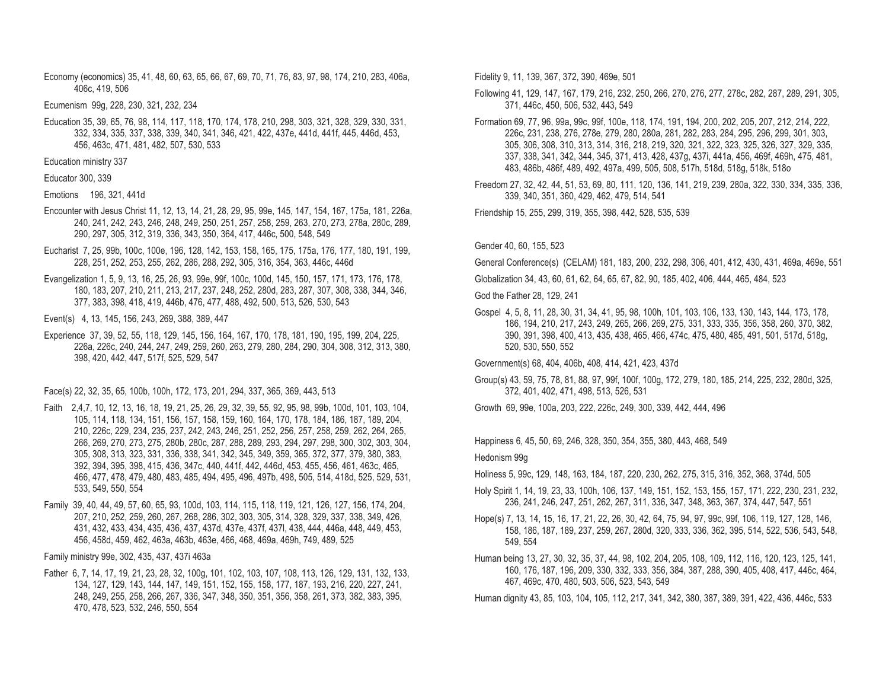Economy (economics) 35, 41, 48, 60, 63, 65, 66, 67, 69, 70, 71, 76, 83, 97, 98, 174, 210, 283, 406a, 406c, 419, 506

Ecumenism 99g, 228, 230, 321, 232, 234

Education 35, 39, 65, 76, 98, 114, 117, 118, 170, 174, 178, 210, 298, 303, 321, 328, 329, 330, 331, 332, 334, 335, 337, 338, 339, 340, 341, 346, 421, 422, 437e, 441d, 441f, 445, 446d, 453, 456, 463c, 471, 481, 482, 507, 530, 533

Education ministry 337

Educator 300, 339

Emotions 196, 321, 441d

Encounter with Jesus Christ 11, 12, 13, 14, 21, 28, 29, 95, 99e, 145, 147, 154, 167, 175a, 181, 226a, 240, 241, 242, 243, 246, 248, 249, 250, 251, 257, 258, 259, 263, 270, 273, 278a, 280c, 289, 290, 297, 305, 312, 319, 336, 343, 350, 364, 417, 446c, 500, 548, 549

Eucharist 7, 25, 99b, 100c, 100e, 196, 128, 142, 153, 158, 165, 175, 175a, 176, 177, 180, 191, 199, 228, 251, 252, 253, 255, 262, 286, 288, 292, 305, 316, 354, 363, 446c, 446d

Evangelization 1, 5, 9, 13, 16, 25, 26, 93, 99e, 99f, 100c, 100d, 145, 150, 157, 171, 173, 176, 178, 180, 183, 207, 210, 211, 213, 217, 237, 248, 252, 280d, 283, 287, 307, 308, 338, 344, 346, 377, 383, 398, 418, 419, 446b, 476, 477, 488, 492, 500, 513, 526, 530, 543

Event(s) 4, 13, 145, 156, 243, 269, 388, 389, 447

Experience 37, 39, 52, 55, 118, 129, 145, 156, 164, 167, 170, 178, 181, 190, 195, 199, 204, 225, 226a, 226c, 240, 244, 247, 249, 259, 260, 263, 279, 280, 284, 290, 304, 308, 312, 313, 380, 398, 420, 442, 447, 517f, 525, 529, 547

Face(s) 22, 32, 35, 65, 100b, 100h, 172, 173, 201, 294, 337, 365, 369, 443, 513

Faith 2,4,7, 10, 12, 13, 16, 18, 19, 21, 25, 26, 29, 32, 39, 55, 92, 95, 98, 99b, 100d, 101, 103, 104, 105, 114, 118, 134, 151, 156, 157, 158, 159, 160, 164, 170, 178, 184, 186, 187, 189, 204, 210, 226c, 229, 234, 235, 237, 242, 243, 246, 251, 252, 256, 257, 258, 259, 262, 264, 265, 266, 269, 270, 273, 275, 280b, 280c, 287, 288, 289, 293, 294, 297, 298, 300, 302, 303, 304, 305, 308, 313, 323, 331, 336, 338, 341, 342, 345, 349, 359, 365, 372, 377, 379, 380, 383, 392, 394, 395, 398, 415, 436, 347c, 440, 441f, 442, 446d, 453, 455, 456, 461, 463c, 465, 466, 477, 478, 479, 480, 483, 485, 494, 495, 496, 497b, 498, 505, 514, 418d, 525, 529, 531, 533, 549, 550, 554

Family 39, 40, 44, 49, 57, 60, 65, 93, 100d, 103, 114, 115, 118, 119, 121, 126, 127, 156, 174, 204, 207, 210, 252, 259, 260, 267, 268, 286, 302, 303, 305, 314, 328, 329, 337, 338, 349, 426, 431, 432, 433, 434, 435, 436, 437, 437d, 437e, 437f, 437l, 438, 444, 446a, 448, 449, 453, 456, 458d, 459, 462, 463a, 463b, 463e, 466, 468, 469a, 469h, 749, 489, 525

Family ministry 99e, 302, 435, 437, 437i 463a

Father 6, 7, 14, 17, 19, 21, 23, 28, 32, 100g, 101, 102, 103, 107, 108, 113, 126, 129, 131, 132, 133, 134, 127, 129, 143, 144, 147, 149, 151, 152, 155, 158, 177, 187, 193, 216, 220, 227, 241, 248, 249, 255, 258, 266, 267, 336, 347, 348, 350, 351, 356, 358, 261, 373, 382, 383, 395, 470, 478, 523, 532, 246, 550, 554

Fidelity 9, 11, 139, 367, 372, 390, 469e, 501

Following 41, 129, 147, 167, 179, 216, 232, 250, 266, 270, 276, 277, 278c, 282, 287, 289, 291, 305, 371, 446c, 450, 506, 532, 443, 549

Formation 69, 77, 96, 99a, 99c, 99f, 100e, 118, 174, 191, 194, 200, 202, 205, 207, 212, 214, 222, 226c, 231, 238, 276, 278e, 279, 280, 280a, 281, 282, 283, 284, 295, 296, 299, 301, 303, 305, 306, 308, 310, 313, 314, 316, 218, 219, 320, 321, 322, 323, 325, 326, 327, 329, 335, 337, 338, 341, 342, 344, 345, 371, 413, 428, 437g, 437i, 441a, 456, 469f, 469h, 475, 481, 483, 486b, 486f, 489, 492, 497a, 499, 505, 508, 517h, 518d, 518g, 518k, 518o

Freedom 27, 32, 42, 44, 51, 53, 69, 80, 111, 120, 136, 141, 219, 239, 280a, 322, 330, 334, 335, 336, 339, 340, 351, 360, 429, 462, 479, 514, 541

Friendship 15, 255, 299, 319, 355, 398, 442, 528, 535, 539

Gender 40, 60, 155, 523

General Conference(s) (CELAM) 181, 183, 200, 232, 298, 306, 401, 412, 430, 431, 469a, 469e, 551

Globalization 34, 43, 60, 61, 62, 64, 65, 67, 82, 90, 185, 402, 406, 444, 465, 484, 523

God the Father 28, 129, 241

Gospel 4, 5, 8, 11, 28, 30, 31, 34, 41, 95, 98, 100h, 101, 103, 106, 133, 130, 143, 144, 173, 178, 186, 194, 210, 217, 243, 249, 265, 266, 269, 275, 331, 333, 335, 356, 358, 260, 370, 382, 390, 391, 398, 400, 413, 435, 438, 465, 466, 474c, 475, 480, 485, 491, 501, 517d, 518g, 520, 530, 550, 552

Government(s) 68, 404, 406b, 408, 414, 421, 423, 437d

Group(s) 43, 59, 75, 78, 81, 88, 97, 99f, 100f, 100g, 172, 279, 180, 185, 214, 225, 232, 280d, 325, 372, 401, 402, 471, 498, 513, 526, 531

Growth 69, 99e, 100a, 203, 222, 226c, 249, 300, 339, 442, 444, 496

Happiness 6, 45, 50, 69, 246, 328, 350, 354, 355, 380, 443, 468, 549

Hedonism 99g

Holiness 5, 99c, 129, 148, 163, 184, 187, 220, 230, 262, 275, 315, 316, 352, 368, 374d, 505

Holy Spirit 1, 14, 19, 23, 33, 100h, 106, 137, 149, 151, 152, 153, 155, 157, 171, 222, 230, 231, 232, 236, 241, 246, 247, 251, 262, 267, 311, 336, 347, 348, 363, 367, 374, 447, 547, 551

Hope(s) 7, 13, 14, 15, 16, 17, 21, 22, 26, 30, 42, 64, 75, 94, 97, 99c, 99f, 106, 119, 127, 128, 146, 158, 186, 187, 189, 237, 259, 267, 280d, 320, 333, 336, 362, 395, 514, 522, 536, 543, 548, 549, 554

Human being 13, 27, 30, 32, 35, 37, 44, 98, 102, 204, 205, 108, 109, 112, 116, 120, 123, 125, 141, 160, 176, 187, 196, 209, 330, 332, 333, 356, 384, 387, 288, 390, 405, 408, 417, 446c, 464, 467, 469c, 470, 480, 503, 506, 523, 543, 549

Human dignity 43, 85, 103, 104, 105, 112, 217, 341, 342, 380, 387, 389, 391, 422, 436, 446c, 533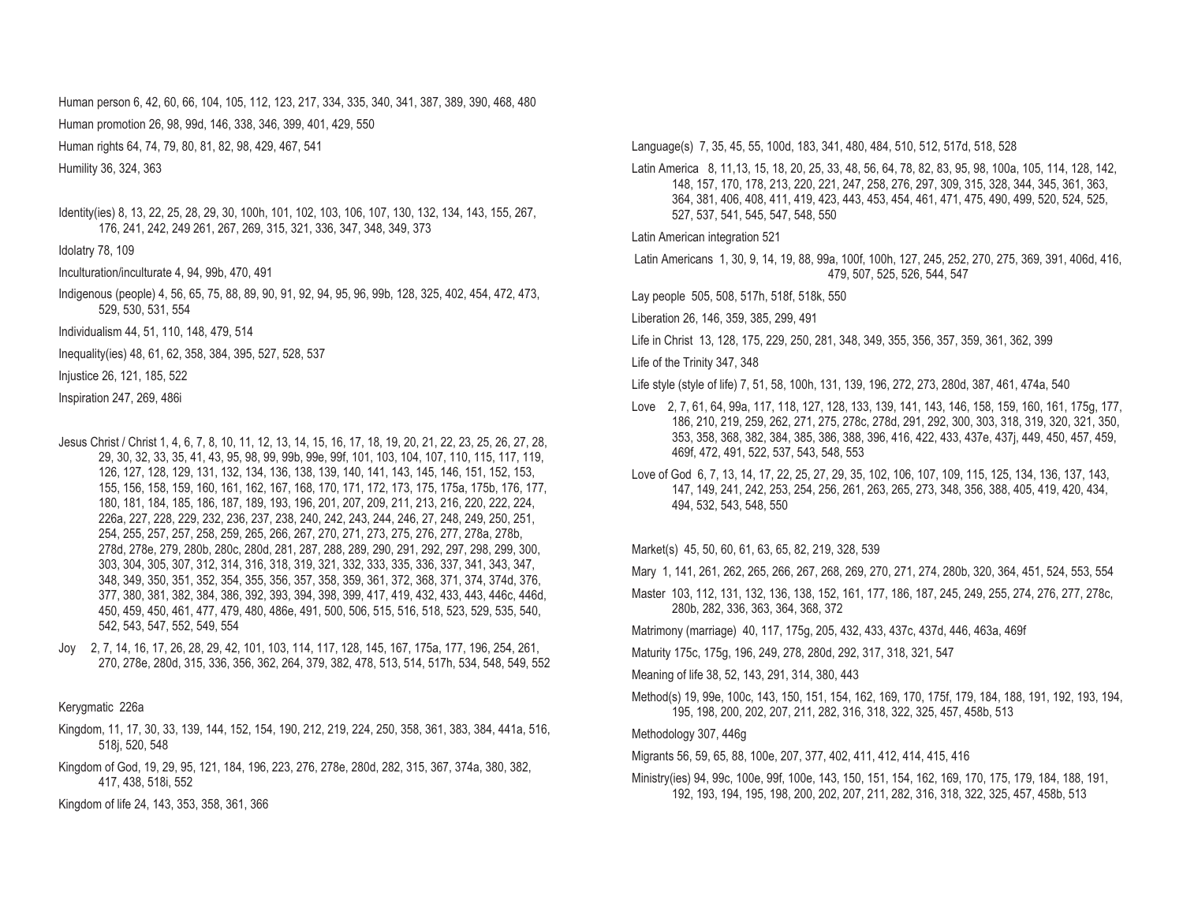Human person 6, 42, 60, 66, 104, 105, 112, 123, 217, 334, 335, 340, 341, 387, 389, 390, 468, 480

Human promotion 26, 98, 99d, 146, 338, 346, 399, 401, 429, 550

Human rights 64, 74, 79, 80, 81, 82, 98, 429, 467, 541

Humility 36, 324, 363

Identity(ies) 8, 13, 22, 25, 28, 29, 30, 100h, 101, 102, 103, 106, 107, 130, 132, 134, 143, 155, 267, 176, 241, 242, 249 261, 267, 269, 315, 321, 336, 347, 348, 349, 373

Idolatry 78, 109

Inculturation/inculturate 4, 94, 99b, 470, 491

Indigenous (people) 4, 56, 65, 75, 88, 89, 90, 91, 92, 94, 95, 96, 99b, 128, 325, 402, 454, 472, 473, 529, 530, 531, 554

Individualism 44, 51, 110, 148, 479, 514

Inequality(ies) 48, 61, 62, 358, 384, 395, 527, 528, 537

Injustice 26, 121, 185, 522

Inspiration 247, 269, 486i

Jesus Christ / Christ 1, 4, 6, 7, 8, 10, 11, 12, 13, 14, 15, 16, 17, 18, 19, 20, 21, 22, 23, 25, 26, 27, 28, 29, 30, 32, 33, 35, 41, 43, 95, 98, 99, 99b, 99e, 99f, 101, 103, 104, 107, 110, 115, 117, 119, 126, 127, 128, 129, 131, 132, 134, 136, 138, 139, 140, 141, 143, 145, 146, 151, 152, 153, 155, 156, 158, 159, 160, 161, 162, 167, 168, 170, 171, 172, 173, 175, 175a, 175b, 176, 177, 180, 181, 184, 185, 186, 187, 189, 193, 196, 201, 207, 209, 211, 213, 216, 220, 222, 224, 226a, 227, 228, 229, 232, 236, 237, 238, 240, 242, 243, 244, 246, 27, 248, 249, 250, 251, 254, 255, 257, 257, 258, 259, 265, 266, 267, 270, 271, 273, 275, 276, 277, 278a, 278b, 278d, 278e, 279, 280b, 280c, 280d, 281, 287, 288, 289, 290, 291, 292, 297, 298, 299, 300, 303, 304, 305, 307, 312, 314, 316, 318, 319, 321, 332, 333, 335, 336, 337, 341, 343, 347, 348, 349, 350, 351, 352, 354, 355, 356, 357, 358, 359, 361, 372, 368, 371, 374, 374d, 376, 377, 380, 381, 382, 384, 386, 392, 393, 394, 398, 399, 417, 419, 432, 433, 443, 446c, 446d, 450, 459, 450, 461, 477, 479, 480, 486e, 491, 500, 506, 515, 516, 518, 523, 529, 535, 540, 542, 543, 547, 552, 549, 554

Joy 2, 7, 14, 16, 17, 26, 28, 29, 42, 101, 103, 114, 117, 128, 145, 167, 175a, 177, 196, 254, 261, 270, 278e, 280d, 315, 336, 356, 362, 264, 379, 382, 478, 513, 514, 517h, 534, 548, 549, 552

Kerygmatic 226a

Kingdom, 11, 17, 30, 33, 139, 144, 152, 154, 190, 212, 219, 224, 250, 358, 361, 383, 384, 441a, 516, 518j, 520, 548

Kingdom of God, 19, 29, 95, 121, 184, 196, 223, 276, 278e, 280d, 282, 315, 367, 374a, 380, 382, 417, 438, 518i, 552

Kingdom of life 24, 143, 353, 358, 361, 366

Language(s) 7, 35, 45, 55, 100d, 183, 341, 480, 484, 510, 512, 517d, 518, 528

Latin America 8, 11,13, 15, 18, 20, 25, 33, 48, 56, 64, 78, 82, 83, 95, 98, 100a, 105, 114, 128, 142, 148, 157, 170, 178, 213, 220, 221, 247, 258, 276, 297, 309, 315, 328, 344, 345, 361, 363, 364, 381, 406, 408, 411, 419, 423, 443, 453, 454, 461, 471, 475, 490, 499, 520, 524, 525, 527, 537, 541, 545, 547, 548, 550

Latin American integration 521

Latin Americans 1, 30, 9, 14, 19, 88, 99a, 100f, 100h, 127, 245, 252, 270, 275, 369, 391, 406d, 416, 479, 507, 525, 526, 544, 547

Lay people 505, 508, 517h, 518f, 518k, 550

Liberation 26, 146, 359, 385, 299, 491

Life in Christ 13, 128, 175, 229, 250, 281, 348, 349, 355, 356, 357, 359, 361, 362, 399

Life of the Trinity 347, 348

Life style (style of life) 7, 51, 58, 100h, 131, 139, 196, 272, 273, 280d, 387, 461, 474a, 540

Love 2, 7, 61, 64, 99a, 117, 118, 127, 128, 133, 139, 141, 143, 146, 158, 159, 160, 161, 175g, 177, 186, 210, 219, 259, 262, 271, 275, 278c, 278d, 291, 292, 300, 303, 318, 319, 320, 321, 350, 353, 358, 368, 382, 384, 385, 386, 388, 396, 416, 422, 433, 437e, 437j, 449, 450, 457, 459, 469f, 472, 491, 522, 537, 543, 548, 553

Love of God 6, 7, 13, 14, 17, 22, 25, 27, 29, 35, 102, 106, 107, 109, 115, 125, 134, 136, 137, 143, 147, 149, 241, 242, 253, 254, 256, 261, 263, 265, 273, 348, 356, 388, 405, 419, 420, 434, 494, 532, 543, 548, 550

Market(s) 45, 50, 60, 61, 63, 65, 82, 219, 328, 539

Mary 1, 141, 261, 262, 265, 266, 267, 268, 269, 270, 271, 274, 280b, 320, 364, 451, 524, 553, 554

Master 103, 112, 131, 132, 136, 138, 152, 161, 177, 186, 187, 245, 249, 255, 274, 276, 277, 278c, 280b, 282, 336, 363, 364, 368, 372

Matrimony (marriage) 40, 117, 175g, 205, 432, 433, 437c, 437d, 446, 463a, 469f

Maturity 175c, 175g, 196, 249, 278, 280d, 292, 317, 318, 321, 547

Meaning of life 38, 52, 143, 291, 314, 380, 443

Method(s) 19, 99e, 100c, 143, 150, 151, 154, 162, 169, 170, 175f, 179, 184, 188, 191, 192, 193, 194, 195, 198, 200, 202, 207, 211, 282, 316, 318, 322, 325, 457, 458b, 513

Methodology 307, 446g

Migrants 56, 59, 65, 88, 100e, 207, 377, 402, 411, 412, 414, 415, 416

Ministry(ies) 94, 99c, 100e, 99f, 100e, 143, 150, 151, 154, 162, 169, 170, 175, 179, 184, 188, 191, 192, 193, 194, 195, 198, 200, 202, 207, 211, 282, 316, 318, 322, 325, 457, 458b, 513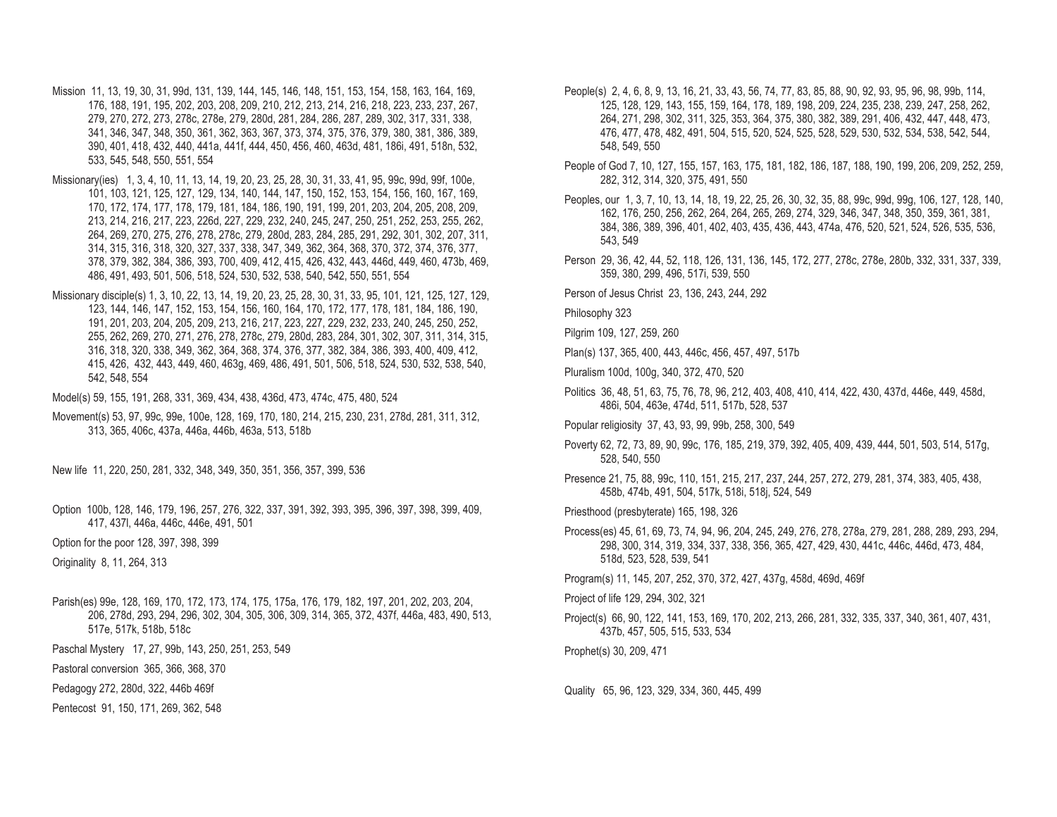Mission 11, 13, 19, 30, 31, 99d, 131, 139, 144, 145, 146, 148, 151, 153, 154, 158, 163, 164, 169, 176, 188, 191, 195, 202, 203, 208, 209, 210, 212, 213, 214, 216, 218, 223, 233, 237, 267, 279, 270, 272, 273, 278c, 278e, 279, 280d, 281, 284, 286, 287, 289, 302, 317, 331, 338, 341, 346, 347, 348, 350, 361, 362, 363, 367, 373, 374, 375, 376, 379, 380, 381, 386, 389, 390, 401, 418, 432, 440, 441a, 441f, 444, 450, 456, 460, 463d, 481, 186i, 491, 518n, 532, 533, 545, 548, 550, 551, 554

Missionary(ies) 1, 3, 4, 10, 11, 13, 14, 19, 20, 23, 25, 28, 30, 31, 33, 41, 95, 99c, 99d, 99f, 100e, 101, 103, 121, 125, 127, 129, 134, 140, 144, 147, 150, 152, 153, 154, 156, 160, 167, 169, 170, 172, 174, 177, 178, 179, 181, 184, 186, 190, 191, 199, 201, 203, 204, 205, 208, 209, 213, 214, 216, 217, 223, 226d, 227, 229, 232, 240, 245, 247, 250, 251, 252, 253, 255, 262, 264, 269, 270, 275, 276, 278, 278c, 279, 280d, 283, 284, 285, 291, 292, 301, 302, 207, 311, 314, 315, 316, 318, 320, 327, 337, 338, 347, 349, 362, 364, 368, 370, 372, 374, 376, 377, 378, 379, 382, 384, 386, 393, 700, 409, 412, 415, 426, 432, 443, 446d, 449, 460, 473b, 469, 486, 491, 493, 501, 506, 518, 524, 530, 532, 538, 540, 542, 550, 551, 554

Missionary disciple(s) 1, 3, 10, 22, 13, 14, 19, 20, 23, 25, 28, 30, 31, 33, 95, 101, 121, 125, 127, 129, 123, 144, 146, 147, 152, 153, 154, 156, 160, 164, 170, 172, 177, 178, 181, 184, 186, 190, 191, 201, 203, 204, 205, 209, 213, 216, 217, 223, 227, 229, 232, 233, 240, 245, 250, 252, 255, 262, 269, 270, 271, 276, 278, 278c, 279, 280d, 283, 284, 301, 302, 307, 311, 314, 315, 316, 318, 320, 338, 349, 362, 364, 368, 374, 376, 377, 382, 384, 386, 393, 400, 409, 412, 415, 426, 432, 443, 449, 460, 463g, 469, 486, 491, 501, 506, 518, 524, 530, 532, 538, 540, 542, 548, 554

Model(s) 59, 155, 191, 268, 331, 369, 434, 438, 436d, 473, 474c, 475, 480, 524

Movement(s) 53, 97, 99c, 99e, 100e, 128, 169, 170, 180, 214, 215, 230, 231, 278d, 281, 311, 312, 313, 365, 406c, 437a, 446a, 446b, 463a, 513, 518b

New life 11, 220, 250, 281, 332, 348, 349, 350, 351, 356, 357, 399, 536

Option 100b, 128, 146, 179, 196, 257, 276, 322, 337, 391, 392, 393, 395, 396, 397, 398, 399, 409, 417, 437l, 446a, 446c, 446e, 491, 501

Option for the poor 128, 397, 398, 399

Originality 8, 11, 264, 313

Parish(es) 99e, 128, 169, 170, 172, 173, 174, 175, 175a, 176, 179, 182, 197, 201, 202, 203, 204, 206, 278d, 293, 294, 296, 302, 304, 305, 306, 309, 314, 365, 372, 437f, 446a, 483, 490, 513, 517e, 517k, 518b, 518c

Paschal Mystery 17, 27, 99b, 143, 250, 251, 253, 549

Pastoral conversion 365, 366, 368, 370

Pedagogy 272, 280d, 322, 446b 469f

Pentecost 91, 150, 171, 269, 362, 548

People(s) 2, 4, 6, 8, 9, 13, 16, 21, 33, 43, 56, 74, 77, 83, 85, 88, 90, 92, 93, 95, 96, 98, 99b, 114, 125, 128, 129, 143, 155, 159, 164, 178, 189, 198, 209, 224, 235, 238, 239, 247, 258, 262, 264, 271, 298, 302, 311, 325, 353, 364, 375, 380, 382, 389, 291, 406, 432, 447, 448, 473, 476, 477, 478, 482, 491, 504, 515, 520, 524, 525, 528, 529, 530, 532, 534, 538, 542, 544, 548, 549, 550

People of God 7, 10, 127, 155, 157, 163, 175, 181, 182, 186, 187, 188, 190, 199, 206, 209, 252, 259, 282, 312, 314, 320, 375, 491, 550

Peoples, our 1, 3, 7, 10, 13, 14, 18, 19, 22, 25, 26, 30, 32, 35, 88, 99c, 99d, 99g, 106, 127, 128, 140, 162, 176, 250, 256, 262, 264, 264, 265, 269, 274, 329, 346, 347, 348, 350, 359, 361, 381, 384, 386, 389, 396, 401, 402, 403, 435, 436, 443, 474a, 476, 520, 521, 524, 526, 535, 536, 543, 549

Person 29, 36, 42, 44, 52, 118, 126, 131, 136, 145, 172, 277, 278c, 278e, 280b, 332, 331, 337, 339, 359, 380, 299, 496, 517i, 539, 550

Person of Jesus Christ 23, 136, 243, 244, 292

Philosophy 323

Pilgrim 109, 127, 259, 260

Plan(s) 137, 365, 400, 443, 446c, 456, 457, 497, 517b

Pluralism 100d, 100g, 340, 372, 470, 520

Politics 36, 48, 51, 63, 75, 76, 78, 96, 212, 403, 408, 410, 414, 422, 430, 437d, 446e, 449, 458d, 486i, 504, 463e, 474d, 511, 517b, 528, 537

Popular religiosity 37, 43, 93, 99, 99b, 258, 300, 549

Poverty 62, 72, 73, 89, 90, 99c, 176, 185, 219, 379, 392, 405, 409, 439, 444, 501, 503, 514, 517g, 528, 540, 550

Presence 21, 75, 88, 99c, 110, 151, 215, 217, 237, 244, 257, 272, 279, 281, 374, 383, 405, 438, 458b, 474b, 491, 504, 517k, 518i, 518j, 524, 549

Priesthood (presbyterate) 165, 198, 326

Process(es) 45, 61, 69, 73, 74, 94, 96, 204, 245, 249, 276, 278, 278a, 279, 281, 288, 289, 293, 294, 298, 300, 314, 319, 334, 337, 338, 356, 365, 427, 429, 430, 441c, 446c, 446d, 473, 484, 518d, 523, 528, 539, 541

Program(s) 11, 145, 207, 252, 370, 372, 427, 437g, 458d, 469d, 469f

Project of life 129, 294, 302, 321

Project(s) 66, 90, 122, 141, 153, 169, 170, 202, 213, 266, 281, 332, 335, 337, 340, 361, 407, 431, 437b, 457, 505, 515, 533, 534

Prophet(s) 30, 209, 471

Quality 65, 96, 123, 329, 334, 360, 445, 499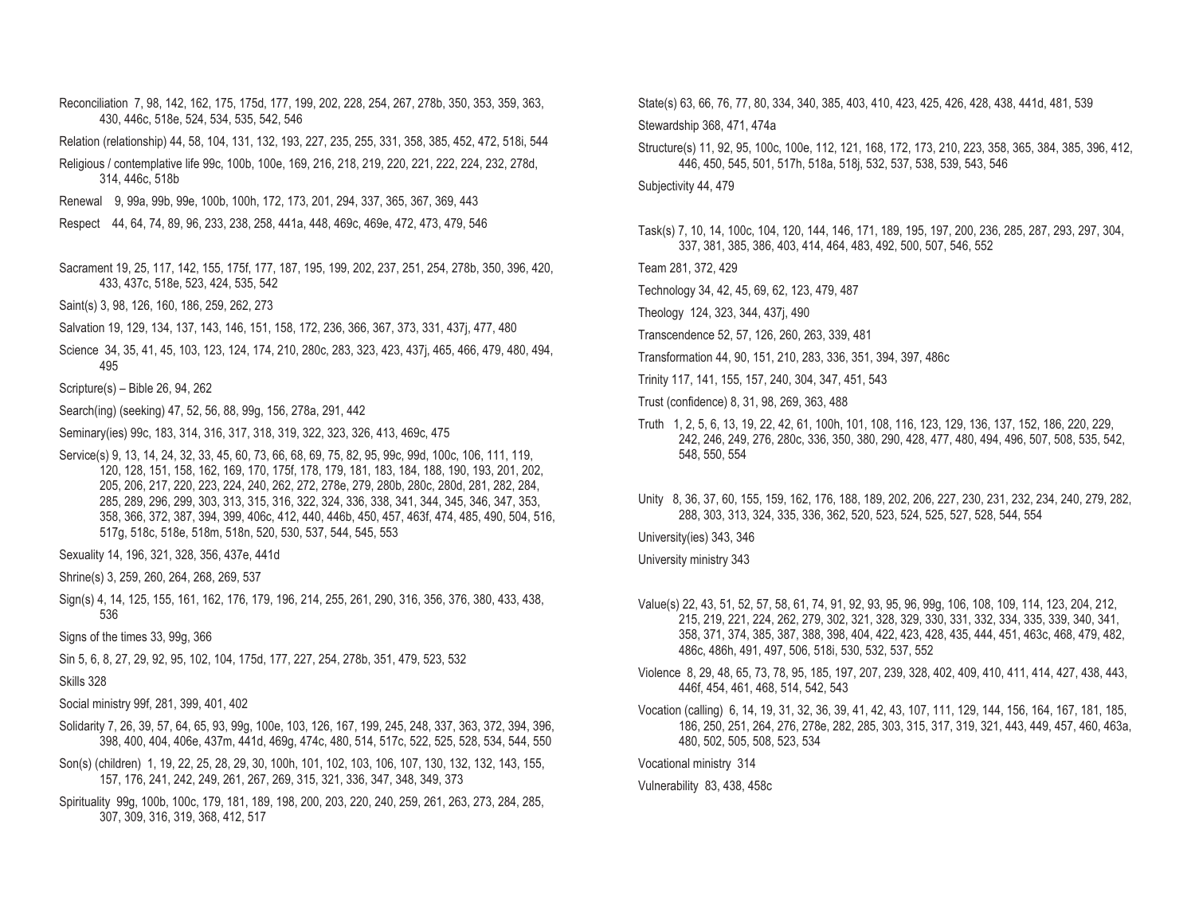Reconciliation 7, 98, 142, 162, 175, 175d, 177, 199, 202, 228, 254, 267, 278b, 350, 353, 359, 363, 430, 446c, 518e, 524, 534, 535, 542, 546

Relation (relationship) 44, 58, 104, 131, 132, 193, 227, 235, 255, 331, 358, 385, 452, 472, 518i, 544

Religious / contemplative life 99c, 100b, 100e, 169, 216, 218, 219, 220, 221, 222, 224, 232, 278d, 314, 446c, 518b

Renewal 9, 99a, 99b, 99e, 100b, 100h, 172, 173, 201, 294, 337, 365, 367, 369, 443

Respect 44, 64, 74, 89, 96, 233, 238, 258, 441a, 448, 469c, 469e, 472, 473, 479, 546

Sacrament 19, 25, 117, 142, 155, 175f, 177, 187, 195, 199, 202, 237, 251, 254, 278b, 350, 396, 420, 433, 437c, 518e, 523, 424, 535, 542

Saint(s) 3, 98, 126, 160, 186, 259, 262, 273

Salvation 19, 129, 134, 137, 143, 146, 151, 158, 172, 236, 366, 367, 373, 331, 437j, 477, 480

Science 34, 35, 41, 45, 103, 123, 124, 174, 210, 280c, 283, 323, 423, 437j, 465, 466, 479, 480, 494, 495

Scripture(s) – Bible 26, 94, 262

Search(ing) (seeking) 47, 52, 56, 88, 99g, 156, 278a, 291, 442

Seminary(ies) 99c, 183, 314, 316, 317, 318, 319, 322, 323, 326, 413, 469c, 475

Service(s) 9, 13, 14, 24, 32, 33, 45, 60, 73, 66, 68, 69, 75, 82, 95, 99c, 99d, 100c, 106, 111, 119, 120, 128, 151, 158, 162, 169, 170, 175f, 178, 179, 181, 183, 184, 188, 190, 193, 201, 202, 205, 206, 217, 220, 223, 224, 240, 262, 272, 278e, 279, 280b, 280c, 280d, 281, 282, 284, 285, 289, 296, 299, 303, 313, 315, 316, 322, 324, 336, 338, 341, 344, 345, 346, 347, 353, 358, 366, 372, 387, 394, 399, 406c, 412, 440, 446b, 450, 457, 463f, 474, 485, 490, 504, 516, 517g, 518c, 518e, 518m, 518n, 520, 530, 537, 544, 545, 553

Sexuality 14, 196, 321, 328, 356, 437e, 441d

Shrine(s) 3, 259, 260, 264, 268, 269, 537

Sign(s) 4, 14, 125, 155, 161, 162, 176, 179, 196, 214, 255, 261, 290, 316, 356, 376, 380, 433, 438, 536

Signs of the times 33, 99g, 366

Sin 5, 6, 8, 27, 29, 92, 95, 102, 104, 175d, 177, 227, 254, 278b, 351, 479, 523, 532

Skills 328

Social ministry 99f, 281, 399, 401, 402

Solidarity 7, 26, 39, 57, 64, 65, 93, 99g, 100e, 103, 126, 167, 199, 245, 248, 337, 363, 372, 394, 396, 398, 400, 404, 406e, 437m, 441d, 469g, 474c, 480, 514, 517c, 522, 525, 528, 534, 544, 550

Son(s) (children) 1, 19, 22, 25, 28, 29, 30, 100h, 101, 102, 103, 106, 107, 130, 132, 132, 143, 155, 157, 176, 241, 242, 249, 261, 267, 269, 315, 321, 336, 347, 348, 349, 373

Spirituality 99g, 100b, 100c, 179, 181, 189, 198, 200, 203, 220, 240, 259, 261, 263, 273, 284, 285, 307, 309, 316, 319, 368, 412, 517

State(s) 63, 66, 76, 77, 80, 334, 340, 385, 403, 410, 423, 425, 426, 428, 438, 441d, 481, 539

Stewardship 368, 471, 474a

Structure(s) 11, 92, 95, 100c, 100e, 112, 121, 168, 172, 173, 210, 223, 358, 365, 384, 385, 396, 412, 446, 450, 545, 501, 517h, 518a, 518j, 532, 537, 538, 539, 543, 546

Subjectivity 44, 479

Task(s) 7, 10, 14, 100c, 104, 120, 144, 146, 171, 189, 195, 197, 200, 236, 285, 287, 293, 297, 304, 337, 381, 385, 386, 403, 414, 464, 483, 492, 500, 507, 546, 552

Team 281, 372, 429

Technology 34, 42, 45, 69, 62, 123, 479, 487

Theology 124, 323, 344, 437j, 490

Transcendence 52, 57, 126, 260, 263, 339, 481

Transformation 44, 90, 151, 210, 283, 336, 351, 394, 397, 486c

Trinity 117, 141, 155, 157, 240, 304, 347, 451, 543

Trust (confidence) 8, 31, 98, 269, 363, 488

Truth 1, 2, 5, 6, 13, 19, 22, 42, 61, 100h, 101, 108, 116, 123, 129, 136, 137, 152, 186, 220, 229, 242, 246, 249, 276, 280c, 336, 350, 380, 290, 428, 477, 480, 494, 496, 507, 508, 535, 542, 548, 550, 554

Unity 8, 36, 37, 60, 155, 159, 162, 176, 188, 189, 202, 206, 227, 230, 231, 232, 234, 240, 279, 282, 288, 303, 313, 324, 335, 336, 362, 520, 523, 524, 525, 527, 528, 544, 554

University(ies) 343, 346

University ministry 343

Value(s) 22, 43, 51, 52, 57, 58, 61, 74, 91, 92, 93, 95, 96, 99g, 106, 108, 109, 114, 123, 204, 212, 215, 219, 221, 224, 262, 279, 302, 321, 328, 329, 330, 331, 332, 334, 335, 339, 340, 341, 358, 371, 374, 385, 387, 388, 398, 404, 422, 423, 428, 435, 444, 451, 463c, 468, 479, 482, 486c, 486h, 491, 497, 506, 518i, 530, 532, 537, 552

Violence 8, 29, 48, 65, 73, 78, 95, 185, 197, 207, 239, 328, 402, 409, 410, 411, 414, 427, 438, 443, 446f, 454, 461, 468, 514, 542, 543

Vocation (calling) 6, 14, 19, 31, 32, 36, 39, 41, 42, 43, 107, 111, 129, 144, 156, 164, 167, 181, 185, 186, 250, 251, 264, 276, 278e, 282, 285, 303, 315, 317, 319, 321, 443, 449, 457, 460, 463a, 480, 502, 505, 508, 523, 534

Vocational ministry 314

Vulnerability 83, 438, 458c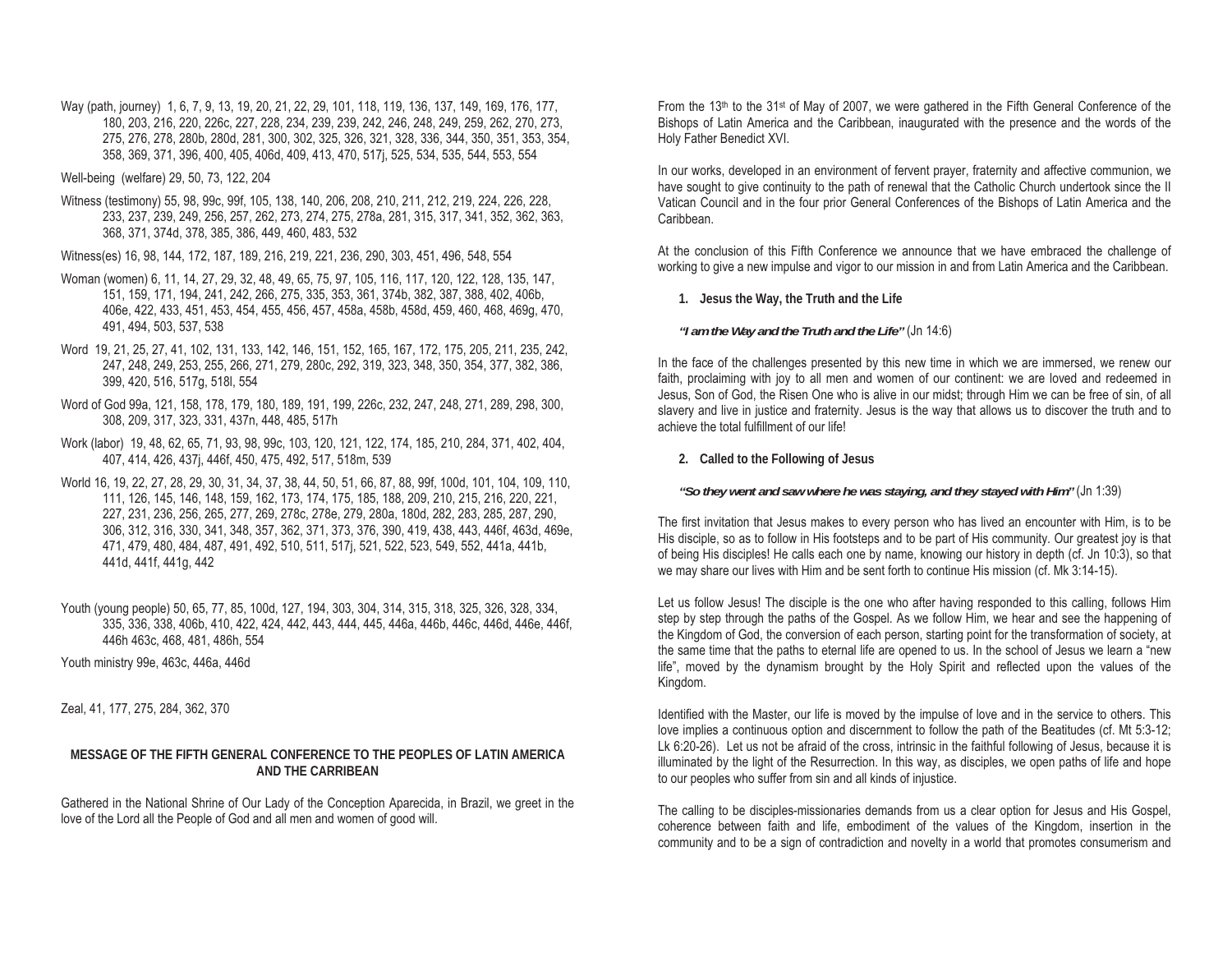Way (path, journey) 1, 6, 7, 9, 13, 19, 20, 21, 22, 29, 101, 118, 119, 136, 137, 149, 169, 176, 177, 180, 203, 216, 220, 226c, 227, 228, 234, 239, 239, 242, 246, 248, 249, 259, 262, 270, 273, 275, 276, 278, 280b, 280d, 281, 300, 302, 325, 326, 321, 328, 336, 344, 350, 351, 353, 354, 358, 369, 371, 396, 400, 405, 406d, 409, 413, 470, 517j, 525, 534, 535, 544, 553, 554

Well-being (welfare) 29, 50, 73, 122, 204

Witness (testimony) 55, 98, 99c, 99f, 105, 138, 140, 206, 208, 210, 211, 212, 219, 224, 226, 228, 233, 237, 239, 249, 256, 257, 262, 273, 274, 275, 278a, 281, 315, 317, 341, 352, 362, 363, 368, 371, 374d, 378, 385, 386, 449, 460, 483, 532

Witness(es) 16, 98, 144, 172, 187, 189, 216, 219, 221, 236, 290, 303, 451, 496, 548, 554

Woman (women) 6, 11, 14, 27, 29, 32, 48, 49, 65, 75, 97, 105, 116, 117, 120, 122, 128, 135, 147, 151, 159, 171, 194, 241, 242, 266, 275, 335, 353, 361, 374b, 382, 387, 388, 402, 406b, 406e, 422, 433, 451, 453, 454, 455, 456, 457, 458a, 458b, 458d, 459, 460, 468, 469g, 470, 491, 494, 503, 537, 538

Word 19, 21, 25, 27, 41, 102, 131, 133, 142, 146, 151, 152, 165, 167, 172, 175, 205, 211, 235, 242, 247, 248, 249, 253, 255, 266, 271, 279, 280c, 292, 319, 323, 348, 350, 354, 377, 382, 386, 399, 420, 516, 517g, 518l, 554

Word of God 99a, 121, 158, 178, 179, 180, 189, 191, 199, 226c, 232, 247, 248, 271, 289, 298, 300, 308, 209, 317, 323, 331, 437n, 448, 485, 517h

Work (labor) 19, 48, 62, 65, 71, 93, 98, 99c, 103, 120, 121, 122, 174, 185, 210, 284, 371, 402, 404, 407, 414, 426, 437j, 446f, 450, 475, 492, 517, 518m, 539

World 16, 19, 22, 27, 28, 29, 30, 31, 34, 37, 38, 44, 50, 51, 66, 87, 88, 99f, 100d, 101, 104, 109, 110, 111, 126, 145, 146, 148, 159, 162, 173, 174, 175, 185, 188, 209, 210, 215, 216, 220, 221, 227, 231, 236, 256, 265, 277, 269, 278c, 278e, 279, 280a, 180d, 282, 283, 285, 287, 290, 306, 312, 316, 330, 341, 348, 357, 362, 371, 373, 376, 390, 419, 438, 443, 446f, 463d, 469e, 471, 479, 480, 484, 487, 491, 492, 510, 511, 517j, 521, 522, 523, 549, 552, 441a, 441b, 441d, 441f, 441g, 442

Youth (young people) 50, 65, 77, 85, 100d, 127, 194, 303, 304, 314, 315, 318, 325, 326, 328, 334, 335, 336, 338, 406b, 410, 422, 424, 442, 443, 444, 445, 446a, 446b, 446c, 446d, 446e, 446f, 446h 463c, 468, 481, 486h, 554

Youth ministry 99e, 463c, 446a, 446d

Zeal, 41, 177, 275, 284, 362, 370

## MESSAGE OF THE FIFTH GENERAL CONFERENCE TO THE PEOPLES OF LATIN AMERICA AND THE CARRIBEAN

Gathered in the National Shrine of Our Lady of the Conception Aparecida, in Brazil, we greet in the love of the Lord all the People of God and all men and women of good will.

From the 13th to the 31st of May of 2007, we were gathered in the Fifth General Conference of the Bishops of Latin America and the Caribbean, inaugurated with the presence and the words of the Holy Father Benedict XVI.

In our works, developed in an environment of fervent prayer, fraternity and affective communion, we have sought to give continuity to the path of renewal that the Catholic Church undertook since the II Vatican Council and in the four prior General Conferences of the Bishops of Latin America and the Caribbean.

At the conclusion of this Fifth Conference we announce that we have embraced the challenge of working to give a new impulse and vigor to our mission in and from Latin America and the Caribbean.

### 1. Jesus the Way, the Truth and the Life

***"I am the Way and the Truth and the Life"*** (Jn 14:6)

In the face of the challenges presented by this new time in which we are immersed, we renew our faith, proclaiming with joy to all men and women of our continent: we are loved and redeemed in Jesus, Son of God, the Risen One who is alive in our midst; through Him we can be free of sin, of all slavery and live in justice and fraternity. Jesus is the way that allows us to discover the truth and to achieve the total fulfillment of our life!

### 2. Called to the Following of Jesus

***"So they went and saw where he was staying, and they stayed with Him"*** (Jn 1:39)

The first invitation that Jesus makes to every person who has lived an encounter with Him, is to be His disciple, so as to follow in His footsteps and to be part of His community. Our greatest joy is that of being His disciples! He calls each one by name, knowing our history in depth (cf. Jn 10:3), so that we may share our lives with Him and be sent forth to continue His mission (cf. Mk 3:14-15).

Let us follow Jesus! The disciple is the one who after having responded to this calling, follows Him step by step through the paths of the Gospel. As we follow Him, we hear and see the happening of the Kingdom of God, the conversion of each person, starting point for the transformation of society, at the same time that the paths to eternal life are opened to us. In the school of Jesus we learn a "new life", moved by the dynamism brought by the Holy Spirit and reflected upon the values of the Kingdom.

Identified with the Master, our life is moved by the impulse of love and in the service to others. This love implies a continuous option and discernment to follow the path of the Beatitudes (cf. Mt 5:3-12; Lk 6:20-26). Let us not be afraid of the cross, intrinsic in the faithful following of Jesus, because it is illuminated by the light of the Resurrection. In this way, as disciples, we open paths of life and hope to our peoples who suffer from sin and all kinds of injustice.

The calling to be disciples-missionaries demands from us a clear option for Jesus and His Gospel, coherence between faith and life, embodiment of the values of the Kingdom, insertion in the community and to be a sign of contradiction and novelty in a world that promotes consumerism and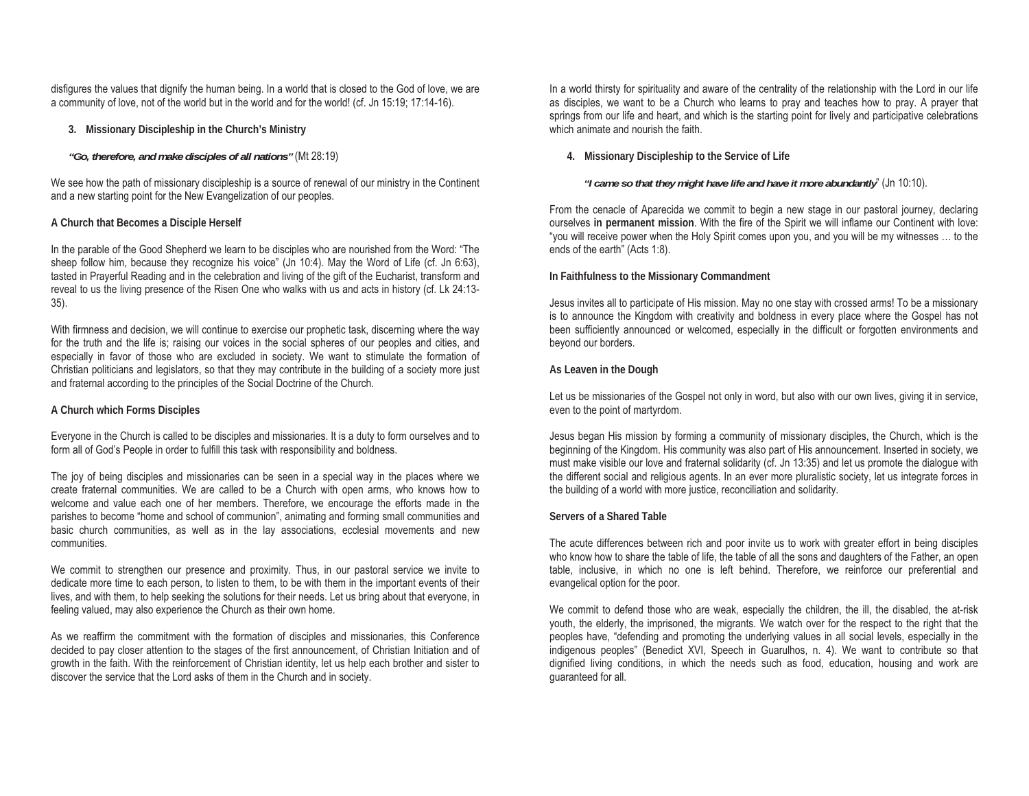disfigures the values that dignify the human being. In a world that is closed to the God of love, we are a community of love, not of the world but in the world and for the world! (cf. Jn 15:19; 17:14-16).

### 3. Missionary Discipleship in the Church's Ministry

***"Go, therefore, and make disciples of all nations"*** (Mt 28:19)

We see how the path of missionary discipleship is a source of renewal of our ministry in the Continent and a new starting point for the New Evangelization of our peoples.

**A Church that Becomes a Disciple Herself**

In the parable of the Good Shepherd we learn to be disciples who are nourished from the Word: "The sheep follow him, because they recognize his voice" (Jn 10:4). May the Word of Life (cf. Jn 6:63), tasted in Prayerful Reading and in the celebration and living of the gift of the Eucharist, transform and reveal to us the living presence of the Risen One who walks with us and acts in history (cf. Lk 24:13-35).

With firmness and decision, we will continue to exercise our prophetic task, discerning where the way for the truth and the life is; raising our voices in the social spheres of our peoples and cities, and especially in favor of those who are excluded in society. We want to stimulate the formation of Christian politicians and legislators, so that they may contribute in the building of a society more just and fraternal according to the principles of the Social Doctrine of the Church.

**A Church which Forms Disciples**

Everyone in the Church is called to be disciples and missionaries. It is a duty to form ourselves and to form all of God's People in order to fulfill this task with responsibility and boldness.

The joy of being disciples and missionaries can be seen in a special way in the places where we create fraternal communities. We are called to be a Church with open arms, who knows how to welcome and value each one of her members. Therefore, we encourage the efforts made in the parishes to become "home and school of communion", animating and forming small communities and basic church communities, as well as in the lay associations, ecclesial movements and new communities.

We commit to strengthen our presence and proximity. Thus, in our pastoral service we invite to dedicate more time to each person, to listen to them, to be with them in the important events of their lives, and with them, to help seeking the solutions for their needs. Let us bring about that everyone, in feeling valued, may also experience the Church as their own home.

As we reaffirm the commitment with the formation of disciples and missionaries, this Conference decided to pay closer attention to the stages of the first announcement, of Christian Initiation and of growth in the faith. With the reinforcement of Christian identity, let us help each brother and sister to discover the service that the Lord asks of them in the Church and in society.

In a world thirsty for spirituality and aware of the centrality of the relationship with the Lord in our life as disciples, we want to be a Church who learns to pray and teaches how to pray. A prayer that springs from our life and heart, and which is the starting point for lively and participative celebrations which animate and nourish the faith.

### 4. Missionary Discipleship to the Service of Life

***"I came so that they might have life and have it more abundantly"*** (Jn 10:10).

From the cenacle of Aparecida we commit to begin a new stage in our pastoral journey, declaring ourselves **in permanent mission**. With the fire of the Spirit we will inflame our Continent with love: "you will receive power when the Holy Spirit comes upon you, and you will be my witnesses … to the ends of the earth" (Acts 1:8).

**In Faithfulness to the Missionary Commandment**

Jesus invites all to participate of His mission. May no one stay with crossed arms! To be a missionary is to announce the Kingdom with creativity and boldness in every place where the Gospel has not been sufficiently announced or welcomed, especially in the difficult or forgotten environments and beyond our borders.

**As Leaven in the Dough**

Let us be missionaries of the Gospel not only in word, but also with our own lives, giving it in service, even to the point of martyrdom.

Jesus began His mission by forming a community of missionary disciples, the Church, which is the beginning of the Kingdom. His community was also part of His announcement. Inserted in society, we must make visible our love and fraternal solidarity (cf. Jn 13:35) and let us promote the dialogue with the different social and religious agents. In an ever more pluralistic society, let us integrate forces in the building of a world with more justice, reconciliation and solidarity.

**Servers of a Shared Table**

The acute differences between rich and poor invite us to work with greater effort in being disciples who know how to share the table of life, the table of all the sons and daughters of the Father, an open table, inclusive, in which no one is left behind. Therefore, we reinforce our preferential and evangelical option for the poor.

We commit to defend those who are weak, especially the children, the ill, the disabled, the at-risk youth, the elderly, the imprisoned, the migrants. We watch over for the respect to the right that the peoples have, "defending and promoting the underlying values in all social levels, especially in the indigenous peoples" (Benedict XVI, Speech in Guarulhos, n. 4). We want to contribute so that dignified living conditions, in which the needs such as food, education, housing and work are guaranteed for all.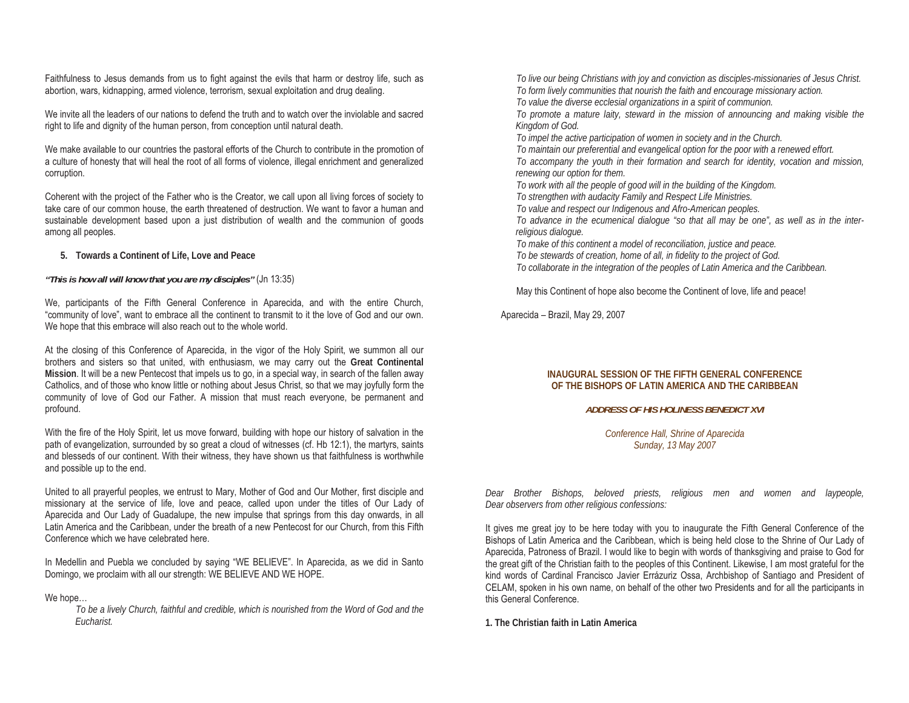Faithfulness to Jesus demands from us to fight against the evils that harm or destroy life, such as abortion, wars, kidnapping, armed violence, terrorism, sexual exploitation and drug dealing.

We invite all the leaders of our nations to defend the truth and to watch over the inviolable and sacred right to life and dignity of the human person, from conception until natural death.

We make available to our countries the pastoral efforts of the Church to contribute in the promotion of a culture of honesty that will heal the root of all forms of violence, illegal enrichment and generalized corruption.

Coherent with the project of the Father who is the Creator, we call upon all living forces of society to take care of our common house, the earth threatened of destruction. We want to favor a human and sustainable development based upon a just distribution of wealth and the communion of goods among all peoples.

## 5. Towards a Continent of Life, Love and Peace

***"This is how all will know that you are my disciples"*** (Jn 13:35)

We, participants of the Fifth General Conference in Aparecida, and with the entire Church, "community of love", want to embrace all the continent to transmit to it the love of God and our own. We hope that this embrace will also reach out to the whole world.

At the closing of this Conference of Aparecida, in the vigor of the Holy Spirit, we summon all our brothers and sisters so that united, with enthusiasm, we may carry out the **Great Continental Mission**. It will be a new Pentecost that impels us to go, in a special way, in search of the fallen away Catholics, and of those who know little or nothing about Jesus Christ, so that we may joyfully form the community of love of God our Father. A mission that must reach everyone, be permanent and profound.

With the fire of the Holy Spirit, let us move forward, building with hope our history of salvation in the path of evangelization, surrounded by so great a cloud of witnesses (cf. Hb 12:1), the martyrs, saints and blesseds of our continent. With their witness, they have shown us that faithfulness is worthwhile and possible up to the end.

United to all prayerful peoples, we entrust to Mary, Mother of God and Our Mother, first disciple and missionary at the service of life, love and peace, called upon under the titles of Our Lady of Aparecida and Our Lady of Guadalupe, the new impulse that springs from this day onwards, in all Latin America and the Caribbean, under the breath of a new Pentecost for our Church, from this Fifth Conference which we have celebrated here.

In Medellin and Puebla we concluded by saying "WE BELIEVE". In Aparecida, as we did in Santo Domingo, we proclaim with all our strength: WE BELIEVE AND WE HOPE.

We hope…

*To be a lively Church, faithful and credible, which is nourished from the Word of God and the Eucharist.*
*To live our being Christians with joy and conviction as disciples-missionaries of Jesus Christ.*
*To form lively communities that nourish the faith and encourage missionary action.*
*To value the diverse ecclesial organizations in a spirit of communion.*
*To promote a mature laity, steward in the mission of announcing and making visible the Kingdom of God.*
*To impel the active participation of women in society and in the Church.*
*To maintain our preferential and evangelical option for the poor with a renewed effort.*
*To accompany the youth in their formation and search for identity, vocation and mission, renewing our option for them.*
*To work with all the people of good will in the building of the Kingdom.*
*To strengthen with audacity Family and Respect Life Ministries.*
*To value and respect our Indigenous and Afro-American peoples.*
*To advance in the ecumenical dialogue "so that all may be one", as well as in the inter-religious dialogue.*
*To make of this continent a model of reconciliation, justice and peace.*
*To be stewards of creation, home of all, in fidelity to the project of God.*
*To collaborate in the integration of the peoples of Latin America and the Caribbean.*

May this Continent of hope also become the Continent of love, life and peace!

Aparecida – Brazil, May 29, 2007

## INAUGURAL SESSION OF THE FIFTH GENERAL CONFERENCE OF THE BISHOPS OF LATIN AMERICA AND THE CARIBBEAN

### *ADDRESS OF HIS HOLINESS BENEDICT XVI*

*Conference Hall, Shrine of Aparecida*
*Sunday, 13 May 2007*

*Dear Brother Bishops, beloved priests, religious men and women and laypeople,*
*Dear observers from other religious confessions:*

It gives me great joy to be here today with you to inaugurate the Fifth General Conference of the Bishops of Latin America and the Caribbean, which is being held close to the Shrine of Our Lady of Aparecida, Patroness of Brazil. I would like to begin with words of thanksgiving and praise to God for the great gift of the Christian faith to the peoples of this Continent. Likewise, I am most grateful for the kind words of Cardinal Francisco Javier Errázuriz Ossa, Archbishop of Santiago and President of CELAM, spoken in his own name, on behalf of the other two Presidents and for all the participants in this General Conference.

### 1. The Christian faith in Latin America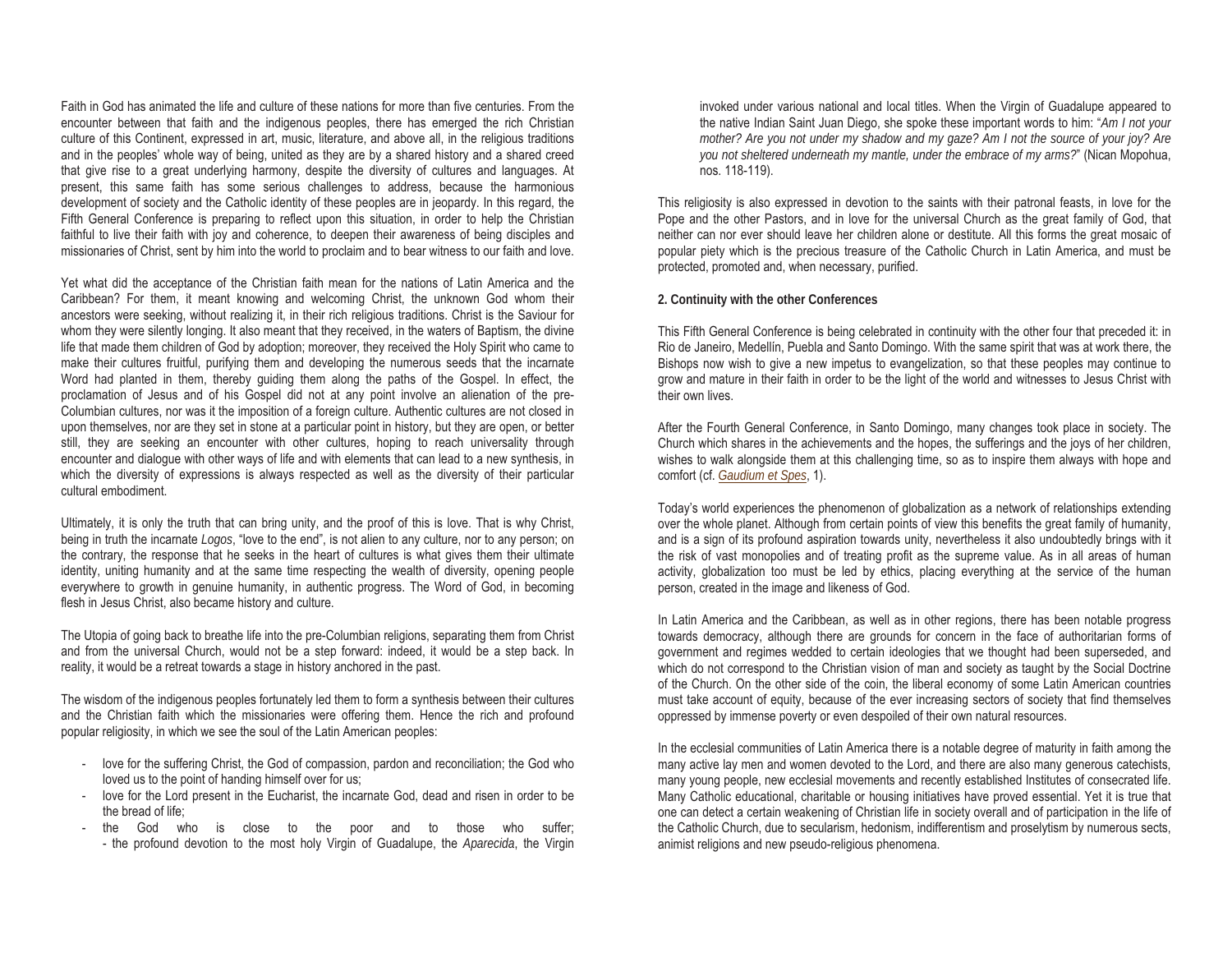Faith in God has animated the life and culture of these nations for more than five centuries. From the encounter between that faith and the indigenous peoples, there has emerged the rich Christian culture of this Continent, expressed in art, music, literature, and above all, in the religious traditions and in the peoples' whole way of being, united as they are by a shared history and a shared creed that give rise to a great underlying harmony, despite the diversity of cultures and languages. At present, this same faith has some serious challenges to address, because the harmonious development of society and the Catholic identity of these peoples are in jeopardy. In this regard, the Fifth General Conference is preparing to reflect upon this situation, in order to help the Christian faithful to live their faith with joy and coherence, to deepen their awareness of being disciples and missionaries of Christ, sent by him into the world to proclaim and to bear witness to our faith and love.

Yet what did the acceptance of the Christian faith mean for the nations of Latin America and the Caribbean? For them, it meant knowing and welcoming Christ, the unknown God whom their ancestors were seeking, without realizing it, in their rich religious traditions. Christ is the Saviour for whom they were silently longing. It also meant that they received, in the waters of Baptism, the divine life that made them children of God by adoption; moreover, they received the Holy Spirit who came to make their cultures fruitful, purifying them and developing the numerous seeds that the incarnate Word had planted in them, thereby guiding them along the paths of the Gospel. In effect, the proclamation of Jesus and of his Gospel did not at any point involve an alienation of the pre-Columbian cultures, nor was it the imposition of a foreign culture. Authentic cultures are not closed in upon themselves, nor are they set in stone at a particular point in history, but they are open, or better still, they are seeking an encounter with other cultures, hoping to reach universality through encounter and dialogue with other ways of life and with elements that can lead to a new synthesis, in which the diversity of expressions is always respected as well as the diversity of their particular cultural embodiment.

Ultimately, it is only the truth that can bring unity, and the proof of this is love. That is why Christ, being in truth the incarnate *Logos*, "love to the end", is not alien to any culture, nor to any person; on the contrary, the response that he seeks in the heart of cultures is what gives them their ultimate identity, uniting humanity and at the same time respecting the wealth of diversity, opening people everywhere to growth in genuine humanity, in authentic progress. The Word of God, in becoming flesh in Jesus Christ, also became history and culture.

The Utopia of going back to breathe life into the pre-Columbian religions, separating them from Christ and from the universal Church, would not be a step forward: indeed, it would be a step back. In reality, it would be a retreat towards a stage in history anchored in the past.

The wisdom of the indigenous peoples fortunately led them to form a synthesis between their cultures and the Christian faith which the missionaries were offering them. Hence the rich and profound popular religiosity, in which we see the soul of the Latin American peoples:

- love for the suffering Christ, the God of compassion, pardon and reconciliation; the God who loved us to the point of handing himself over for us;
- love for the Lord present in the Eucharist, the incarnate God, dead and risen in order to be the bread of life;
- the God who is close to the poor and to those who suffer;
- the profound devotion to the most holy Virgin of Guadalupe, the *Aparecida*, the Virgin invoked under various national and local titles. When the Virgin of Guadalupe appeared to the native Indian Saint Juan Diego, she spoke these important words to him: "*Am I not your mother? Are you not under my shadow and my gaze? Am I not the source of your joy? Are you not sheltered underneath my mantle, under the embrace of my arms?*" (Nican Mopohua, nos. 118-119).

This religiosity is also expressed in devotion to the saints with their patronal feasts, in love for the Pope and the other Pastors, and in love for the universal Church as the great family of God, that neither can nor ever should leave her children alone or destitute. All this forms the great mosaic of popular piety which is the precious treasure of the Catholic Church in Latin America, and must be protected, promoted and, when necessary, purified.

**2. Continuity with the other Conferences**

This Fifth General Conference is being celebrated in continuity with the other four that preceded it: in Rio de Janeiro, Medellín, Puebla and Santo Domingo. With the same spirit that was at work there, the Bishops now wish to give a new impetus to evangelization, so that these peoples may continue to grow and mature in their faith in order to be the light of the world and witnesses to Jesus Christ with their own lives.

After the Fourth General Conference, in Santo Domingo, many changes took place in society. The Church which shares in the achievements and the hopes, the sufferings and the joys of her children, wishes to walk alongside them at this challenging time, so as to inspire them always with hope and comfort (cf. *Gaudium et Spes*, 1).

Today's world experiences the phenomenon of globalization as a network of relationships extending over the whole planet. Although from certain points of view this benefits the great family of humanity, and is a sign of its profound aspiration towards unity, nevertheless it also undoubtedly brings with it the risk of vast monopolies and of treating profit as the supreme value. As in all areas of human activity, globalization too must be led by ethics, placing everything at the service of the human person, created in the image and likeness of God.

In Latin America and the Caribbean, as well as in other regions, there has been notable progress towards democracy, although there are grounds for concern in the face of authoritarian forms of government and regimes wedded to certain ideologies that we thought had been superseded, and which do not correspond to the Christian vision of man and society as taught by the Social Doctrine of the Church. On the other side of the coin, the liberal economy of some Latin American countries must take account of equity, because of the ever increasing sectors of society that find themselves oppressed by immense poverty or even despoiled of their own natural resources.

In the ecclesial communities of Latin America there is a notable degree of maturity in faith among the many active lay men and women devoted to the Lord, and there are also many generous catechists, many young people, new ecclesial movements and recently established Institutes of consecrated life. Many Catholic educational, charitable or housing initiatives have proved essential. Yet it is true that one can detect a certain weakening of Christian life in society overall and of participation in the life of the Catholic Church, due to secularism, hedonism, indifferentism and proselytism by numerous sects, animist religions and new pseudo-religious phenomena.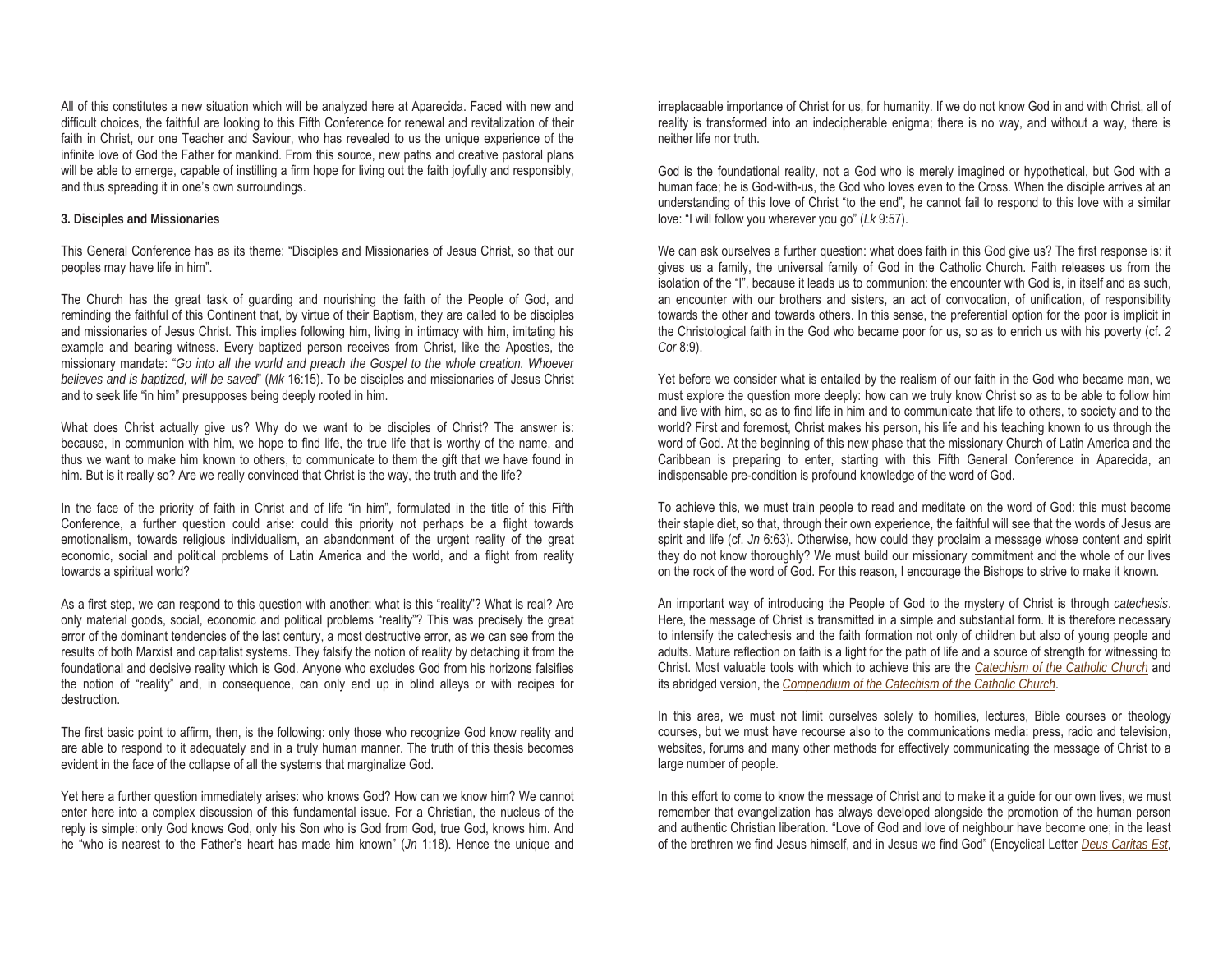All of this constitutes a new situation which will be analyzed here at Aparecida. Faced with new and difficult choices, the faithful are looking to this Fifth Conference for renewal and revitalization of their faith in Christ, our one Teacher and Saviour, who has revealed to us the unique experience of the infinite love of God the Father for mankind. From this source, new paths and creative pastoral plans will be able to emerge, capable of instilling a firm hope for living out the faith joyfully and responsibly, and thus spreading it in one's own surroundings.

### 3. Disciples and Missionaries

This General Conference has as its theme: "Disciples and Missionaries of Jesus Christ, so that our peoples may have life in him".

The Church has the great task of guarding and nourishing the faith of the People of God, and reminding the faithful of this Continent that, by virtue of their Baptism, they are called to be disciples and missionaries of Jesus Christ. This implies following him, living in intimacy with him, imitating his example and bearing witness. Every baptized person receives from Christ, like the Apostles, the missionary mandate: "*Go into all the world and preach the Gospel to the whole creation. Whoever believes and is baptized, will be saved*" (*Mk* 16:15). To be disciples and missionaries of Jesus Christ and to seek life "in him" presupposes being deeply rooted in him.

What does Christ actually give us? Why do we want to be disciples of Christ? The answer is: because, in communion with him, we hope to find life, the true life that is worthy of the name, and thus we want to make him known to others, to communicate to them the gift that we have found in him. But is it really so? Are we really convinced that Christ is the way, the truth and the life?

In the face of the priority of faith in Christ and of life "in him", formulated in the title of this Fifth Conference, a further question could arise: could this priority not perhaps be a flight towards emotionalism, towards religious individualism, an abandonment of the urgent reality of the great economic, social and political problems of Latin America and the world, and a flight from reality towards a spiritual world?

As a first step, we can respond to this question with another: what is this "reality"? What is real? Are only material goods, social, economic and political problems "reality"? This was precisely the great error of the dominant tendencies of the last century, a most destructive error, as we can see from the results of both Marxist and capitalist systems. They falsify the notion of reality by detaching it from the foundational and decisive reality which is God. Anyone who excludes God from his horizons falsifies the notion of "reality" and, in consequence, can only end up in blind alleys or with recipes for destruction.

The first basic point to affirm, then, is the following: only those who recognize God know reality and are able to respond to it adequately and in a truly human manner. The truth of this thesis becomes evident in the face of the collapse of all the systems that marginalize God.

Yet here a further question immediately arises: who knows God? How can we know him? We cannot enter here into a complex discussion of this fundamental issue. For a Christian, the nucleus of the reply is simple: only God knows God, only his Son who is God from God, true God, knows him. And he "who is nearest to the Father's heart has made him known" (*Jn* 1:18). Hence the unique and irreplaceable importance of Christ for us, for humanity. If we do not know God in and with Christ, all of reality is transformed into an indecipherable enigma; there is no way, and without a way, there is neither life nor truth.

God is the foundational reality, not a God who is merely imagined or hypothetical, but God with a human face; he is God-with-us, the God who loves even to the Cross. When the disciple arrives at an understanding of this love of Christ "to the end", he cannot fail to respond to this love with a similar love: "I will follow you wherever you go" (*Lk* 9:57).

We can ask ourselves a further question: what does faith in this God give us? The first response is: it gives us a family, the universal family of God in the Catholic Church. Faith releases us from the isolation of the "I", because it leads us to communion: the encounter with God is, in itself and as such, an encounter with our brothers and sisters, an act of convocation, of unification, of responsibility towards the other and towards others. In this sense, the preferential option for the poor is implicit in the Christological faith in the God who became poor for us, so as to enrich us with his poverty (cf. *2 Cor* 8:9).

Yet before we consider what is entailed by the realism of our faith in the God who became man, we must explore the question more deeply: how can we truly know Christ so as to be able to follow him and live with him, so as to find life in him and to communicate that life to others, to society and to the world? First and foremost, Christ makes his person, his life and his teaching known to us through the word of God. At the beginning of this new phase that the missionary Church of Latin America and the Caribbean is preparing to enter, starting with this Fifth General Conference in Aparecida, an indispensable pre-condition is profound knowledge of the word of God.

To achieve this, we must train people to read and meditate on the word of God: this must become their staple diet, so that, through their own experience, the faithful will see that the words of Jesus are spirit and life (cf. *Jn* 6:63). Otherwise, how could they proclaim a message whose content and spirit they do not know thoroughly? We must build our missionary commitment and the whole of our lives on the rock of the word of God. For this reason, I encourage the Bishops to strive to make it known.

An important way of introducing the People of God to the mystery of Christ is through *catechesis*. Here, the message of Christ is transmitted in a simple and substantial form. It is therefore necessary to intensify the catechesis and the faith formation not only of children but also of young people and adults. Mature reflection on faith is a light for the path of life and a source of strength for witnessing to Christ. Most valuable tools with which to achieve this are the *Catechism of the Catholic Church* and its abridged version, the *Compendium of the Catechism of the Catholic Church*.

In this area, we must not limit ourselves solely to homilies, lectures, Bible courses or theology courses, but we must have recourse also to the communications media: press, radio and television, websites, forums and many other methods for effectively communicating the message of Christ to a large number of people.

In this effort to come to know the message of Christ and to make it a guide for our own lives, we must remember that evangelization has always developed alongside the promotion of the human person and authentic Christian liberation. "Love of God and love of neighbour have become one; in the least of the brethren we find Jesus himself, and in Jesus we find God" (Encyclical Letter *Deus Caritas Est*,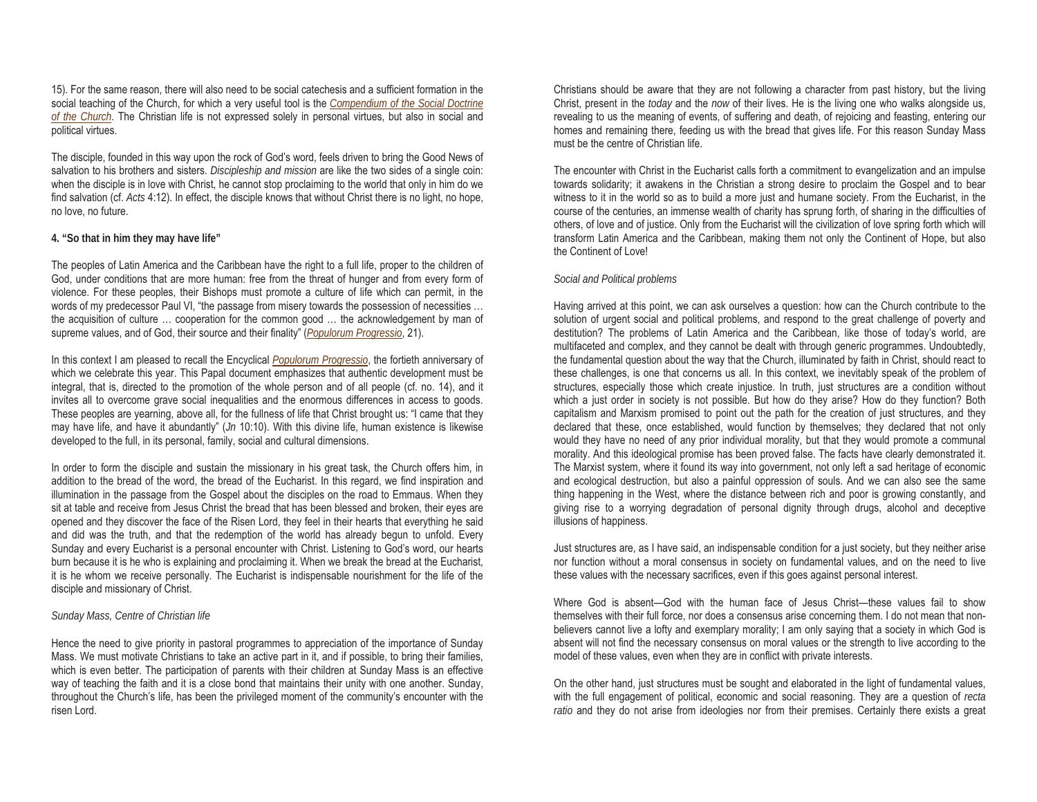15). For the same reason, there will also need to be social catechesis and a sufficient formation in the social teaching of the Church, for which a very useful tool is the *Compendium of the Social Doctrine of the Church*. The Christian life is not expressed solely in personal virtues, but also in social and political virtues.

The disciple, founded in this way upon the rock of God's word, feels driven to bring the Good News of salvation to his brothers and sisters. *Discipleship and mission* are like the two sides of a single coin: when the disciple is in love with Christ, he cannot stop proclaiming to the world that only in him do we find salvation (cf. *Acts* 4:12). In effect, the disciple knows that without Christ there is no light, no hope, no love, no future.

#### 4. "So that in him they may have life"

The peoples of Latin America and the Caribbean have the right to a full life, proper to the children of God, under conditions that are more human: free from the threat of hunger and from every form of violence. For these peoples, their Bishops must promote a culture of life which can permit, in the words of my predecessor Paul VI, "the passage from misery towards the possession of necessities … the acquisition of culture … cooperation for the common good … the acknowledgement by man of supreme values, and of God, their source and their finality" (*Populorum Progressio*, 21).

In this context I am pleased to recall the Encyclical *Populorum Progressio*, the fortieth anniversary of which we celebrate this year. This Papal document emphasizes that authentic development must be integral, that is, directed to the promotion of the whole person and of all people (cf. no. 14), and it invites all to overcome grave social inequalities and the enormous differences in access to goods. These peoples are yearning, above all, for the fullness of life that Christ brought us: "I came that they may have life, and have it abundantly" (*Jn* 10:10). With this divine life, human existence is likewise developed to the full, in its personal, family, social and cultural dimensions.

In order to form the disciple and sustain the missionary in his great task, the Church offers him, in addition to the bread of the word, the bread of the Eucharist. In this regard, we find inspiration and illumination in the passage from the Gospel about the disciples on the road to Emmaus. When they sit at table and receive from Jesus Christ the bread that has been blessed and broken, their eyes are opened and they discover the face of the Risen Lord, they feel in their hearts that everything he said and did was the truth, and that the redemption of the world has already begun to unfold. Every Sunday and every Eucharist is a personal encounter with Christ. Listening to God's word, our hearts burn because it is he who is explaining and proclaiming it. When we break the bread at the Eucharist, it is he whom we receive personally. The Eucharist is indispensable nourishment for the life of the disciple and missionary of Christ.

*Sunday Mass, Centre of Christian life*

Hence the need to give priority in pastoral programmes to appreciation of the importance of Sunday Mass. We must motivate Christians to take an active part in it, and if possible, to bring their families, which is even better. The participation of parents with their children at Sunday Mass is an effective way of teaching the faith and it is a close bond that maintains their unity with one another. Sunday, throughout the Church's life, has been the privileged moment of the community's encounter with the risen Lord.

Christians should be aware that they are not following a character from past history, but the living Christ, present in the *today* and the *now* of their lives. He is the living one who walks alongside us, revealing to us the meaning of events, of suffering and death, of rejoicing and feasting, entering our homes and remaining there, feeding us with the bread that gives life. For this reason Sunday Mass must be the centre of Christian life.

The encounter with Christ in the Eucharist calls forth a commitment to evangelization and an impulse towards solidarity; it awakens in the Christian a strong desire to proclaim the Gospel and to bear witness to it in the world so as to build a more just and humane society. From the Eucharist, in the course of the centuries, an immense wealth of charity has sprung forth, of sharing in the difficulties of others, of love and of justice. Only from the Eucharist will the civilization of love spring forth which will transform Latin America and the Caribbean, making them not only the Continent of Hope, but also the Continent of Love!

*Social and Political problems*

Having arrived at this point, we can ask ourselves a question: how can the Church contribute to the solution of urgent social and political problems, and respond to the great challenge of poverty and destitution? The problems of Latin America and the Caribbean, like those of today's world, are multifaceted and complex, and they cannot be dealt with through generic programmes. Undoubtedly, the fundamental question about the way that the Church, illuminated by faith in Christ, should react to these challenges, is one that concerns us all. In this context, we inevitably speak of the problem of structures, especially those which create injustice. In truth, just structures are a condition without which a just order in society is not possible. But how do they arise? How do they function? Both capitalism and Marxism promised to point out the path for the creation of just structures, and they declared that these, once established, would function by themselves; they declared that not only would they have no need of any prior individual morality, but that they would promote a communal morality. And this ideological promise has been proved false. The facts have clearly demonstrated it. The Marxist system, where it found its way into government, not only left a sad heritage of economic and ecological destruction, but also a painful oppression of souls. And we can also see the same thing happening in the West, where the distance between rich and poor is growing constantly, and giving rise to a worrying degradation of personal dignity through drugs, alcohol and deceptive illusions of happiness.

Just structures are, as I have said, an indispensable condition for a just society, but they neither arise nor function without a moral consensus in society on fundamental values, and on the need to live these values with the necessary sacrifices, even if this goes against personal interest.

Where God is absent—God with the human face of Jesus Christ—these values fail to show themselves with their full force, nor does a consensus arise concerning them. I do not mean that non-believers cannot live a lofty and exemplary morality; I am only saying that a society in which God is absent will not find the necessary consensus on moral values or the strength to live according to the model of these values, even when they are in conflict with private interests.

On the other hand, just structures must be sought and elaborated in the light of fundamental values, with the full engagement of political, economic and social reasoning. They are a question of *recta ratio* and they do not arise from ideologies nor from their premises. Certainly there exists a great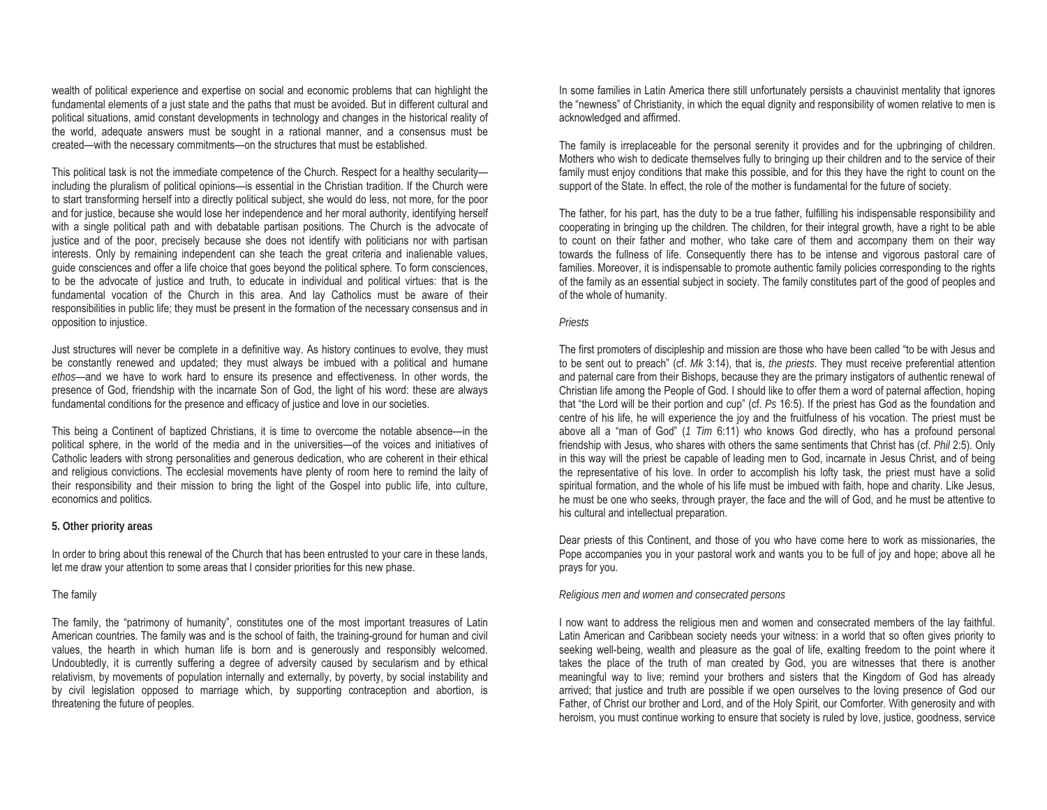wealth of political experience and expertise on social and economic problems that can highlight the fundamental elements of a just state and the paths that must be avoided. But in different cultural and political situations, amid constant developments in technology and changes in the historical reality of the world, adequate answers must be sought in a rational manner, and a consensus must be created—with the necessary commitments—on the structures that must be established.

This political task is not the immediate competence of the Church. Respect for a healthy secularity—including the pluralism of political opinions—is essential in the Christian tradition. If the Church were to start transforming herself into a directly political subject, she would do less, not more, for the poor and for justice, because she would lose her independence and her moral authority, identifying herself with a single political path and with debatable partisan positions. The Church is the advocate of justice and of the poor, precisely because she does not identify with politicians nor with partisan interests. Only by remaining independent can she teach the great criteria and inalienable values, guide consciences and offer a life choice that goes beyond the political sphere. To form consciences, to be the advocate of justice and truth, to educate in individual and political virtues: that is the fundamental vocation of the Church in this area. And lay Catholics must be aware of their responsibilities in public life; they must be present in the formation of the necessary consensus and in opposition to injustice.

Just structures will never be complete in a definitive way. As history continues to evolve, they must be constantly renewed and updated; they must always be imbued with a political and humane *ethos*—and we have to work hard to ensure its presence and effectiveness. In other words, the presence of God, friendship with the incarnate Son of God, the light of his word: these are always fundamental conditions for the presence and efficacy of justice and love in our societies.

This being a Continent of baptized Christians, it is time to overcome the notable absence—in the political sphere, in the world of the media and in the universities—of the voices and initiatives of Catholic leaders with strong personalities and generous dedication, who are coherent in their ethical and religious convictions. The ecclesial movements have plenty of room here to remind the laity of their responsibility and their mission to bring the light of the Gospel into public life, into culture, economics and politics.

**5. Other priority areas**

In order to bring about this renewal of the Church that has been entrusted to your care in these lands, let me draw your attention to some areas that I consider priorities for this new phase.

The family

The family, the "patrimony of humanity", constitutes one of the most important treasures of Latin American countries. The family was and is the school of faith, the training-ground for human and civil values, the hearth in which human life is born and is generously and responsibly welcomed. Undoubtedly, it is currently suffering a degree of adversity caused by secularism and by ethical relativism, by movements of population internally and externally, by poverty, by social instability and by civil legislation opposed to marriage which, by supporting contraception and abortion, is threatening the future of peoples.

In some families in Latin America there still unfortunately persists a chauvinist mentality that ignores the "newness" of Christianity, in which the equal dignity and responsibility of women relative to men is acknowledged and affirmed.

The family is irreplaceable for the personal serenity it provides and for the upbringing of children. Mothers who wish to dedicate themselves fully to bringing up their children and to the service of their family must enjoy conditions that make this possible, and for this they have the right to count on the support of the State. In effect, the role of the mother is fundamental for the future of society.

The father, for his part, has the duty to be a true father, fulfilling his indispensable responsibility and cooperating in bringing up the children. The children, for their integral growth, have a right to be able to count on their father and mother, who take care of them and accompany them on their way towards the fullness of life. Consequently there has to be intense and vigorous pastoral care of families. Moreover, it is indispensable to promote authentic family policies corresponding to the rights of the family as an essential subject in society. The family constitutes part of the good of peoples and of the whole of humanity.

*Priests*

The first promoters of discipleship and mission are those who have been called "to be with Jesus and to be sent out to preach" (cf. *Mk* 3:14), that is, *the priests*. They must receive preferential attention and paternal care from their Bishops, because they are the primary instigators of authentic renewal of Christian life among the People of God. I should like to offer them a word of paternal affection, hoping that "the Lord will be their portion and cup" (cf. *Ps* 16:5). If the priest has God as the foundation and centre of his life, he will experience the joy and the fruitfulness of his vocation. The priest must be above all a "man of God" (*1 Tim* 6:11) who knows God directly, who has a profound personal friendship with Jesus, who shares with others the same sentiments that Christ has (cf. *Phil* 2:5). Only in this way will the priest be capable of leading men to God, incarnate in Jesus Christ, and of being the representative of his love. In order to accomplish his lofty task, the priest must have a solid spiritual formation, and the whole of his life must be imbued with faith, hope and charity. Like Jesus, he must be one who seeks, through prayer, the face and the will of God, and he must be attentive to his cultural and intellectual preparation.

Dear priests of this Continent, and those of you who have come here to work as missionaries, the Pope accompanies you in your pastoral work and wants you to be full of joy and hope; above all he prays for you.

*Religious men and women and consecrated persons*

I now want to address the religious men and women and consecrated members of the lay faithful. Latin American and Caribbean society needs your witness: in a world that so often gives priority to seeking well-being, wealth and pleasure as the goal of life, exalting freedom to the point where it takes the place of the truth of man created by God, you are witnesses that there is another meaningful way to live; remind your brothers and sisters that the Kingdom of God has already arrived; that justice and truth are possible if we open ourselves to the loving presence of God our Father, of Christ our brother and Lord, and of the Holy Spirit, our Comforter. With generosity and with heroism, you must continue working to ensure that society is ruled by love, justice, goodness, service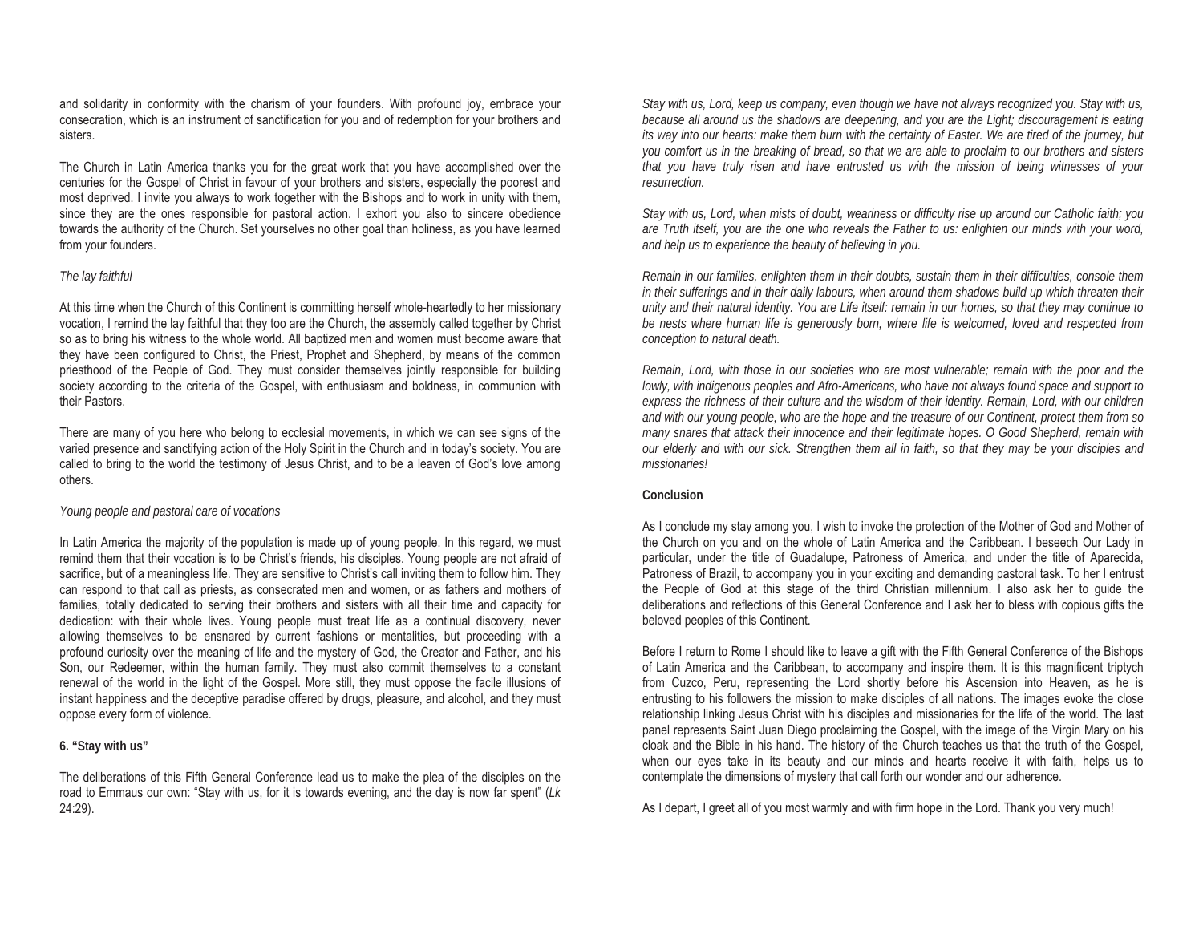and solidarity in conformity with the charism of your founders. With profound joy, embrace your consecration, which is an instrument of sanctification for you and of redemption for your brothers and sisters.

The Church in Latin America thanks you for the great work that you have accomplished over the centuries for the Gospel of Christ in favour of your brothers and sisters, especially the poorest and most deprived. I invite you always to work together with the Bishops and to work in unity with them, since they are the ones responsible for pastoral action. I exhort you also to sincere obedience towards the authority of the Church. Set yourselves no other goal than holiness, as you have learned from your founders.

*The lay faithful*

At this time when the Church of this Continent is committing herself whole-heartedly to her missionary vocation, I remind the lay faithful that they too are the Church, the assembly called together by Christ so as to bring his witness to the whole world. All baptized men and women must become aware that they have been configured to Christ, the Priest, Prophet and Shepherd, by means of the common priesthood of the People of God. They must consider themselves jointly responsible for building society according to the criteria of the Gospel, with enthusiasm and boldness, in communion with their Pastors.

There are many of you here who belong to ecclesial movements, in which we can see signs of the varied presence and sanctifying action of the Holy Spirit in the Church and in today's society. You are called to bring to the world the testimony of Jesus Christ, and to be a leaven of God's love among others.

*Young people and pastoral care of vocations*

In Latin America the majority of the population is made up of young people. In this regard, we must remind them that their vocation is to be Christ's friends, his disciples. Young people are not afraid of sacrifice, but of a meaningless life. They are sensitive to Christ's call inviting them to follow him. They can respond to that call as priests, as consecrated men and women, or as fathers and mothers of families, totally dedicated to serving their brothers and sisters with all their time and capacity for dedication: with their whole lives. Young people must treat life as a continual discovery, never allowing themselves to be ensnared by current fashions or mentalities, but proceeding with a profound curiosity over the meaning of life and the mystery of God, the Creator and Father, and his Son, our Redeemer, within the human family. They must also commit themselves to a constant renewal of the world in the light of the Gospel. More still, they must oppose the facile illusions of instant happiness and the deceptive paradise offered by drugs, pleasure, and alcohol, and they must oppose every form of violence.

**6. "Stay with us"**

The deliberations of this Fifth General Conference lead us to make the plea of the disciples on the road to Emmaus our own: "Stay with us, for it is towards evening, and the day is now far spent" (*Lk* 24:29).

*Stay with us, Lord, keep us company, even though we have not always recognized you. Stay with us, because all around us the shadows are deepening, and you are the Light; discouragement is eating its way into our hearts: make them burn with the certainty of Easter. We are tired of the journey, but you comfort us in the breaking of bread, so that we are able to proclaim to our brothers and sisters that you have truly risen and have entrusted us with the mission of being witnesses of your resurrection.*

*Stay with us, Lord, when mists of doubt, weariness or difficulty rise up around our Catholic faith; you are Truth itself, you are the one who reveals the Father to us: enlighten our minds with your word, and help us to experience the beauty of believing in you.*

*Remain in our families, enlighten them in their doubts, sustain them in their difficulties, console them in their sufferings and in their daily labours, when around them shadows build up which threaten their unity and their natural identity. You are Life itself: remain in our homes, so that they may continue to be nests where human life is generously born, where life is welcomed, loved and respected from conception to natural death.*

*Remain, Lord, with those in our societies who are most vulnerable; remain with the poor and the lowly, with indigenous peoples and Afro-Americans, who have not always found space and support to express the richness of their culture and the wisdom of their identity. Remain, Lord, with our children and with our young people, who are the hope and the treasure of our Continent, protect them from so many snares that attack their innocence and their legitimate hopes. O Good Shepherd, remain with our elderly and with our sick. Strengthen them all in faith, so that they may be your disciples and missionaries!*

**Conclusion**

As I conclude my stay among you, I wish to invoke the protection of the Mother of God and Mother of the Church on you and on the whole of Latin America and the Caribbean. I beseech Our Lady in particular, under the title of Guadalupe, Patroness of America, and under the title of Aparecida, Patroness of Brazil, to accompany you in your exciting and demanding pastoral task. To her I entrust the People of God at this stage of the third Christian millennium. I also ask her to guide the deliberations and reflections of this General Conference and I ask her to bless with copious gifts the beloved peoples of this Continent.

Before I return to Rome I should like to leave a gift with the Fifth General Conference of the Bishops of Latin America and the Caribbean, to accompany and inspire them. It is this magnificent triptych from Cuzco, Peru, representing the Lord shortly before his Ascension into Heaven, as he is entrusting to his followers the mission to make disciples of all nations. The images evoke the close relationship linking Jesus Christ with his disciples and missionaries for the life of the world. The last panel represents Saint Juan Diego proclaiming the Gospel, with the image of the Virgin Mary on his cloak and the Bible in his hand. The history of the Church teaches us that the truth of the Gospel, when our eyes take in its beauty and our minds and hearts receive it with faith, helps us to contemplate the dimensions of mystery that call forth our wonder and our adherence.

As I depart, I greet all of you most warmly and with firm hope in the Lord. Thank you very much!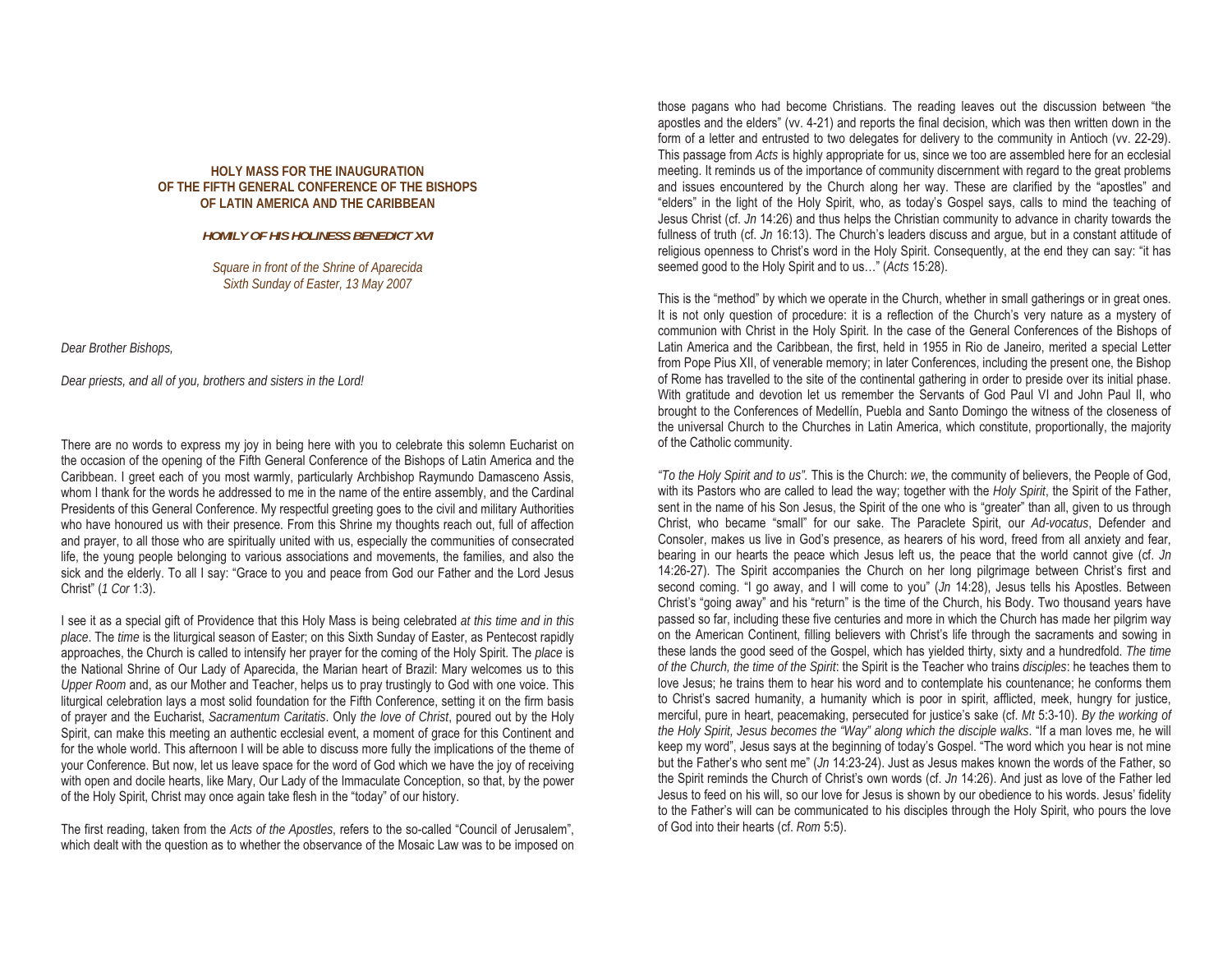**HOLY MASS FOR THE INAUGURATION OF THE FIFTH GENERAL CONFERENCE OF THE BISHOPS OF LATIN AMERICA AND THE CARIBBEAN**

***HOMILY OF HIS HOLINESS BENEDICT XVI***

*Square in front of the Shrine of Aparecida*
*Sixth Sunday of Easter, 13 May 2007*

*Dear Brother Bishops,*

*Dear priests, and all of you, brothers and sisters in the Lord!*

There are no words to express my joy in being here with you to celebrate this solemn Eucharist on the occasion of the opening of the Fifth General Conference of the Bishops of Latin America and the Caribbean. I greet each of you most warmly, particularly Archbishop Raymundo Damasceno Assis, whom I thank for the words he addressed to me in the name of the entire assembly, and the Cardinal Presidents of this General Conference. My respectful greeting goes to the civil and military Authorities who have honoured us with their presence. From this Shrine my thoughts reach out, full of affection and prayer, to all those who are spiritually united with us, especially the communities of consecrated life, the young people belonging to various associations and movements, the families, and also the sick and the elderly. To all I say: "Grace to you and peace from God our Father and the Lord Jesus Christ" (*1 Cor* 1:3).

I see it as a special gift of Providence that this Holy Mass is being celebrated *at this time and in this place*. The *time* is the liturgical season of Easter; on this Sixth Sunday of Easter, as Pentecost rapidly approaches, the Church is called to intensify her prayer for the coming of the Holy Spirit. The *place* is the National Shrine of Our Lady of Aparecida, the Marian heart of Brazil: Mary welcomes us to this *Upper Room* and, as our Mother and Teacher, helps us to pray trustingly to God with one voice. This liturgical celebration lays a most solid foundation for the Fifth Conference, setting it on the firm basis of prayer and the Eucharist, *Sacramentum Caritatis*. Only *the love of Christ*, poured out by the Holy Spirit, can make this meeting an authentic ecclesial event, a moment of grace for this Continent and for the whole world. This afternoon I will be able to discuss more fully the implications of the theme of your Conference. But now, let us leave space for the word of God which we have the joy of receiving with open and docile hearts, like Mary, Our Lady of the Immaculate Conception, so that, by the power of the Holy Spirit, Christ may once again take flesh in the "today" of our history.

The first reading, taken from the *Acts of the Apostles*, refers to the so-called "Council of Jerusalem", which dealt with the question as to whether the observance of the Mosaic Law was to be imposed on those pagans who had become Christians. The reading leaves out the discussion between "the apostles and the elders" (vv. 4-21) and reports the final decision, which was then written down in the form of a letter and entrusted to two delegates for delivery to the community in Antioch (vv. 22-29). This passage from *Acts* is highly appropriate for us, since we too are assembled here for an ecclesial meeting. It reminds us of the importance of community discernment with regard to the great problems and issues encountered by the Church along her way. These are clarified by the "apostles" and "elders" in the light of the Holy Spirit, who, as today's Gospel says, calls to mind the teaching of Jesus Christ (cf. *Jn* 14:26) and thus helps the Christian community to advance in charity towards the fullness of truth (cf. *Jn* 16:13). The Church's leaders discuss and argue, but in a constant attitude of religious openness to Christ's word in the Holy Spirit. Consequently, at the end they can say: "it has seemed good to the Holy Spirit and to us…" (*Acts* 15:28).

This is the "method" by which we operate in the Church, whether in small gatherings or in great ones. It is not only question of procedure: it is a reflection of the Church's very nature as a mystery of communion with Christ in the Holy Spirit. In the case of the General Conferences of the Bishops of Latin America and the Caribbean, the first, held in 1955 in Rio de Janeiro, merited a special Letter from Pope Pius XII, of venerable memory; in later Conferences, including the present one, the Bishop of Rome has travelled to the site of the continental gathering in order to preside over its initial phase. With gratitude and devotion let us remember the Servants of God Paul VI and John Paul II, who brought to the Conferences of Medellín, Puebla and Santo Domingo the witness of the closeness of the universal Church to the Churches in Latin America, which constitute, proportionally, the majority of the Catholic community.

*"To the Holy Spirit and to us".* This is the Church: *we*, the community of believers, the People of God, with its Pastors who are called to lead the way; together with the *Holy Spirit*, the Spirit of the Father, sent in the name of his Son Jesus, the Spirit of the one who is "greater" than all, given to us through Christ, who became "small" for our sake. The Paraclete Spirit, our *Ad-vocatus*, Defender and Consoler, makes us live in God's presence, as hearers of his word, freed from all anxiety and fear, bearing in our hearts the peace which Jesus left us, the peace that the world cannot give (cf. *Jn* 14:26-27). The Spirit accompanies the Church on her long pilgrimage between Christ's first and second coming. "I go away, and I will come to you" (*Jn* 14:28), Jesus tells his Apostles. Between Christ's "going away" and his "return" is the time of the Church, his Body. Two thousand years have passed so far, including these five centuries and more in which the Church has made her pilgrim way on the American Continent, filling believers with Christ's life through the sacraments and sowing in these lands the good seed of the Gospel, which has yielded thirty, sixty and a hundredfold. *The time of the Church, the time of the Spirit*: the Spirit is the Teacher who trains *disciples*: he teaches them to love Jesus; he trains them to hear his word and to contemplate his countenance; he conforms them to Christ's sacred humanity, a humanity which is poor in spirit, afflicted, meek, hungry for justice, merciful, pure in heart, peacemaking, persecuted for justice's sake (cf. *Mt* 5:3-10). *By the working of the Holy Spirit, Jesus becomes the "Way" along which the disciple walks*. "If a man loves me, he will keep my word", Jesus says at the beginning of today's Gospel. "The word which you hear is not mine but the Father's who sent me" (*Jn* 14:23-24). Just as Jesus makes known the words of the Father, so the Spirit reminds the Church of Christ's own words (cf. *Jn* 14:26). And just as love of the Father led Jesus to feed on his will, so our love for Jesus is shown by our obedience to his words. Jesus' fidelity to the Father's will can be communicated to his disciples through the Holy Spirit, who pours the love of God into their hearts (cf. *Rom* 5:5).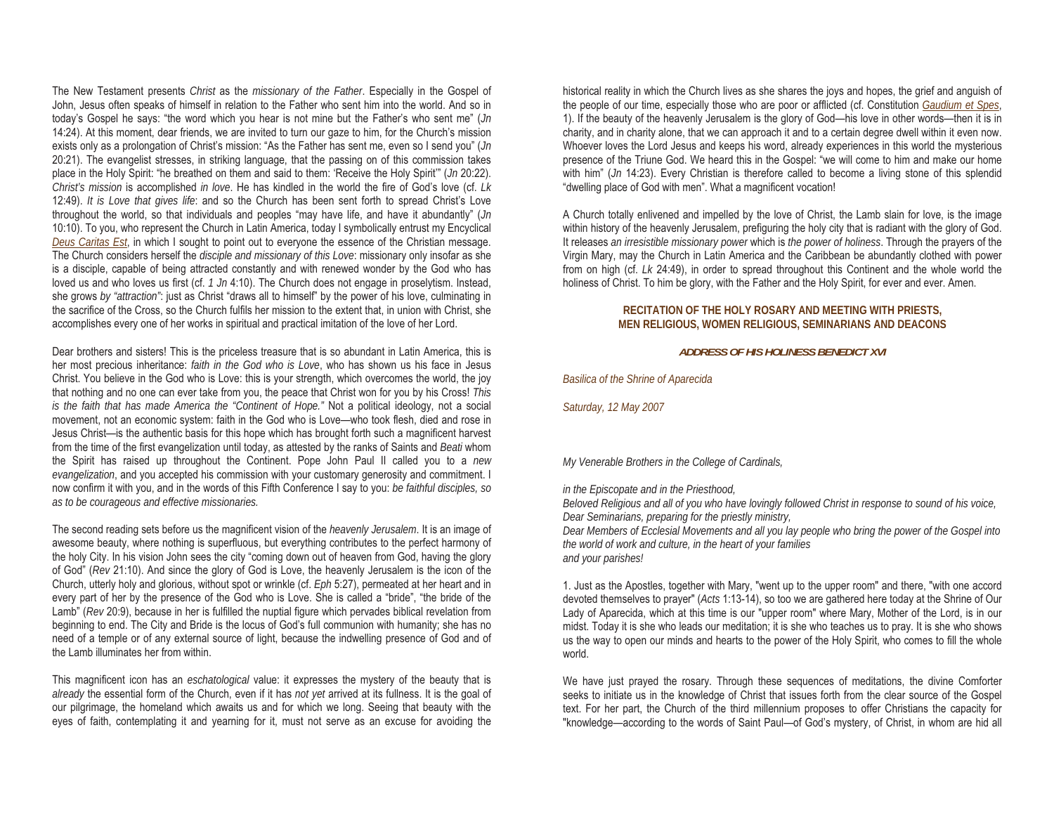The New Testament presents *Christ* as the *missionary of the Father*. Especially in the Gospel of John, Jesus often speaks of himself in relation to the Father who sent him into the world. And so in today's Gospel he says: "the word which you hear is not mine but the Father's who sent me" (*Jn* 14:24). At this moment, dear friends, we are invited to turn our gaze to him, for the Church's mission exists only as a prolongation of Christ's mission: "As the Father has sent me, even so I send you" (*Jn* 20:21). The evangelist stresses, in striking language, that the passing on of this commission takes place in the Holy Spirit: "he breathed on them and said to them: 'Receive the Holy Spirit'" (*Jn* 20:22). *Christ's mission* is accomplished *in love*. He has kindled in the world the fire of God's love (cf. *Lk* 12:49). *It is Love that gives life*: and so the Church has been sent forth to spread Christ's Love throughout the world, so that individuals and peoples "may have life, and have it abundantly" (*Jn* 10:10). To you, who represent the Church in Latin America, today I symbolically entrust my Encyclical *Deus Caritas Est*, in which I sought to point out to everyone the essence of the Christian message. The Church considers herself the *disciple and missionary of this Love*: missionary only insofar as she is a disciple, capable of being attracted constantly and with renewed wonder by the God who has loved us and who loves us first (cf. *1 Jn* 4:10). The Church does not engage in proselytism. Instead, she grows *by "attraction"*: just as Christ "draws all to himself" by the power of his love, culminating in the sacrifice of the Cross, so the Church fulfils her mission to the extent that, in union with Christ, she accomplishes every one of her works in spiritual and practical imitation of the love of her Lord.

Dear brothers and sisters! This is the priceless treasure that is so abundant in Latin America, this is her most precious inheritance: *faith in the God who is Love*, who has shown us his face in Jesus Christ. You believe in the God who is Love: this is your strength, which overcomes the world, the joy that nothing and no one can ever take from you, the peace that Christ won for you by his Cross! *This is the faith that has made America the "Continent of Hope."* Not a political ideology, not a social movement, not an economic system: faith in the God who is Love—who took flesh, died and rose in Jesus Christ—is the authentic basis for this hope which has brought forth such a magnificent harvest from the time of the first evangelization until today, as attested by the ranks of Saints and *Beati* whom the Spirit has raised up throughout the Continent. Pope John Paul II called you to a *new evangelization*, and you accepted his commission with your customary generosity and commitment. I now confirm it with you, and in the words of this Fifth Conference I say to you: *be faithful disciples, so as to be courageous and effective missionaries.*

The second reading sets before us the magnificent vision of the *heavenly Jerusalem*. It is an image of awesome beauty, where nothing is superfluous, but everything contributes to the perfect harmony of the holy City. In his vision John sees the city "coming down out of heaven from God, having the glory of God" (*Rev* 21:10). And since the glory of God is Love, the heavenly Jerusalem is the icon of the Church, utterly holy and glorious, without spot or wrinkle (cf. *Eph* 5:27), permeated at her heart and in every part of her by the presence of the God who is Love. She is called a "bride", "the bride of the Lamb" (*Rev* 20:9), because in her is fulfilled the nuptial figure which pervades biblical revelation from beginning to end. The City and Bride is the locus of God's full communion with humanity; she has no need of a temple or of any external source of light, because the indwelling presence of God and of the Lamb illuminates her from within.

This magnificent icon has an *eschatological* value: it expresses the mystery of the beauty that is *already* the essential form of the Church, even if it has *not yet* arrived at its fullness. It is the goal of our pilgrimage, the homeland which awaits us and for which we long. Seeing that beauty with the eyes of faith, contemplating it and yearning for it, must not serve as an excuse for avoiding the historical reality in which the Church lives as she shares the joys and hopes, the grief and anguish of the people of our time, especially those who are poor or afflicted (cf. Constitution *Gaudium et Spes*, 1). If the beauty of the heavenly Jerusalem is the glory of God—his love in other words—then it is in charity, and in charity alone, that we can approach it and to a certain degree dwell within it even now. Whoever loves the Lord Jesus and keeps his word, already experiences in this world the mysterious presence of the Triune God. We heard this in the Gospel: "we will come to him and make our home with him" (*Jn* 14:23). Every Christian is therefore called to become a living stone of this splendid "dwelling place of God with men". What a magnificent vocation!

A Church totally enlivened and impelled by the love of Christ, the Lamb slain for love, is the image within history of the heavenly Jerusalem, prefiguring the holy city that is radiant with the glory of God. It releases *an irresistible missionary power* which is *the power of holiness*. Through the prayers of the Virgin Mary, may the Church in Latin America and the Caribbean be abundantly clothed with power from on high (cf. *Lk* 24:49), in order to spread throughout this Continent and the whole world the holiness of Christ. To him be glory, with the Father and the Holy Spirit, for ever and ever. Amen.

## RECITATION OF THE HOLY ROSARY AND MEETING WITH PRIESTS, MEN RELIGIOUS, WOMEN RELIGIOUS, SEMINARIANS AND DEACONS

### *ADDRESS OF HIS HOLINESS BENEDICT XVI*

*Basilica of the Shrine of Aparecida*

*Saturday, 12 May 2007*

*My Venerable Brothers in the College of Cardinals,*

*in the Episcopate and in the Priesthood,*
*Beloved Religious and all of you who have lovingly followed Christ in response to sound of his voice,*
*Dear Seminarians, preparing for the priestly ministry,*
*Dear Members of Ecclesial Movements and all you lay people who bring the power of the Gospel into the world of work and culture, in the heart of your families*
*and your parishes!*

1. Just as the Apostles, together with Mary, "went up to the upper room" and there, "with one accord devoted themselves to prayer" (*Acts* 1:13-14), so too we are gathered here today at the Shrine of Our Lady of Aparecida, which at this time is our "upper room" where Mary, Mother of the Lord, is in our midst. Today it is she who leads our meditation; it is she who teaches us to pray. It is she who shows us the way to open our minds and hearts to the power of the Holy Spirit, who comes to fill the whole world.

We have just prayed the rosary. Through these sequences of meditations, the divine Comforter seeks to initiate us in the knowledge of Christ that issues forth from the clear source of the Gospel text. For her part, the Church of the third millennium proposes to offer Christians the capacity for "knowledge—according to the words of Saint Paul—of God's mystery, of Christ, in whom are hid all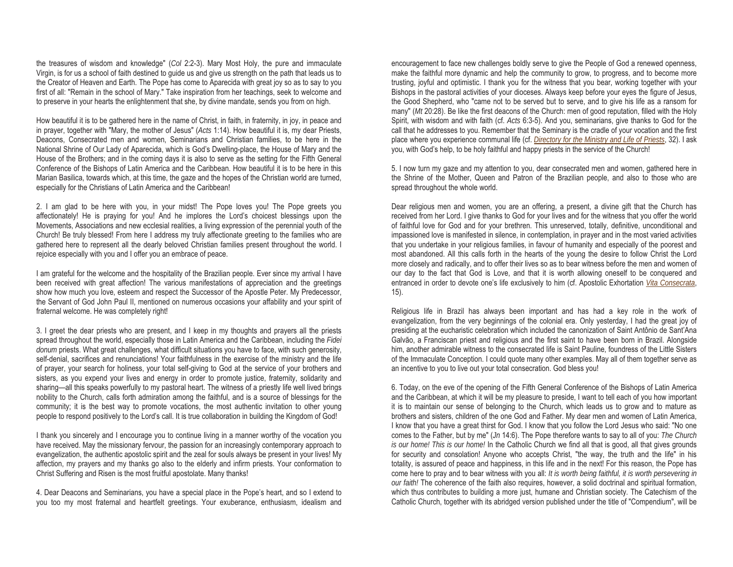the treasures of wisdom and knowledge" (*Col* 2:2-3). Mary Most Holy, the pure and immaculate Virgin, is for us a school of faith destined to guide us and give us strength on the path that leads us to the Creator of Heaven and Earth. The Pope has come to Aparecida with great joy so as to say to you first of all: "Remain in the school of Mary." Take inspiration from her teachings, seek to welcome and to preserve in your hearts the enlightenment that she, by divine mandate, sends you from on high.

How beautiful it is to be gathered here in the name of Christ, in faith, in fraternity, in joy, in peace and in prayer, together with "Mary, the mother of Jesus" (*Acts* 1:14). How beautiful it is, my dear Priests, Deacons, Consecrated men and women, Seminarians and Christian families, to be here in the National Shrine of Our Lady of Aparecida, which is God's Dwelling-place, the House of Mary and the House of the Brothers; and in the coming days it is also to serve as the setting for the Fifth General Conference of the Bishops of Latin America and the Caribbean. How beautiful it is to be here in this Marian Basilica, towards which, at this time, the gaze and the hopes of the Christian world are turned, especially for the Christians of Latin America and the Caribbean!

2. I am glad to be here with you, in your midst! The Pope loves you! The Pope greets you affectionately! He is praying for you! And he implores the Lord's choicest blessings upon the Movements, Associations and new ecclesial realities, a living expression of the perennial youth of the Church! Be truly blessed! From here I address my truly affectionate greeting to the families who are gathered here to represent all the dearly beloved Christian families present throughout the world. I rejoice especially with you and I offer you an embrace of peace.

I am grateful for the welcome and the hospitality of the Brazilian people. Ever since my arrival I have been received with great affection! The various manifestations of appreciation and the greetings show how much you love, esteem and respect the Successor of the Apostle Peter. My Predecessor, the Servant of God John Paul II, mentioned on numerous occasions your affability and your spirit of fraternal welcome. He was completely right!

3. I greet the dear priests who are present, and I keep in my thoughts and prayers all the priests spread throughout the world, especially those in Latin America and the Caribbean, including the *Fidei donum* priests. What great challenges, what difficult situations you have to face, with such generosity, self-denial, sacrifices and renunciations! Your faithfulness in the exercise of the ministry and the life of prayer, your search for holiness, your total self-giving to God at the service of your brothers and sisters, as you expend your lives and energy in order to promote justice, fraternity, solidarity and sharing—all this speaks powerfully to my pastoral heart. The witness of a priestly life well lived brings nobility to the Church, calls forth admiration among the faithful, and is a source of blessings for the community; it is the best way to promote vocations, the most authentic invitation to other young people to respond positively to the Lord's call. It is true collaboration in building the Kingdom of God!

I thank you sincerely and I encourage you to continue living in a manner worthy of the vocation you have received. May the missionary fervour, the passion for an increasingly contemporary approach to evangelization, the authentic apostolic spirit and the zeal for souls always be present in your lives! My affection, my prayers and my thanks go also to the elderly and infirm priests. Your conformation to Christ Suffering and Risen is the most fruitful apostolate. Many thanks!

4. Dear Deacons and Seminarians, you have a special place in the Pope's heart, and so I extend to you too my most fraternal and heartfelt greetings. Your exuberance, enthusiasm, idealism and encouragement to face new challenges boldly serve to give the People of God a renewed openness, make the faithful more dynamic and help the community to grow, to progress, and to become more trusting, joyful and optimistic. I thank you for the witness that you bear, working together with your Bishops in the pastoral activities of your dioceses. Always keep before your eyes the figure of Jesus, the Good Shepherd, who "came not to be served but to serve, and to give his life as a ransom for many" (*Mt* 20:28). Be like the first deacons of the Church: men of good reputation, filled with the Holy Spirit, with wisdom and with faith (cf. *Acts* 6:3-5). And you, seminarians, give thanks to God for the call that he addresses to you. Remember that the Seminary is the cradle of your vocation and the first place where you experience communal life (cf. *Directory for the Ministry and Life of Priests*, 32). I ask you, with God's help, to be holy faithful and happy priests in the service of the Church!

5. I now turn my gaze and my attention to you, dear consecrated men and women, gathered here in the Shrine of the Mother, Queen and Patron of the Brazilian people, and also to those who are spread throughout the whole world.

Dear religious men and women, you are an offering, a present, a divine gift that the Church has received from her Lord. I give thanks to God for your lives and for the witness that you offer the world of faithful love for God and for your brethren. This unreserved, totally, definitive, unconditional and impassioned love is manifested in silence, in contemplation, in prayer and in the most varied activities that you undertake in your religious families, in favour of humanity and especially of the poorest and most abandoned. All this calls forth in the hearts of the young the desire to follow Christ the Lord more closely and radically, and to offer their lives so as to bear witness before the men and women of our day to the fact that God is Love, and that it is worth allowing oneself to be conquered and entranced in order to devote one's life exclusively to him (cf. Apostolic Exhortation *Vita Consecrata*, 15).

Religious life in Brazil has always been important and has had a key role in the work of evangelization, from the very beginnings of the colonial era. Only yesterday, I had the great joy of presiding at the eucharistic celebration which included the canonization of Saint Antônio de Sant'Ana Galvão, a Franciscan priest and religious and the first saint to have been born in Brazil. Alongside him, another admirable witness to the consecrated life is Saint Pauline, foundress of the Little Sisters of the Immaculate Conception. I could quote many other examples. May all of them together serve as an incentive to you to live out your total consecration. God bless you!

6. Today, on the eve of the opening of the Fifth General Conference of the Bishops of Latin America and the Caribbean, at which it will be my pleasure to preside, I want to tell each of you how important it is to maintain our sense of belonging to the Church, which leads us to grow and to mature as brothers and sisters, children of the one God and Father. My dear men and women of Latin America, I know that you have a great thirst for God. I know that you follow the Lord Jesus who said: "No one comes to the Father, but by me" (*Jn* 14:6). The Pope therefore wants to say to all of you: *The Church is our home! This is our home!* In the Catholic Church we find all that is good, all that gives grounds for security and consolation! Anyone who accepts Christ, "the way, the truth and the life" in his totality, is assured of peace and happiness, in this life and in the next! For this reason, the Pope has come here to pray and to bear witness with you all: *It is worth being faithful, it is worth persevering in our faith!* The coherence of the faith also requires, however, a solid doctrinal and spiritual formation, which thus contributes to building a more just, humane and Christian society. The Catechism of the Catholic Church, together with its abridged version published under the title of "Compendium", will be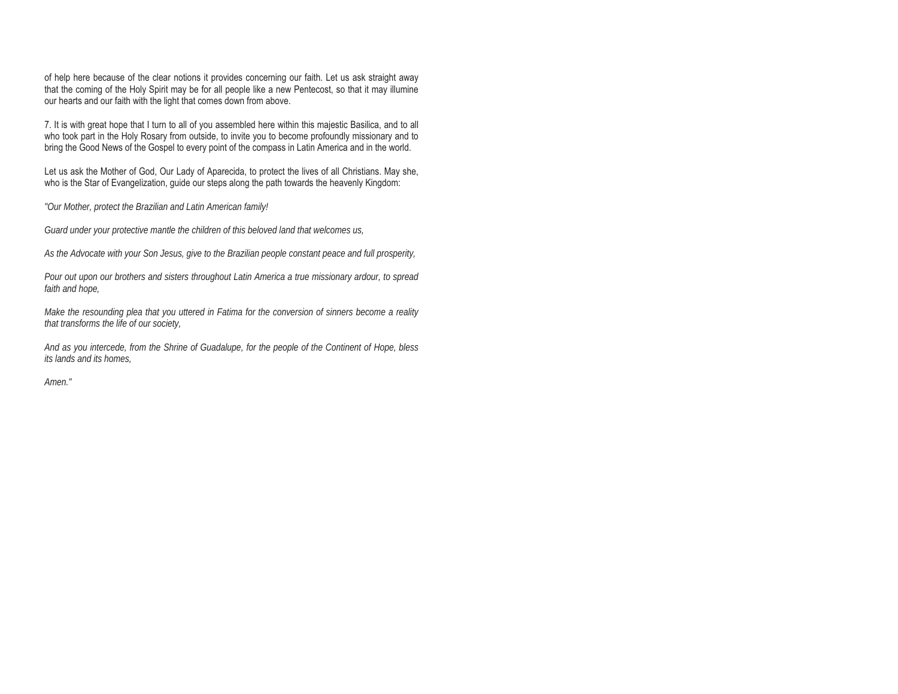of help here because of the clear notions it provides concerning our faith. Let us ask straight away that the coming of the Holy Spirit may be for all people like a new Pentecost, so that it may illumine our hearts and our faith with the light that comes down from above.

7. It is with great hope that I turn to all of you assembled here within this majestic Basilica, and to all who took part in the Holy Rosary from outside, to invite you to become profoundly missionary and to bring the Good News of the Gospel to every point of the compass in Latin America and in the world.

Let us ask the Mother of God, Our Lady of Aparecida, to protect the lives of all Christians. May she, who is the Star of Evangelization, guide our steps along the path towards the heavenly Kingdom:

*"Our Mother, protect the Brazilian and Latin American family!*

*Guard under your protective mantle the children of this beloved land that welcomes us,*

*As the Advocate with your Son Jesus, give to the Brazilian people constant peace and full prosperity,*

*Pour out upon our brothers and sisters throughout Latin America a true missionary ardour, to spread faith and hope,*

*Make the resounding plea that you uttered in Fatima for the conversion of sinners become a reality that transforms the life of our society,*

*And as you intercede, from the Shrine of Guadalupe, for the people of the Continent of Hope, bless its lands and its homes,*

*Amen."*